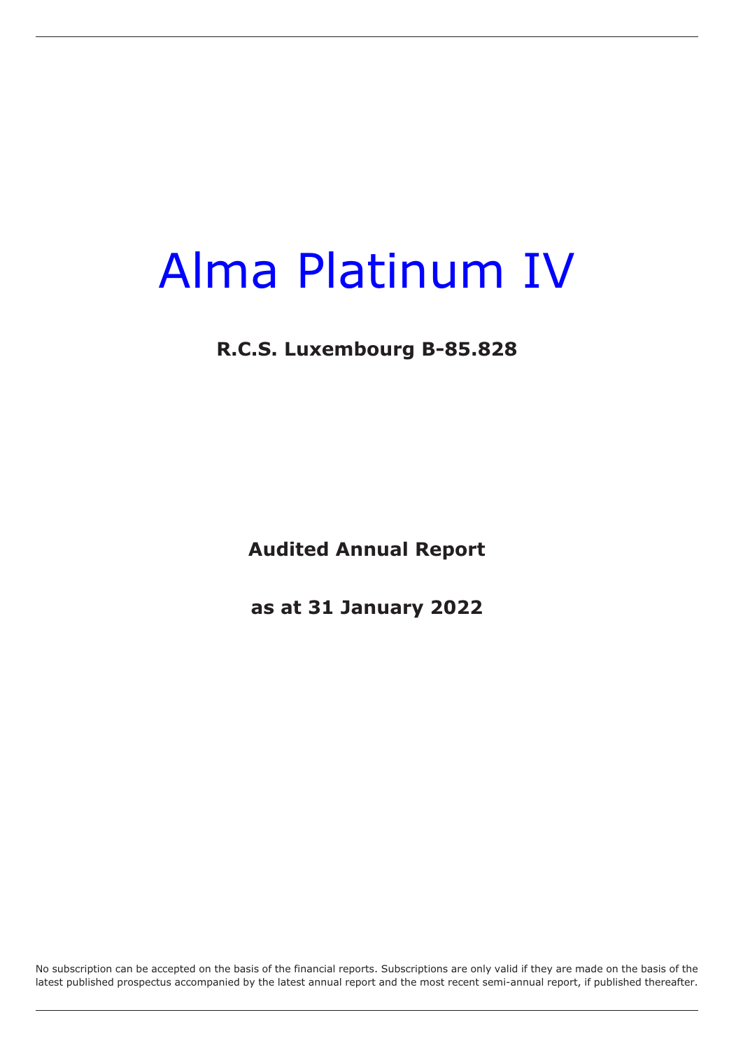# Alma Platinum IV

**R.C.S. Luxembourg B-85.828**

**Audited Annual Report**

**as at 31 January 2022**

No subscription can be accepted on the basis of the financial reports. Subscriptions are only valid if they are made on the basis of the latest published prospectus accompanied by the latest annual report and the most recent semi-annual report, if published thereafter.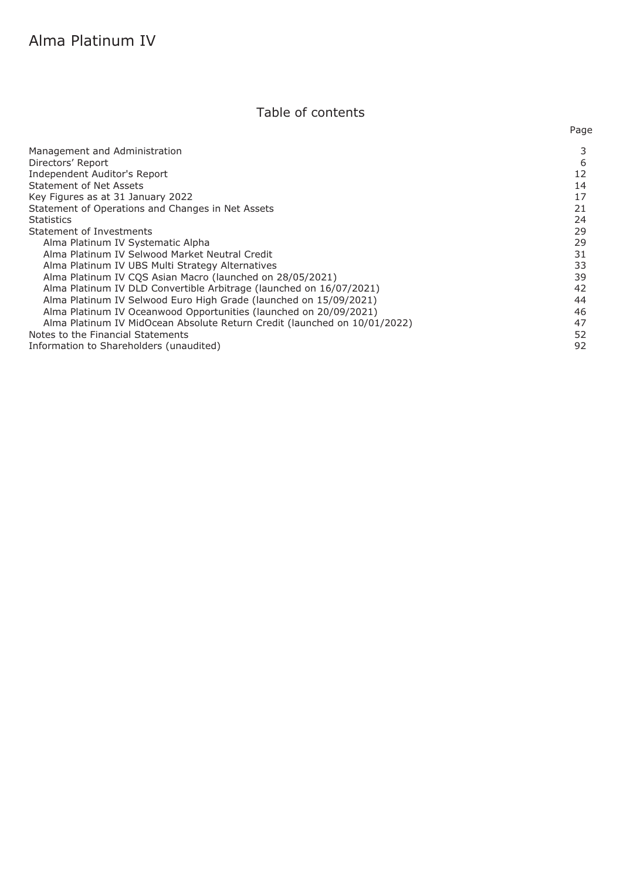# Alma Platinum IV

## Table of contents

| | Page |
|---|---|
| Management and Administration | 3 |
| Directors' Report | 6 |
| Independent Auditor's Report | 12 |
| Statement of Net Assets | 14 |
| Key Figures as at 31 January 2022 | 17 |
| Statement of Operations and Changes in Net Assets | 21 |
| Statistics | 24 |
| Statement of Investments | 29 |
| Alma Platinum IV Systematic Alpha | 29 |
| Alma Platinum IV Selwood Market Neutral Credit | 31 |
| Alma Platinum IV UBS Multi Strategy Alternatives | 33 |
| Alma Platinum IV CQS Asian Macro (launched on 28/05/2021) | 39 |
| Alma Platinum IV DLD Convertible Arbitrage (launched on 16/07/2021) | 42 |
| Alma Platinum IV Selwood Euro High Grade (launched on 15/09/2021) | 44 |
| Alma Platinum IV Oceanwood Opportunities (launched on 20/09/2021) | 46 |
| Alma Platinum IV MidOcean Absolute Return Credit (launched on 10/01/2022) | 47 |
| Notes to the Financial Statements | 52 |
| Information to Shareholders (unaudited) | 92 |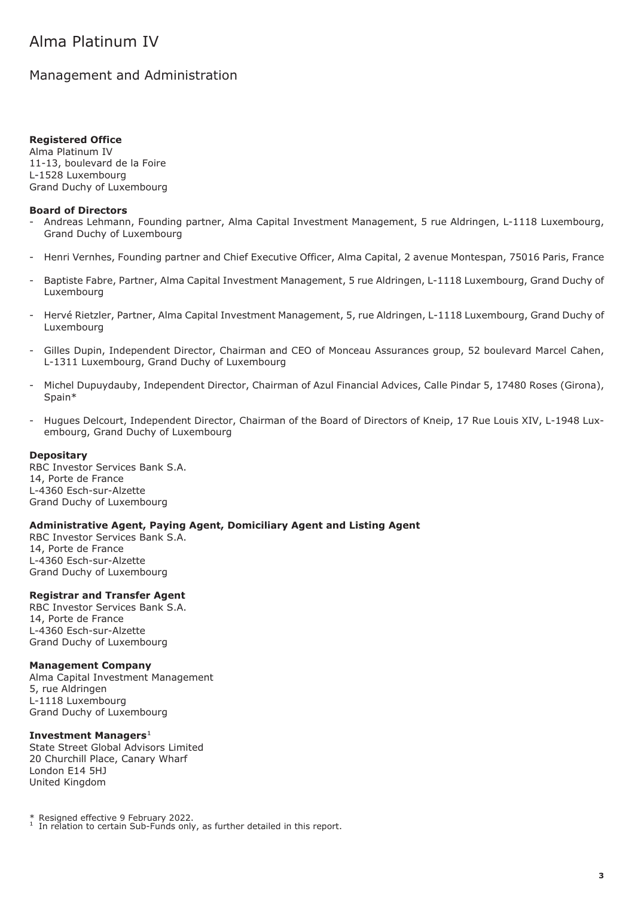# Alma Platinum IV

## Management and Administration

**Registered Office**
Alma Platinum IV
11-13, boulevard de la Foire
L-1528 Luxembourg
Grand Duchy of Luxembourg

**Board of Directors**

- Andreas Lehmann, Founding partner, Alma Capital Investment Management, 5 rue Aldringen, L-1118 Luxembourg, Grand Duchy of Luxembourg
- Henri Vernhes, Founding partner and Chief Executive Officer, Alma Capital, 2 avenue Montespan, 75016 Paris, France
- Baptiste Fabre, Partner, Alma Capital Investment Management, 5 rue Aldringen, L-1118 Luxembourg, Grand Duchy of Luxembourg
- Hervé Rietzler, Partner, Alma Capital Investment Management, 5, rue Aldringen, L-1118 Luxembourg, Grand Duchy of Luxembourg
- Gilles Dupin, Independent Director, Chairman and CEO of Monceau Assurances group, 52 boulevard Marcel Cahen, L-1311 Luxembourg, Grand Duchy of Luxembourg
- Michel Dupuydauby, Independent Director, Chairman of Azul Financial Advices, Calle Pindar 5, 17480 Roses (Girona), Spain*
- Hugues Delcourt, Independent Director, Chairman of the Board of Directors of Kneip, 17 Rue Louis XIV, L-1948 Luxembourg, Grand Duchy of Luxembourg

**Depositary**
RBC Investor Services Bank S.A.
14, Porte de France
L-4360 Esch-sur-Alzette
Grand Duchy of Luxembourg

**Administrative Agent, Paying Agent, Domiciliary Agent and Listing Agent**
RBC Investor Services Bank S.A.
14, Porte de France
L-4360 Esch-sur-Alzette
Grand Duchy of Luxembourg

**Registrar and Transfer Agent**
RBC Investor Services Bank S.A.
14, Porte de France
L-4360 Esch-sur-Alzette
Grand Duchy of Luxembourg

**Management Company**
Alma Capital Investment Management
5, rue Aldringen
L-1118 Luxembourg
Grand Duchy of Luxembourg

**Investment Managers**[1]
State Street Global Advisors Limited
20 Churchill Place, Canary Wharf
London E14 5HJ
United Kingdom

\* Resigned effective 9 February 2022.
[1] In relation to certain Sub-Funds only, as further detailed in this report.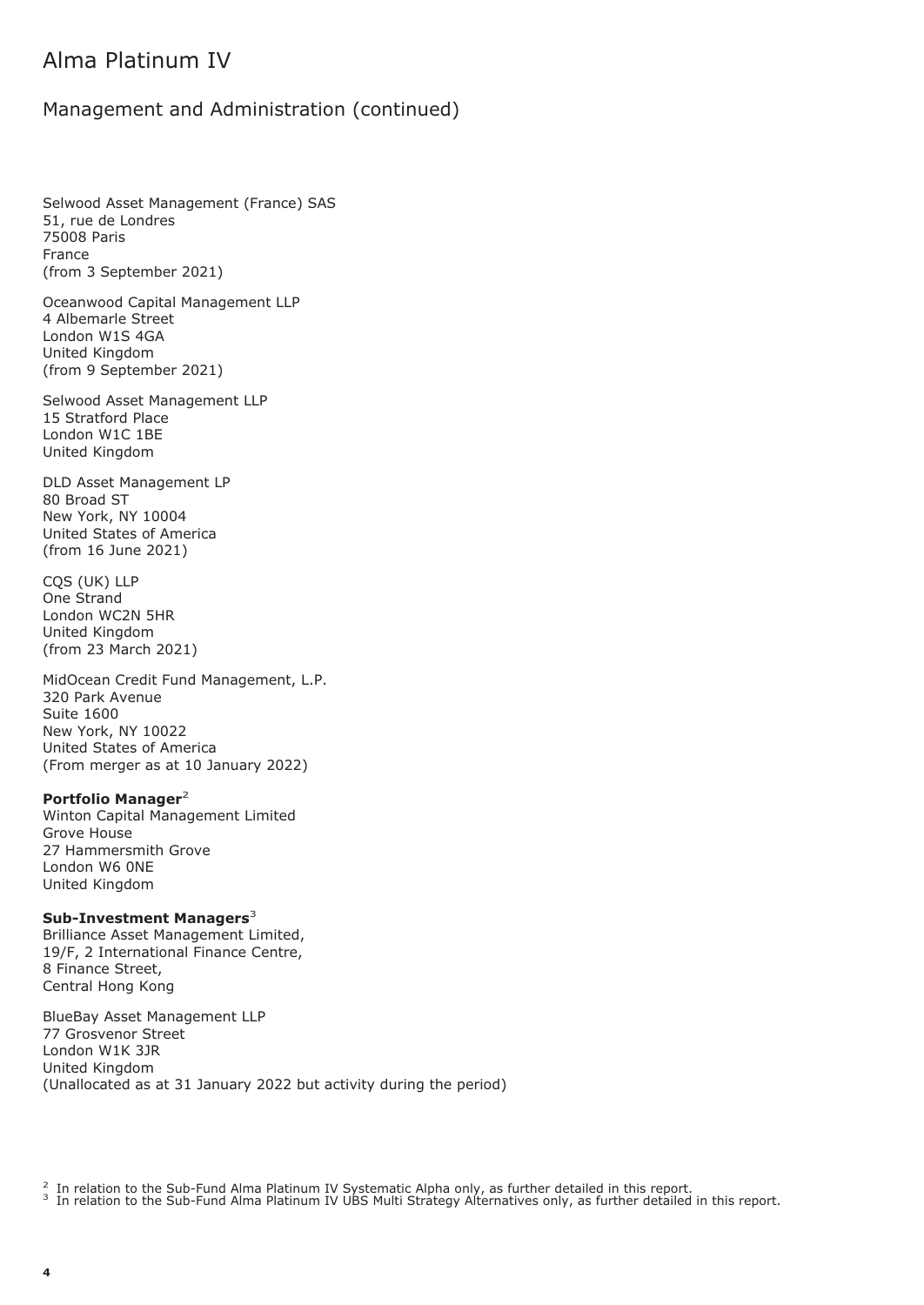# Alma Platinum IV

## Management and Administration (continued)

Selwood Asset Management (France) SAS
51, rue de Londres
75008 Paris
France
(from 3 September 2021)

Oceanwood Capital Management LLP
4 Albemarle Street
London W1S 4GA
United Kingdom
(from 9 September 2021)

Selwood Asset Management LLP
15 Stratford Place
London W1C 1BE
United Kingdom

DLD Asset Management LP
80 Broad ST
New York, NY 10004
United States of America
(from 16 June 2021)

CQS (UK) LLP
One Strand
London WC2N 5HR
United Kingdom
(from 23 March 2021)

MidOcean Credit Fund Management, L.P.
320 Park Avenue
Suite 1600
New York, NY 10022
United States of America
(From merger as at 10 January 2022)

**Portfolio Manager**[2]
Winton Capital Management Limited
Grove House
27 Hammersmith Grove
London W6 0NE
United Kingdom

**Sub-Investment Managers**[3]
Brilliance Asset Management Limited,
19/F, 2 International Finance Centre,
8 Finance Street,
Central Hong Kong

BlueBay Asset Management LLP
77 Grosvenor Street
London W1K 3JR
United Kingdom
(Unallocated as at 31 January 2022 but activity during the period)

[2] In relation to the Sub-Fund Alma Platinum IV Systematic Alpha only, as further detailed in this report.
[3] In relation to the Sub-Fund Alma Platinum IV UBS Multi Strategy Alternatives only, as further detailed in this report.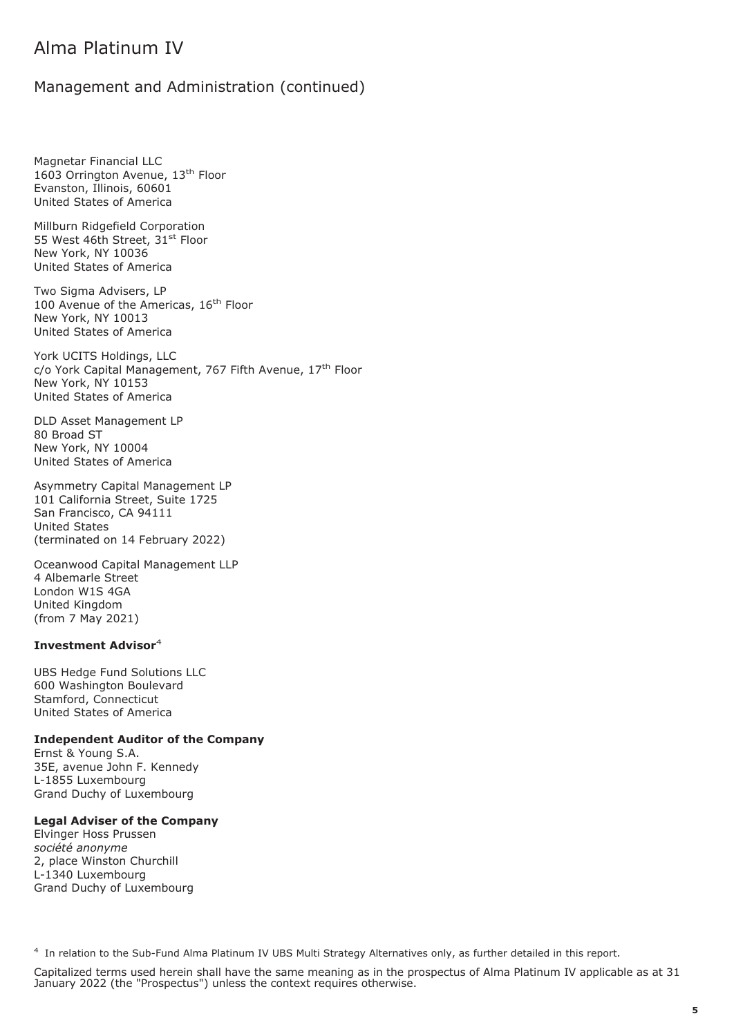# Alma Platinum IV

## Management and Administration (continued)

Magnetar Financial LLC
1603 Orrington Avenue, 13th Floor
Evanston, Illinois, 60601
United States of America

Millburn Ridgefield Corporation
55 West 46th Street, 31st Floor
New York, NY 10036
United States of America

Two Sigma Advisers, LP
100 Avenue of the Americas, 16th Floor
New York, NY 10013
United States of America

York UCITS Holdings, LLC
c/o York Capital Management, 767 Fifth Avenue, 17th Floor
New York, NY 10153
United States of America

DLD Asset Management LP
80 Broad ST
New York, NY 10004
United States of America

Asymmetry Capital Management LP
101 California Street, Suite 1725
San Francisco, CA 94111
United States
(terminated on 14 February 2022)

Oceanwood Capital Management LLP
4 Albemarle Street
London W1S 4GA
United Kingdom
(from 7 May 2021)

**Investment Advisor**[4]

UBS Hedge Fund Solutions LLC
600 Washington Boulevard
Stamford, Connecticut
United States of America

**Independent Auditor of the Company**
Ernst & Young S.A.
35E, avenue John F. Kennedy
L-1855 Luxembourg
Grand Duchy of Luxembourg

**Legal Adviser of the Company**
Elvinger Hoss Prussen
*société anonyme*
2, place Winston Churchill
L-1340 Luxembourg
Grand Duchy of Luxembourg

[4] In relation to the Sub-Fund Alma Platinum IV UBS Multi Strategy Alternatives only, as further detailed in this report.

Capitalized terms used herein shall have the same meaning as in the prospectus of Alma Platinum IV applicable as at 31 January 2022 (the "Prospectus") unless the context requires otherwise.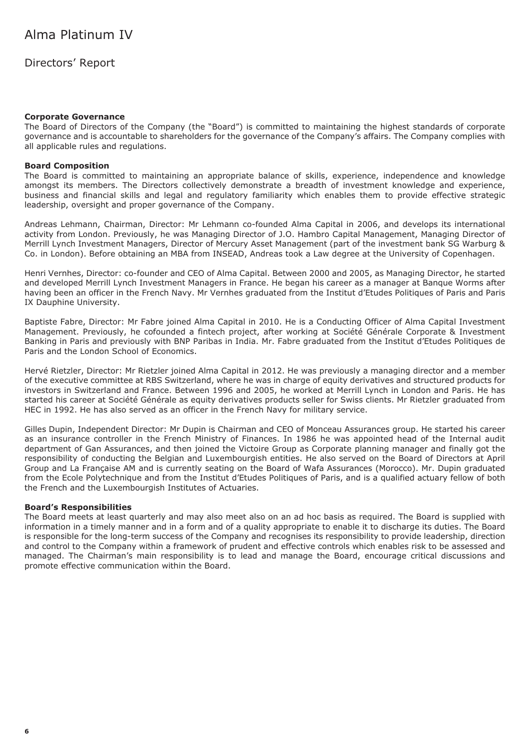# Alma Platinum IV

## Directors' Report

**Corporate Governance**

The Board of Directors of the Company (the "Board") is committed to maintaining the highest standards of corporate governance and is accountable to shareholders for the governance of the Company's affairs. The Company complies with all applicable rules and regulations.

**Board Composition**

The Board is committed to maintaining an appropriate balance of skills, experience, independence and knowledge amongst its members. The Directors collectively demonstrate a breadth of investment knowledge and experience, business and financial skills and legal and regulatory familiarity which enables them to provide effective strategic leadership, oversight and proper governance of the Company.

Andreas Lehmann, Chairman, Director: Mr Lehmann co-founded Alma Capital in 2006, and develops its international activity from London. Previously, he was Managing Director of J.O. Hambro Capital Management, Managing Director of Merrill Lynch Investment Managers, Director of Mercury Asset Management (part of the investment bank SG Warburg & Co. in London). Before obtaining an MBA from INSEAD, Andreas took a Law degree at the University of Copenhagen.

Henri Vernhes, Director: co-founder and CEO of Alma Capital. Between 2000 and 2005, as Managing Director, he started and developed Merrill Lynch Investment Managers in France. He began his career as a manager at Banque Worms after having been an officer in the French Navy. Mr Vernhes graduated from the Institut d'Etudes Politiques of Paris and Paris IX Dauphine University.

Baptiste Fabre, Director: Mr Fabre joined Alma Capital in 2010. He is a Conducting Officer of Alma Capital Investment Management. Previously, he cofounded a fintech project, after working at Société Générale Corporate & Investment Banking in Paris and previously with BNP Paribas in India. Mr. Fabre graduated from the Institut d'Etudes Politiques de Paris and the London School of Economics.

Hervé Rietzler, Director: Mr Rietzler joined Alma Capital in 2012. He was previously a managing director and a member of the executive committee at RBS Switzerland, where he was in charge of equity derivatives and structured products for investors in Switzerland and France. Between 1996 and 2005, he worked at Merrill Lynch in London and Paris. He has started his career at Société Générale as equity derivatives products seller for Swiss clients. Mr Rietzler graduated from HEC in 1992. He has also served as an officer in the French Navy for military service.

Gilles Dupin, Independent Director: Mr Dupin is Chairman and CEO of Monceau Assurances group. He started his career as an insurance controller in the French Ministry of Finances. In 1986 he was appointed head of the Internal audit department of Gan Assurances, and then joined the Victoire Group as Corporate planning manager and finally got the responsibility of conducting the Belgian and Luxembourgish entities. He also served on the Board of Directors at April Group and La Française AM and is currently seating on the Board of Wafa Assurances (Morocco). Mr. Dupin graduated from the Ecole Polytechnique and from the Institut d'Etudes Politiques of Paris, and is a qualified actuary fellow of both the French and the Luxembourgish Institutes of Actuaries.

**Board's Responsibilities**

The Board meets at least quarterly and may also meet also on an ad hoc basis as required. The Board is supplied with information in a timely manner and in a form and of a quality appropriate to enable it to discharge its duties. The Board is responsible for the long-term success of the Company and recognises its responsibility to provide leadership, direction and control to the Company within a framework of prudent and effective controls which enables risk to be assessed and managed. The Chairman's main responsibility is to lead and manage the Board, encourage critical discussions and promote effective communication within the Board.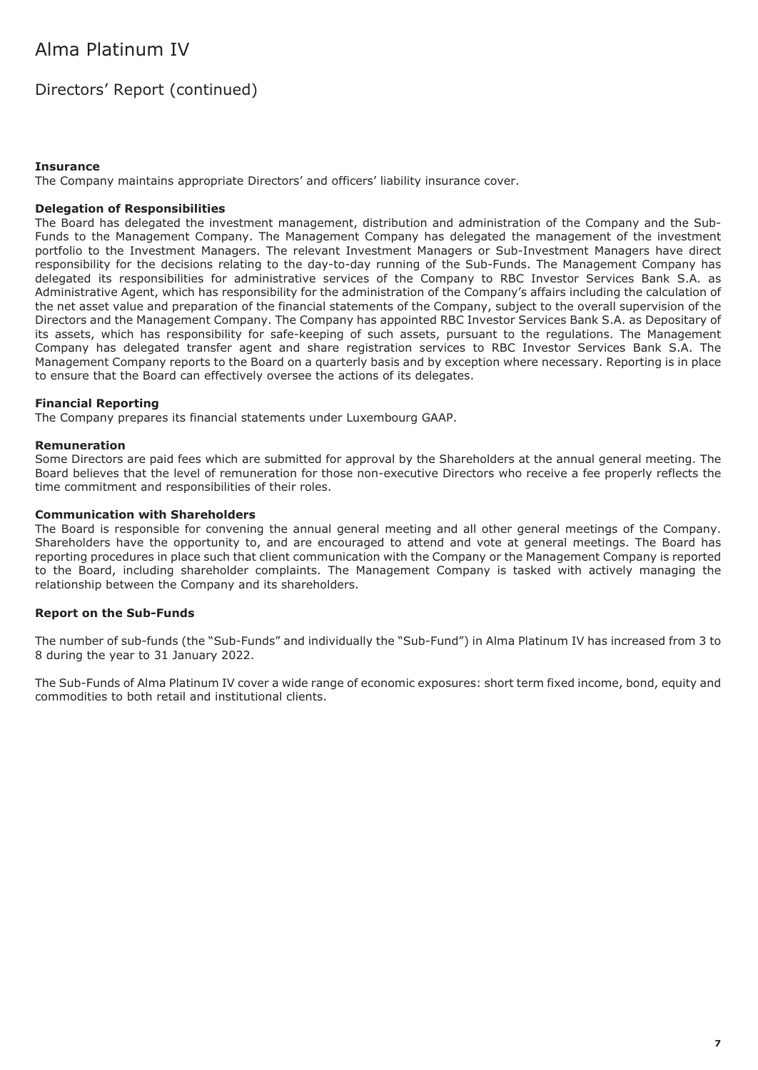# Alma Platinum IV

## Directors' Report (continued)

**Insurance**

The Company maintains appropriate Directors' and officers' liability insurance cover.

**Delegation of Responsibilities**

The Board has delegated the investment management, distribution and administration of the Company and the Sub-Funds to the Management Company. The Management Company has delegated the management of the investment portfolio to the Investment Managers. The relevant Investment Managers or Sub-Investment Managers have direct responsibility for the decisions relating to the day-to-day running of the Sub-Funds. The Management Company has delegated its responsibilities for administrative services of the Company to RBC Investor Services Bank S.A. as Administrative Agent, which has responsibility for the administration of the Company's affairs including the calculation of the net asset value and preparation of the financial statements of the Company, subject to the overall supervision of the Directors and the Management Company. The Company has appointed RBC Investor Services Bank S.A. as Depositary of its assets, which has responsibility for safe-keeping of such assets, pursuant to the regulations. The Management Company has delegated transfer agent and share registration services to RBC Investor Services Bank S.A. The Management Company reports to the Board on a quarterly basis and by exception where necessary. Reporting is in place to ensure that the Board can effectively oversee the actions of its delegates.

**Financial Reporting**

The Company prepares its financial statements under Luxembourg GAAP.

**Remuneration**

Some Directors are paid fees which are submitted for approval by the Shareholders at the annual general meeting. The Board believes that the level of remuneration for those non-executive Directors who receive a fee properly reflects the time commitment and responsibilities of their roles.

**Communication with Shareholders**

The Board is responsible for convening the annual general meeting and all other general meetings of the Company. Shareholders have the opportunity to, and are encouraged to attend and vote at general meetings. The Board has reporting procedures in place such that client communication with the Company or the Management Company is reported to the Board, including shareholder complaints. The Management Company is tasked with actively managing the relationship between the Company and its shareholders.

**Report on the Sub-Funds**

The number of sub-funds (the "Sub-Funds" and individually the "Sub-Fund") in Alma Platinum IV has increased from 3 to 8 during the year to 31 January 2022.

The Sub-Funds of Alma Platinum IV cover a wide range of economic exposures: short term fixed income, bond, equity and commodities to both retail and institutional clients.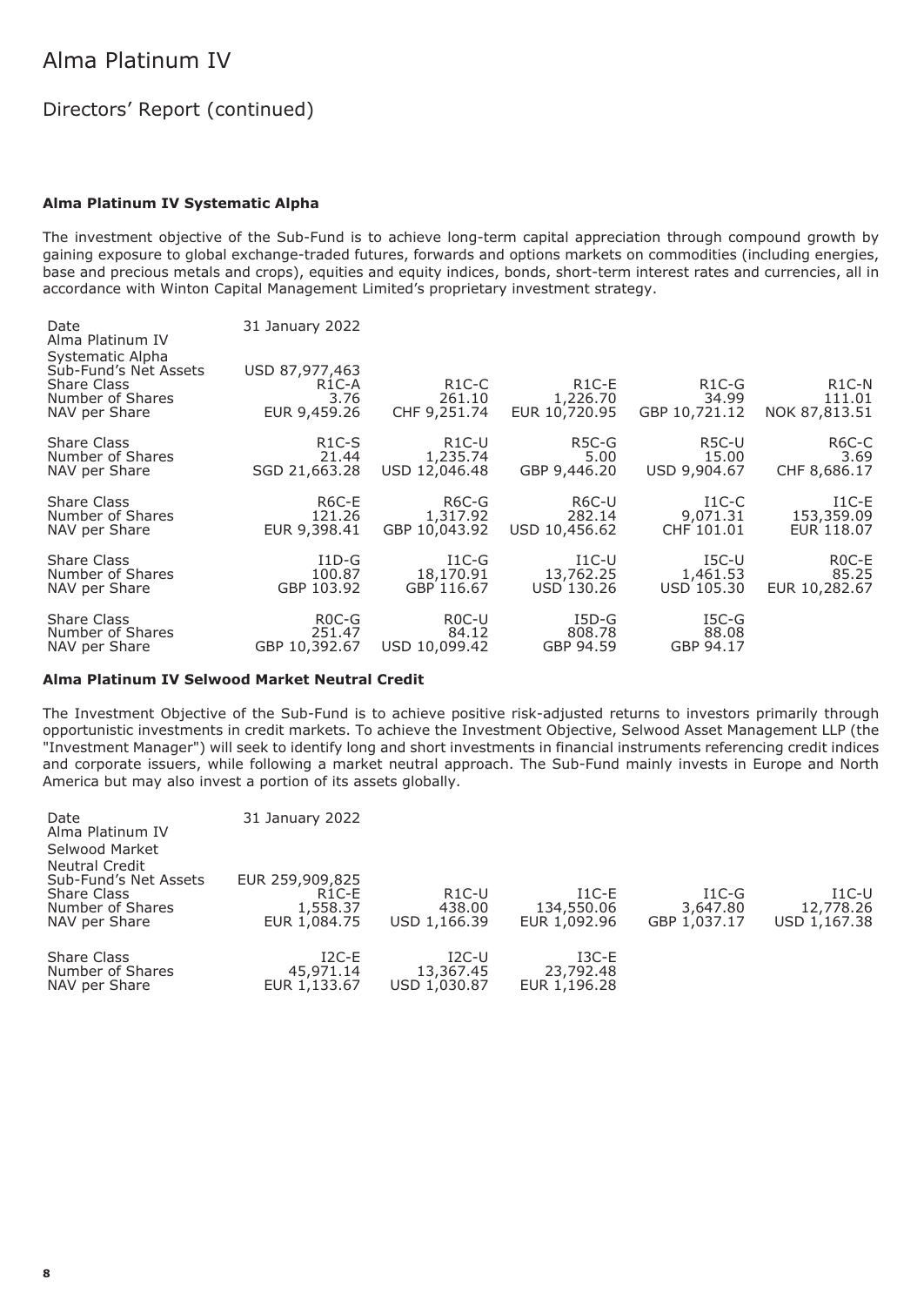# Alma Platinum IV

## Directors' Report (continued)

### Alma Platinum IV Systematic Alpha

The investment objective of the Sub-Fund is to achieve long-term capital appreciation through compound growth by gaining exposure to global exchange-traded futures, forwards and options markets on commodities (including energies, base and precious metals and crops), equities and equity indices, bonds, short-term interest rates and currencies, all in accordance with Winton Capital Management Limited's proprietary investment strategy.

| Date | 31 January 2022 | | | | |
|---|---|---|---|---|---|
| Alma Platinum IV Systematic Alpha Sub-Fund's Net Assets | USD 87,977,463 | | | | |
| Share Class | R1C-A | R1C-C | R1C-E | R1C-G | R1C-N |
| Number of Shares | 3.76 | 261.10 | 1,226.70 | 34.99 | 111.01 |
| NAV per Share | EUR 9,459.26 | CHF 9,251.74 | EUR 10,720.95 | GBP 10,721.12 | NOK 87,813.51 |
| Share Class | R1C-S | R1C-U | R5C-G | R5C-U | R6C-C |
| Number of Shares | 21.44 | 1,235.74 | 5.00 | 15.00 | 3.69 |
| NAV per Share | SGD 21,663.28 | USD 12,046.48 | GBP 9,446.20 | USD 9,904.67 | CHF 8,686.17 |
| Share Class | R6C-E | R6C-G | R6C-U | I1C-C | I1C-E |
| Number of Shares | 121.26 | 1,317.92 | 282.14 | 9,071.31 | 153,359.09 |
| NAV per Share | EUR 9,398.41 | GBP 10,043.92 | USD 10,456.62 | CHF 101.01 | EUR 118.07 |
| Share Class | I1D-G | I1C-G | I1C-U | I5C-U | R0C-E |
| Number of Shares | 100.87 | 18,170.91 | 13,762.25 | 1,461.53 | 85.25 |
| NAV per Share | GBP 103.92 | GBP 116.67 | USD 130.26 | USD 105.30 | EUR 10,282.67 |
| Share Class | R0C-G | R0C-U | I5D-G | I5C-G | |
| Number of Shares | 251.47 | 84.12 | 808.78 | 88.08 | |
| NAV per Share | GBP 10,392.67 | USD 10,099.42 | GBP 94.59 | GBP 94.17 | |

### Alma Platinum IV Selwood Market Neutral Credit

The Investment Objective of the Sub-Fund is to achieve positive risk-adjusted returns to investors primarily through opportunistic investments in credit markets. To achieve the Investment Objective, Selwood Asset Management LLP (the "Investment Manager") will seek to identify long and short investments in financial instruments referencing credit indices and corporate issuers, while following a market neutral approach. The Sub-Fund mainly invests in Europe and North America but may also invest a portion of its assets globally.

| Date | 31 January 2022 | | | | |
|---|---|---|---|---|---|
| Alma Platinum IV Selwood Market Neutral Credit Sub-Fund's Net Assets | EUR 259,909,825 | | | | |
| Share Class | R1C-E | R1C-U | I1C-E | I1C-G | I1C-U |
| Number of Shares | 1,558.37 | 438.00 | 134,550.06 | 3,647.80 | 12,778.26 |
| NAV per Share | EUR 1,084.75 | USD 1,166.39 | EUR 1,092.96 | GBP 1,037.17 | USD 1,167.38 |
| Share Class | I2C-E | I2C-U | I3C-E | | |
| Number of Shares | 45,971.14 | 13,367.45 | 23,792.48 | | |
| NAV per Share | EUR 1,133.67 | USD 1,030.87 | EUR 1,196.28 | | |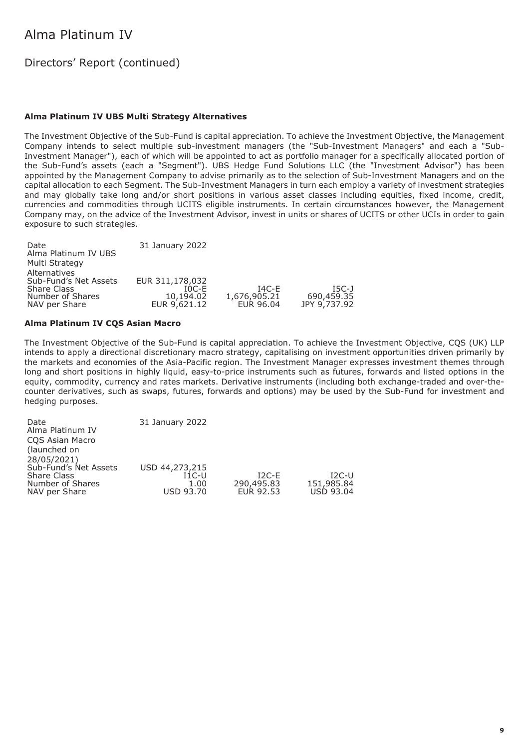# Alma Platinum IV

## Directors' Report (continued)

### Alma Platinum IV UBS Multi Strategy Alternatives

The Investment Objective of the Sub-Fund is capital appreciation. To achieve the Investment Objective, the Management Company intends to select multiple sub-investment managers (the "Sub-Investment Managers" and each a "Sub-Investment Manager"), each of which will be appointed to act as portfolio manager for a specifically allocated portion of the Sub-Fund's assets (each a "Segment"). UBS Hedge Fund Solutions LLC (the "Investment Advisor") has been appointed by the Management Company to advise primarily as to the selection of Sub-Investment Managers and on the capital allocation to each Segment. The Sub-Investment Managers in turn each employ a variety of investment strategies and may globally take long and/or short positions in various asset classes including equities, fixed income, credit, currencies and commodities through UCITS eligible instruments. In certain circumstances however, the Management Company may, on the advice of the Investment Advisor, invest in units or shares of UCITS or other UCIs in order to gain exposure to such strategies.

| Date | 31 January 2022 | | |
|---|---|---|---|
| Alma Platinum IV UBS Multi Strategy Alternatives | | | |
| Sub-Fund's Net Assets | EUR 311,178,032 | | |
| Share Class | I0C-E | I4C-E | I5C-J |
| Number of Shares | 10,194.02 | 1,676,905.21 | 690,459.35 |
| NAV per Share | EUR 9,621.12 | EUR 96.04 | JPY 9,737.92 |

### Alma Platinum IV CQS Asian Macro

The Investment Objective of the Sub-Fund is capital appreciation. To achieve the Investment Objective, CQS (UK) LLP intends to apply a directional discretionary macro strategy, capitalising on investment opportunities driven primarily by the markets and economies of the Asia-Pacific region. The Investment Manager expresses investment themes through long and short positions in highly liquid, easy-to-price instruments such as futures, forwards and listed options in the equity, commodity, currency and rates markets. Derivative instruments (including both exchange-traded and over-the-counter derivatives, such as swaps, futures, forwards and options) may be used by the Sub-Fund for investment and hedging purposes.

| Date | 31 January 2022 | | |
|---|---|---|---|
| Alma Platinum IV CQS Asian Macro (launched on 28/05/2021) | | | |
| Sub-Fund's Net Assets | USD 44,273,215 | | |
| Share Class | I1C-U | I2C-E | I2C-U |
| Number of Shares | 1.00 | 290,495.83 | 151,985.84 |
| NAV per Share | USD 93.70 | EUR 92.53 | USD 93.04 |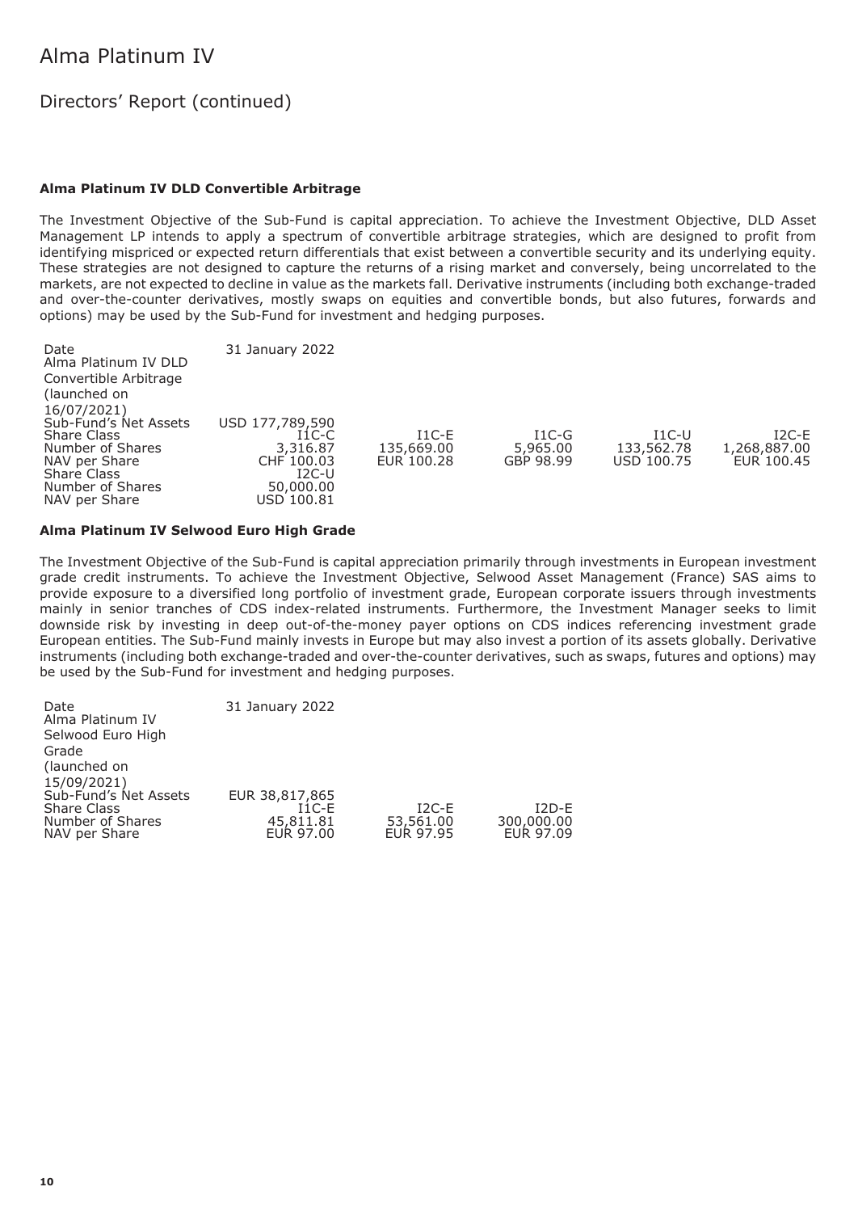# Alma Platinum IV

## Directors' Report (continued)

### Alma Platinum IV DLD Convertible Arbitrage

The Investment Objective of the Sub-Fund is capital appreciation. To achieve the Investment Objective, DLD Asset Management LP intends to apply a spectrum of convertible arbitrage strategies, which are designed to profit from identifying mispriced or expected return differentials that exist between a convertible security and its underlying equity. These strategies are not designed to capture the returns of a rising market and conversely, being uncorrelated to the markets, are not expected to decline in value as the markets fall. Derivative instruments (including both exchange-traded and over-the-counter derivatives, mostly swaps on equities and convertible bonds, but also futures, forwards and options) may be used by the Sub-Fund for investment and hedging purposes.

| Date | 31 January 2022 | | | | |
|---|---|---|---|---|---|
| Alma Platinum IV DLD Convertible Arbitrage (launched on 16/07/2021) | | | | | |
| Sub-Fund's Net Assets | USD 177,789,590 | | | | |
| Share Class | I1C-C | I1C-E | I1C-G | I1C-U | I2C-E |
| Number of Shares | 3,316.87 | 135,669.00 | 5,965.00 | 133,562.78 | 1,268,887.00 |
| NAV per Share | CHF 100.03 | EUR 100.28 | GBP 98.99 | USD 100.75 | EUR 100.45 |
| Share Class | I2C-U | | | | |
| Number of Shares | 50,000.00 | | | | |
| NAV per Share | USD 100.81 | | | | |

### Alma Platinum IV Selwood Euro High Grade

The Investment Objective of the Sub-Fund is capital appreciation primarily through investments in European investment grade credit instruments. To achieve the Investment Objective, Selwood Asset Management (France) SAS aims to provide exposure to a diversified long portfolio of investment grade, European corporate issuers through investments mainly in senior tranches of CDS index-related instruments. Furthermore, the Investment Manager seeks to limit downside risk by investing in deep out-of-the-money payer options on CDS indices referencing investment grade European entities. The Sub-Fund mainly invests in Europe but may also invest a portion of its assets globally. Derivative instruments (including both exchange-traded and over-the-counter derivatives, such as swaps, futures and options) may be used by the Sub-Fund for investment and hedging purposes.

| Date | 31 January 2022 | | |
|---|---|---|---|
| Alma Platinum IV Selwood Euro High Grade (launched on 15/09/2021) | | | |
| Sub-Fund's Net Assets | EUR 38,817,865 | | |
| Share Class | I1C-E | I2C-E | I2D-E |
| Number of Shares | 45,811.81 | 53,561.00 | 300,000.00 |
| NAV per Share | EUR 97.00 | EUR 97.95 | EUR 97.09 |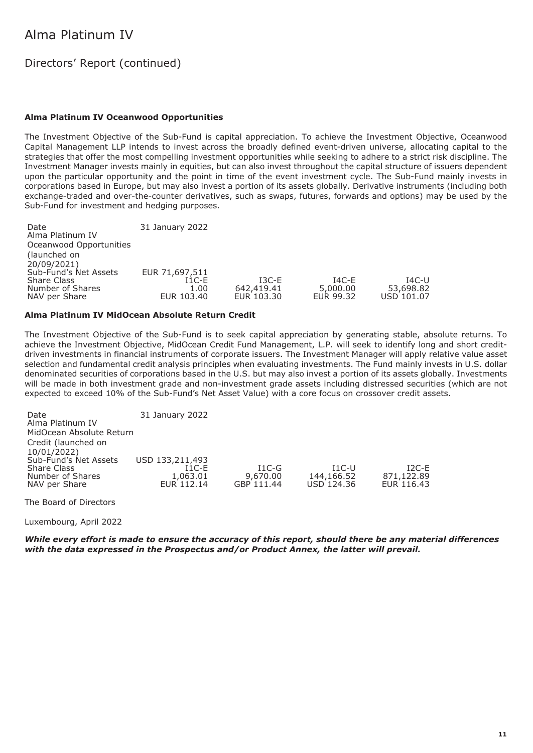# Alma Platinum IV

## Directors' Report (continued)

### Alma Platinum IV Oceanwood Opportunities

The Investment Objective of the Sub-Fund is capital appreciation. To achieve the Investment Objective, Oceanwood Capital Management LLP intends to invest across the broadly defined event-driven universe, allocating capital to the strategies that offer the most compelling investment opportunities while seeking to adhere to a strict risk discipline. The Investment Manager invests mainly in equities, but can also invest throughout the capital structure of issuers dependent upon the particular opportunity and the point in time of the event investment cycle. The Sub-Fund mainly invests in corporations based in Europe, but may also invest a portion of its assets globally. Derivative instruments (including both exchange-traded and over-the-counter derivatives, such as swaps, futures, forwards and options) may be used by the Sub-Fund for investment and hedging purposes.

| Date | 31 January 2022 | | | |
|---|---|---|---|---|
| Alma Platinum IV Oceanwood Opportunities (launched on 20/09/2021) | | | | |
| Sub-Fund's Net Assets | EUR 71,697,511 | | | |
| Share Class | I1C-E | I3C-E | I4C-E | I4C-U |
| Number of Shares | 1.00 | 642,419.41 | 5,000.00 | 53,698.82 |
| NAV per Share | EUR 103.40 | EUR 103.30 | EUR 99.32 | USD 101.07 |

### Alma Platinum IV MidOcean Absolute Return Credit

The Investment Objective of the Sub-Fund is to seek capital appreciation by generating stable, absolute returns. To achieve the Investment Objective, MidOcean Credit Fund Management, L.P. will seek to identify long and short credit-driven investments in financial instruments of corporate issuers. The Investment Manager will apply relative value asset selection and fundamental credit analysis principles when evaluating investments. The Fund mainly invests in U.S. dollar denominated securities of corporations based in the U.S. but may also invest a portion of its assets globally. Investments will be made in both investment grade and non-investment grade assets including distressed securities (which are not expected to exceed 10% of the Sub-Fund's Net Asset Value) with a core focus on crossover credit assets.

| Date | 31 January 2022 | | | |
|---|---|---|---|---|
| Alma Platinum IV MidOcean Absolute Return Credit (launched on 10/01/2022) | | | | |
| Sub-Fund's Net Assets | USD 133,211,493 | | | |
| Share Class | I1C-E | I1C-G | I1C-U | I2C-E |
| Number of Shares | 1,063.01 | 9,670.00 | 144,166.52 | 871,122.89 |
| NAV per Share | EUR 112.14 | GBP 111.44 | USD 124.36 | EUR 116.43 |

The Board of Directors

Luxembourg, April 2022

***While every effort is made to ensure the accuracy of this report, should there be any material differences with the data expressed in the Prospectus and/or Product Annex, the latter will prevail.***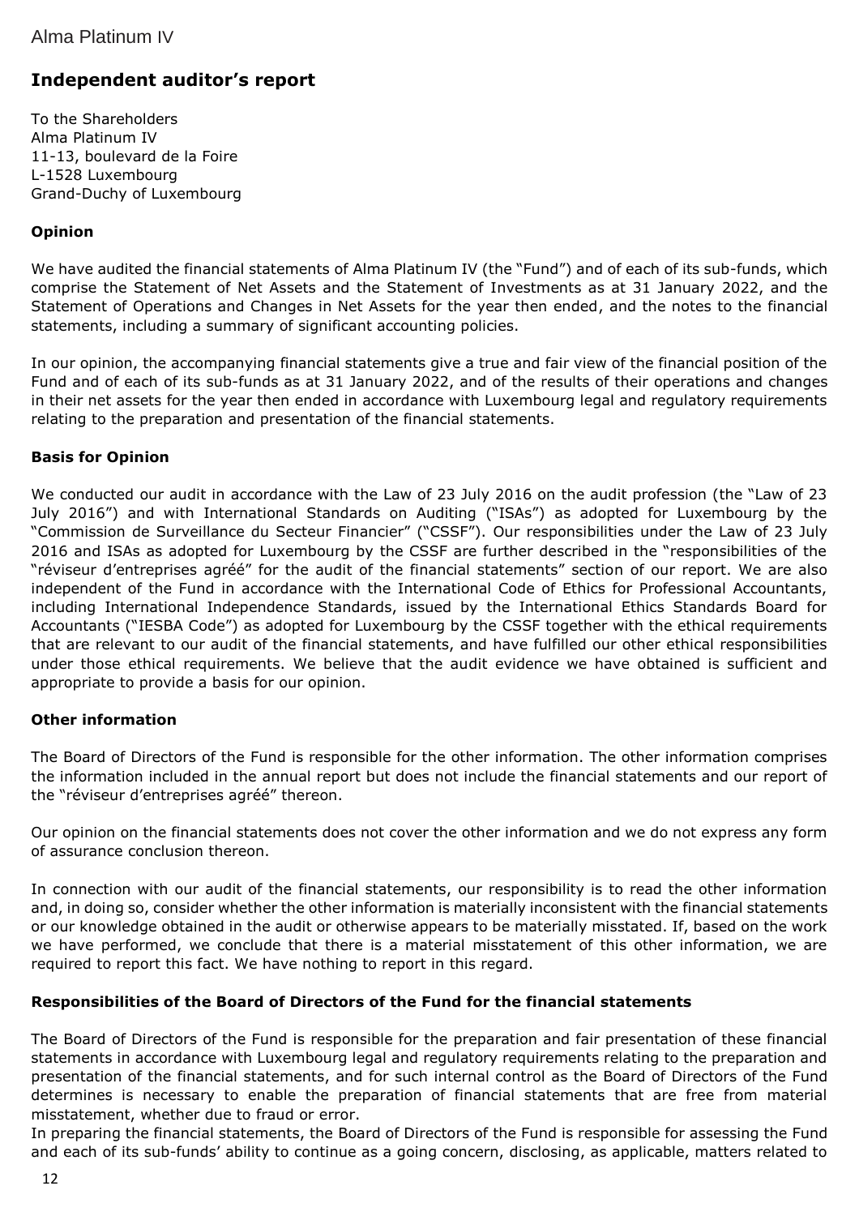# Independent auditor's report

To the Shareholders
Alma Platinum IV
11-13, boulevard de la Foire
L-1528 Luxembourg
Grand-Duchy of Luxembourg

## Opinion

We have audited the financial statements of Alma Platinum IV (the "Fund") and of each of its sub-funds, which comprise the Statement of Net Assets and the Statement of Investments as at 31 January 2022, and the Statement of Operations and Changes in Net Assets for the year then ended, and the notes to the financial statements, including a summary of significant accounting policies.

In our opinion, the accompanying financial statements give a true and fair view of the financial position of the Fund and of each of its sub-funds as at 31 January 2022, and of the results of their operations and changes in their net assets for the year then ended in accordance with Luxembourg legal and regulatory requirements relating to the preparation and presentation of the financial statements.

## Basis for Opinion

We conducted our audit in accordance with the Law of 23 July 2016 on the audit profession (the "Law of 23 July 2016") and with International Standards on Auditing ("ISAs") as adopted for Luxembourg by the "Commission de Surveillance du Secteur Financier" ("CSSF"). Our responsibilities under the Law of 23 July 2016 and ISAs as adopted for Luxembourg by the CSSF are further described in the "responsibilities of the "réviseur d'entreprises agréé" for the audit of the financial statements" section of our report. We are also independent of the Fund in accordance with the International Code of Ethics for Professional Accountants, including International Independence Standards, issued by the International Ethics Standards Board for Accountants ("IESBA Code") as adopted for Luxembourg by the CSSF together with the ethical requirements that are relevant to our audit of the financial statements, and have fulfilled our other ethical responsibilities under those ethical requirements. We believe that the audit evidence we have obtained is sufficient and appropriate to provide a basis for our opinion.

## Other information

The Board of Directors of the Fund is responsible for the other information. The other information comprises the information included in the annual report but does not include the financial statements and our report of the "réviseur d'entreprises agréé" thereon.

Our opinion on the financial statements does not cover the other information and we do not express any form of assurance conclusion thereon.

In connection with our audit of the financial statements, our responsibility is to read the other information and, in doing so, consider whether the other information is materially inconsistent with the financial statements or our knowledge obtained in the audit or otherwise appears to be materially misstated. If, based on the work we have performed, we conclude that there is a material misstatement of this other information, we are required to report this fact. We have nothing to report in this regard.

## Responsibilities of the Board of Directors of the Fund for the financial statements

The Board of Directors of the Fund is responsible for the preparation and fair presentation of these financial statements in accordance with Luxembourg legal and regulatory requirements relating to the preparation and presentation of the financial statements, and for such internal control as the Board of Directors of the Fund determines is necessary to enable the preparation of financial statements that are free from material misstatement, whether due to fraud or error.

In preparing the financial statements, the Board of Directors of the Fund is responsible for assessing the Fund and each of its sub-funds' ability to continue as a going concern, disclosing, as applicable, matters related to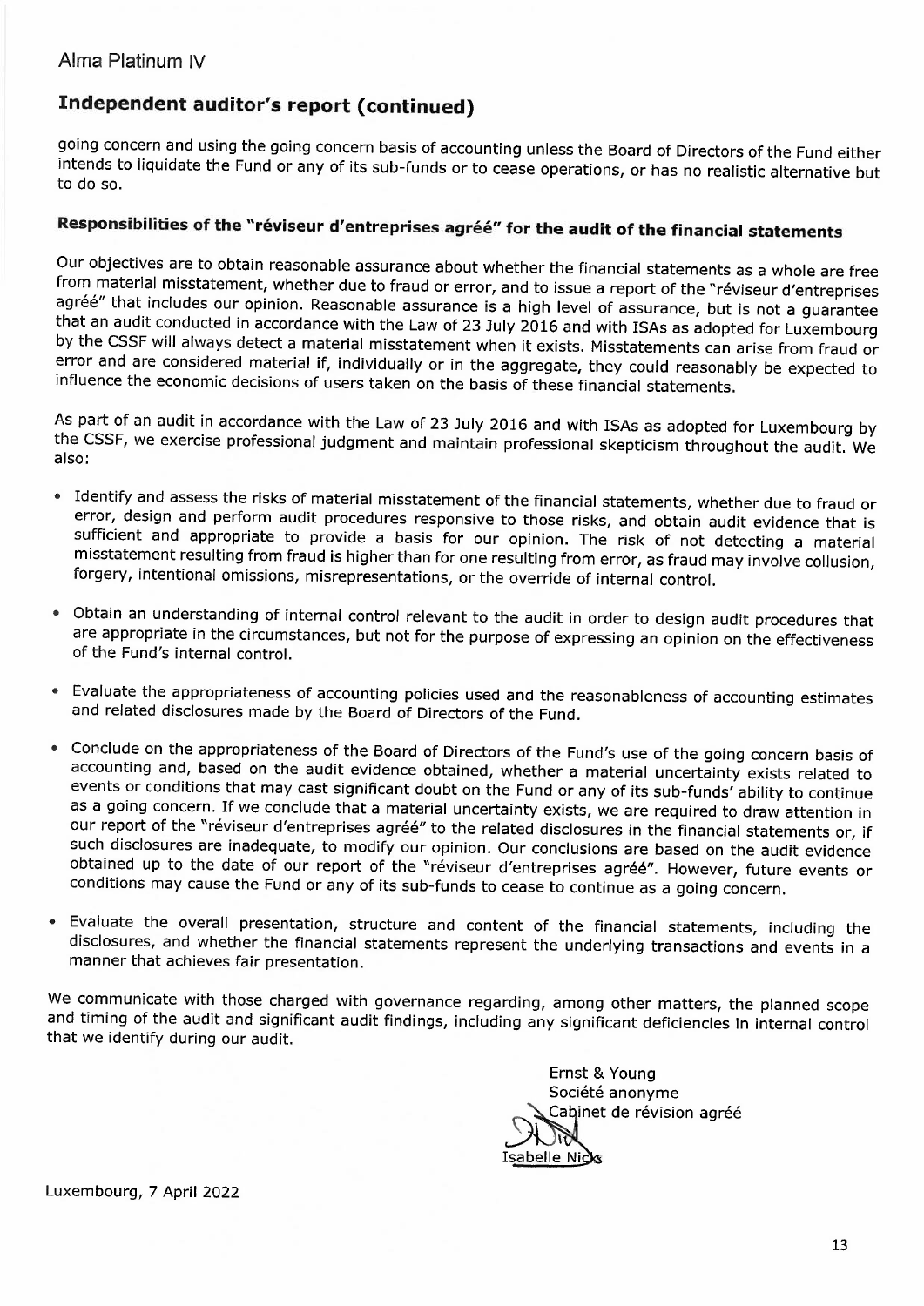## Independent auditor's report (continued)

going concern and using the going concern basis of accounting unless the Board of Directors of the Fund either intends to liquidate the Fund or any of its sub-funds or to cease operations, or has no realistic alternative but to do so.

### Responsibilities of the "réviseur d'entreprises agréé" for the audit of the financial statements

Our objectives are to obtain reasonable assurance about whether the financial statements as a whole are free from material misstatement, whether due to fraud or error, and to issue a report of the "réviseur d'entreprises agréé" that includes our opinion. Reasonable assurance is a high level of assurance, but is not a guarantee that an audit conducted in accordance with the Law of 23 July 2016 and with ISAs as adopted for Luxembourg by the CSSF will always detect a material misstatement when it exists. Misstatements can arise from fraud or error and are considered material if, individually or in the aggregate, they could reasonably be expected to influence the economic decisions of users taken on the basis of these financial statements.

As part of an audit in accordance with the Law of 23 July 2016 and with ISAs as adopted for Luxembourg by the CSSF, we exercise professional judgment and maintain professional skepticism throughout the audit. We also:

- Identify and assess the risks of material misstatement of the financial statements, whether due to fraud or error, design and perform audit procedures responsive to those risks, and obtain audit evidence that is sufficient and appropriate to provide a basis for our opinion. The risk of not detecting a material misstatement resulting from fraud is higher than for one resulting from error, as fraud may involve collusion, forgery, intentional omissions, misrepresentations, or the override of internal control.

- Obtain an understanding of internal control relevant to the audit in order to design audit procedures that are appropriate in the circumstances, but not for the purpose of expressing an opinion on the effectiveness of the Fund's internal control.

- Evaluate the appropriateness of accounting policies used and the reasonableness of accounting estimates and related disclosures made by the Board of Directors of the Fund.

- Conclude on the appropriateness of the Board of Directors of the Fund's use of the going concern basis of accounting and, based on the audit evidence obtained, whether a material uncertainty exists related to events or conditions that may cast significant doubt on the Fund or any of its sub-funds' ability to continue as a going concern. If we conclude that a material uncertainty exists, we are required to draw attention in our report of the "réviseur d'entreprises agréé" to the related disclosures in the financial statements or, if such disclosures are inadequate, to modify our opinion. Our conclusions are based on the audit evidence obtained up to the date of our report of the "réviseur d'entreprises agréé". However, future events or conditions may cause the Fund or any of its sub-funds to cease to continue as a going concern.

- Evaluate the overall presentation, structure and content of the financial statements, including the disclosures, and whether the financial statements represent the underlying transactions and events in a manner that achieves fair presentation.

We communicate with those charged with governance regarding, among other matters, the planned scope and timing of the audit and significant audit findings, including any significant deficiencies in internal control that we identify during our audit.

Ernst & Young
Société anonyme
Cabinet de révision agréé

Isabelle Nicks

Luxembourg, 7 April 2022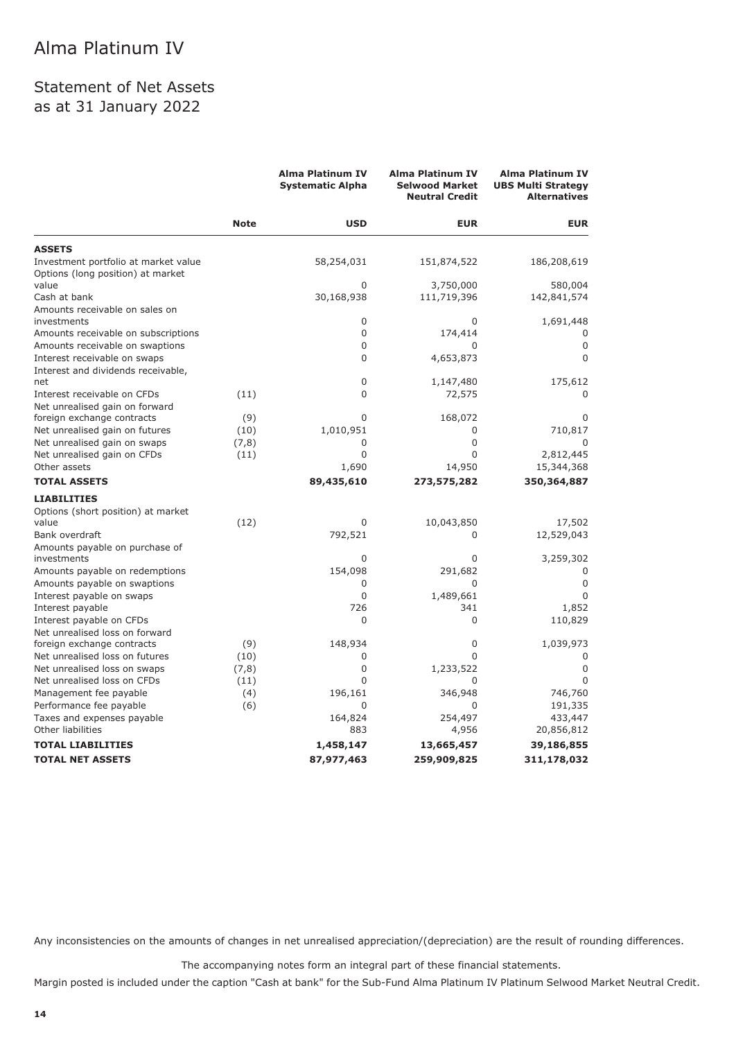# Alma Platinum IV

## Statement of Net Assets as at 31 January 2022

| | Note | Alma Platinum IV Systematic Alpha | Alma Platinum IV Selwood Market Neutral Credit | Alma Platinum IV UBS Multi Strategy Alternatives |
|---|---|---|---|---|
| | | **USD** | **EUR** | **EUR** |
| **ASSETS** | | | | |
| Investment portfolio at market value | | 58,254,031 | 151,874,522 | 186,208,619 |
| Options (long position) at market value | | 0 | 3,750,000 | 580,004 |
| Cash at bank | | 30,168,938 | 111,719,396 | 142,841,574 |
| Amounts receivable on sales on investments | | 0 | 0 | 1,691,448 |
| Amounts receivable on subscriptions | | 0 | 174,414 | 0 |
| Amounts receivable on swaptions | | 0 | 0 | 0 |
| Interest receivable on swaps | | 0 | 4,653,873 | 0 |
| Interest and dividends receivable, net | | 0 | 1,147,480 | 175,612 |
| Interest receivable on CFDs | (11) | 0 | 72,575 | 0 |
| Net unrealised gain on forward foreign exchange contracts | (9) | 0 | 168,072 | 0 |
| Net unrealised gain on futures | (10) | 1,010,951 | 0 | 710,817 |
| Net unrealised gain on swaps | (7,8) | 0 | 0 | 0 |
| Net unrealised gain on CFDs | (11) | 0 | 0 | 2,812,445 |
| Other assets | | 1,690 | 14,950 | 15,344,368 |
| **TOTAL ASSETS** | | **89,435,610** | **273,575,282** | **350,364,887** |
| **LIABILITIES** | | | | |
| Options (short position) at market value | (12) | 0 | 10,043,850 | 17,502 |
| Bank overdraft | | 792,521 | 0 | 12,529,043 |
| Amounts payable on purchase of investments | | 0 | 0 | 3,259,302 |
| Amounts payable on redemptions | | 154,098 | 291,682 | 0 |
| Amounts payable on swaptions | | 0 | 0 | 0 |
| Interest payable on swaps | | 0 | 1,489,661 | 0 |
| Interest payable | | 726 | 341 | 1,852 |
| Interest payable on CFDs | | 0 | 0 | 110,829 |
| Net unrealised loss on forward foreign exchange contracts | (9) | 148,934 | 0 | 1,039,973 |
| Net unrealised loss on futures | (10) | 0 | 0 | 0 |
| Net unrealised loss on swaps | (7,8) | 0 | 1,233,522 | 0 |
| Net unrealised loss on CFDs | (11) | 0 | 0 | 0 |
| Management fee payable | (4) | 196,161 | 346,948 | 746,760 |
| Performance fee payable | (6) | 0 | 0 | 191,335 |
| Taxes and expenses payable | | 164,824 | 254,497 | 433,447 |
| Other liabilities | | 883 | 4,956 | 20,856,812 |
| **TOTAL LIABILITIES** | | **1,458,147** | **13,665,457** | **39,186,855** |
| **TOTAL NET ASSETS** | | **87,977,463** | **259,909,825** | **311,178,032** |

Any inconsistencies on the amounts of changes in net unrealised appreciation/(depreciation) are the result of rounding differences.

The accompanying notes form an integral part of these financial statements.

Margin posted is included under the caption "Cash at bank" for the Sub-Fund Alma Platinum IV Platinum Selwood Market Neutral Credit.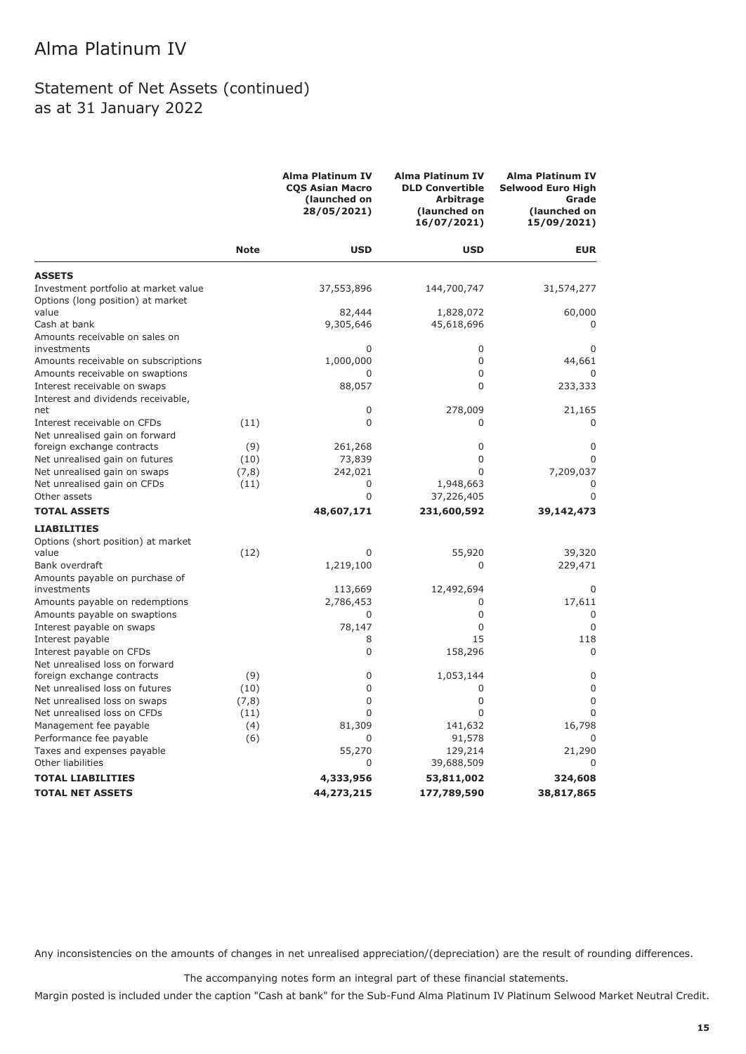# Alma Platinum IV

## Statement of Net Assets (continued)
## as at 31 January 2022

| | Note | Alma Platinum IV CQS Asian Macro (launched on 28/05/2021) | Alma Platinum IV DLD Convertible Arbitrage (launched on 16/07/2021) | Alma Platinum IV Selwood Euro High Grade (launched on 15/09/2021) |
|---|---|---|---|---|
| | | **USD** | **USD** | **EUR** |
| **ASSETS** | | | | |
| Investment portfolio at market value | | 37,553,896 | 144,700,747 | 31,574,277 |
| Options (long position) at market value | | 82,444 | 1,828,072 | 60,000 |
| Cash at bank | | 9,305,646 | 45,618,696 | 0 |
| Amounts receivable on sales on investments | | 0 | 0 | 0 |
| Amounts receivable on subscriptions | | 1,000,000 | 0 | 44,661 |
| Amounts receivable on swaptions | | 0 | 0 | 0 |
| Interest receivable on swaps | | 88,057 | 0 | 233,333 |
| Interest and dividends receivable, net | | 0 | 278,009 | 21,165 |
| Interest receivable on CFDs | (11) | 0 | 0 | 0 |
| Net unrealised gain on forward foreign exchange contracts | (9) | 261,268 | 0 | 0 |
| Net unrealised gain on futures | (10) | 73,839 | 0 | 0 |
| Net unrealised gain on swaps | (7,8) | 242,021 | 0 | 7,209,037 |
| Net unrealised gain on CFDs | (11) | 0 | 1,948,663 | 0 |
| Other assets | | 0 | 37,226,405 | 0 |
| **TOTAL ASSETS** | | **48,607,171** | **231,600,592** | **39,142,473** |
| **LIABILITIES** | | | | |
| Options (short position) at market value | (12) | 0 | 55,920 | 39,320 |
| Bank overdraft | | 1,219,100 | 0 | 229,471 |
| Amounts payable on purchase of investments | | 113,669 | 12,492,694 | 0 |
| Amounts payable on redemptions | | 2,786,453 | 0 | 17,611 |
| Amounts payable on swaptions | | 0 | 0 | 0 |
| Interest payable on swaps | | 78,147 | 0 | 0 |
| Interest payable | | 8 | 15 | 118 |
| Interest payable on CFDs | | 0 | 158,296 | 0 |
| Net unrealised loss on forward foreign exchange contracts | (9) | 0 | 1,053,144 | 0 |
| Net unrealised loss on futures | (10) | 0 | 0 | 0 |
| Net unrealised loss on swaps | (7,8) | 0 | 0 | 0 |
| Net unrealised loss on CFDs | (11) | 0 | 0 | 0 |
| Management fee payable | (4) | 81,309 | 141,632 | 16,798 |
| Performance fee payable | (6) | 0 | 91,578 | 0 |
| Taxes and expenses payable | | 55,270 | 129,214 | 21,290 |
| Other liabilities | | 0 | 39,688,509 | 0 |
| **TOTAL LIABILITIES** | | **4,333,956** | **53,811,002** | **324,608** |
| **TOTAL NET ASSETS** | | **44,273,215** | **177,789,590** | **38,817,865** |

Any inconsistencies on the amounts of changes in net unrealised appreciation/(depreciation) are the result of rounding differences.

The accompanying notes form an integral part of these financial statements.

Margin posted is included under the caption "Cash at bank" for the Sub-Fund Alma Platinum IV Platinum Selwood Market Neutral Credit.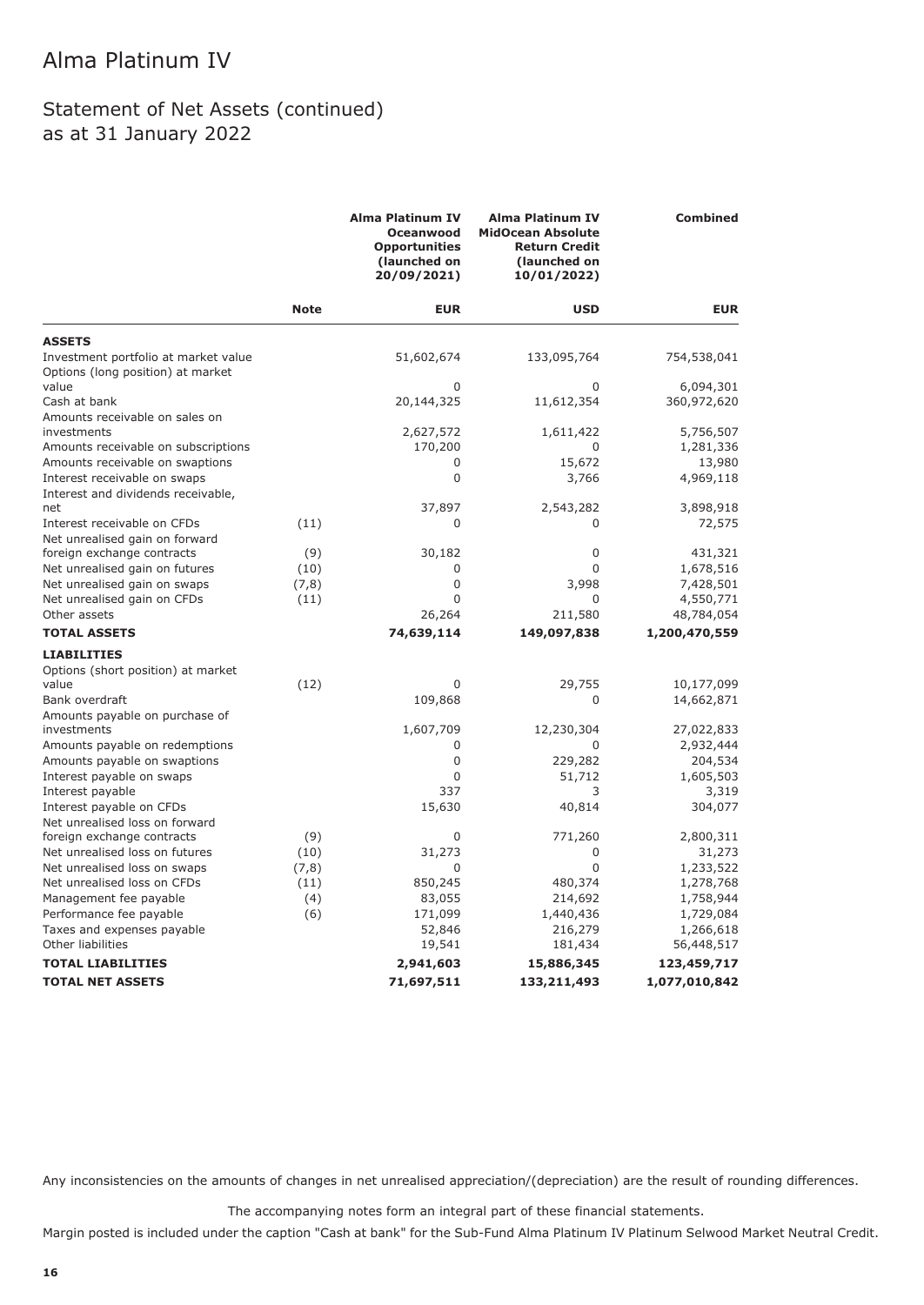# Alma Platinum IV

## Statement of Net Assets (continued)
## as at 31 January 2022

| | Note | Alma Platinum IV Oceanwood Opportunities (launched on 20/09/2021) | Alma Platinum IV MidOcean Absolute Return Credit (launched on 10/01/2022) | Combined |
|---|---|---|---|---|
| | | EUR | USD | EUR |
| **ASSETS** | | | | |
| Investment portfolio at market value | | 51,602,674 | 133,095,764 | 754,538,041 |
| Options (long position) at market value | | 0 | 0 | 6,094,301 |
| Cash at bank | | 20,144,325 | 11,612,354 | 360,972,620 |
| Amounts receivable on sales on investments | | 2,627,572 | 1,611,422 | 5,756,507 |
| Amounts receivable on subscriptions | | 170,200 | 0 | 1,281,336 |
| Amounts receivable on swaptions | | 0 | 15,672 | 13,980 |
| Interest receivable on swaps | | 0 | 3,766 | 4,969,118 |
| Interest and dividends receivable, net | | 37,897 | 2,543,282 | 3,898,918 |
| Interest receivable on CFDs | (11) | 0 | 0 | 72,575 |
| Net unrealised gain on forward foreign exchange contracts | (9) | 30,182 | 0 | 431,321 |
| Net unrealised gain on futures | (10) | 0 | 0 | 1,678,516 |
| Net unrealised gain on swaps | (7,8) | 0 | 3,998 | 7,428,501 |
| Net unrealised gain on CFDs | (11) | 0 | 0 | 4,550,771 |
| Other assets | | 26,264 | 211,580 | 48,784,054 |
| **TOTAL ASSETS** | | **74,639,114** | **149,097,838** | **1,200,470,559** |
| **LIABILITIES** | | | | |
| Options (short position) at market value | (12) | 0 | 29,755 | 10,177,099 |
| Bank overdraft | | 109,868 | 0 | 14,662,871 |
| Amounts payable on purchase of investments | | 1,607,709 | 12,230,304 | 27,022,833 |
| Amounts payable on redemptions | | 0 | 0 | 2,932,444 |
| Amounts payable on swaptions | | 0 | 229,282 | 204,534 |
| Interest payable on swaps | | 0 | 51,712 | 1,605,503 |
| Interest payable | | 337 | 3 | 3,319 |
| Interest payable on CFDs | | 15,630 | 40,814 | 304,077 |
| Net unrealised loss on forward foreign exchange contracts | (9) | 0 | 771,260 | 2,800,311 |
| Net unrealised loss on futures | (10) | 31,273 | 0 | 31,273 |
| Net unrealised loss on swaps | (7,8) | 0 | 0 | 1,233,522 |
| Net unrealised loss on CFDs | (11) | 850,245 | 480,374 | 1,278,768 |
| Management fee payable | (4) | 83,055 | 214,692 | 1,758,944 |
| Performance fee payable | (6) | 171,099 | 1,440,436 | 1,729,084 |
| Taxes and expenses payable | | 52,846 | 216,279 | 1,266,618 |
| Other liabilities | | 19,541 | 181,434 | 56,448,517 |
| **TOTAL LIABILITIES** | | **2,941,603** | **15,886,345** | **123,459,717** |
| **TOTAL NET ASSETS** | | **71,697,511** | **133,211,493** | **1,077,010,842** |

Any inconsistencies on the amounts of changes in net unrealised appreciation/(depreciation) are the result of rounding differences.

The accompanying notes form an integral part of these financial statements.

Margin posted is included under the caption "Cash at bank" for the Sub-Fund Alma Platinum IV Platinum Selwood Market Neutral Credit.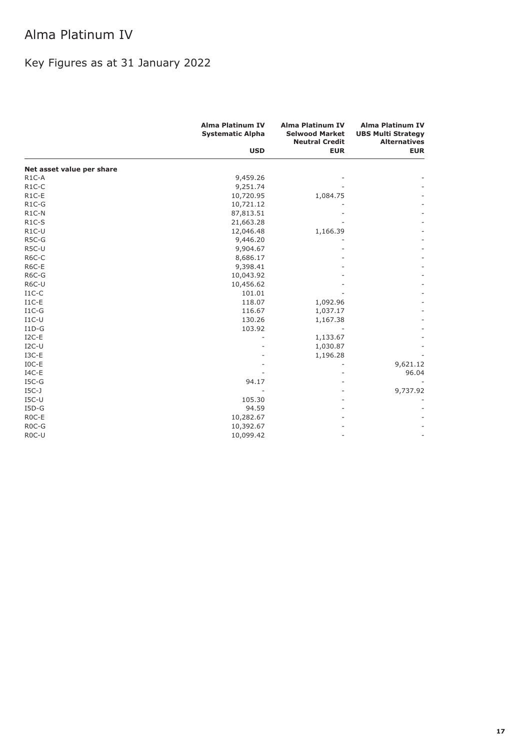# Alma Platinum IV

## Key Figures as at 31 January 2022

| | Alma Platinum IV Systematic Alpha | Alma Platinum IV Selwood Market Neutral Credit | Alma Platinum IV UBS Multi Strategy Alternatives |
|---|---|---|---|
| | USD | EUR | EUR |
| **Net asset value per share** | | | |
| R1C-A | 9,459.26 | - | - |
| R1C-C | 9,251.74 | - | - |
| R1C-E | 10,720.95 | 1,084.75 | - |
| R1C-G | 10,721.12 | - | - |
| R1C-N | 87,813.51 | - | - |
| R1C-S | 21,663.28 | - | - |
| R1C-U | 12,046.48 | 1,166.39 | - |
| R5C-G | 9,446.20 | - | - |
| R5C-U | 9,904.67 | - | - |
| R6C-C | 8,686.17 | - | - |
| R6C-E | 9,398.41 | - | - |
| R6C-G | 10,043.92 | - | - |
| R6C-U | 10,456.62 | - | - |
| I1C-C | 101.01 | - | - |
| I1C-E | 118.07 | 1,092.96 | - |
| I1C-G | 116.67 | 1,037.17 | - |
| I1C-U | 130.26 | 1,167.38 | - |
| I1D-G | 103.92 | - | - |
| I2C-E | - | 1,133.67 | - |
| I2C-U | - | 1,030.87 | - |
| I3C-E | - | 1,196.28 | - |
| I0C-E | - | - | 9,621.12 |
| I4C-E | - | - | 96.04 |
| I5C-G | 94.17 | - | - |
| I5C-J | - | - | 9,737.92 |
| I5C-U | 105.30 | - | - |
| I5D-G | 94.59 | - | - |
| R0C-E | 10,282.67 | - | - |
| R0C-G | 10,392.67 | - | - |
| R0C-U | 10,099.42 | - | - |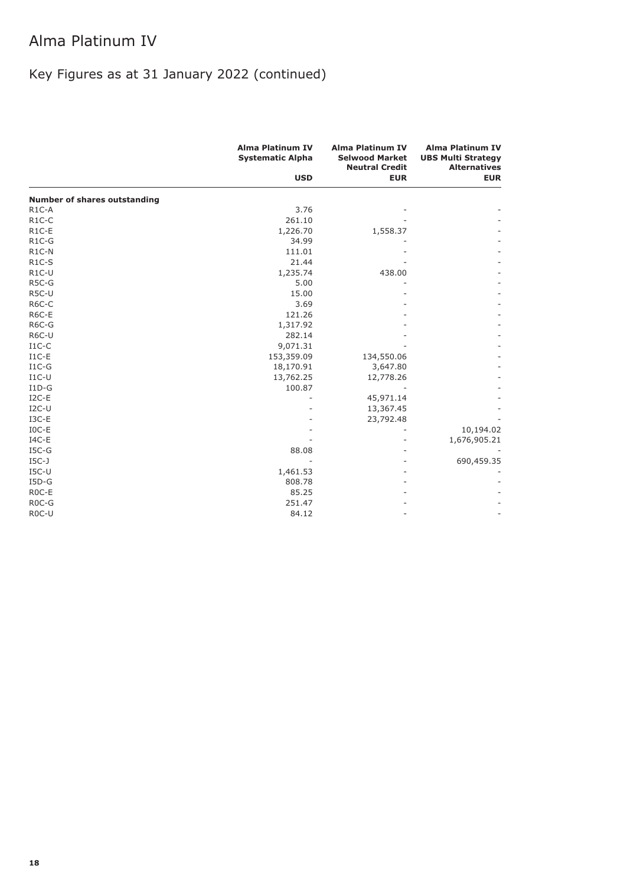# Alma Platinum IV

## Key Figures as at 31 January 2022 (continued)

| | Alma Platinum IV Systematic Alpha | Alma Platinum IV Selwood Market Neutral Credit | Alma Platinum IV UBS Multi Strategy Alternatives |
|---|---|---|---|
| | USD | EUR | EUR |
| **Number of shares outstanding** | | | |
| R1C-A | 3.76 | - | - |
| R1C-C | 261.10 | - | - |
| R1C-E | 1,226.70 | 1,558.37 | - |
| R1C-G | 34.99 | - | - |
| R1C-N | 111.01 | - | - |
| R1C-S | 21.44 | - | - |
| R1C-U | 1,235.74 | 438.00 | - |
| R5C-G | 5.00 | - | - |
| R5C-U | 15.00 | - | - |
| R6C-C | 3.69 | - | - |
| R6C-E | 121.26 | - | - |
| R6C-G | 1,317.92 | - | - |
| R6C-U | 282.14 | - | - |
| I1C-C | 9,071.31 | - | - |
| I1C-E | 153,359.09 | 134,550.06 | - |
| I1C-G | 18,170.91 | 3,647.80 | - |
| I1C-U | 13,762.25 | 12,778.26 | - |
| I1D-G | 100.87 | - | - |
| I2C-E | - | 45,971.14 | - |
| I2C-U | - | 13,367.45 | - |
| I3C-E | - | 23,792.48 | - |
| I0C-E | - | - | 10,194.02 |
| I4C-E | - | - | 1,676,905.21 |
| I5C-G | 88.08 | - | - |
| I5C-J | - | - | 690,459.35 |
| I5C-U | 1,461.53 | - | - |
| I5D-G | 808.78 | - | - |
| R0C-E | 85.25 | - | - |
| R0C-G | 251.47 | - | - |
| R0C-U | 84.12 | - | - |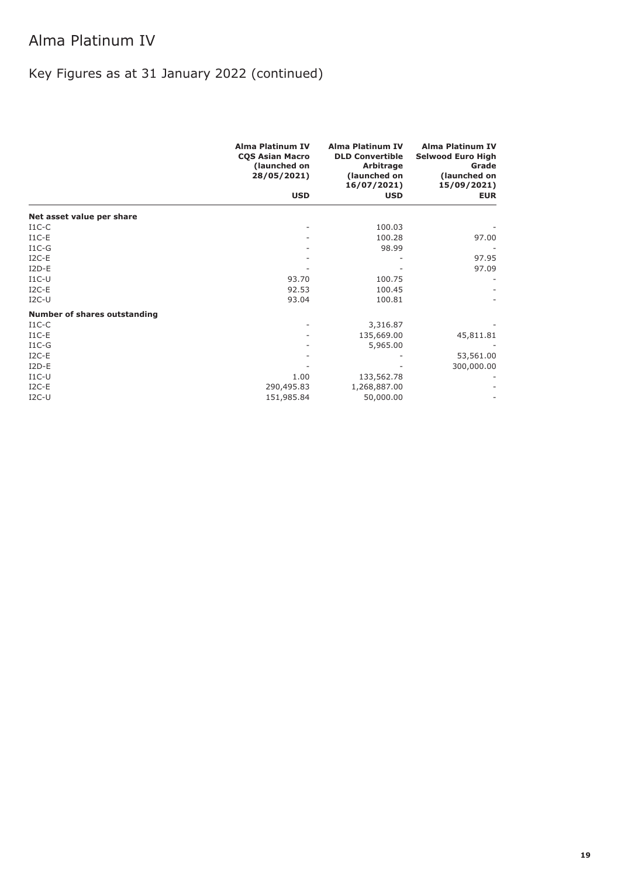# Alma Platinum IV

## Key Figures as at 31 January 2022 (continued)

| | Alma Platinum IV CQS Asian Macro (launched on 28/05/2021) | Alma Platinum IV DLD Convertible Arbitrage (launched on 16/07/2021) | Alma Platinum IV Selwood Euro High Grade (launched on 15/09/2021) |
|---|---|---|---|
| | USD | USD | EUR |
| **Net asset value per share** | | | |
| I1C-C | - | 100.03 | - |
| I1C-E | - | 100.28 | 97.00 |
| I1C-G | - | 98.99 | - |
| I2C-E | - | - | 97.95 |
| I2D-E | - | - | 97.09 |
| I1C-U | 93.70 | 100.75 | - |
| I2C-E | 92.53 | 100.45 | - |
| I2C-U | 93.04 | 100.81 | - |
| **Number of shares outstanding** | | | |
| I1C-C | - | 3,316.87 | - |
| I1C-E | - | 135,669.00 | 45,811.81 |
| I1C-G | - | 5,965.00 | - |
| I2C-E | - | - | 53,561.00 |
| I2D-E | - | - | 300,000.00 |
| I1C-U | 1.00 | 133,562.78 | - |
| I2C-E | 290,495.83 | 1,268,887.00 | - |
| I2C-U | 151,985.84 | 50,000.00 | - |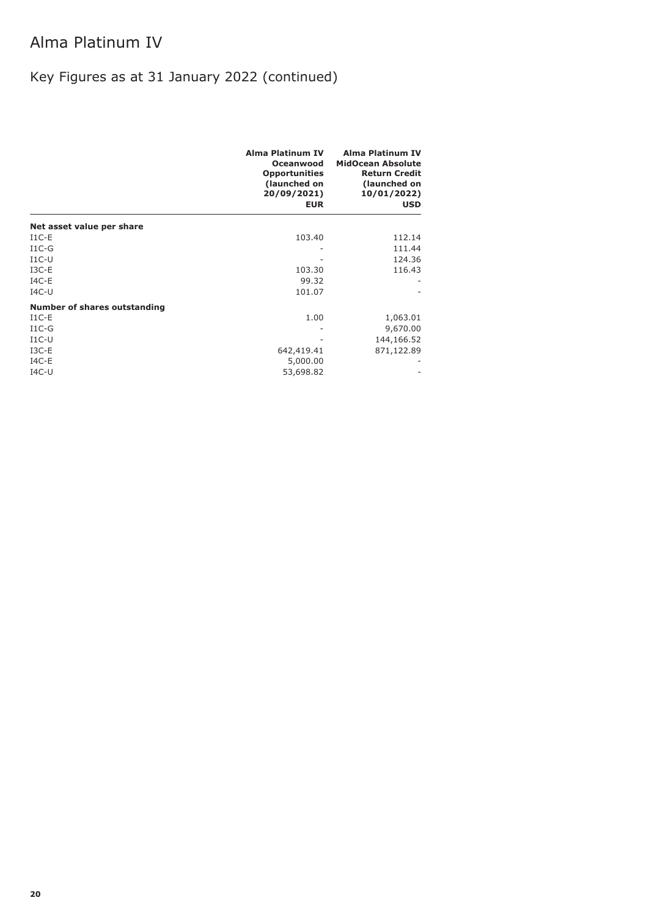# Alma Platinum IV

## Key Figures as at 31 January 2022 (continued)

| | Alma Platinum IV Oceanwood Opportunities (launched on 20/09/2021) EUR | Alma Platinum IV MidOcean Absolute Return Credit (launched on 10/01/2022) USD |
|---|---|---|
| **Net asset value per share** | | |
| I1C-E | 103.40 | 112.14 |
| I1C-G | - | 111.44 |
| I1C-U | - | 124.36 |
| I3C-E | 103.30 | 116.43 |
| I4C-E | 99.32 | - |
| I4C-U | 101.07 | - |
| **Number of shares outstanding** | | |
| I1C-E | 1.00 | 1,063.01 |
| I1C-G | - | 9,670.00 |
| I1C-U | - | 144,166.52 |
| I3C-E | 642,419.41 | 871,122.89 |
| I4C-E | 5,000.00 | - |
| I4C-U | 53,698.82 | - |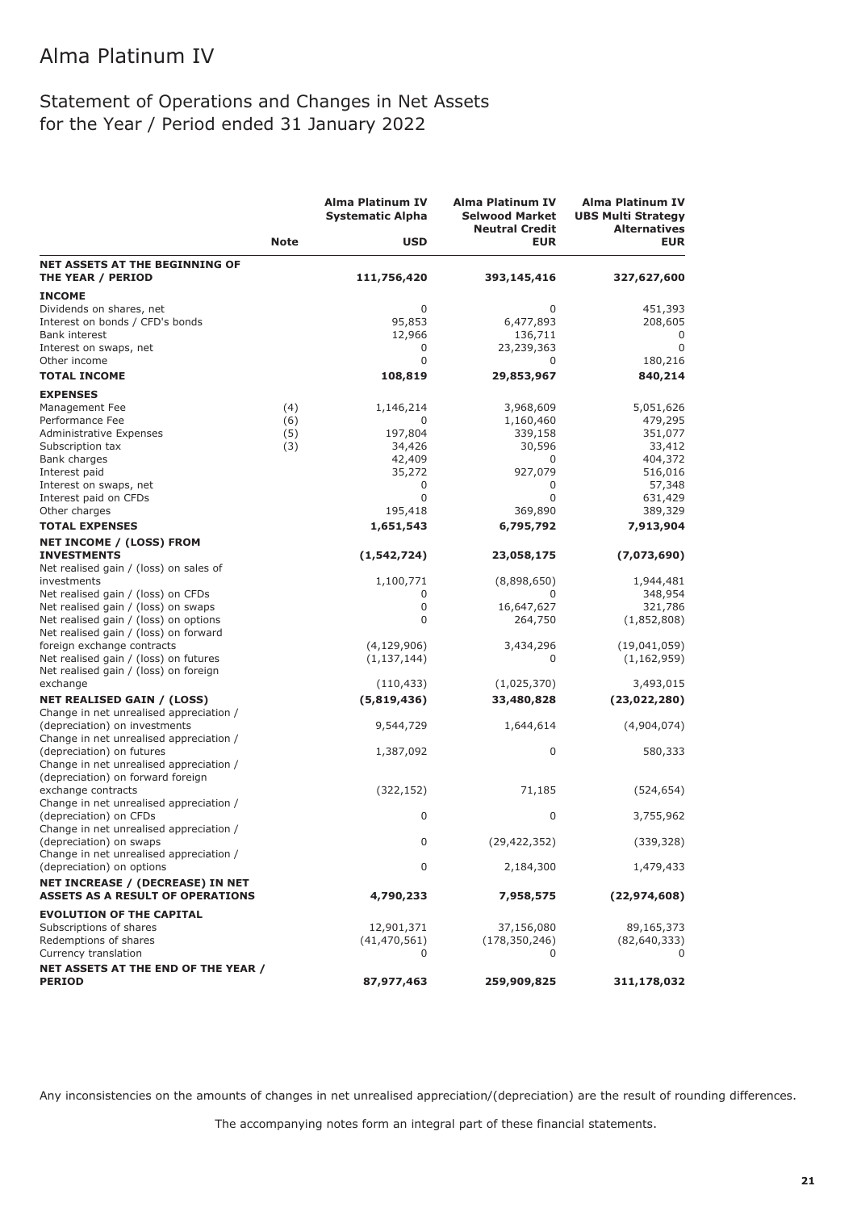# Alma Platinum IV

## Statement of Operations and Changes in Net Assets for the Year / Period ended 31 January 2022

| | Note | Alma Platinum IV Systematic Alpha USD | Alma Platinum IV Selwood Market Neutral Credit EUR | Alma Platinum IV UBS Multi Strategy Alternatives EUR |
|---|---|---|---|---|
| **NET ASSETS AT THE BEGINNING OF THE YEAR / PERIOD** | | **111,756,420** | **393,145,416** | **327,627,600** |
| **INCOME** | | | | |
| Dividends on shares, net | | 0 | 0 | 451,393 |
| Interest on bonds / CFD's bonds | | 95,853 | 6,477,893 | 208,605 |
| Bank interest | | 12,966 | 136,711 | 0 |
| Interest on swaps, net | | 0 | 23,239,363 | 0 |
| Other income | | 0 | 0 | 180,216 |
| **TOTAL INCOME** | | **108,819** | **29,853,967** | **840,214** |
| **EXPENSES** | | | | |
| Management Fee | (4) | 1,146,214 | 3,968,609 | 5,051,626 |
| Performance Fee | (6) | 0 | 1,160,460 | 479,295 |
| Administrative Expenses | (5) | 197,804 | 339,158 | 351,077 |
| Subscription tax | (3) | 34,426 | 30,596 | 33,412 |
| Bank charges | | 42,409 | 0 | 404,372 |
| Interest paid | | 35,272 | 927,079 | 516,016 |
| Interest on swaps, net | | 0 | 0 | 57,348 |
| Interest paid on CFDs | | 0 | 0 | 631,429 |
| Other charges | | 195,418 | 369,890 | 389,329 |
| **TOTAL EXPENSES** | | **1,651,543** | **6,795,792** | **7,913,904** |
| **NET INCOME / (LOSS) FROM INVESTMENTS** | | **(1,542,724)** | **23,058,175** | **(7,073,690)** |
| Net realised gain / (loss) on sales of investments | | 1,100,771 | (8,898,650) | 1,944,481 |
| Net realised gain / (loss) on CFDs | | 0 | 0 | 348,954 |
| Net realised gain / (loss) on swaps | | 0 | 16,647,627 | 321,786 |
| Net realised gain / (loss) on options | | 0 | 264,750 | (1,852,808) |
| Net realised gain / (loss) on forward foreign exchange contracts | | (4,129,906) | 3,434,296 | (19,041,059) |
| Net realised gain / (loss) on futures | | (1,137,144) | 0 | (1,162,959) |
| Net realised gain / (loss) on foreign exchange | | (110,433) | (1,025,370) | 3,493,015 |
| **NET REALISED GAIN / (LOSS)** | | **(5,819,436)** | **33,480,828** | **(23,022,280)** |
| Change in net unrealised appreciation / (depreciation) on investments | | 9,544,729 | 1,644,614 | (4,904,074) |
| Change in net unrealised appreciation / (depreciation) on futures | | 1,387,092 | 0 | 580,333 |
| Change in net unrealised appreciation / (depreciation) on forward foreign exchange contracts | | (322,152) | 71,185 | (524,654) |
| Change in net unrealised appreciation / (depreciation) on CFDs | | 0 | 0 | 3,755,962 |
| Change in net unrealised appreciation / (depreciation) on swaps | | 0 | (29,422,352) | (339,328) |
| Change in net unrealised appreciation / (depreciation) on options | | 0 | 2,184,300 | 1,479,433 |
| **NET INCREASE / (DECREASE) IN NET ASSETS AS A RESULT OF OPERATIONS** | | **4,790,233** | **7,958,575** | **(22,974,608)** |
| **EVOLUTION OF THE CAPITAL** | | | | |
| Subscriptions of shares | | 12,901,371 | 37,156,080 | 89,165,373 |
| Redemptions of shares | | (41,470,561) | (178,350,246) | (82,640,333) |
| Currency translation | | 0 | 0 | 0 |
| **NET ASSETS AT THE END OF THE YEAR / PERIOD** | | **87,977,463** | **259,909,825** | **311,178,032** |

Any inconsistencies on the amounts of changes in net unrealised appreciation/(depreciation) are the result of rounding differences.

The accompanying notes form an integral part of these financial statements.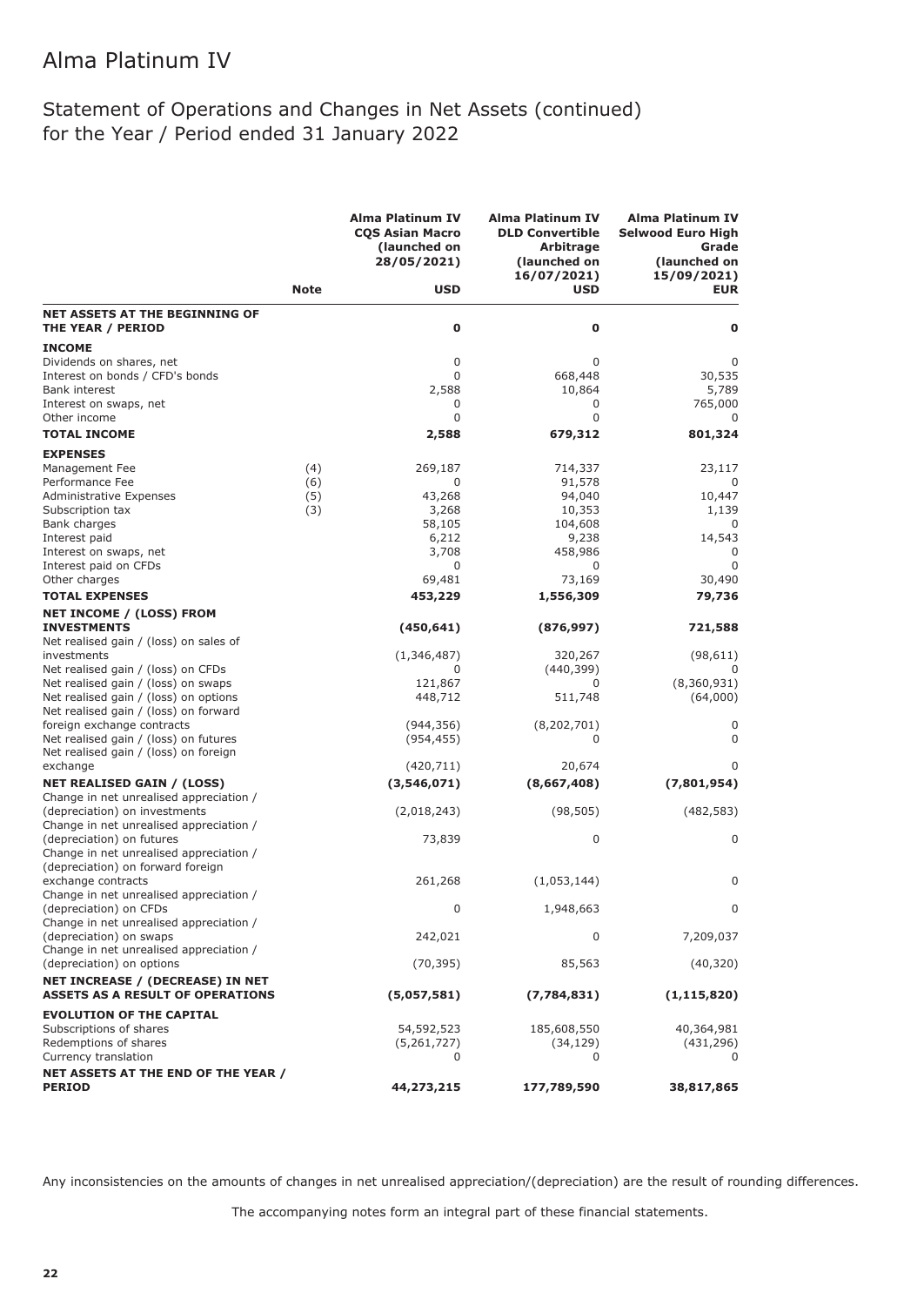# Alma Platinum IV

## Statement of Operations and Changes in Net Assets (continued) for the Year / Period ended 31 January 2022

| | Note | Alma Platinum IV CQS Asian Macro (launched on 28/05/2021) USD | Alma Platinum IV DLD Convertible Arbitrage (launched on 16/07/2021) USD | Alma Platinum IV Selwood Euro High Grade (launched on 15/09/2021) EUR |
|---|---|---|---|---|
| **NET ASSETS AT THE BEGINNING OF THE YEAR / PERIOD** | | **0** | **0** | **0** |
| **INCOME** | | | | |
| Dividends on shares, net | | 0 | 0 | 0 |
| Interest on bonds / CFD's bonds | | 0 | 668,448 | 30,535 |
| Bank interest | | 2,588 | 10,864 | 5,789 |
| Interest on swaps, net | | 0 | 0 | 765,000 |
| Other income | | 0 | 0 | 0 |
| **TOTAL INCOME** | | **2,588** | **679,312** | **801,324** |
| **EXPENSES** | | | | |
| Management Fee | (4) | 269,187 | 714,337 | 23,117 |
| Performance Fee | (6) | 0 | 91,578 | 0 |
| Administrative Expenses | (5) | 43,268 | 94,040 | 10,447 |
| Subscription tax | (3) | 3,268 | 10,353 | 1,139 |
| Bank charges | | 58,105 | 104,608 | 0 |
| Interest paid | | 6,212 | 9,238 | 14,543 |
| Interest on swaps, net | | 3,708 | 458,986 | 0 |
| Interest paid on CFDs | | 0 | 0 | 0 |
| Other charges | | 69,481 | 73,169 | 30,490 |
| **TOTAL EXPENSES** | | **453,229** | **1,556,309** | **79,736** |
| **NET INCOME / (LOSS) FROM INVESTMENTS** | | **(450,641)** | **(876,997)** | **721,588** |
| Net realised gain / (loss) on sales of investments | | (1,346,487) | 320,267 | (98,611) |
| Net realised gain / (loss) on CFDs | | 0 | (440,399) | 0 |
| Net realised gain / (loss) on swaps | | 121,867 | 0 | (8,360,931) |
| Net realised gain / (loss) on options | | 448,712 | 511,748 | (64,000) |
| Net realised gain / (loss) on forward foreign exchange contracts | | (944,356) | (8,202,701) | 0 |
| Net realised gain / (loss) on futures | | (954,455) | 0 | 0 |
| Net realised gain / (loss) on foreign exchange | | (420,711) | 20,674 | 0 |
| **NET REALISED GAIN / (LOSS)** | | **(3,546,071)** | **(8,667,408)** | **(7,801,954)** |
| Change in net unrealised appreciation / (depreciation) on investments | | (2,018,243) | (98,505) | (482,583) |
| Change in net unrealised appreciation / (depreciation) on futures | | 73,839 | 0 | 0 |
| Change in net unrealised appreciation / (depreciation) on forward foreign exchange contracts | | 261,268 | (1,053,144) | 0 |
| Change in net unrealised appreciation / (depreciation) on CFDs | | 0 | 1,948,663 | 0 |
| Change in net unrealised appreciation / (depreciation) on swaps | | 242,021 | 0 | 7,209,037 |
| Change in net unrealised appreciation / (depreciation) on options | | (70,395) | 85,563 | (40,320) |
| **NET INCREASE / (DECREASE) IN NET ASSETS AS A RESULT OF OPERATIONS** | | **(5,057,581)** | **(7,784,831)** | **(1,115,820)** |
| **EVOLUTION OF THE CAPITAL** | | | | |
| Subscriptions of shares | | 54,592,523 | 185,608,550 | 40,364,981 |
| Redemptions of shares | | (5,261,727) | (34,129) | (431,296) |
| Currency translation | | 0 | 0 | 0 |
| **NET ASSETS AT THE END OF THE YEAR / PERIOD** | | **44,273,215** | **177,789,590** | **38,817,865** |

Any inconsistencies on the amounts of changes in net unrealised appreciation/(depreciation) are the result of rounding differences.

The accompanying notes form an integral part of these financial statements.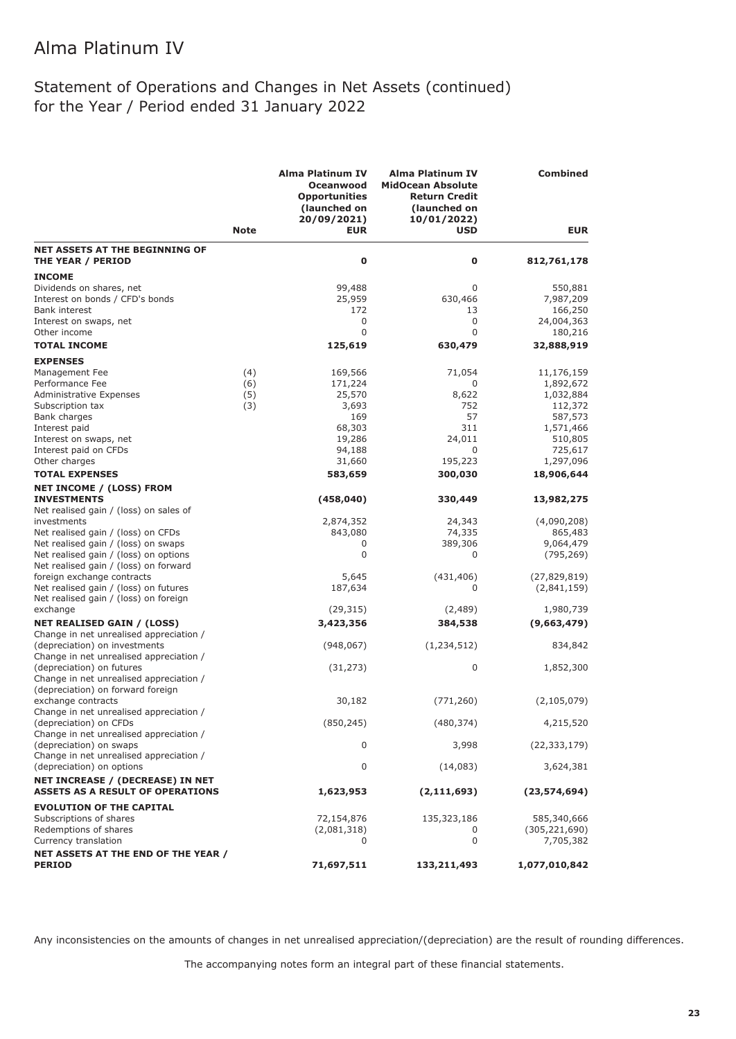# Alma Platinum IV

## Statement of Operations and Changes in Net Assets (continued) for the Year / Period ended 31 January 2022

| | Note | Alma Platinum IV Oceanwood Opportunities (launched on 20/09/2021) EUR | Alma Platinum IV MidOcean Absolute Return Credit (launched on 10/01/2022) USD | Combined EUR |
|---|---|---|---|---|
| **NET ASSETS AT THE BEGINNING OF THE YEAR / PERIOD** | | **0** | **0** | **812,761,178** |
| **INCOME** | | | | |
| Dividends on shares, net | | 99,488 | 0 | 550,881 |
| Interest on bonds / CFD's bonds | | 25,959 | 630,466 | 7,987,209 |
| Bank interest | | 172 | 13 | 166,250 |
| Interest on swaps, net | | 0 | 0 | 24,004,363 |
| Other income | | 0 | 0 | 180,216 |
| **TOTAL INCOME** | | **125,619** | **630,479** | **32,888,919** |
| **EXPENSES** | | | | |
| Management Fee | (4) | 169,566 | 71,054 | 11,176,159 |
| Performance Fee | (6) | 171,224 | 0 | 1,892,672 |
| Administrative Expenses | (5) | 25,570 | 8,622 | 1,032,884 |
| Subscription tax | (3) | 3,693 | 752 | 112,372 |
| Bank charges | | 169 | 57 | 587,573 |
| Interest paid | | 68,303 | 311 | 1,571,466 |
| Interest on swaps, net | | 19,286 | 24,011 | 510,805 |
| Interest paid on CFDs | | 94,188 | 0 | 725,617 |
| Other charges | | 31,660 | 195,223 | 1,297,096 |
| **TOTAL EXPENSES** | | **583,659** | **300,030** | **18,906,644** |
| **NET INCOME / (LOSS) FROM INVESTMENTS** | | **(458,040)** | **330,449** | **13,982,275** |
| Net realised gain / (loss) on sales of investments | | 2,874,352 | 24,343 | (4,090,208) |
| Net realised gain / (loss) on CFDs | | 843,080 | 74,335 | 865,483 |
| Net realised gain / (loss) on swaps | | 0 | 389,306 | 9,064,479 |
| Net realised gain / (loss) on options | | 0 | 0 | (795,269) |
| Net realised gain / (loss) on forward foreign exchange contracts | | 5,645 | (431,406) | (27,829,819) |
| Net realised gain / (loss) on futures | | 187,634 | 0 | (2,841,159) |
| Net realised gain / (loss) on foreign exchange | | (29,315) | (2,489) | 1,980,739 |
| **NET REALISED GAIN / (LOSS)** | | **3,423,356** | **384,538** | **(9,663,479)** |
| Change in net unrealised appreciation / (depreciation) on investments | | (948,067) | (1,234,512) | 834,842 |
| Change in net unrealised appreciation / (depreciation) on futures | | (31,273) | 0 | 1,852,300 |
| Change in net unrealised appreciation / (depreciation) on forward foreign exchange contracts | | 30,182 | (771,260) | (2,105,079) |
| Change in net unrealised appreciation / (depreciation) on CFDs | | (850,245) | (480,374) | 4,215,520 |
| Change in net unrealised appreciation / (depreciation) on swaps | | 0 | 3,998 | (22,333,179) |
| Change in net unrealised appreciation / (depreciation) on options | | 0 | (14,083) | 3,624,381 |
| **NET INCREASE / (DECREASE) IN NET ASSETS AS A RESULT OF OPERATIONS** | | **1,623,953** | **(2,111,693)** | **(23,574,694)** |
| **EVOLUTION OF THE CAPITAL** | | | | |
| Subscriptions of shares | | 72,154,876 | 135,323,186 | 585,340,666 |
| Redemptions of shares | | (2,081,318) | 0 | (305,221,690) |
| Currency translation | | 0 | 0 | 7,705,382 |
| **NET ASSETS AT THE END OF THE YEAR / PERIOD** | | **71,697,511** | **133,211,493** | **1,077,010,842** |

Any inconsistencies on the amounts of changes in net unrealised appreciation/(depreciation) are the result of rounding differences.

The accompanying notes form an integral part of these financial statements.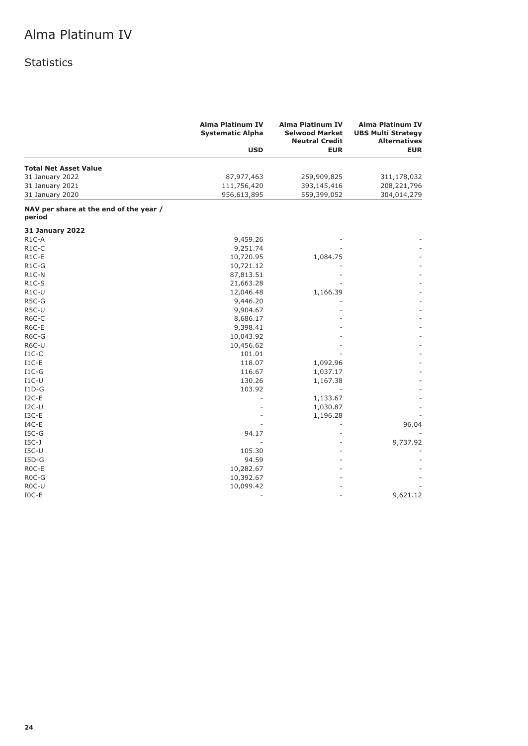# Alma Platinum IV

## Statistics

| | Alma Platinum IV Systematic Alpha | Alma Platinum IV Selwood Market Neutral Credit | Alma Platinum IV UBS Multi Strategy Alternatives |
|---|---|---|---|
| | **USD** | **EUR** | **EUR** |
| **Total Net Asset Value** | | | |
| 31 January 2022 | 87,977,463 | 259,909,825 | 311,178,032 |
| 31 January 2021 | 111,756,420 | 393,145,416 | 208,221,796 |
| 31 January 2020 | 956,613,895 | 559,399,052 | 304,014,279 |
| **NAV per share at the end of the year / period** | | | |
| **31 January 2022** | | | |
| R1C-A | 9,459.26 | - | - |
| R1C-C | 9,251.74 | - | - |
| R1C-E | 10,720.95 | 1,084.75 | - |
| R1C-G | 10,721.12 | - | - |
| R1C-N | 87,813.51 | - | - |
| R1C-S | 21,663.28 | - | - |
| R1C-U | 12,046.48 | 1,166.39 | - |
| R5C-G | 9,446.20 | - | - |
| R5C-U | 9,904.67 | - | - |
| R6C-C | 8,686.17 | - | - |
| R6C-E | 9,398.41 | - | - |
| R6C-G | 10,043.92 | - | - |
| R6C-U | 10,456.62 | - | - |
| I1C-C | 101.01 | - | - |
| I1C-E | 118.07 | 1,092.96 | - |
| I1C-G | 116.67 | 1,037.17 | - |
| I1C-U | 130.26 | 1,167.38 | - |
| I1D-G | 103.92 | - | - |
| I2C-E | - | 1,133.67 | - |
| I2C-U | - | 1,030.87 | - |
| I3C-E | - | 1,196.28 | - |
| I4C-E | - | - | 96.04 |
| I5C-G | 94.17 | - | - |
| I5C-J | - | - | 9,737.92 |
| I5C-U | 105.30 | - | - |
| I5D-G | 94.59 | - | - |
| R0C-E | 10,282.67 | - | - |
| R0C-G | 10,392.67 | - | - |
| R0C-U | 10,099.42 | - | - |
| I0C-E | - | - | 9,621.12 |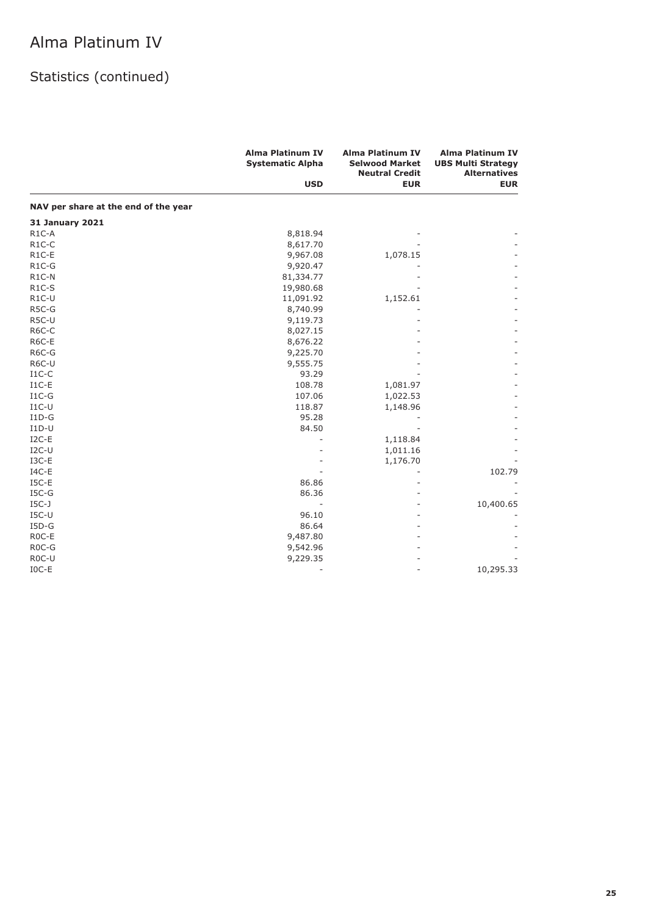# Alma Platinum IV

## Statistics (continued)

| | Alma Platinum IV Systematic Alpha | Alma Platinum IV Selwood Market Neutral Credit | Alma Platinum IV UBS Multi Strategy Alternatives |
|---|---|---|---|
| | USD | EUR | EUR |
| **NAV per share at the end of the year** | | | |
| **31 January 2021** | | | |
| R1C-A | 8,818.94 | - | - |
| R1C-C | 8,617.70 | - | - |
| R1C-E | 9,967.08 | 1,078.15 | - |
| R1C-G | 9,920.47 | - | - |
| R1C-N | 81,334.77 | - | - |
| R1C-S | 19,980.68 | - | - |
| R1C-U | 11,091.92 | 1,152.61 | - |
| R5C-G | 8,740.99 | - | - |
| R5C-U | 9,119.73 | - | - |
| R6C-C | 8,027.15 | - | - |
| R6C-E | 8,676.22 | - | - |
| R6C-G | 9,225.70 | - | - |
| R6C-U | 9,555.75 | - | - |
| I1C-C | 93.29 | - | - |
| I1C-E | 108.78 | 1,081.97 | - |
| I1C-G | 107.06 | 1,022.53 | - |
| I1C-U | 118.87 | 1,148.96 | - |
| I1D-G | 95.28 | - | - |
| I1D-U | 84.50 | - | - |
| I2C-E | - | 1,118.84 | - |
| I2C-U | - | 1,011.16 | - |
| I3C-E | - | 1,176.70 | - |
| I4C-E | - | - | 102.79 |
| I5C-E | 86.86 | - | - |
| I5C-G | 86.36 | - | - |
| I5C-J | - | - | 10,400.65 |
| I5C-U | 96.10 | - | - |
| I5D-G | 86.64 | - | - |
| R0C-E | 9,487.80 | - | - |
| R0C-G | 9,542.96 | - | - |
| R0C-U | 9,229.35 | - | - |
| I0C-E | - | - | 10,295.33 |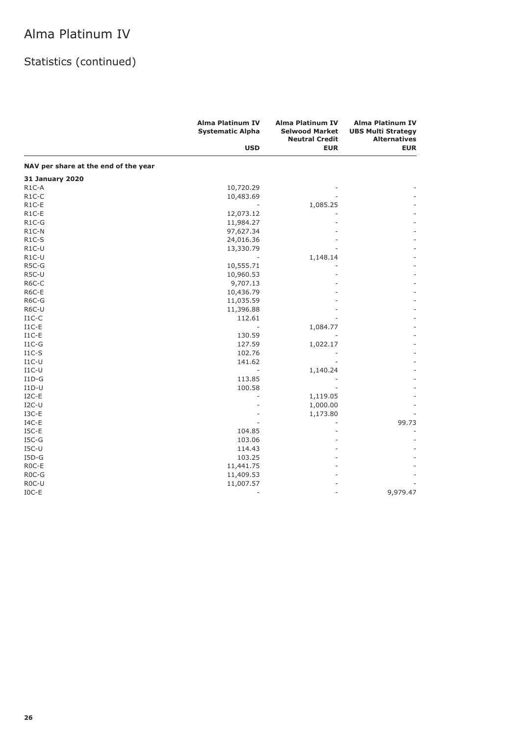# Alma Platinum IV

## Statistics (continued)

| | Alma Platinum IV Systematic Alpha | Alma Platinum IV Selwood Market Neutral Credit | Alma Platinum IV UBS Multi Strategy Alternatives |
|---|---|---|---|
| | USD | EUR | EUR |
| **NAV per share at the end of the year** | | | |
| **31 January 2020** | | | |
| R1C-A | 10,720.29 | - | - |
| R1C-C | 10,483.69 | - | - |
| R1C-E | - | 1,085.25 | - |
| R1C-E | 12,073.12 | - | - |
| R1C-G | 11,984.27 | - | - |
| R1C-N | 97,627.34 | - | - |
| R1C-S | 24,016.36 | - | - |
| R1C-U | 13,330.79 | - | - |
| R1C-U | - | 1,148.14 | - |
| R5C-G | 10,555.71 | - | - |
| R5C-U | 10,960.53 | - | - |
| R6C-C | 9,707.13 | - | - |
| R6C-E | 10,436.79 | - | - |
| R6C-G | 11,035.59 | - | - |
| R6C-U | 11,396.88 | - | - |
| I1C-C | 112.61 | - | - |
| I1C-E | - | 1,084.77 | - |
| I1C-E | 130.59 | - | - |
| I1C-G | 127.59 | 1,022.17 | - |
| I1C-S | 102.76 | - | - |
| I1C-U | 141.62 | - | - |
| I1C-U | - | 1,140.24 | - |
| I1D-G | 113.85 | - | - |
| I1D-U | 100.58 | - | - |
| I2C-E | - | 1,119.05 | - |
| I2C-U | - | 1,000.00 | - |
| I3C-E | - | 1,173.80 | - |
| I4C-E | - | - | 99.73 |
| I5C-E | 104.85 | - | - |
| I5C-G | 103.06 | - | - |
| I5C-U | 114.43 | - | - |
| I5D-G | 103.25 | - | - |
| R0C-E | 11,441.75 | - | - |
| R0C-G | 11,409.53 | - | - |
| R0C-U | 11,007.57 | - | - |
| I0C-E | - | - | 9,979.47 |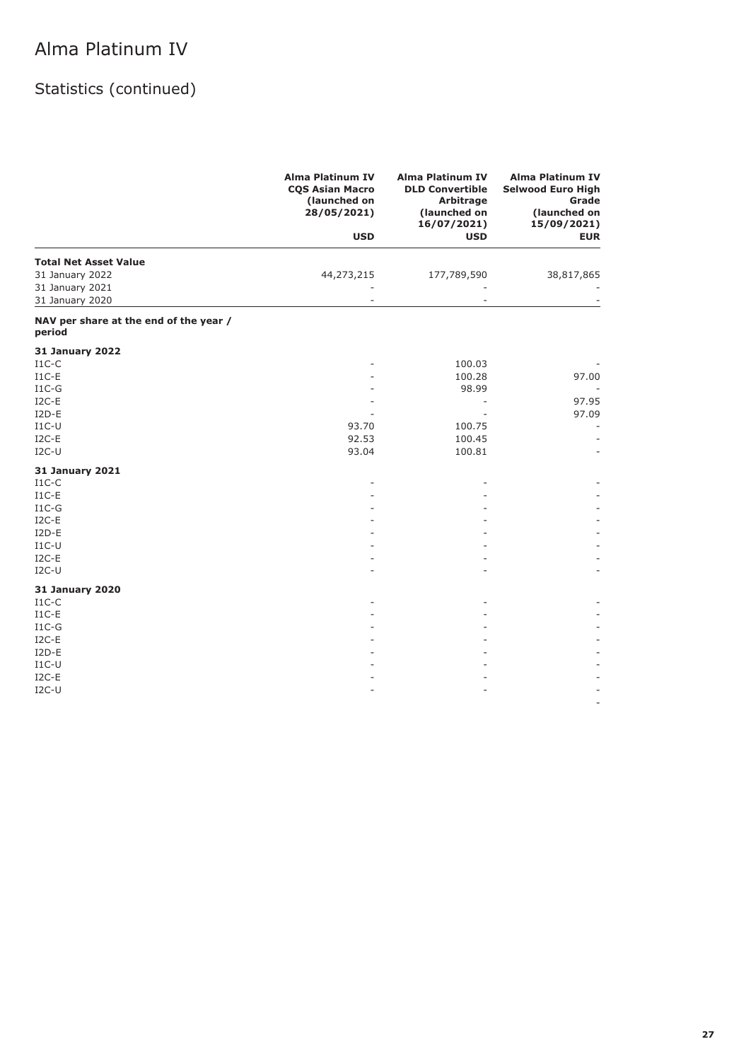# Alma Platinum IV

## Statistics (continued)

| | Alma Platinum IV CQS Asian Macro (launched on 28/05/2021) | Alma Platinum IV DLD Convertible Arbitrage (launched on 16/07/2021) | Alma Platinum IV Selwood Euro High Grade (launched on 15/09/2021) |
|---|---|---|---|
| | USD | USD | EUR |
| **Total Net Asset Value** | | | |
| 31 January 2022 | 44,273,215 | 177,789,590 | 38,817,865 |
| 31 January 2021 | - | - | - |
| 31 January 2020 | - | - | - |
| **NAV per share at the end of the year / period** | | | |
| **31 January 2022** | | | |
| I1C-C | - | 100.03 | - |
| I1C-E | - | 100.28 | 97.00 |
| I1C-G | - | 98.99 | - |
| I2C-E | - | - | 97.95 |
| I2D-E | - | - | 97.09 |
| I1C-U | 93.70 | 100.75 | - |
| I2C-E | 92.53 | 100.45 | - |
| I2C-U | 93.04 | 100.81 | - |
| **31 January 2021** | | | |
| I1C-C | - | - | - |
| I1C-E | - | - | - |
| I1C-G | - | - | - |
| I2C-E | - | - | - |
| I2D-E | - | - | - |
| I1C-U | - | - | - |
| I2C-E | - | - | - |
| I2C-U | - | - | - |
| **31 January 2020** | | | |
| I1C-C | - | - | - |
| I1C-E | - | - | - |
| I1C-G | - | - | - |
| I2C-E | - | - | - |
| I2D-E | - | - | - |
| I1C-U | - | - | - |
| I2C-E | - | - | - |
| I2C-U | - | - | - |
| | | | - |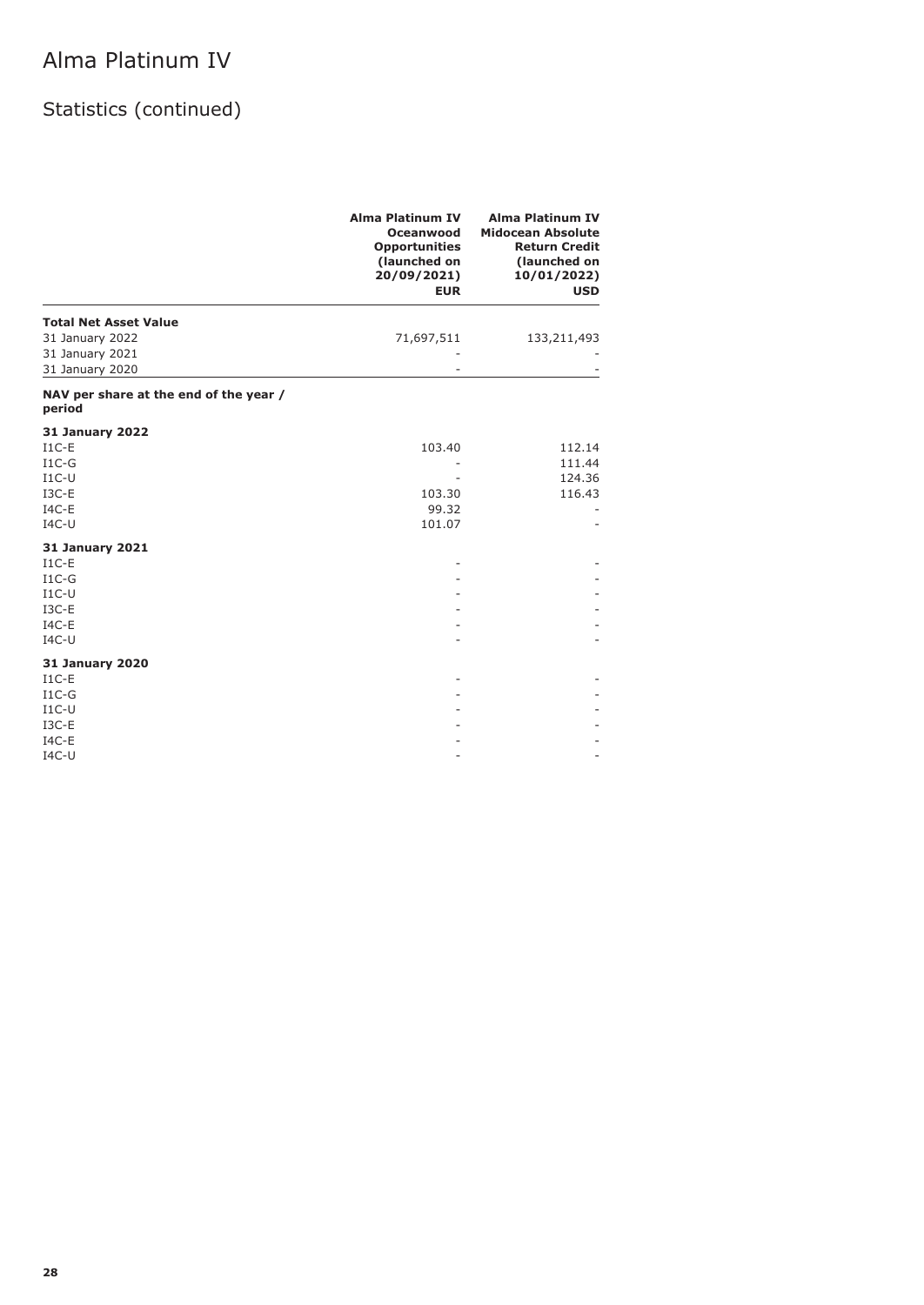# Alma Platinum IV

## Statistics (continued)

| | Alma Platinum IV Oceanwood Opportunities (launched on 20/09/2021) EUR | Alma Platinum IV Midocean Absolute Return Credit (launched on 10/01/2022) USD |
|---|---|---|
| **Total Net Asset Value** | | |
| 31 January 2022 | 71,697,511 | 133,211,493 |
| 31 January 2021 | - | - |
| 31 January 2020 | - | - |
| **NAV per share at the end of the year / period** | | |
| **31 January 2022** | | |
| I1C-E | 103.40 | 112.14 |
| I1C-G | - | 111.44 |
| I1C-U | - | 124.36 |
| I3C-E | 103.30 | 116.43 |
| I4C-E | 99.32 | - |
| I4C-U | 101.07 | - |
| **31 January 2021** | | |
| I1C-E | - | - |
| I1C-G | - | - |
| I1C-U | - | - |
| I3C-E | - | - |
| I4C-E | - | - |
| I4C-U | - | - |
| **31 January 2020** | | |
| I1C-E | - | - |
| I1C-G | - | - |
| I1C-U | - | - |
| I3C-E | - | - |
| I4C-E | - | - |
| I4C-U | - | - |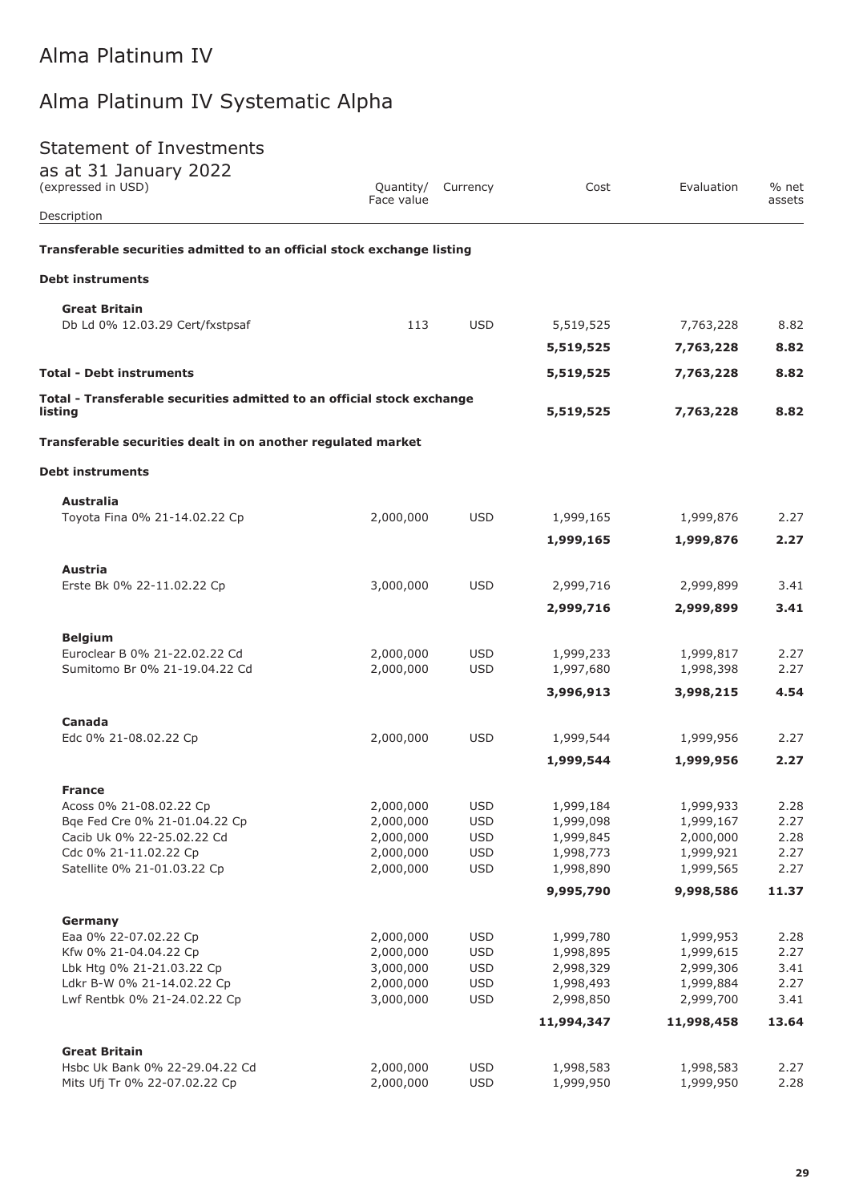# Alma Platinum IV

## Alma Platinum IV Systematic Alpha

### Statement of Investments

as at 31 January 2022
(expressed in USD)

| Description | Quantity/ Face value | Currency | Cost | Evaluation | % net assets |
|---|---|---|---|---|---|
| **Transferable securities admitted to an official stock exchange listing** | | | | | |
| **Debt instruments** | | | | | |
| **Great Britain** | | | | | |
| Db Ld 0% 12.03.29 Cert/fxstpsaf | 113 | USD | 5,519,525 | 7,763,228 | 8.82 |
| | | | **5,519,525** | **7,763,228** | **8.82** |
| **Total - Debt instruments** | | | **5,519,525** | **7,763,228** | **8.82** |
| **Total - Transferable securities admitted to an official stock exchange listing** | | | **5,519,525** | **7,763,228** | **8.82** |
| **Transferable securities dealt in on another regulated market** | | | | | |
| **Debt instruments** | | | | | |
| **Australia** | | | | | |
| Toyota Fina 0% 21-14.02.22 Cp | 2,000,000 | USD | 1,999,165 | 1,999,876 | 2.27 |
| | | | **1,999,165** | **1,999,876** | **2.27** |
| **Austria** | | | | | |
| Erste Bk 0% 22-11.02.22 Cp | 3,000,000 | USD | 2,999,716 | 2,999,899 | 3.41 |
| | | | **2,999,716** | **2,999,899** | **3.41** |
| **Belgium** | | | | | |
| Euroclear B 0% 21-22.02.22 Cd | 2,000,000 | USD | 1,999,233 | 1,999,817 | 2.27 |
| Sumitomo Br 0% 21-19.04.22 Cd | 2,000,000 | USD | 1,997,680 | 1,998,398 | 2.27 |
| | | | **3,996,913** | **3,998,215** | **4.54** |
| **Canada** | | | | | |
| Edc 0% 21-08.02.22 Cp | 2,000,000 | USD | 1,999,544 | 1,999,956 | 2.27 |
| | | | **1,999,544** | **1,999,956** | **2.27** |
| **France** | | | | | |
| Acoss 0% 21-08.02.22 Cp | 2,000,000 | USD | 1,999,184 | 1,999,933 | 2.28 |
| Bqe Fed Cre 0% 21-01.04.22 Cp | 2,000,000 | USD | 1,999,098 | 1,999,167 | 2.27 |
| Cacib Uk 0% 22-25.02.22 Cd | 2,000,000 | USD | 1,999,845 | 2,000,000 | 2.28 |
| Cdc 0% 21-11.02.22 Cp | 2,000,000 | USD | 1,998,773 | 1,999,921 | 2.27 |
| Satellite 0% 21-01.03.22 Cp | 2,000,000 | USD | 1,998,890 | 1,999,565 | 2.27 |
| | | | **9,995,790** | **9,998,586** | **11.37** |
| **Germany** | | | | | |
| Eaa 0% 22-07.02.22 Cp | 2,000,000 | USD | 1,999,780 | 1,999,953 | 2.28 |
| Kfw 0% 21-04.04.22 Cp | 2,000,000 | USD | 1,998,895 | 1,999,615 | 2.27 |
| Lbk Htg 0% 21-21.03.22 Cp | 3,000,000 | USD | 2,998,329 | 2,999,306 | 3.41 |
| Ldkr B-W 0% 21-14.02.22 Cp | 2,000,000 | USD | 1,998,493 | 1,999,884 | 2.27 |
| Lwf Rentbk 0% 21-24.02.22 Cp | 3,000,000 | USD | 2,998,850 | 2,999,700 | 3.41 |
| | | | **11,994,347** | **11,998,458** | **13.64** |
| **Great Britain** | | | | | |
| Hsbc Uk Bank 0% 22-29.04.22 Cd | 2,000,000 | USD | 1,998,583 | 1,998,583 | 2.27 |
| Mits Ufj Tr 0% 22-07.02.22 Cp | 2,000,000 | USD | 1,999,950 | 1,999,950 | 2.28 |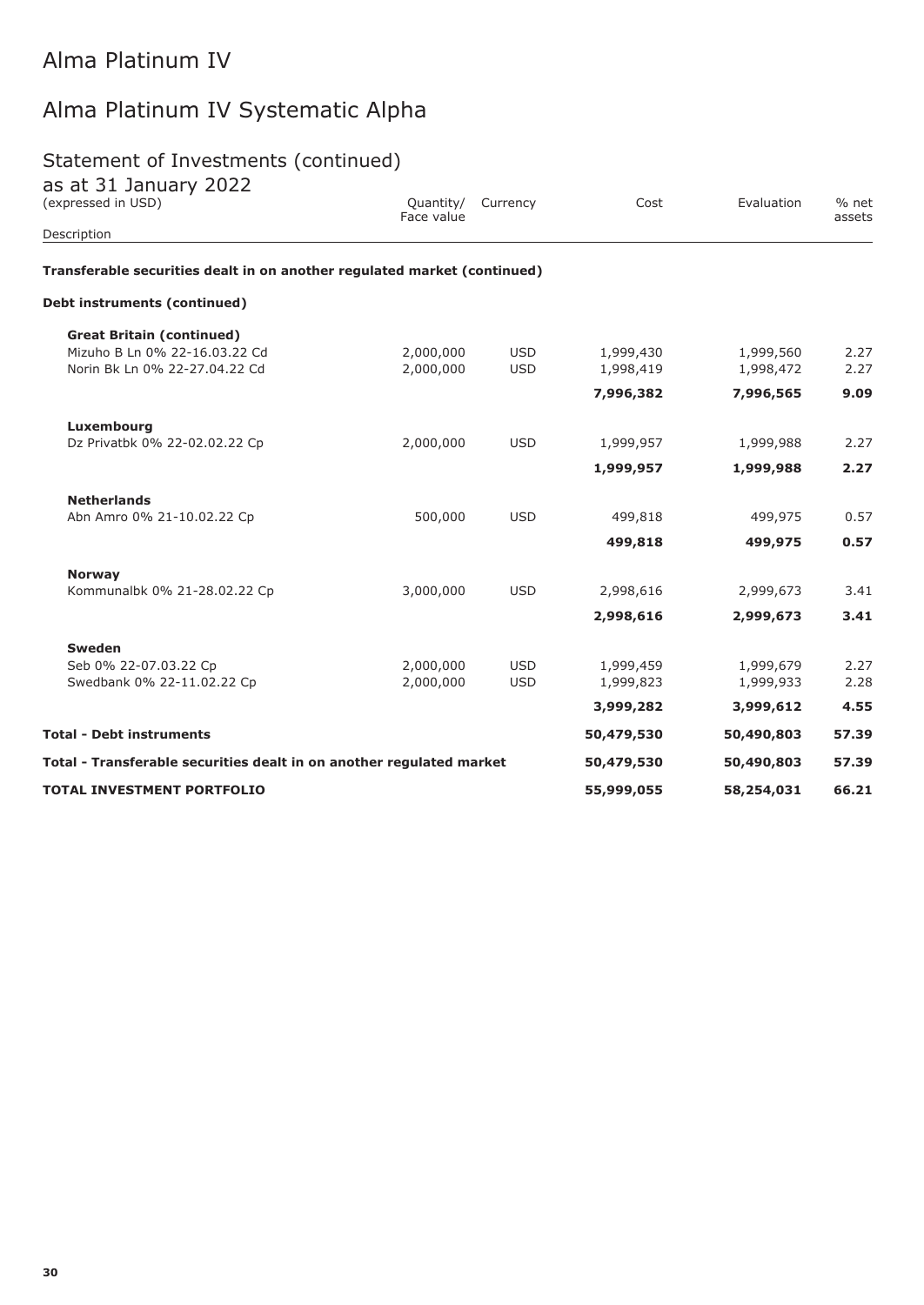# Alma Platinum IV

## Alma Platinum IV Systematic Alpha

### Statement of Investments (continued)

as at 31 January 2022
(expressed in USD)

| Description | Quantity/ Face value | Currency | Cost | Evaluation | % net assets |
|---|---|---|---|---|---|
| **Transferable securities dealt in on another regulated market (continued)** | | | | | |
| **Debt instruments (continued)** | | | | | |
| **Great Britain (continued)** | | | | | |
| Mizuho B Ln 0% 22-16.03.22 Cd | 2,000,000 | USD | 1,999,430 | 1,999,560 | 2.27 |
| Norin Bk Ln 0% 22-27.04.22 Cd | 2,000,000 | USD | 1,998,419 | 1,998,472 | 2.27 |
| | | | **7,996,382** | **7,996,565** | **9.09** |
| **Luxembourg** | | | | | |
| Dz Privatbk 0% 22-02.02.22 Cp | 2,000,000 | USD | 1,999,957 | 1,999,988 | 2.27 |
| | | | **1,999,957** | **1,999,988** | **2.27** |
| **Netherlands** | | | | | |
| Abn Amro 0% 21-10.02.22 Cp | 500,000 | USD | 499,818 | 499,975 | 0.57 |
| | | | **499,818** | **499,975** | **0.57** |
| **Norway** | | | | | |
| Kommunalbk 0% 21-28.02.22 Cp | 3,000,000 | USD | 2,998,616 | 2,999,673 | 3.41 |
| | | | **2,998,616** | **2,999,673** | **3.41** |
| **Sweden** | | | | | |
| Seb 0% 22-07.03.22 Cp | 2,000,000 | USD | 1,999,459 | 1,999,679 | 2.27 |
| Swedbank 0% 22-11.02.22 Cp | 2,000,000 | USD | 1,999,823 | 1,999,933 | 2.28 |
| | | | **3,999,282** | **3,999,612** | **4.55** |
| **Total - Debt instruments** | | | **50,479,530** | **50,490,803** | **57.39** |
| **Total - Transferable securities dealt in on another regulated market** | | | **50,479,530** | **50,490,803** | **57.39** |
| **TOTAL INVESTMENT PORTFOLIO** | | | **55,999,055** | **58,254,031** | **66.21** |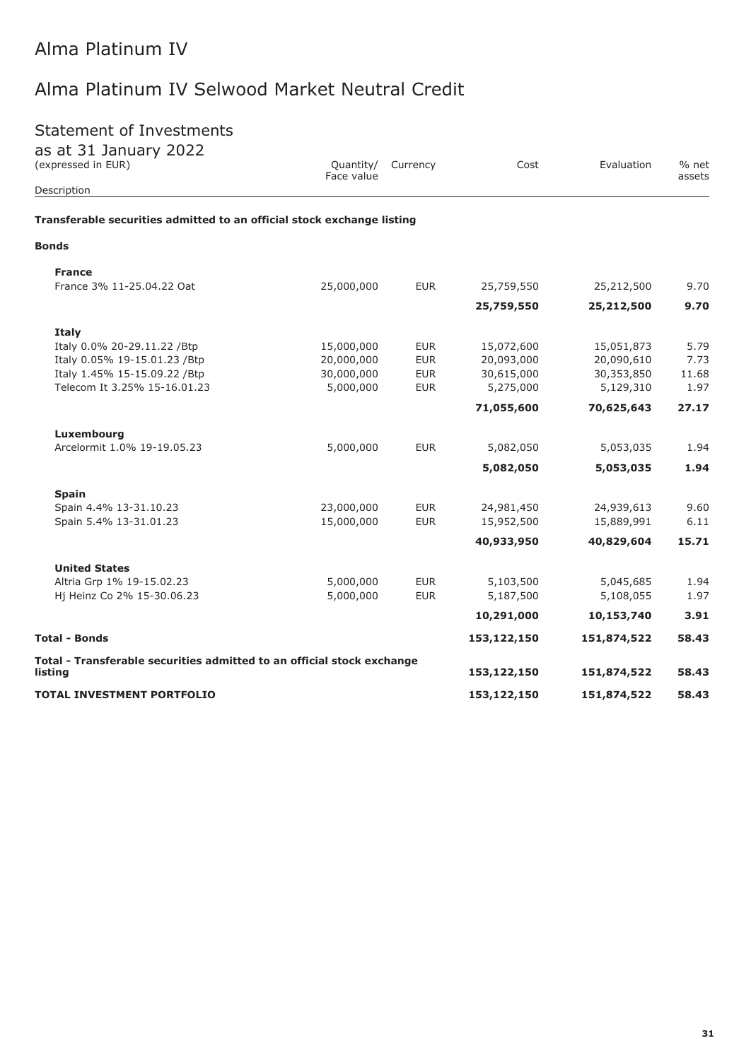# Alma Platinum IV

## Alma Platinum IV Selwood Market Neutral Credit

### Statement of Investments

as at 31 January 2022
(expressed in EUR)

| Description | Quantity/ Face value | Currency | Cost | Evaluation | % net assets |
|---|---|---|---|---|---|
| **Transferable securities admitted to an official stock exchange listing** | | | | | |
| **Bonds** | | | | | |
| **France** | | | | | |
| France 3% 11-25.04.22 Oat | 25,000,000 | EUR | 25,759,550 | 25,212,500 | 9.70 |
| | | | **25,759,550** | **25,212,500** | **9.70** |
| **Italy** | | | | | |
| Italy 0.0% 20-29.11.22 /Btp | 15,000,000 | EUR | 15,072,600 | 15,051,873 | 5.79 |
| Italy 0.05% 19-15.01.23 /Btp | 20,000,000 | EUR | 20,093,000 | 20,090,610 | 7.73 |
| Italy 1.45% 15-15.09.22 /Btp | 30,000,000 | EUR | 30,615,000 | 30,353,850 | 11.68 |
| Telecom It 3.25% 15-16.01.23 | 5,000,000 | EUR | 5,275,000 | 5,129,310 | 1.97 |
| | | | **71,055,600** | **70,625,643** | **27.17** |
| **Luxembourg** | | | | | |
| Arcelormit 1.0% 19-19.05.23 | 5,000,000 | EUR | 5,082,050 | 5,053,035 | 1.94 |
| | | | **5,082,050** | **5,053,035** | **1.94** |
| **Spain** | | | | | |
| Spain 4.4% 13-31.10.23 | 23,000,000 | EUR | 24,981,450 | 24,939,613 | 9.60 |
| Spain 5.4% 13-31.01.23 | 15,000,000 | EUR | 15,952,500 | 15,889,991 | 6.11 |
| | | | **40,933,950** | **40,829,604** | **15.71** |
| **United States** | | | | | |
| Altria Grp 1% 19-15.02.23 | 5,000,000 | EUR | 5,103,500 | 5,045,685 | 1.94 |
| Hj Heinz Co 2% 15-30.06.23 | 5,000,000 | EUR | 5,187,500 | 5,108,055 | 1.97 |
| | | | **10,291,000** | **10,153,740** | **3.91** |
| **Total - Bonds** | | | **153,122,150** | **151,874,522** | **58.43** |
| **Total - Transferable securities admitted to an official stock exchange listing** | | | **153,122,150** | **151,874,522** | **58.43** |
| **TOTAL INVESTMENT PORTFOLIO** | | | **153,122,150** | **151,874,522** | **58.43** |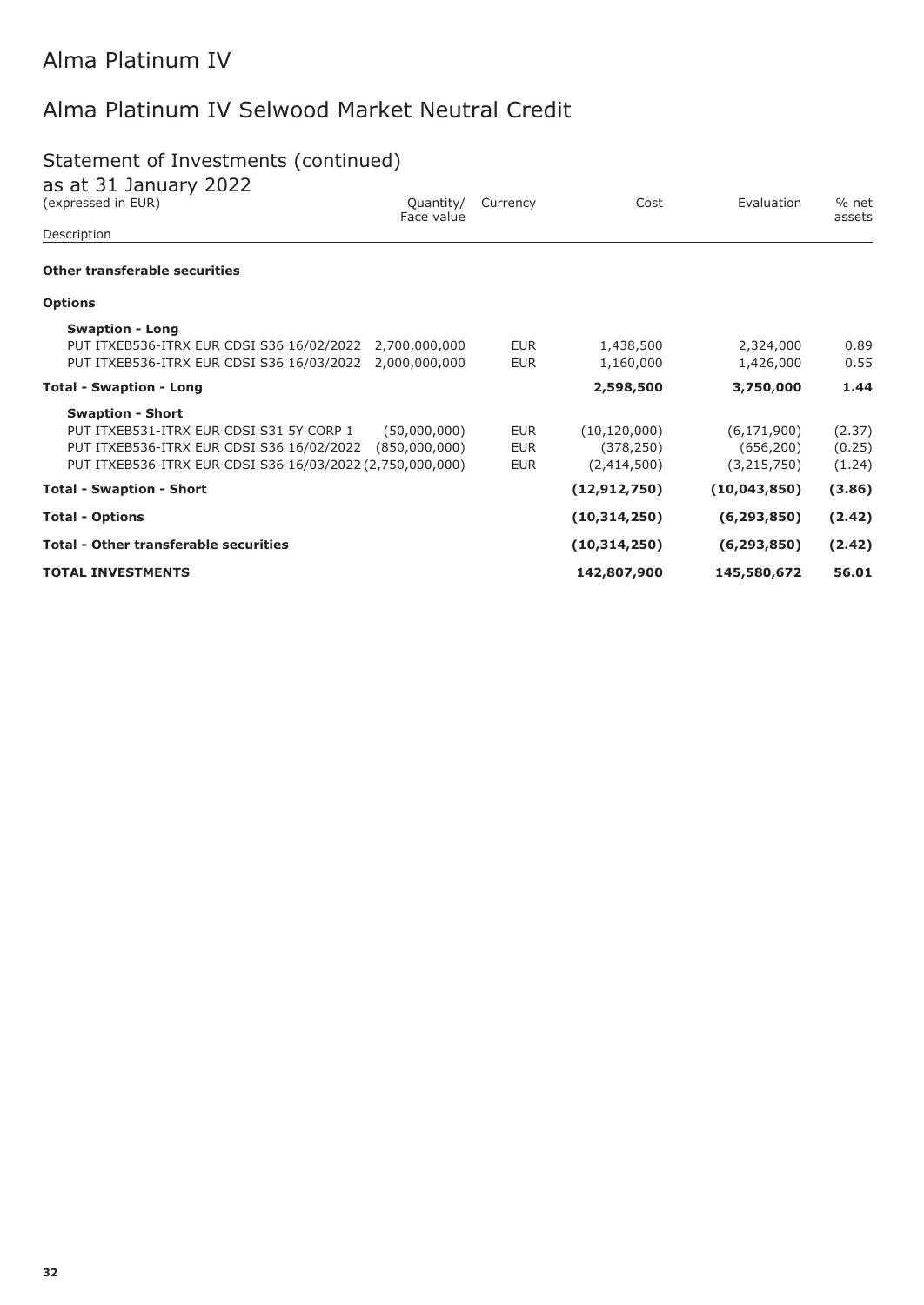# Alma Platinum IV

## Alma Platinum IV Selwood Market Neutral Credit

### Statement of Investments (continued)

as at 31 January 2022
(expressed in EUR)

| Description | Quantity/ Face value | Currency | Cost | Evaluation | % net assets |
|---|---|---|---|---|---|
| **Other transferable securities** | | | | | |
| **Options** | | | | | |
| **Swaption - Long** | | | | | |
| PUT ITXEB536-ITRX EUR CDSI S36 16/02/2022 | 2,700,000,000 | EUR | 1,438,500 | 2,324,000 | 0.89 |
| PUT ITXEB536-ITRX EUR CDSI S36 16/03/2022 | 2,000,000,000 | EUR | 1,160,000 | 1,426,000 | 0.55 |
| **Total - Swaption - Long** | | | **2,598,500** | **3,750,000** | **1.44** |
| **Swaption - Short** | | | | | |
| PUT ITXEB531-ITRX EUR CDSI S31 5Y CORP 1 | (50,000,000) | EUR | (10,120,000) | (6,171,900) | (2.37) |
| PUT ITXEB536-ITRX EUR CDSI S36 16/02/2022 | (850,000,000) | EUR | (378,250) | (656,200) | (0.25) |
| PUT ITXEB536-ITRX EUR CDSI S36 16/03/2022 | (2,750,000,000) | EUR | (2,414,500) | (3,215,750) | (1.24) |
| **Total - Swaption - Short** | | | **(12,912,750)** | **(10,043,850)** | **(3.86)** |
| **Total - Options** | | | **(10,314,250)** | **(6,293,850)** | **(2.42)** |
| **Total - Other transferable securities** | | | **(10,314,250)** | **(6,293,850)** | **(2.42)** |
| **TOTAL INVESTMENTS** | | | **142,807,900** | **145,580,672** | **56.01** |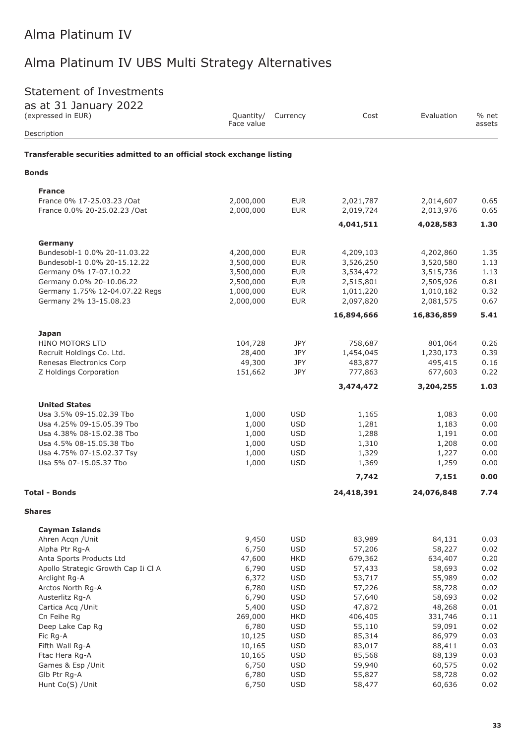# Alma Platinum IV

## Alma Platinum IV UBS Multi Strategy Alternatives

### Statement of Investments

as at 31 January 2022
(expressed in EUR)

| Description | Quantity/ Face value | Currency | Cost | Evaluation | % net assets |
|---|---|---|---|---|---|
| **Transferable securities admitted to an official stock exchange listing** | | | | | |
| **Bonds** | | | | | |
| **France** | | | | | |
| France 0% 17-25.03.23 /Oat | 2,000,000 | EUR | 2,021,787 | 2,014,607 | 0.65 |
| France 0.0% 20-25.02.23 /Oat | 2,000,000 | EUR | 2,019,724 | 2,013,976 | 0.65 |
| | | | **4,041,511** | **4,028,583** | **1.30** |
| **Germany** | | | | | |
| Bundesobl-1 0.0% 20-11.03.22 | 4,200,000 | EUR | 4,209,103 | 4,202,860 | 1.35 |
| Bundesobl-1 0.0% 20-15.12.22 | 3,500,000 | EUR | 3,526,250 | 3,520,580 | 1.13 |
| Germany 0% 17-07.10.22 | 3,500,000 | EUR | 3,534,472 | 3,515,736 | 1.13 |
| Germany 0.0% 20-10.06.22 | 2,500,000 | EUR | 2,515,801 | 2,505,926 | 0.81 |
| Germany 1.75% 12-04.07.22 Regs | 1,000,000 | EUR | 1,011,220 | 1,010,182 | 0.32 |
| Germany 2% 13-15.08.23 | 2,000,000 | EUR | 2,097,820 | 2,081,575 | 0.67 |
| | | | **16,894,666** | **16,836,859** | **5.41** |
| **Japan** | | | | | |
| HINO MOTORS LTD | 104,728 | JPY | 758,687 | 801,064 | 0.26 |
| Recruit Holdings Co. Ltd. | 28,400 | JPY | 1,454,045 | 1,230,173 | 0.39 |
| Renesas Electronics Corp | 49,300 | JPY | 483,877 | 495,415 | 0.16 |
| Z Holdings Corporation | 151,662 | JPY | 777,863 | 677,603 | 0.22 |
| | | | **3,474,472** | **3,204,255** | **1.03** |
| **United States** | | | | | |
| Usa 3.5% 09-15.02.39 Tbo | 1,000 | USD | 1,165 | 1,083 | 0.00 |
| Usa 4.25% 09-15.05.39 Tbo | 1,000 | USD | 1,281 | 1,183 | 0.00 |
| Usa 4.38% 08-15.02.38 Tbo | 1,000 | USD | 1,288 | 1,191 | 0.00 |
| Usa 4.5% 08-15.05.38 Tbo | 1,000 | USD | 1,310 | 1,208 | 0.00 |
| Usa 4.75% 07-15.02.37 Tsy | 1,000 | USD | 1,329 | 1,227 | 0.00 |
| Usa 5% 07-15.05.37 Tbo | 1,000 | USD | 1,369 | 1,259 | 0.00 |
| | | | **7,742** | **7,151** | **0.00** |
| **Total - Bonds** | | | **24,418,391** | **24,076,848** | **7.74** |
| **Shares** | | | | | |
| **Cayman Islands** | | | | | |
| Ahren Acqn /Unit | 9,450 | USD | 83,989 | 84,131 | 0.03 |
| Alpha Ptr Rg-A | 6,750 | USD | 57,206 | 58,227 | 0.02 |
| Anta Sports Products Ltd | 47,600 | HKD | 679,362 | 634,407 | 0.20 |
| Apollo Strategic Growth Cap Ii Cl A | 6,790 | USD | 57,433 | 58,693 | 0.02 |
| Arclight Rg-A | 6,372 | USD | 53,717 | 55,989 | 0.02 |
| Arctos North Rg-A | 6,780 | USD | 57,226 | 58,728 | 0.02 |
| Austerlitz Rg-A | 6,790 | USD | 57,640 | 58,693 | 0.02 |
| Cartica Acq /Unit | 5,400 | USD | 47,872 | 48,268 | 0.01 |
| Cn Feihe Rg | 269,000 | HKD | 406,405 | 331,746 | 0.11 |
| Deep Lake Cap Rg | 6,780 | USD | 55,110 | 59,091 | 0.02 |
| Fic Rg-A | 10,125 | USD | 85,314 | 86,979 | 0.03 |
| Fifth Wall Rg-A | 10,165 | USD | 83,017 | 88,411 | 0.03 |
| Ftac Hera Rg-A | 10,165 | USD | 85,568 | 88,139 | 0.03 |
| Games & Esp /Unit | 6,750 | USD | 59,940 | 60,575 | 0.02 |
| Glb Ptr Rg-A | 6,780 | USD | 55,827 | 58,728 | 0.02 |
| Hunt Co(S) /Unit | 6,750 | USD | 58,477 | 60,636 | 0.02 |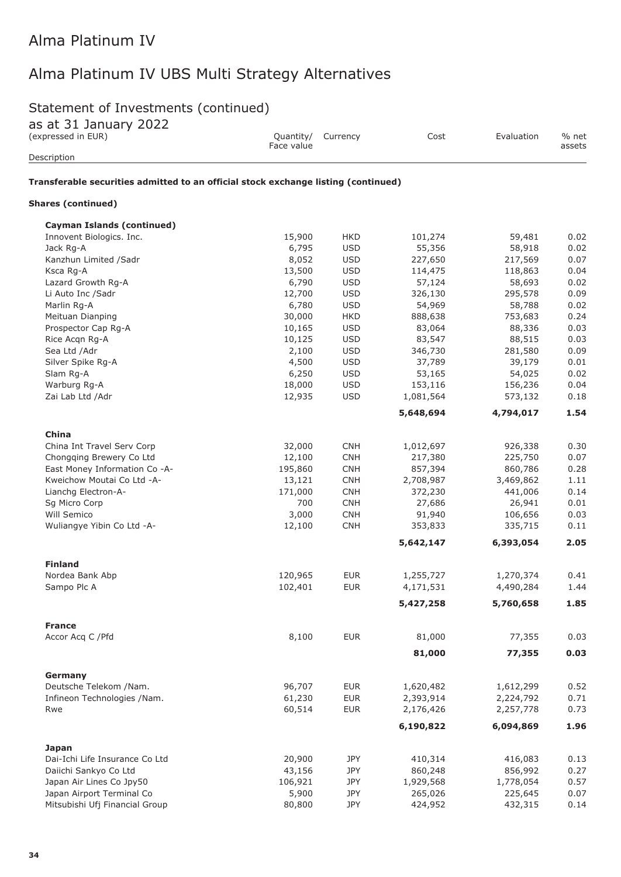# Alma Platinum IV

## Alma Platinum IV UBS Multi Strategy Alternatives

### Statement of Investments (continued)

as at 31 January 2022
(expressed in EUR)

| Description | Quantity/ Face value | Currency | Cost | Evaluation | % net assets |
|---|---|---|---|---|---|
| **Transferable securities admitted to an official stock exchange listing (continued)** | | | | | |
| **Shares (continued)** | | | | | |
| **Cayman Islands (continued)** | | | | | |
| Innovent Biologics. Inc. | 15,900 | HKD | 101,274 | 59,481 | 0.02 |
| Jack Rg-A | 6,795 | USD | 55,356 | 58,918 | 0.02 |
| Kanzhun Limited /Sadr | 8,052 | USD | 227,650 | 217,569 | 0.07 |
| Ksca Rg-A | 13,500 | USD | 114,475 | 118,863 | 0.04 |
| Lazard Growth Rg-A | 6,790 | USD | 57,124 | 58,693 | 0.02 |
| Li Auto Inc /Sadr | 12,700 | USD | 326,130 | 295,578 | 0.09 |
| Marlin Rg-A | 6,780 | USD | 54,969 | 58,788 | 0.02 |
| Meituan Dianping | 30,000 | HKD | 888,638 | 753,683 | 0.24 |
| Prospector Cap Rg-A | 10,165 | USD | 83,064 | 88,336 | 0.03 |
| Rice Acqn Rg-A | 10,125 | USD | 83,547 | 88,515 | 0.03 |
| Sea Ltd /Adr | 2,100 | USD | 346,730 | 281,580 | 0.09 |
| Silver Spike Rg-A | 4,500 | USD | 37,789 | 39,179 | 0.01 |
| Slam Rg-A | 6,250 | USD | 53,165 | 54,025 | 0.02 |
| Warburg Rg-A | 18,000 | USD | 153,116 | 156,236 | 0.04 |
| Zai Lab Ltd /Adr | 12,935 | USD | 1,081,564 | 573,132 | 0.18 |
| | | | **5,648,694** | **4,794,017** | **1.54** |
| **China** | | | | | |
| China Int Travel Serv Corp | 32,000 | CNH | 1,012,697 | 926,338 | 0.30 |
| Chongqing Brewery Co Ltd | 12,100 | CNH | 217,380 | 225,750 | 0.07 |
| East Money Information Co -A- | 195,860 | CNH | 857,394 | 860,786 | 0.28 |
| Kweichow Moutai Co Ltd -A- | 13,121 | CNH | 2,708,987 | 3,469,862 | 1.11 |
| Lianchg Electron-A- | 171,000 | CNH | 372,230 | 441,006 | 0.14 |
| Sg Micro Corp | 700 | CNH | 27,686 | 26,941 | 0.01 |
| Will Semico | 3,000 | CNH | 91,940 | 106,656 | 0.03 |
| Wuliangye Yibin Co Ltd -A- | 12,100 | CNH | 353,833 | 335,715 | 0.11 |
| | | | **5,642,147** | **6,393,054** | **2.05** |
| **Finland** | | | | | |
| Nordea Bank Abp | 120,965 | EUR | 1,255,727 | 1,270,374 | 0.41 |
| Sampo Plc A | 102,401 | EUR | 4,171,531 | 4,490,284 | 1.44 |
| | | | **5,427,258** | **5,760,658** | **1.85** |
| **France** | | | | | |
| Accor Acq C /Pfd | 8,100 | EUR | 81,000 | 77,355 | 0.03 |
| | | | **81,000** | **77,355** | **0.03** |
| **Germany** | | | | | |
| Deutsche Telekom /Nam. | 96,707 | EUR | 1,620,482 | 1,612,299 | 0.52 |
| Infineon Technologies /Nam. | 61,230 | EUR | 2,393,914 | 2,224,792 | 0.71 |
| Rwe | 60,514 | EUR | 2,176,426 | 2,257,778 | 0.73 |
| | | | **6,190,822** | **6,094,869** | **1.96** |
| **Japan** | | | | | |
| Dai-Ichi Life Insurance Co Ltd | 20,900 | JPY | 410,314 | 416,083 | 0.13 |
| Daiichi Sankyo Co Ltd | 43,156 | JPY | 860,248 | 856,992 | 0.27 |
| Japan Air Lines Co Jpy50 | 106,921 | JPY | 1,929,568 | 1,778,054 | 0.57 |
| Japan Airport Terminal Co | 5,900 | JPY | 265,026 | 225,645 | 0.07 |
| Mitsubishi Ufj Financial Group | 80,800 | JPY | 424,952 | 432,315 | 0.14 |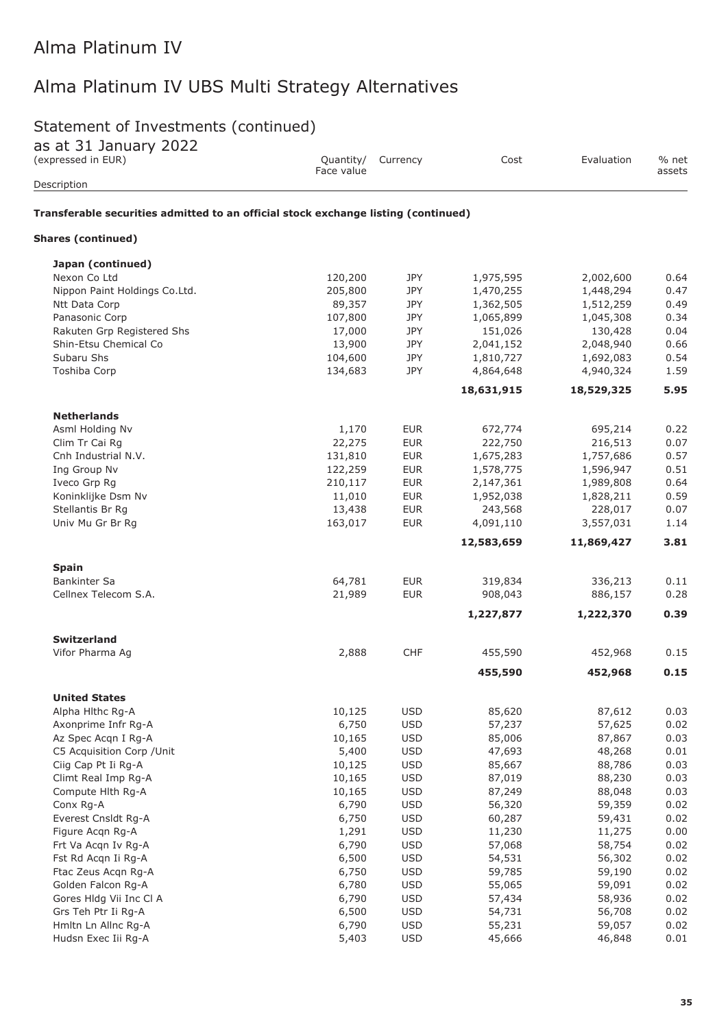# Alma Platinum IV

## Alma Platinum IV UBS Multi Strategy Alternatives

### Statement of Investments (continued)

as at 31 January 2022
(expressed in EUR)

| Description | Quantity/ Face value | Currency | Cost | Evaluation | % net assets |
|---|---|---|---|---|---|
| **Transferable securities admitted to an official stock exchange listing (continued)** | | | | | |
| **Shares (continued)** | | | | | |
| **Japan (continued)** | | | | | |
| Nexon Co Ltd | 120,200 | JPY | 1,975,595 | 2,002,600 | 0.64 |
| Nippon Paint Holdings Co.Ltd. | 205,800 | JPY | 1,470,255 | 1,448,294 | 0.47 |
| Ntt Data Corp | 89,357 | JPY | 1,362,505 | 1,512,259 | 0.49 |
| Panasonic Corp | 107,800 | JPY | 1,065,899 | 1,045,308 | 0.34 |
| Rakuten Grp Registered Shs | 17,000 | JPY | 151,026 | 130,428 | 0.04 |
| Shin-Etsu Chemical Co | 13,900 | JPY | 2,041,152 | 2,048,940 | 0.66 |
| Subaru Shs | 104,600 | JPY | 1,810,727 | 1,692,083 | 0.54 |
| Toshiba Corp | 134,683 | JPY | 4,864,648 | 4,940,324 | 1.59 |
| | | | **18,631,915** | **18,529,325** | **5.95** |
| **Netherlands** | | | | | |
| Asml Holding Nv | 1,170 | EUR | 672,774 | 695,214 | 0.22 |
| Clim Tr Cai Rg | 22,275 | EUR | 222,750 | 216,513 | 0.07 |
| Cnh Industrial N.V. | 131,810 | EUR | 1,675,283 | 1,757,686 | 0.57 |
| Ing Group Nv | 122,259 | EUR | 1,578,775 | 1,596,947 | 0.51 |
| Iveco Grp Rg | 210,117 | EUR | 2,147,361 | 1,989,808 | 0.64 |
| Koninklijke Dsm Nv | 11,010 | EUR | 1,952,038 | 1,828,211 | 0.59 |
| Stellantis Br Rg | 13,438 | EUR | 243,568 | 228,017 | 0.07 |
| Univ Mu Gr Br Rg | 163,017 | EUR | 4,091,110 | 3,557,031 | 1.14 |
| | | | **12,583,659** | **11,869,427** | **3.81** |
| **Spain** | | | | | |
| Bankinter Sa | 64,781 | EUR | 319,834 | 336,213 | 0.11 |
| Cellnex Telecom S.A. | 21,989 | EUR | 908,043 | 886,157 | 0.28 |
| | | | **1,227,877** | **1,222,370** | **0.39** |
| **Switzerland** | | | | | |
| Vifor Pharma Ag | 2,888 | CHF | 455,590 | 452,968 | 0.15 |
| | | | **455,590** | **452,968** | **0.15** |
| **United States** | | | | | |
| Alpha Hlthc Rg-A | 10,125 | USD | 85,620 | 87,612 | 0.03 |
| Axonprime Infr Rg-A | 6,750 | USD | 57,237 | 57,625 | 0.02 |
| Az Spec Acqn I Rg-A | 10,165 | USD | 85,006 | 87,867 | 0.03 |
| C5 Acquisition Corp /Unit | 5,400 | USD | 47,693 | 48,268 | 0.01 |
| Ciig Cap Pt Ii Rg-A | 10,125 | USD | 85,667 | 88,786 | 0.03 |
| Climt Real Imp Rg-A | 10,165 | USD | 87,019 | 88,230 | 0.03 |
| Compute Hlth Rg-A | 10,165 | USD | 87,249 | 88,048 | 0.03 |
| Conx Rg-A | 6,790 | USD | 56,320 | 59,359 | 0.02 |
| Everest Cnsldt Rg-A | 6,750 | USD | 60,287 | 59,431 | 0.02 |
| Figure Acqn Rg-A | 1,291 | USD | 11,230 | 11,275 | 0.00 |
| Frt Va Acqn Iv Rg-A | 6,790 | USD | 57,068 | 58,754 | 0.02 |
| Fst Rd Acqn Ii Rg-A | 6,500 | USD | 54,531 | 56,302 | 0.02 |
| Ftac Zeus Acqn Rg-A | 6,750 | USD | 59,785 | 59,190 | 0.02 |
| Golden Falcon Rg-A | 6,780 | USD | 55,065 | 59,091 | 0.02 |
| Gores Hldg Vii Inc Cl A | 6,790 | USD | 57,434 | 58,936 | 0.02 |
| Grs Teh Ptr Ii Rg-A | 6,500 | USD | 54,731 | 56,708 | 0.02 |
| Hmltn Ln Allnc Rg-A | 6,790 | USD | 55,231 | 59,057 | 0.02 |
| Hudsn Exec Iii Rg-A | 5,403 | USD | 45,666 | 46,848 | 0.01 |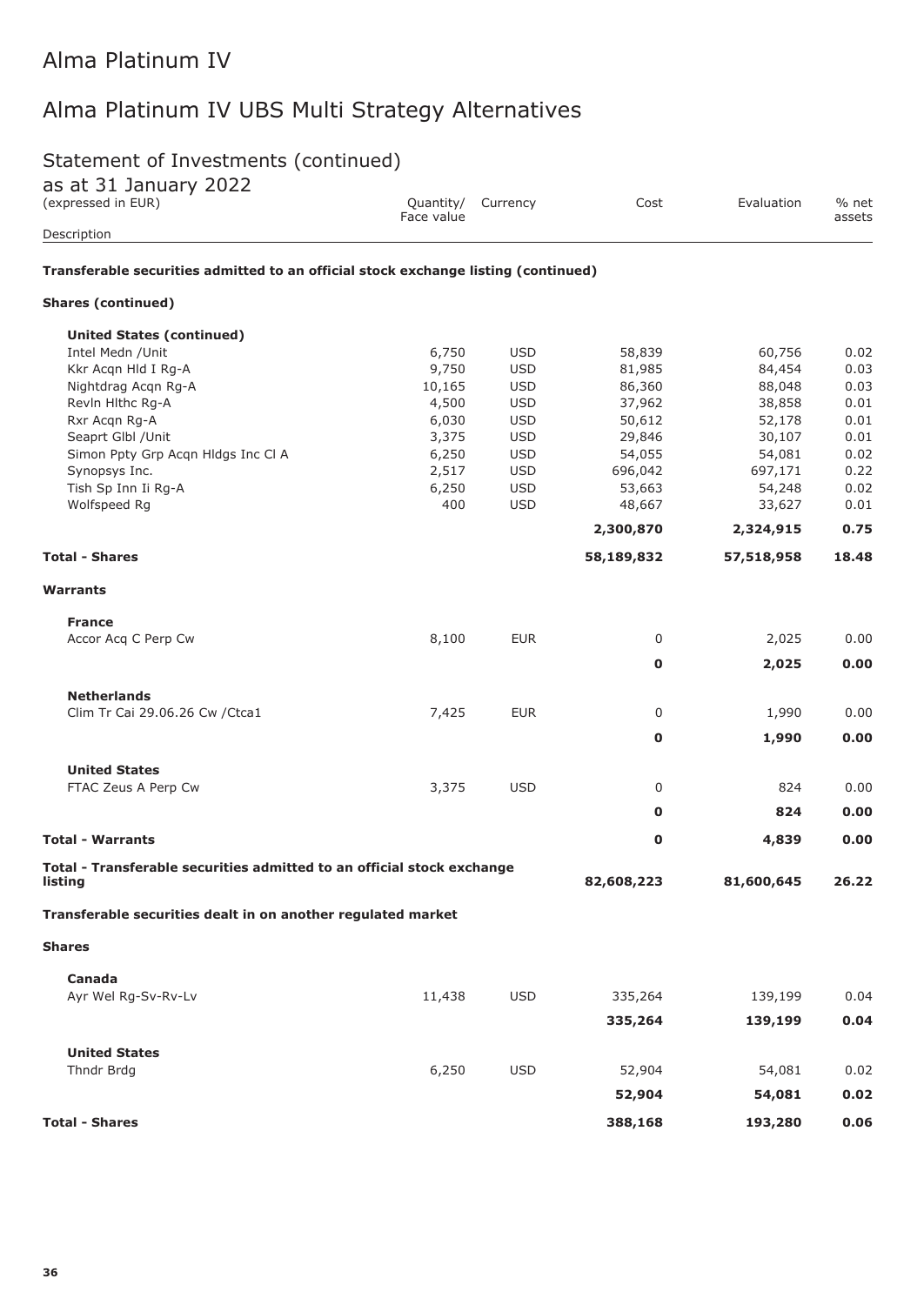# Alma Platinum IV

## Alma Platinum IV UBS Multi Strategy Alternatives

### Statement of Investments (continued)

as at 31 January 2022
(expressed in EUR)

| Description | Quantity/ Face value | Currency | Cost | Evaluation | % net assets |
|---|---|---|---|---|---|
| **Transferable securities admitted to an official stock exchange listing (continued)** | | | | | |
| **Shares (continued)** | | | | | |
| **United States (continued)** | | | | | |
| Intel Medn /Unit | 6,750 | USD | 58,839 | 60,756 | 0.02 |
| Kkr Acqn Hld I Rg-A | 9,750 | USD | 81,985 | 84,454 | 0.03 |
| Nightdrag Acqn Rg-A | 10,165 | USD | 86,360 | 88,048 | 0.03 |
| Revln Hlthc Rg-A | 4,500 | USD | 37,962 | 38,858 | 0.01 |
| Rxr Acqn Rg-A | 6,030 | USD | 50,612 | 52,178 | 0.01 |
| Seaprt Glbl /Unit | 3,375 | USD | 29,846 | 30,107 | 0.01 |
| Simon Ppty Grp Acqn Hldgs Inc Cl A | 6,250 | USD | 54,055 | 54,081 | 0.02 |
| Synopsys Inc. | 2,517 | USD | 696,042 | 697,171 | 0.22 |
| Tish Sp Inn Ii Rg-A | 6,250 | USD | 53,663 | 54,248 | 0.02 |
| Wolfspeed Rg | 400 | USD | 48,667 | 33,627 | 0.01 |
| | | | **2,300,870** | **2,324,915** | **0.75** |
| **Total - Shares** | | | **58,189,832** | **57,518,958** | **18.48** |
| **Warrants** | | | | | |
| **France** | | | | | |
| Accor Acq C Perp Cw | 8,100 | EUR | 0 | 2,025 | 0.00 |
| | | | **0** | **2,025** | **0.00** |
| **Netherlands** | | | | | |
| Clim Tr Cai 29.06.26 Cw /Ctca1 | 7,425 | EUR | 0 | 1,990 | 0.00 |
| | | | **0** | **1,990** | **0.00** |
| **United States** | | | | | |
| FTAC Zeus A Perp Cw | 3,375 | USD | 0 | 824 | 0.00 |
| | | | **0** | **824** | **0.00** |
| **Total - Warrants** | | | **0** | **4,839** | **0.00** |
| **Total - Transferable securities admitted to an official stock exchange listing** | | | **82,608,223** | **81,600,645** | **26.22** |
| **Transferable securities dealt in on another regulated market** | | | | | |
| **Shares** | | | | | |
| **Canada** | | | | | |
| Ayr Wel Rg-Sv-Rv-Lv | 11,438 | USD | 335,264 | 139,199 | 0.04 |
| | | | **335,264** | **139,199** | **0.04** |
| **United States** | | | | | |
| Thndr Brdg | 6,250 | USD | 52,904 | 54,081 | 0.02 |
| | | | **52,904** | **54,081** | **0.02** |
| **Total - Shares** | | | **388,168** | **193,280** | **0.06** |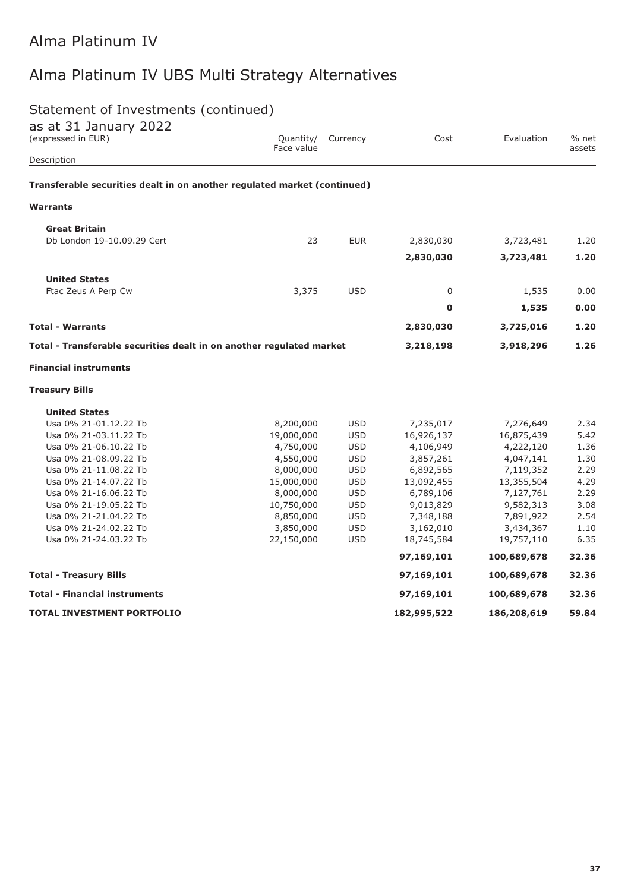# Alma Platinum IV

## Alma Platinum IV UBS Multi Strategy Alternatives

### Statement of Investments (continued)
as at 31 January 2022
(expressed in EUR)

| Description | Quantity/ Face value | Currency | Cost | Evaluation | % net assets |
|---|---|---|---|---|---|
| **Transferable securities dealt in on another regulated market (continued)** | | | | | |
| **Warrants** | | | | | |
| **Great Britain** | | | | | |
| Db London 19-10.09.29 Cert | 23 | EUR | 2,830,030 | 3,723,481 | 1.20 |
| | | | **2,830,030** | **3,723,481** | **1.20** |
| **United States** | | | | | |
| Ftac Zeus A Perp Cw | 3,375 | USD | 0 | 1,535 | 0.00 |
| | | | **0** | **1,535** | **0.00** |
| **Total - Warrants** | | | **2,830,030** | **3,725,016** | **1.20** |
| **Total - Transferable securities dealt in on another regulated market** | | | **3,218,198** | **3,918,296** | **1.26** |
| **Financial instruments** | | | | | |
| **Treasury Bills** | | | | | |
| **United States** | | | | | |
| Usa 0% 21-01.12.22 Tb | 8,200,000 | USD | 7,235,017 | 7,276,649 | 2.34 |
| Usa 0% 21-03.11.22 Tb | 19,000,000 | USD | 16,926,137 | 16,875,439 | 5.42 |
| Usa 0% 21-06.10.22 Tb | 4,750,000 | USD | 4,106,949 | 4,222,120 | 1.36 |
| Usa 0% 21-08.09.22 Tb | 4,550,000 | USD | 3,857,261 | 4,047,141 | 1.30 |
| Usa 0% 21-11.08.22 Tb | 8,000,000 | USD | 6,892,565 | 7,119,352 | 2.29 |
| Usa 0% 21-14.07.22 Tb | 15,000,000 | USD | 13,092,455 | 13,355,504 | 4.29 |
| Usa 0% 21-16.06.22 Tb | 8,000,000 | USD | 6,789,106 | 7,127,761 | 2.29 |
| Usa 0% 21-19.05.22 Tb | 10,750,000 | USD | 9,013,829 | 9,582,313 | 3.08 |
| Usa 0% 21-21.04.22 Tb | 8,850,000 | USD | 7,348,188 | 7,891,922 | 2.54 |
| Usa 0% 21-24.02.22 Tb | 3,850,000 | USD | 3,162,010 | 3,434,367 | 1.10 |
| Usa 0% 21-24.03.22 Tb | 22,150,000 | USD | 18,745,584 | 19,757,110 | 6.35 |
| | | | **97,169,101** | **100,689,678** | **32.36** |
| **Total - Treasury Bills** | | | **97,169,101** | **100,689,678** | **32.36** |
| **Total - Financial instruments** | | | **97,169,101** | **100,689,678** | **32.36** |
| **TOTAL INVESTMENT PORTFOLIO** | | | **182,995,522** | **186,208,619** | **59.84** |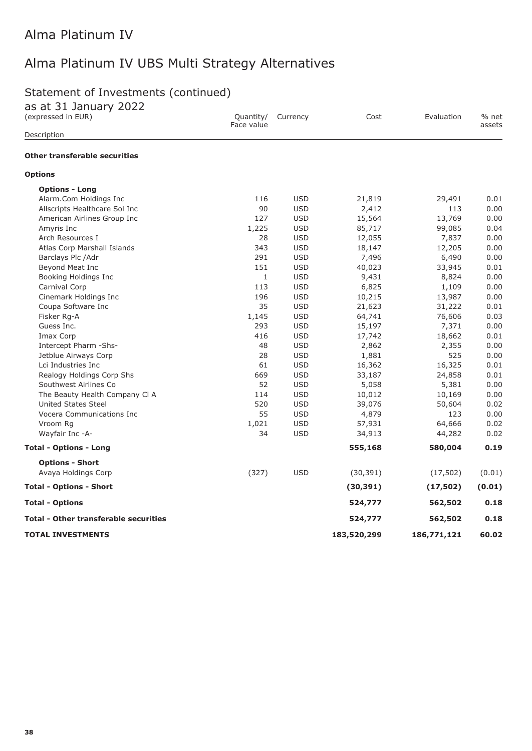# Alma Platinum IV

## Alma Platinum IV UBS Multi Strategy Alternatives

### Statement of Investments (continued)

as at 31 January 2022

(expressed in EUR)

| Description | Quantity/ Face value | Currency | Cost | Evaluation | % net assets |
|---|---|---|---|---|---|
| **Other transferable securities** | | | | | |
| **Options** | | | | | |
| **Options - Long** | | | | | |
| Alarm.Com Holdings Inc | 116 | USD | 21,819 | 29,491 | 0.01 |
| Allscripts Healthcare Sol Inc | 90 | USD | 2,412 | 113 | 0.00 |
| American Airlines Group Inc | 127 | USD | 15,564 | 13,769 | 0.00 |
| Amyris Inc | 1,225 | USD | 85,717 | 99,085 | 0.04 |
| Arch Resources I | 28 | USD | 12,055 | 7,837 | 0.00 |
| Atlas Corp Marshall Islands | 343 | USD | 18,147 | 12,205 | 0.00 |
| Barclays Plc /Adr | 291 | USD | 7,496 | 6,490 | 0.00 |
| Beyond Meat Inc | 151 | USD | 40,023 | 33,945 | 0.01 |
| Booking Holdings Inc | 1 | USD | 9,431 | 8,824 | 0.00 |
| Carnival Corp | 113 | USD | 6,825 | 1,109 | 0.00 |
| Cinemark Holdings Inc | 196 | USD | 10,215 | 13,987 | 0.00 |
| Coupa Software Inc | 35 | USD | 21,623 | 31,222 | 0.01 |
| Fisker Rg-A | 1,145 | USD | 64,741 | 76,606 | 0.03 |
| Guess Inc. | 293 | USD | 15,197 | 7,371 | 0.00 |
| Imax Corp | 416 | USD | 17,742 | 18,662 | 0.01 |
| Intercept Pharm -Shs- | 48 | USD | 2,862 | 2,355 | 0.00 |
| Jetblue Airways Corp | 28 | USD | 1,881 | 525 | 0.00 |
| Lci Industries Inc | 61 | USD | 16,362 | 16,325 | 0.01 |
| Realogy Holdings Corp Shs | 669 | USD | 33,187 | 24,858 | 0.01 |
| Southwest Airlines Co | 52 | USD | 5,058 | 5,381 | 0.00 |
| The Beauty Health Company Cl A | 114 | USD | 10,012 | 10,169 | 0.00 |
| United States Steel | 520 | USD | 39,076 | 50,604 | 0.02 |
| Vocera Communications Inc | 55 | USD | 4,879 | 123 | 0.00 |
| Vroom Rg | 1,021 | USD | 57,931 | 64,666 | 0.02 |
| Wayfair Inc -A- | 34 | USD | 34,913 | 44,282 | 0.02 |
| **Total - Options - Long** | | | **555,168** | **580,004** | **0.19** |
| **Options - Short** | | | | | |
| Avaya Holdings Corp | (327) | USD | (30,391) | (17,502) | (0.01) |
| **Total - Options - Short** | | | **(30,391)** | **(17,502)** | **(0.01)** |
| **Total - Options** | | | **524,777** | **562,502** | **0.18** |
| **Total - Other transferable securities** | | | **524,777** | **562,502** | **0.18** |
| **TOTAL INVESTMENTS** | | | **183,520,299** | **186,771,121** | **60.02** |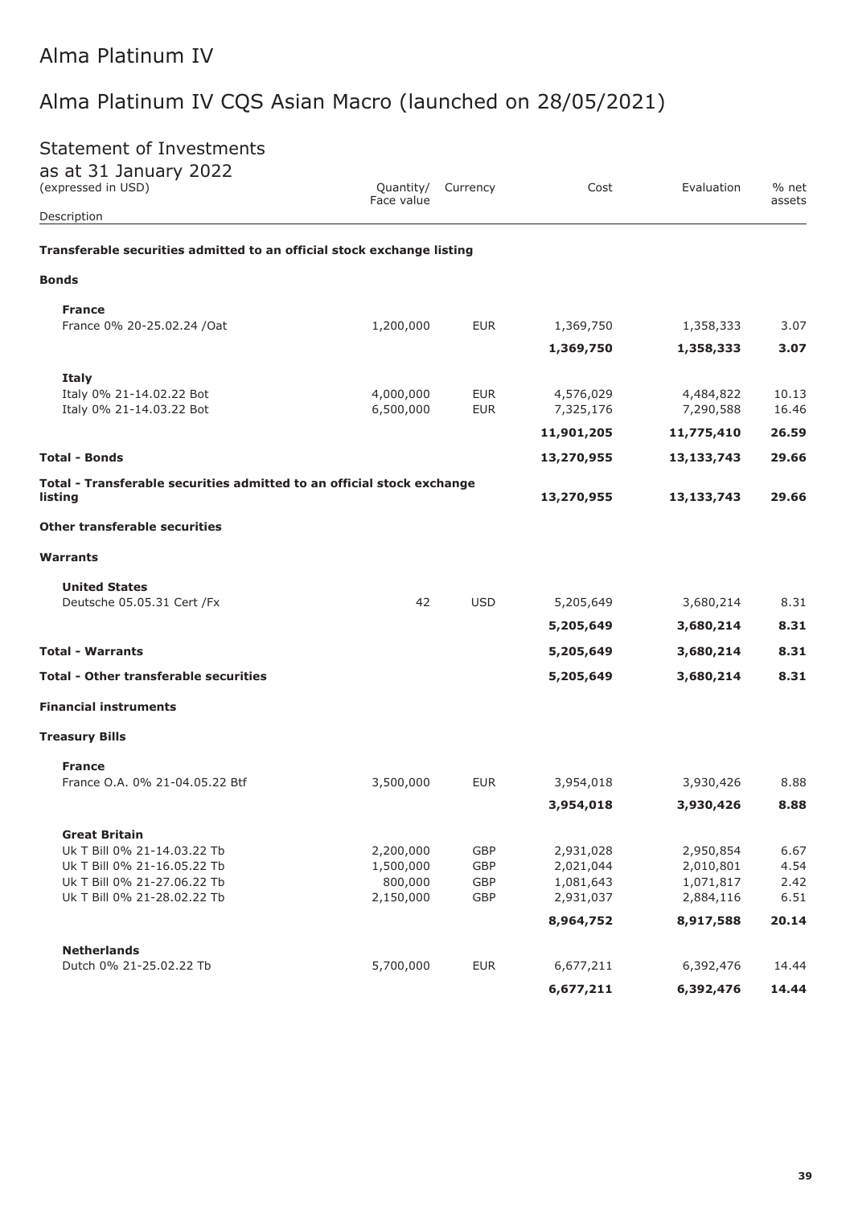# Alma Platinum IV

## Alma Platinum IV CQS Asian Macro (launched on 28/05/2021)

### Statement of Investments

as at 31 January 2022
(expressed in USD)

| Description | Quantity/ Face value | Currency | Cost | Evaluation | % net assets |
|---|---|---|---|---|---|
| **Transferable securities admitted to an official stock exchange listing** | | | | | |
| **Bonds** | | | | | |
| **France** | | | | | |
| France 0% 20-25.02.24 /Oat | 1,200,000 | EUR | 1,369,750 | 1,358,333 | 3.07 |
| | | | **1,369,750** | **1,358,333** | **3.07** |
| **Italy** | | | | | |
| Italy 0% 21-14.02.22 Bot | 4,000,000 | EUR | 4,576,029 | 4,484,822 | 10.13 |
| Italy 0% 21-14.03.22 Bot | 6,500,000 | EUR | 7,325,176 | 7,290,588 | 16.46 |
| | | | **11,901,205** | **11,775,410** | **26.59** |
| **Total - Bonds** | | | **13,270,955** | **13,133,743** | **29.66** |
| **Total - Transferable securities admitted to an official stock exchange listing** | | | **13,270,955** | **13,133,743** | **29.66** |
| **Other transferable securities** | | | | | |
| **Warrants** | | | | | |
| **United States** | | | | | |
| Deutsche 05.05.31 Cert /Fx | 42 | USD | 5,205,649 | 3,680,214 | 8.31 |
| | | | **5,205,649** | **3,680,214** | **8.31** |
| **Total - Warrants** | | | **5,205,649** | **3,680,214** | **8.31** |
| **Total - Other transferable securities** | | | **5,205,649** | **3,680,214** | **8.31** |
| **Financial instruments** | | | | | |
| **Treasury Bills** | | | | | |
| **France** | | | | | |
| France O.A. 0% 21-04.05.22 Btf | 3,500,000 | EUR | 3,954,018 | 3,930,426 | 8.88 |
| | | | **3,954,018** | **3,930,426** | **8.88** |
| **Great Britain** | | | | | |
| Uk T Bill 0% 21-14.03.22 Tb | 2,200,000 | GBP | 2,931,028 | 2,950,854 | 6.67 |
| Uk T Bill 0% 21-16.05.22 Tb | 1,500,000 | GBP | 2,021,044 | 2,010,801 | 4.54 |
| Uk T Bill 0% 21-27.06.22 Tb | 800,000 | GBP | 1,081,643 | 1,071,817 | 2.42 |
| Uk T Bill 0% 21-28.02.22 Tb | 2,150,000 | GBP | 2,931,037 | 2,884,116 | 6.51 |
| | | | **8,964,752** | **8,917,588** | **20.14** |
| **Netherlands** | | | | | |
| Dutch 0% 21-25.02.22 Tb | 5,700,000 | EUR | 6,677,211 | 6,392,476 | 14.44 |
| | | | **6,677,211** | **6,392,476** | **14.44** |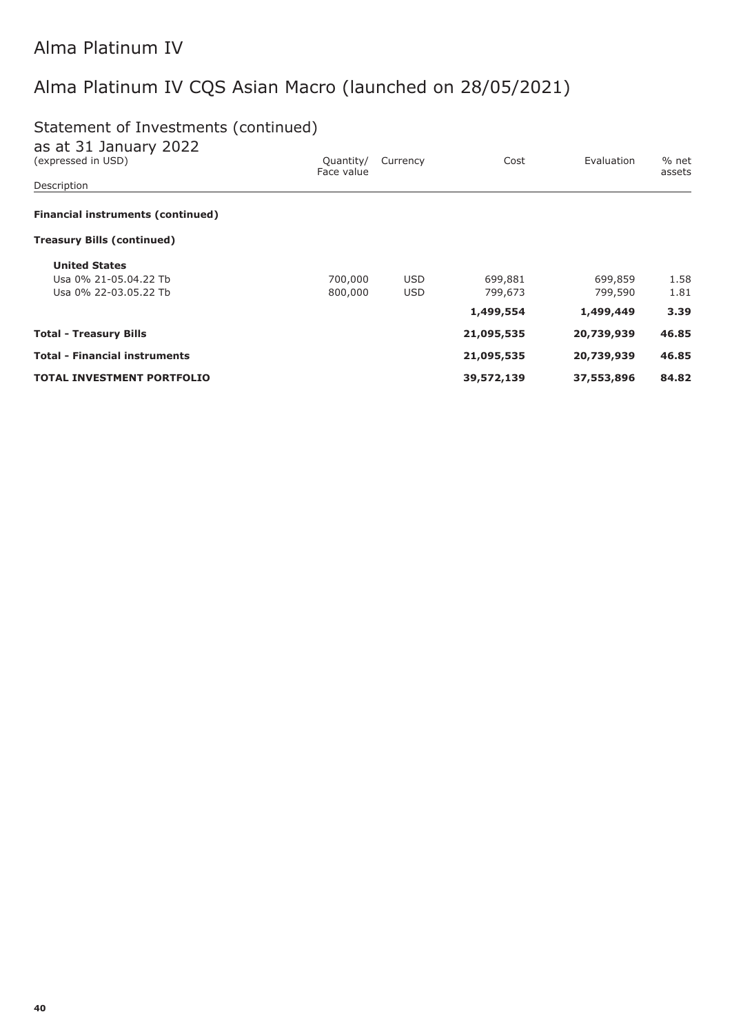# Alma Platinum IV

## Alma Platinum IV CQS Asian Macro (launched on 28/05/2021)

### Statement of Investments (continued)

as at 31 January 2022
(expressed in USD)

| Description | Quantity/ Face value | Currency | Cost | Evaluation | % net assets |
|---|---|---|---|---|---|
| **Financial instruments (continued)** | | | | | |
| **Treasury Bills (continued)** | | | | | |
| **United States** | | | | | |
| Usa 0% 21-05.04.22 Tb | 700,000 | USD | 699,881 | 699,859 | 1.58 |
| Usa 0% 22-03.05.22 Tb | 800,000 | USD | 799,673 | 799,590 | 1.81 |
| | | | **1,499,554** | **1,499,449** | **3.39** |
| **Total - Treasury Bills** | | | **21,095,535** | **20,739,939** | **46.85** |
| **Total - Financial instruments** | | | **21,095,535** | **20,739,939** | **46.85** |
| **TOTAL INVESTMENT PORTFOLIO** | | | **39,572,139** | **37,553,896** | **84.82** |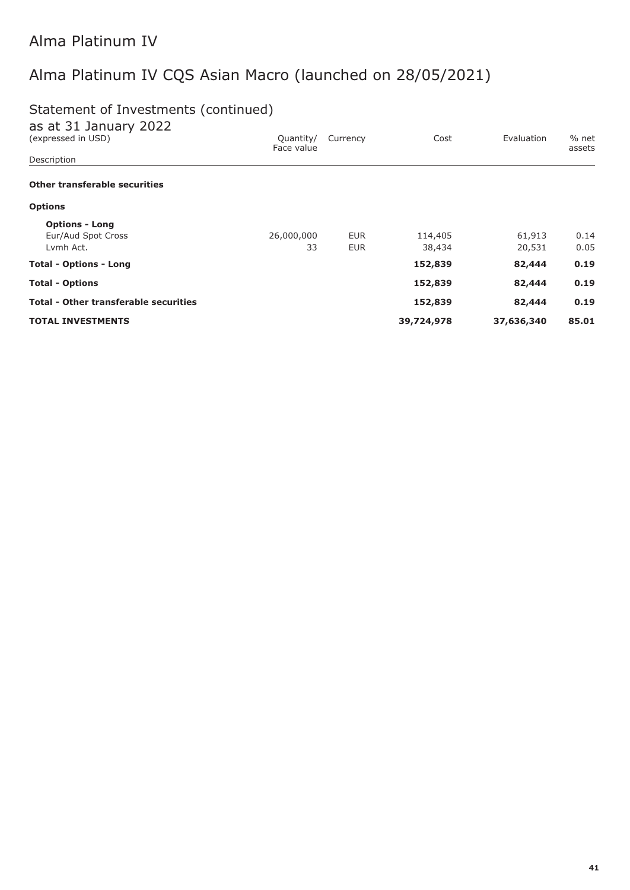# Alma Platinum IV

# Alma Platinum IV CQS Asian Macro (launched on 28/05/2021)

## Statement of Investments (continued)

as at 31 January 2022
(expressed in USD)

| Description | Quantity/ Face value | Currency | Cost | Evaluation | % net assets |
|---|---|---|---|---|---|
| **Other transferable securities** | | | | | |
| **Options** | | | | | |
| **Options - Long** | | | | | |
| Eur/Aud Spot Cross | 26,000,000 | EUR | 114,405 | 61,913 | 0.14 |
| Lvmh Act. | 33 | EUR | 38,434 | 20,531 | 0.05 |
| **Total - Options - Long** | | | **152,839** | **82,444** | **0.19** |
| **Total - Options** | | | **152,839** | **82,444** | **0.19** |
| **Total - Other transferable securities** | | | **152,839** | **82,444** | **0.19** |
| **TOTAL INVESTMENTS** | | | **39,724,978** | **37,636,340** | **85.01** |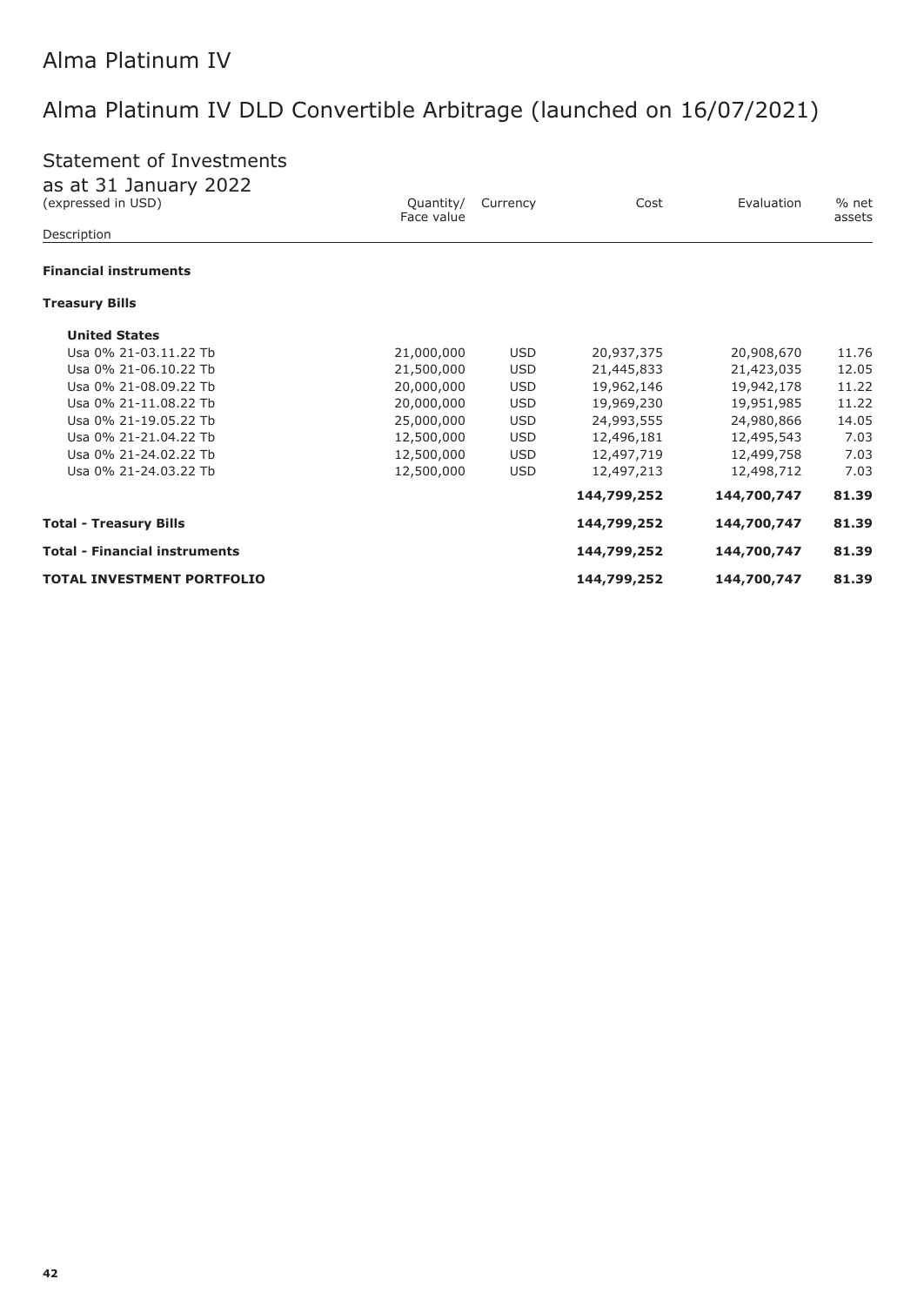# Alma Platinum IV

## Alma Platinum IV DLD Convertible Arbitrage (launched on 16/07/2021)

### Statement of Investments
as at 31 January 2022
(expressed in USD)

| Description | Quantity/ Face value | Currency | Cost | Evaluation | % net assets |
|---|---|---|---|---|---|
| **Financial instruments** | | | | | |
| **Treasury Bills** | | | | | |
| **United States** | | | | | |
| Usa 0% 21-03.11.22 Tb | 21,000,000 | USD | 20,937,375 | 20,908,670 | 11.76 |
| Usa 0% 21-06.10.22 Tb | 21,500,000 | USD | 21,445,833 | 21,423,035 | 12.05 |
| Usa 0% 21-08.09.22 Tb | 20,000,000 | USD | 19,962,146 | 19,942,178 | 11.22 |
| Usa 0% 21-11.08.22 Tb | 20,000,000 | USD | 19,969,230 | 19,951,985 | 11.22 |
| Usa 0% 21-19.05.22 Tb | 25,000,000 | USD | 24,993,555 | 24,980,866 | 14.05 |
| Usa 0% 21-21.04.22 Tb | 12,500,000 | USD | 12,496,181 | 12,495,543 | 7.03 |
| Usa 0% 21-24.02.22 Tb | 12,500,000 | USD | 12,497,719 | 12,499,758 | 7.03 |
| Usa 0% 21-24.03.22 Tb | 12,500,000 | USD | 12,497,213 | 12,498,712 | 7.03 |
| | | | **144,799,252** | **144,700,747** | **81.39** |
| **Total - Treasury Bills** | | | **144,799,252** | **144,700,747** | **81.39** |
| **Total - Financial instruments** | | | **144,799,252** | **144,700,747** | **81.39** |
| **TOTAL INVESTMENT PORTFOLIO** | | | **144,799,252** | **144,700,747** | **81.39** |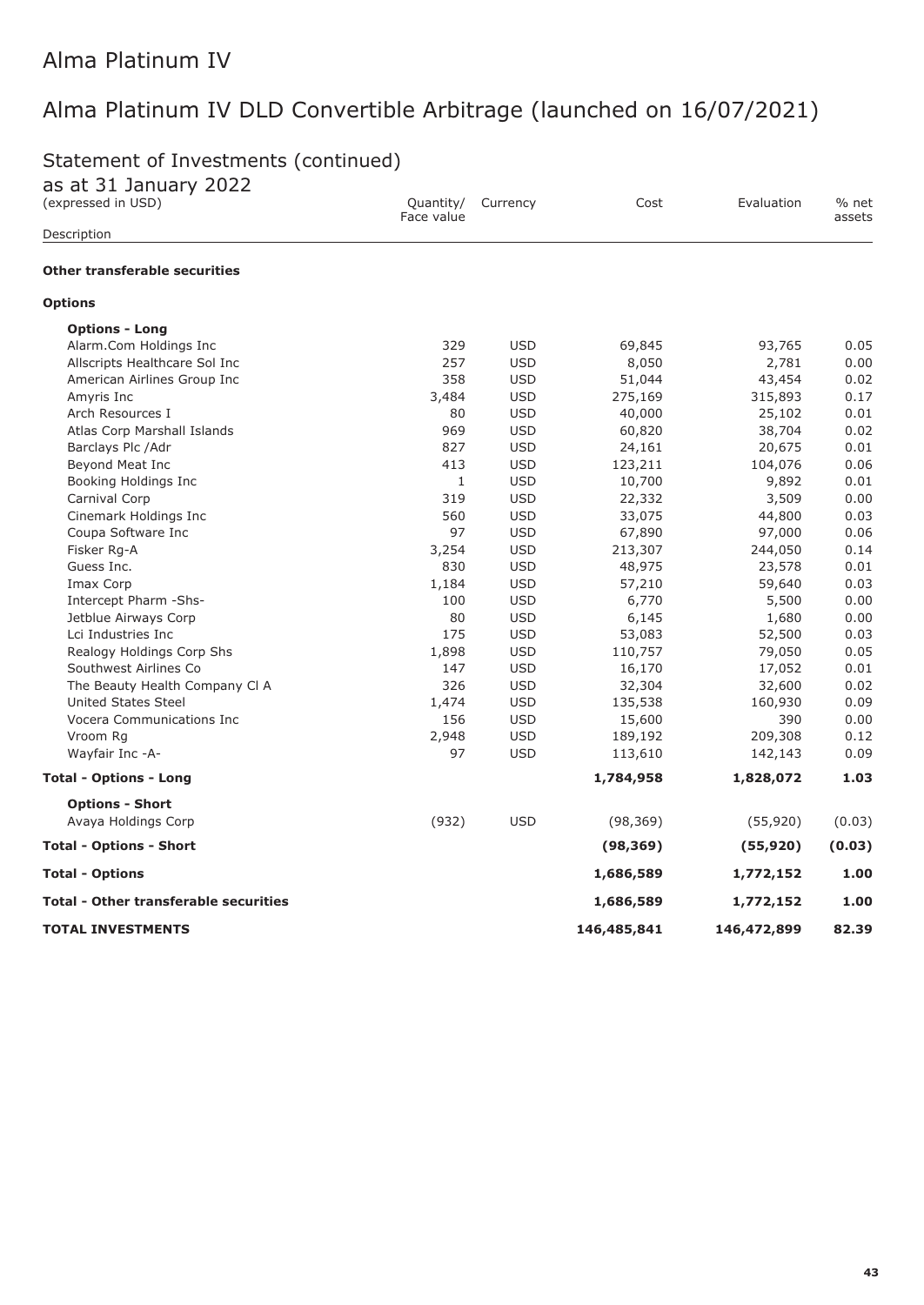# Alma Platinum IV

## Alma Platinum IV DLD Convertible Arbitrage (launched on 16/07/2021)

### Statement of Investments (continued)

as at 31 January 2022
(expressed in USD)

| Description | Quantity/ Face value | Currency | Cost | Evaluation | % net assets |
|---|---|---|---|---|---|
| **Other transferable securities** | | | | | |
| **Options** | | | | | |
| **Options - Long** | | | | | |
| Alarm.Com Holdings Inc | 329 | USD | 69,845 | 93,765 | 0.05 |
| Allscripts Healthcare Sol Inc | 257 | USD | 8,050 | 2,781 | 0.00 |
| American Airlines Group Inc | 358 | USD | 51,044 | 43,454 | 0.02 |
| Amyris Inc | 3,484 | USD | 275,169 | 315,893 | 0.17 |
| Arch Resources I | 80 | USD | 40,000 | 25,102 | 0.01 |
| Atlas Corp Marshall Islands | 969 | USD | 60,820 | 38,704 | 0.02 |
| Barclays Plc /Adr | 827 | USD | 24,161 | 20,675 | 0.01 |
| Beyond Meat Inc | 413 | USD | 123,211 | 104,076 | 0.06 |
| Booking Holdings Inc | 1 | USD | 10,700 | 9,892 | 0.01 |
| Carnival Corp | 319 | USD | 22,332 | 3,509 | 0.00 |
| Cinemark Holdings Inc | 560 | USD | 33,075 | 44,800 | 0.03 |
| Coupa Software Inc | 97 | USD | 67,890 | 97,000 | 0.06 |
| Fisker Rg-A | 3,254 | USD | 213,307 | 244,050 | 0.14 |
| Guess Inc. | 830 | USD | 48,975 | 23,578 | 0.01 |
| Imax Corp | 1,184 | USD | 57,210 | 59,640 | 0.03 |
| Intercept Pharm -Shs- | 100 | USD | 6,770 | 5,500 | 0.00 |
| Jetblue Airways Corp | 80 | USD | 6,145 | 1,680 | 0.00 |
| Lci Industries Inc | 175 | USD | 53,083 | 52,500 | 0.03 |
| Realogy Holdings Corp Shs | 1,898 | USD | 110,757 | 79,050 | 0.05 |
| Southwest Airlines Co | 147 | USD | 16,170 | 17,052 | 0.01 |
| The Beauty Health Company Cl A | 326 | USD | 32,304 | 32,600 | 0.02 |
| United States Steel | 1,474 | USD | 135,538 | 160,930 | 0.09 |
| Vocera Communications Inc | 156 | USD | 15,600 | 390 | 0.00 |
| Vroom Rg | 2,948 | USD | 189,192 | 209,308 | 0.12 |
| Wayfair Inc -A- | 97 | USD | 113,610 | 142,143 | 0.09 |
| **Total - Options - Long** | | | **1,784,958** | **1,828,072** | **1.03** |
| **Options - Short** | | | | | |
| Avaya Holdings Corp | (932) | USD | (98,369) | (55,920) | (0.03) |
| **Total - Options - Short** | | | **(98,369)** | **(55,920)** | **(0.03)** |
| **Total - Options** | | | **1,686,589** | **1,772,152** | **1.00** |
| **Total - Other transferable securities** | | | **1,686,589** | **1,772,152** | **1.00** |
| **TOTAL INVESTMENTS** | | | **146,485,841** | **146,472,899** | **82.39** |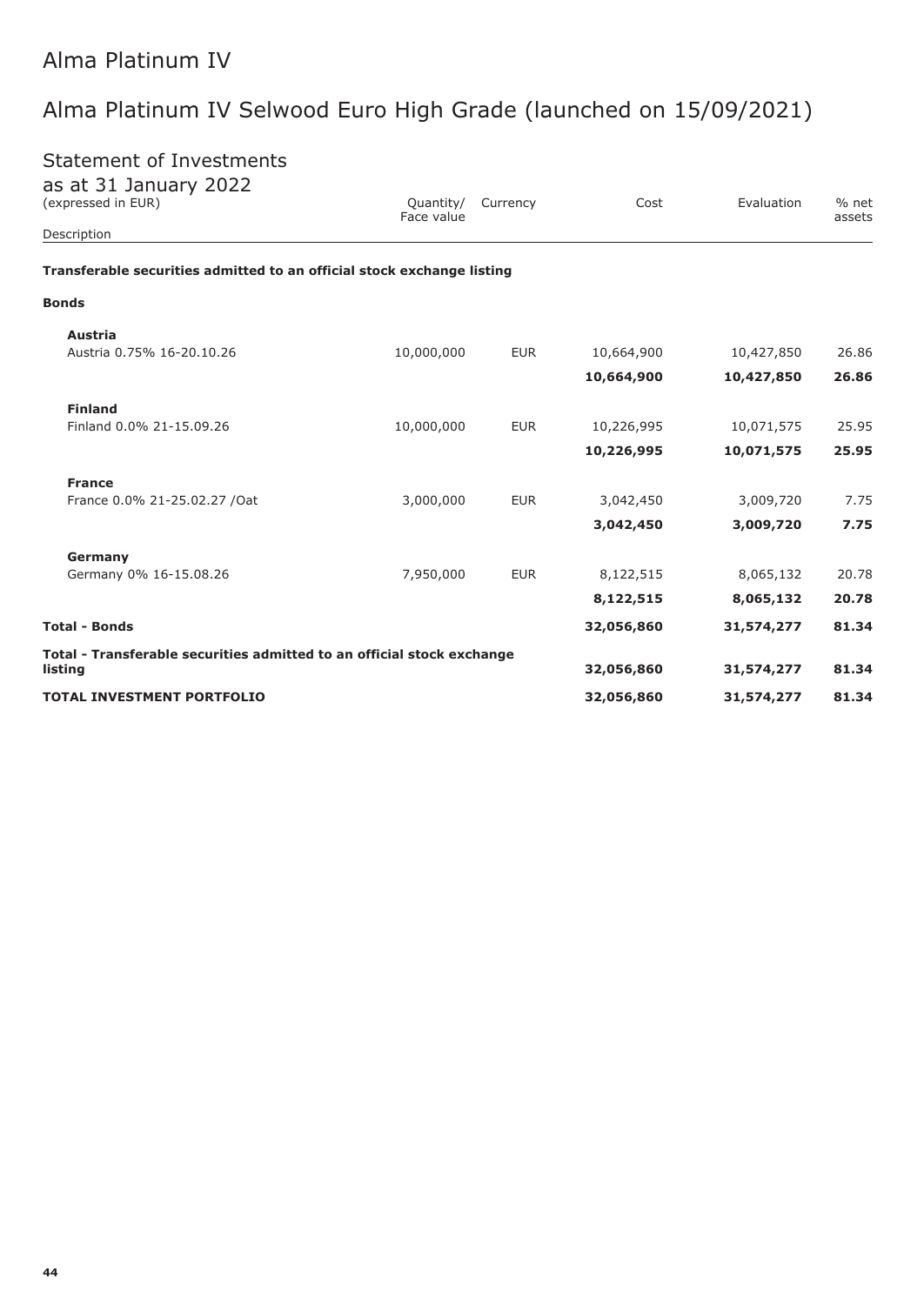# Alma Platinum IV

## Alma Platinum IV Selwood Euro High Grade (launched on 15/09/2021)

### Statement of Investments

as at 31 January 2022
(expressed in EUR)

| Description | Quantity/ Face value | Currency | Cost | Evaluation | % net assets |
|---|---|---|---|---|---|
| **Transferable securities admitted to an official stock exchange listing** | | | | | |
| **Bonds** | | | | | |
| **Austria** | | | | | |
| Austria 0.75% 16-20.10.26 | 10,000,000 | EUR | 10,664,900 | 10,427,850 | 26.86 |
| | | | **10,664,900** | **10,427,850** | **26.86** |
| **Finland** | | | | | |
| Finland 0.0% 21-15.09.26 | 10,000,000 | EUR | 10,226,995 | 10,071,575 | 25.95 |
| | | | **10,226,995** | **10,071,575** | **25.95** |
| **France** | | | | | |
| France 0.0% 21-25.02.27 /Oat | 3,000,000 | EUR | 3,042,450 | 3,009,720 | 7.75 |
| | | | **3,042,450** | **3,009,720** | **7.75** |
| **Germany** | | | | | |
| Germany 0% 16-15.08.26 | 7,950,000 | EUR | 8,122,515 | 8,065,132 | 20.78 |
| | | | **8,122,515** | **8,065,132** | **20.78** |
| **Total - Bonds** | | | **32,056,860** | **31,574,277** | **81.34** |
| **Total - Transferable securities admitted to an official stock exchange listing** | | | **32,056,860** | **31,574,277** | **81.34** |
| **TOTAL INVESTMENT PORTFOLIO** | | | **32,056,860** | **31,574,277** | **81.34** |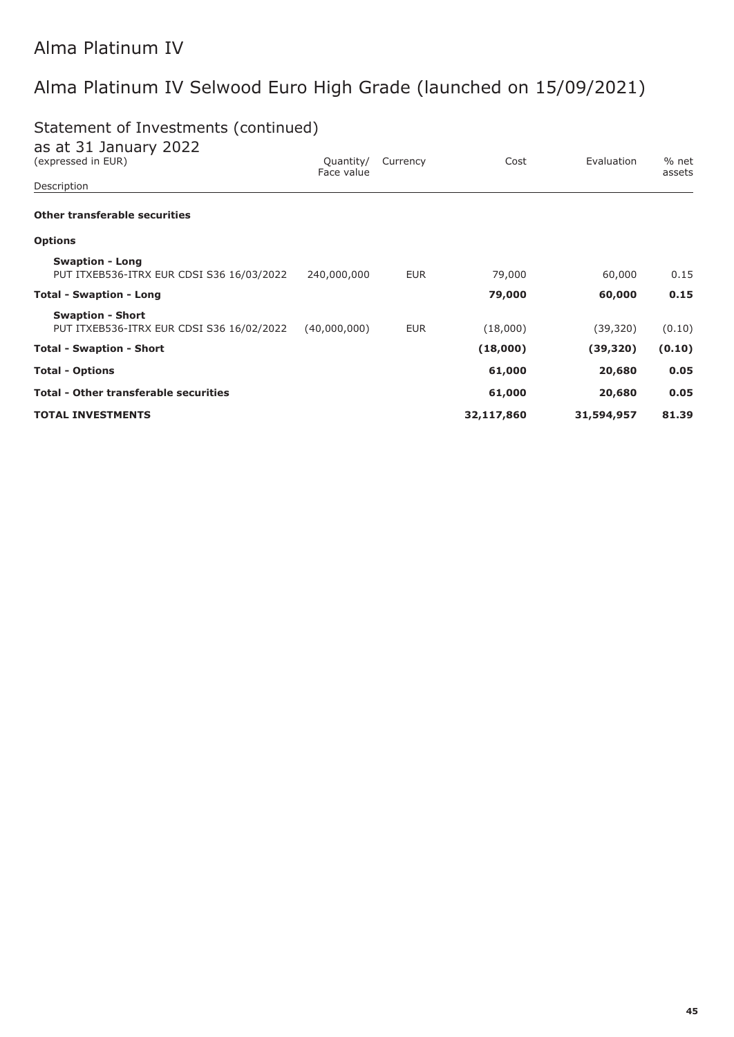# Alma Platinum IV

## Alma Platinum IV Selwood Euro High Grade (launched on 15/09/2021)

### Statement of Investments (continued)

as at 31 January 2022
(expressed in EUR)

| Description | Quantity/ Face value | Currency | Cost | Evaluation | % net assets |
|---|---|---|---|---|---|
| **Other transferable securities** | | | | | |
| **Options** | | | | | |
| **Swaption - Long** | | | | | |
| PUT ITXEB536-ITRX EUR CDSI S36 16/03/2022 | 240,000,000 | EUR | 79,000 | 60,000 | 0.15 |
| **Total - Swaption - Long** | | | **79,000** | **60,000** | **0.15** |
| **Swaption - Short** | | | | | |
| PUT ITXEB536-ITRX EUR CDSI S36 16/02/2022 | (40,000,000) | EUR | (18,000) | (39,320) | (0.10) |
| **Total - Swaption - Short** | | | **(18,000)** | **(39,320)** | **(0.10)** |
| **Total - Options** | | | **61,000** | **20,680** | **0.05** |
| **Total - Other transferable securities** | | | **61,000** | **20,680** | **0.05** |
| **TOTAL INVESTMENTS** | | | **32,117,860** | **31,594,957** | **81.39** |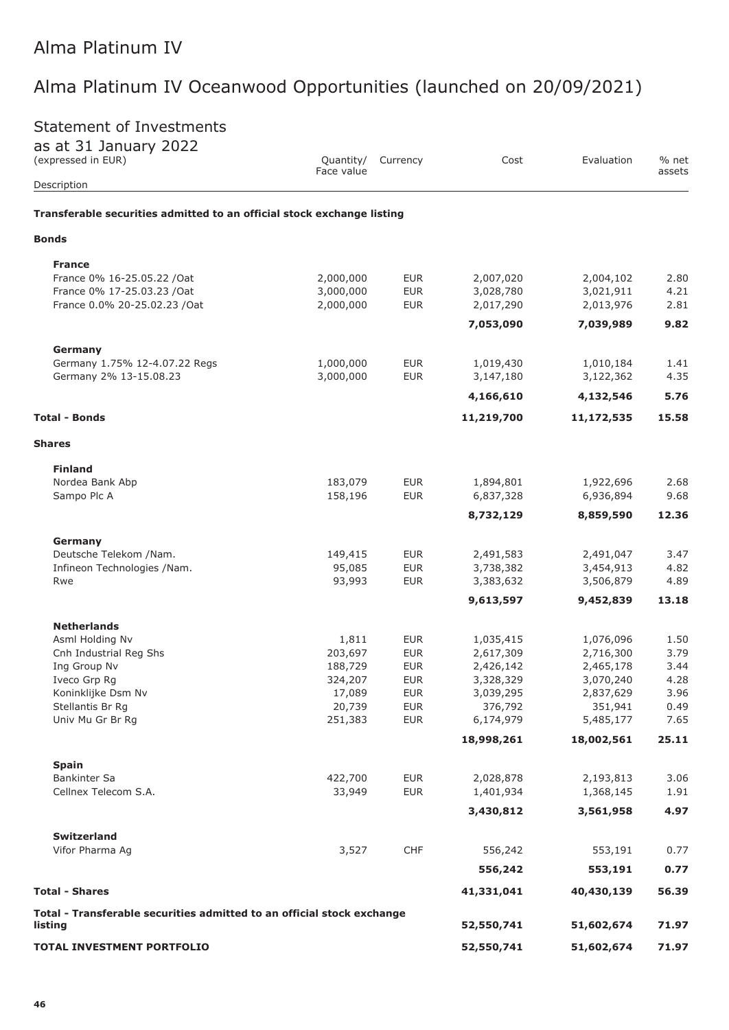# Alma Platinum IV

## Alma Platinum IV Oceanwood Opportunities (launched on 20/09/2021)

### Statement of Investments

as at 31 January 2022
(expressed in EUR)

| Description | Quantity/ Face value | Currency | Cost | Evaluation | % net assets |
|---|---|---|---|---|---|
| **Transferable securities admitted to an official stock exchange listing** | | | | | |
| **Bonds** | | | | | |
| **France** | | | | | |
| France 0% 16-25.05.22 /Oat | 2,000,000 | EUR | 2,007,020 | 2,004,102 | 2.80 |
| France 0% 17-25.03.23 /Oat | 3,000,000 | EUR | 3,028,780 | 3,021,911 | 4.21 |
| France 0.0% 20-25.02.23 /Oat | 2,000,000 | EUR | 2,017,290 | 2,013,976 | 2.81 |
| | | | **7,053,090** | **7,039,989** | **9.82** |
| **Germany** | | | | | |
| Germany 1.75% 12-4.07.22 Regs | 1,000,000 | EUR | 1,019,430 | 1,010,184 | 1.41 |
| Germany 2% 13-15.08.23 | 3,000,000 | EUR | 3,147,180 | 3,122,362 | 4.35 |
| | | | **4,166,610** | **4,132,546** | **5.76** |
| **Total - Bonds** | | | **11,219,700** | **11,172,535** | **15.58** |
| **Shares** | | | | | |
| **Finland** | | | | | |
| Nordea Bank Abp | 183,079 | EUR | 1,894,801 | 1,922,696 | 2.68 |
| Sampo Plc A | 158,196 | EUR | 6,837,328 | 6,936,894 | 9.68 |
| | | | **8,732,129** | **8,859,590** | **12.36** |
| **Germany** | | | | | |
| Deutsche Telekom /Nam. | 149,415 | EUR | 2,491,583 | 2,491,047 | 3.47 |
| Infineon Technologies /Nam. | 95,085 | EUR | 3,738,382 | 3,454,913 | 4.82 |
| Rwe | 93,993 | EUR | 3,383,632 | 3,506,879 | 4.89 |
| | | | **9,613,597** | **9,452,839** | **13.18** |
| **Netherlands** | | | | | |
| Asml Holding Nv | 1,811 | EUR | 1,035,415 | 1,076,096 | 1.50 |
| Cnh Industrial Reg Shs | 203,697 | EUR | 2,617,309 | 2,716,300 | 3.79 |
| Ing Group Nv | 188,729 | EUR | 2,426,142 | 2,465,178 | 3.44 |
| Iveco Grp Rg | 324,207 | EUR | 3,328,329 | 3,070,240 | 4.28 |
| Koninklijke Dsm Nv | 17,089 | EUR | 3,039,295 | 2,837,629 | 3.96 |
| Stellantis Br Rg | 20,739 | EUR | 376,792 | 351,941 | 0.49 |
| Univ Mu Gr Br Rg | 251,383 | EUR | 6,174,979 | 5,485,177 | 7.65 |
| | | | **18,998,261** | **18,002,561** | **25.11** |
| **Spain** | | | | | |
| Bankinter Sa | 422,700 | EUR | 2,028,878 | 2,193,813 | 3.06 |
| Cellnex Telecom S.A. | 33,949 | EUR | 1,401,934 | 1,368,145 | 1.91 |
| | | | **3,430,812** | **3,561,958** | **4.97** |
| **Switzerland** | | | | | |
| Vifor Pharma Ag | 3,527 | CHF | 556,242 | 553,191 | 0.77 |
| | | | **556,242** | **553,191** | **0.77** |
| **Total - Shares** | | | **41,331,041** | **40,430,139** | **56.39** |
| **Total - Transferable securities admitted to an official stock exchange listing** | | | **52,550,741** | **51,602,674** | **71.97** |
| **TOTAL INVESTMENT PORTFOLIO** | | | **52,550,741** | **51,602,674** | **71.97** |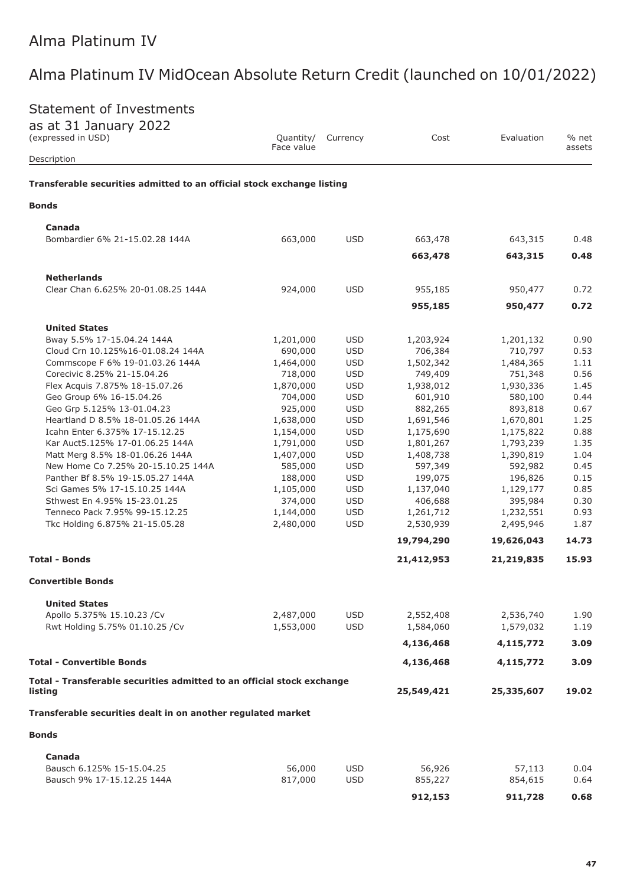# Alma Platinum IV

## Alma Platinum IV MidOcean Absolute Return Credit (launched on 10/01/2022)

### Statement of Investments

as at 31 January 2022
(expressed in USD)

| Description | Quantity/ Face value | Currency | Cost | Evaluation | % net assets |
|---|---|---|---|---|---|
| **Transferable securities admitted to an official stock exchange listing** | | | | | |
| **Bonds** | | | | | |
| **Canada** | | | | | |
| Bombardier 6% 21-15.02.28 144A | 663,000 | USD | 663,478 | 643,315 | 0.48 |
| | | | **663,478** | **643,315** | **0.48** |
| **Netherlands** | | | | | |
| Clear Chan 6.625% 20-01.08.25 144A | 924,000 | USD | 955,185 | 950,477 | 0.72 |
| | | | **955,185** | **950,477** | **0.72** |
| **United States** | | | | | |
| Bway 5.5% 17-15.04.24 144A | 1,201,000 | USD | 1,203,924 | 1,201,132 | 0.90 |
| Cloud Crn 10.125%16-01.08.24 144A | 690,000 | USD | 706,384 | 710,797 | 0.53 |
| Commscope F 6% 19-01.03.26 144A | 1,464,000 | USD | 1,502,342 | 1,484,365 | 1.11 |
| Corecivic 8.25% 21-15.04.26 | 718,000 | USD | 749,409 | 751,348 | 0.56 |
| Flex Acquis 7.875% 18-15.07.26 | 1,870,000 | USD | 1,938,012 | 1,930,336 | 1.45 |
| Geo Group 6% 16-15.04.26 | 704,000 | USD | 601,910 | 580,100 | 0.44 |
| Geo Grp 5.125% 13-01.04.23 | 925,000 | USD | 882,265 | 893,818 | 0.67 |
| Heartland D 8.5% 18-01.05.26 144A | 1,638,000 | USD | 1,691,546 | 1,670,801 | 1.25 |
| Icahn Enter 6.375% 17-15.12.25 | 1,154,000 | USD | 1,175,690 | 1,175,822 | 0.88 |
| Kar Auct5.125% 17-01.06.25 144A | 1,791,000 | USD | 1,801,267 | 1,793,239 | 1.35 |
| Matt Merg 8.5% 18-01.06.26 144A | 1,407,000 | USD | 1,408,738 | 1,390,819 | 1.04 |
| New Home Co 7.25% 20-15.10.25 144A | 585,000 | USD | 597,349 | 592,982 | 0.45 |
| Panther Bf 8.5% 19-15.05.27 144A | 188,000 | USD | 199,075 | 196,826 | 0.15 |
| Sci Games 5% 17-15.10.25 144A | 1,105,000 | USD | 1,137,040 | 1,129,177 | 0.85 |
| Sthwest En 4.95% 15-23.01.25 | 374,000 | USD | 406,688 | 395,984 | 0.30 |
| Tenneco Pack 7.95% 99-15.12.25 | 1,144,000 | USD | 1,261,712 | 1,232,551 | 0.93 |
| Tkc Holding 6.875% 21-15.05.28 | 2,480,000 | USD | 2,530,939 | 2,495,946 | 1.87 |
| | | | **19,794,290** | **19,626,043** | **14.73** |
| **Total - Bonds** | | | **21,412,953** | **21,219,835** | **15.93** |
| **Convertible Bonds** | | | | | |
| **United States** | | | | | |
| Apollo 5.375% 15.10.23 /Cv | 2,487,000 | USD | 2,552,408 | 2,536,740 | 1.90 |
| Rwt Holding 5.75% 01.10.25 /Cv | 1,553,000 | USD | 1,584,060 | 1,579,032 | 1.19 |
| | | | **4,136,468** | **4,115,772** | **3.09** |
| **Total - Convertible Bonds** | | | **4,136,468** | **4,115,772** | **3.09** |
| **Total - Transferable securities admitted to an official stock exchange listing** | | | **25,549,421** | **25,335,607** | **19.02** |
| **Transferable securities dealt in on another regulated market** | | | | | |
| **Bonds** | | | | | |
| **Canada** | | | | | |
| Bausch 6.125% 15-15.04.25 | 56,000 | USD | 56,926 | 57,113 | 0.04 |
| Bausch 9% 17-15.12.25 144A | 817,000 | USD | 855,227 | 854,615 | 0.64 |
| | | | **912,153** | **911,728** | **0.68** |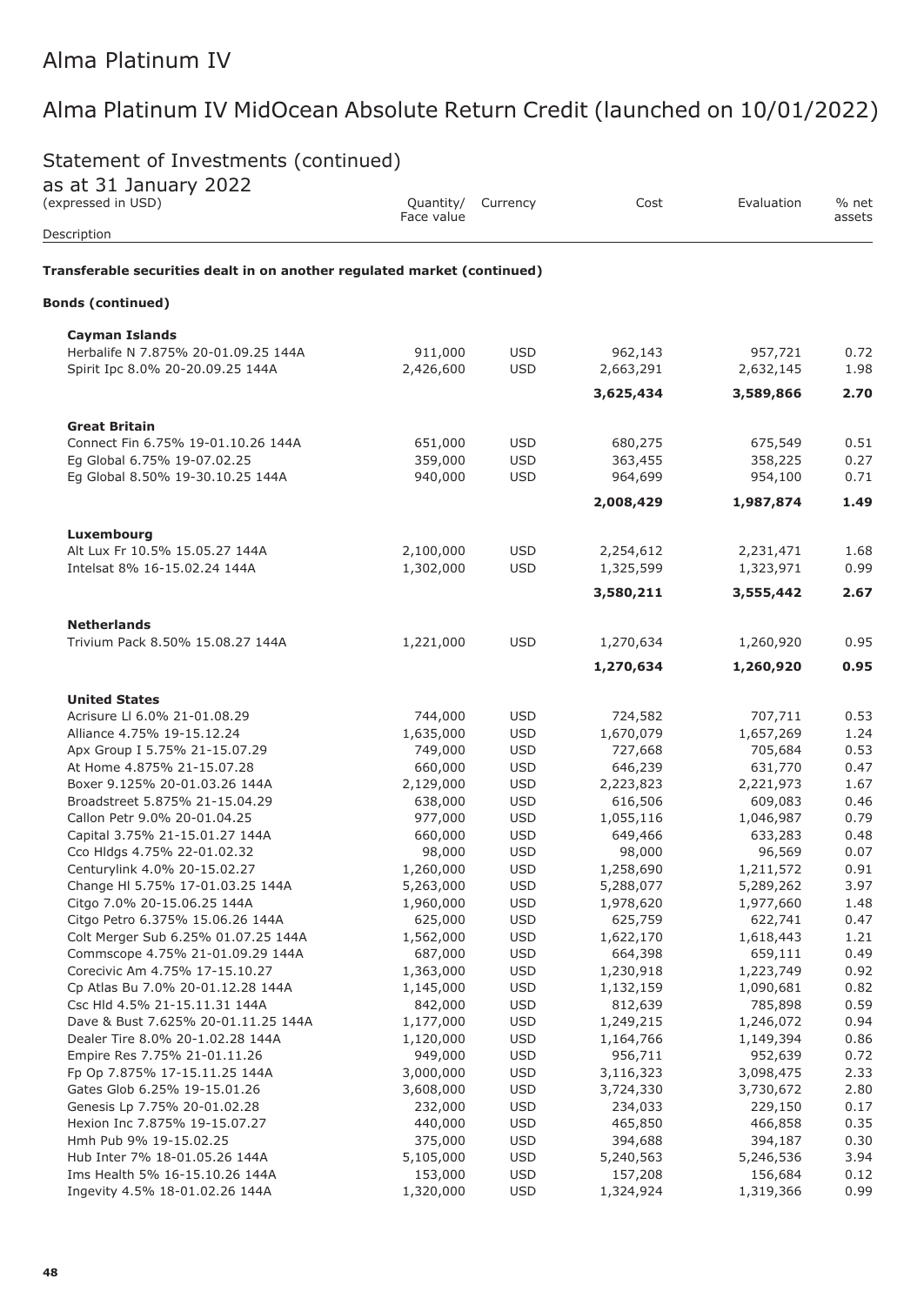# Alma Platinum IV

## Alma Platinum IV MidOcean Absolute Return Credit (launched on 10/01/2022)

### Statement of Investments (continued)

as at 31 January 2022
(expressed in USD)

| Description | Quantity/ Face value | Currency | Cost | Evaluation | % net assets |
|---|---|---|---|---|---|
| **Transferable securities dealt in on another regulated market (continued)** | | | | | |
| **Bonds (continued)** | | | | | |
| **Cayman Islands** | | | | | |
| Herbalife N 7.875% 20-01.09.25 144A | 911,000 | USD | 962,143 | 957,721 | 0.72 |
| Spirit Ipc 8.0% 20-20.09.25 144A | 2,426,600 | USD | 2,663,291 | 2,632,145 | 1.98 |
| | | | **3,625,434** | **3,589,866** | **2.70** |
| **Great Britain** | | | | | |
| Connect Fin 6.75% 19-01.10.26 144A | 651,000 | USD | 680,275 | 675,549 | 0.51 |
| Eg Global 6.75% 19-07.02.25 | 359,000 | USD | 363,455 | 358,225 | 0.27 |
| Eg Global 8.50% 19-30.10.25 144A | 940,000 | USD | 964,699 | 954,100 | 0.71 |
| | | | **2,008,429** | **1,987,874** | **1.49** |
| **Luxembourg** | | | | | |
| Alt Lux Fr 10.5% 15.05.27 144A | 2,100,000 | USD | 2,254,612 | 2,231,471 | 1.68 |
| Intelsat 8% 16-15.02.24 144A | 1,302,000 | USD | 1,325,599 | 1,323,971 | 0.99 |
| | | | **3,580,211** | **3,555,442** | **2.67** |
| **Netherlands** | | | | | |
| Trivium Pack 8.50% 15.08.27 144A | 1,221,000 | USD | 1,270,634 | 1,260,920 | 0.95 |
| | | | **1,270,634** | **1,260,920** | **0.95** |
| **United States** | | | | | |
| Acrisure Ll 6.0% 21-01.08.29 | 744,000 | USD | 724,582 | 707,711 | 0.53 |
| Alliance 4.75% 19-15.12.24 | 1,635,000 | USD | 1,670,079 | 1,657,269 | 1.24 |
| Apx Group I 5.75% 21-15.07.29 | 749,000 | USD | 727,668 | 705,684 | 0.53 |
| At Home 4.875% 21-15.07.28 | 660,000 | USD | 646,239 | 631,770 | 0.47 |
| Boxer 9.125% 20-01.03.26 144A | 2,129,000 | USD | 2,223,823 | 2,221,973 | 1.67 |
| Broadstreet 5.875% 21-15.04.29 | 638,000 | USD | 616,506 | 609,083 | 0.46 |
| Callon Petr 9.0% 20-01.04.25 | 977,000 | USD | 1,055,116 | 1,046,987 | 0.79 |
| Capital 3.75% 21-15.01.27 144A | 660,000 | USD | 649,466 | 633,283 | 0.48 |
| Cco Hldgs 4.75% 22-01.02.32 | 98,000 | USD | 98,000 | 96,569 | 0.07 |
| Centurylink 4.0% 20-15.02.27 | 1,260,000 | USD | 1,258,690 | 1,211,572 | 0.91 |
| Change Hl 5.75% 17-01.03.25 144A | 5,263,000 | USD | 5,288,077 | 5,289,262 | 3.97 |
| Citgo 7.0% 20-15.06.25 144A | 1,960,000 | USD | 1,978,620 | 1,977,660 | 1.48 |
| Citgo Petro 6.375% 15.06.26 144A | 625,000 | USD | 625,759 | 622,741 | 0.47 |
| Colt Merger Sub 6.25% 01.07.25 144A | 1,562,000 | USD | 1,622,170 | 1,618,443 | 1.21 |
| Commscope 4.75% 21-01.09.29 144A | 687,000 | USD | 664,398 | 659,111 | 0.49 |
| Corecivic Am 4.75% 17-15.10.27 | 1,363,000 | USD | 1,230,918 | 1,223,749 | 0.92 |
| Cp Atlas Bu 7.0% 20-01.12.28 144A | 1,145,000 | USD | 1,132,159 | 1,090,681 | 0.82 |
| Csc Hld 4.5% 21-15.11.31 144A | 842,000 | USD | 812,639 | 785,898 | 0.59 |
| Dave & Bust 7.625% 20-01.11.25 144A | 1,177,000 | USD | 1,249,215 | 1,246,072 | 0.94 |
| Dealer Tire 8.0% 20-1.02.28 144A | 1,120,000 | USD | 1,164,766 | 1,149,394 | 0.86 |
| Empire Res 7.75% 21-01.11.26 | 949,000 | USD | 956,711 | 952,639 | 0.72 |
| Fp Op 7.875% 17-15.11.25 144A | 3,000,000 | USD | 3,116,323 | 3,098,475 | 2.33 |
| Gates Glob 6.25% 19-15.01.26 | 3,608,000 | USD | 3,724,330 | 3,730,672 | 2.80 |
| Genesis Lp 7.75% 20-01.02.28 | 232,000 | USD | 234,033 | 229,150 | 0.17 |
| Hexion Inc 7.875% 19-15.07.27 | 440,000 | USD | 465,850 | 466,858 | 0.35 |
| Hmh Pub 9% 19-15.02.25 | 375,000 | USD | 394,688 | 394,187 | 0.30 |
| Hub Inter 7% 18-01.05.26 144A | 5,105,000 | USD | 5,240,563 | 5,246,536 | 3.94 |
| Ims Health 5% 16-15.10.26 144A | 153,000 | USD | 157,208 | 156,684 | 0.12 |
| Ingevity 4.5% 18-01.02.26 144A | 1,320,000 | USD | 1,324,924 | 1,319,366 | 0.99 |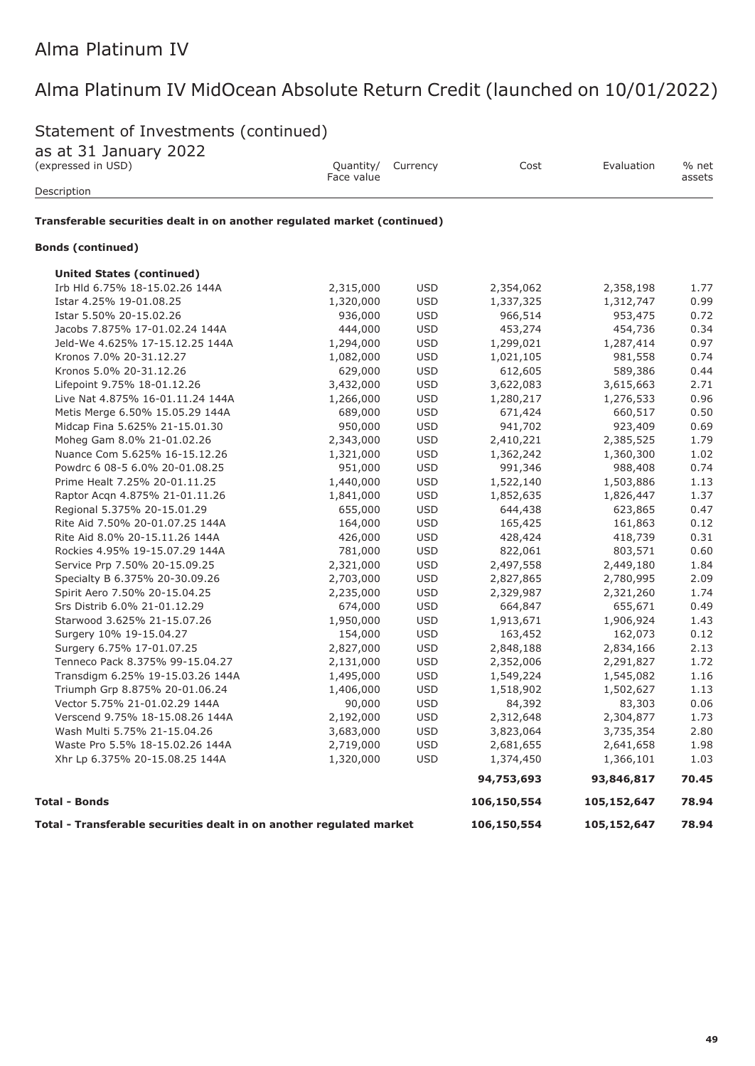# Alma Platinum IV

## Alma Platinum IV MidOcean Absolute Return Credit (launched on 10/01/2022)

### Statement of Investments (continued)

as at 31 January 2022
(expressed in USD)

| Description | Quantity/ Face value | Currency | Cost | Evaluation | % net assets |
|---|---|---|---|---|---|
| **Transferable securities dealt in on another regulated market (continued)** | | | | | |
| **Bonds (continued)** | | | | | |
| **United States (continued)** | | | | | |
| Irb Hld 6.75% 18-15.02.26 144A | 2,315,000 | USD | 2,354,062 | 2,358,198 | 1.77 |
| Istar 4.25% 19-01.08.25 | 1,320,000 | USD | 1,337,325 | 1,312,747 | 0.99 |
| Istar 5.50% 20-15.02.26 | 936,000 | USD | 966,514 | 953,475 | 0.72 |
| Jacobs 7.875% 17-01.02.24 144A | 444,000 | USD | 453,274 | 454,736 | 0.34 |
| Jeld-We 4.625% 17-15.12.25 144A | 1,294,000 | USD | 1,299,021 | 1,287,414 | 0.97 |
| Kronos 7.0% 20-31.12.27 | 1,082,000 | USD | 1,021,105 | 981,558 | 0.74 |
| Kronos 5.0% 20-31.12.26 | 629,000 | USD | 612,605 | 589,386 | 0.44 |
| Lifepoint 9.75% 18-01.12.26 | 3,432,000 | USD | 3,622,083 | 3,615,663 | 2.71 |
| Live Nat 4.875% 16-01.11.24 144A | 1,266,000 | USD | 1,280,217 | 1,276,533 | 0.96 |
| Metis Merge 6.50% 15.05.29 144A | 689,000 | USD | 671,424 | 660,517 | 0.50 |
| Midcap Fina 5.625% 21-15.01.30 | 950,000 | USD | 941,702 | 923,409 | 0.69 |
| Moheg Gam 8.0% 21-01.02.26 | 2,343,000 | USD | 2,410,221 | 2,385,525 | 1.79 |
| Nuance Com 5.625% 16-15.12.26 | 1,321,000 | USD | 1,362,242 | 1,360,300 | 1.02 |
| Powdrc 6 08-5 6.0% 20-01.08.25 | 951,000 | USD | 991,346 | 988,408 | 0.74 |
| Prime Healt 7.25% 20-01.11.25 | 1,440,000 | USD | 1,522,140 | 1,503,886 | 1.13 |
| Raptor Acqn 4.875% 21-01.11.26 | 1,841,000 | USD | 1,852,635 | 1,826,447 | 1.37 |
| Regional 5.375% 20-15.01.29 | 655,000 | USD | 644,438 | 623,865 | 0.47 |
| Rite Aid 7.50% 20-01.07.25 144A | 164,000 | USD | 165,425 | 161,863 | 0.12 |
| Rite Aid 8.0% 20-15.11.26 144A | 426,000 | USD | 428,424 | 418,739 | 0.31 |
| Rockies 4.95% 19-15.07.29 144A | 781,000 | USD | 822,061 | 803,571 | 0.60 |
| Service Prp 7.50% 20-15.09.25 | 2,321,000 | USD | 2,497,558 | 2,449,180 | 1.84 |
| Specialty B 6.375% 20-30.09.26 | 2,703,000 | USD | 2,827,865 | 2,780,995 | 2.09 |
| Spirit Aero 7.50% 20-15.04.25 | 2,235,000 | USD | 2,329,987 | 2,321,260 | 1.74 |
| Srs Distrib 6.0% 21-01.12.29 | 674,000 | USD | 664,847 | 655,671 | 0.49 |
| Starwood 3.625% 21-15.07.26 | 1,950,000 | USD | 1,913,671 | 1,906,924 | 1.43 |
| Surgery 10% 19-15.04.27 | 154,000 | USD | 163,452 | 162,073 | 0.12 |
| Surgery 6.75% 17-01.07.25 | 2,827,000 | USD | 2,848,188 | 2,834,166 | 2.13 |
| Tenneco Pack 8.375% 99-15.04.27 | 2,131,000 | USD | 2,352,006 | 2,291,827 | 1.72 |
| Transdigm 6.25% 19-15.03.26 144A | 1,495,000 | USD | 1,549,224 | 1,545,082 | 1.16 |
| Triumph Grp 8.875% 20-01.06.24 | 1,406,000 | USD | 1,518,902 | 1,502,627 | 1.13 |
| Vector 5.75% 21-01.02.29 144A | 90,000 | USD | 84,392 | 83,303 | 0.06 |
| Verscend 9.75% 18-15.08.26 144A | 2,192,000 | USD | 2,312,648 | 2,304,877 | 1.73 |
| Wash Multi 5.75% 21-15.04.26 | 3,683,000 | USD | 3,823,064 | 3,735,354 | 2.80 |
| Waste Pro 5.5% 18-15.02.26 144A | 2,719,000 | USD | 2,681,655 | 2,641,658 | 1.98 |
| Xhr Lp 6.375% 20-15.08.25 144A | 1,320,000 | USD | 1,374,450 | 1,366,101 | 1.03 |
| | | | **94,753,693** | **93,846,817** | **70.45** |
| **Total - Bonds** | | | **106,150,554** | **105,152,647** | **78.94** |
| **Total - Transferable securities dealt in on another regulated market** | | | **106,150,554** | **105,152,647** | **78.94** |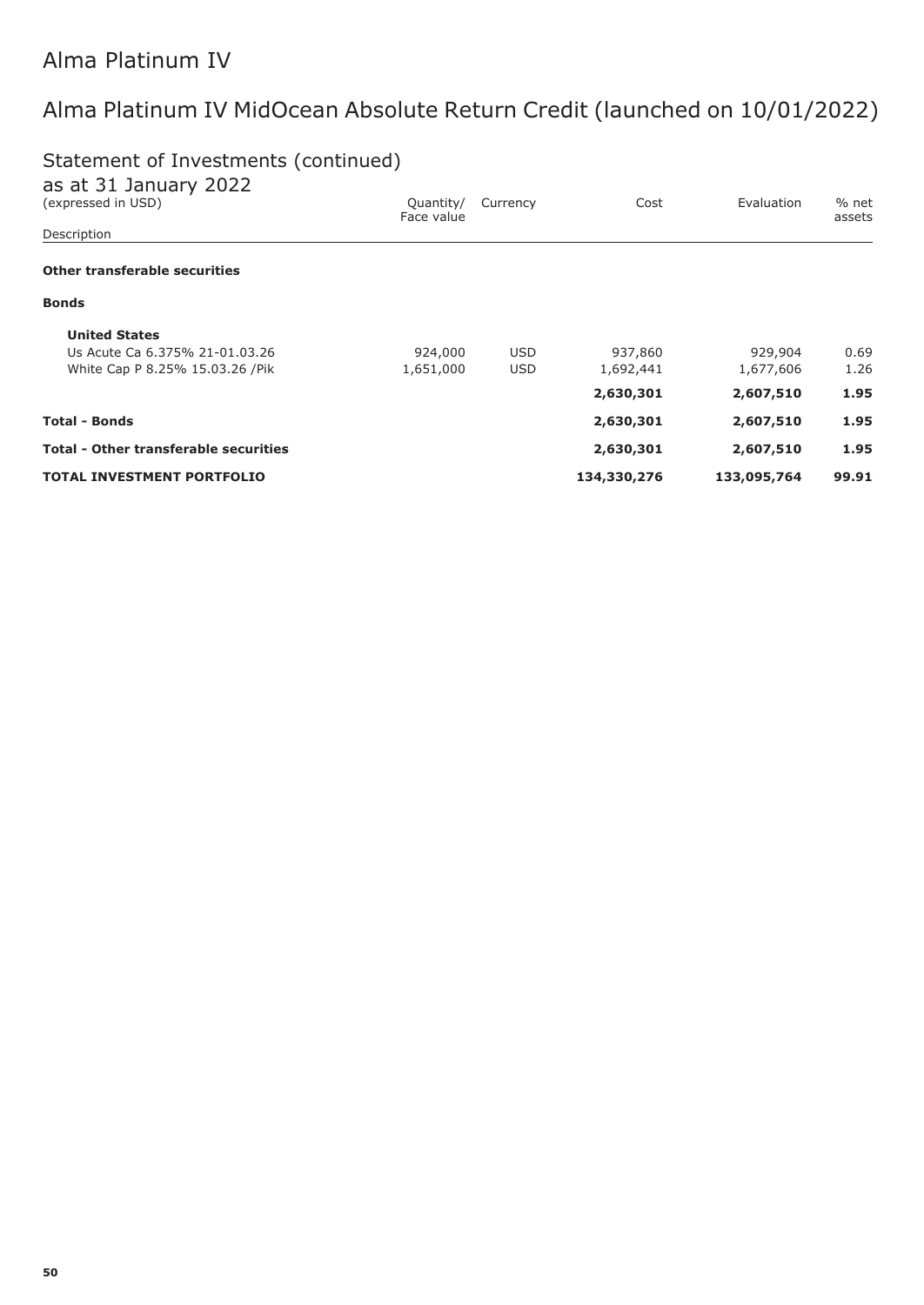# Alma Platinum IV

## Alma Platinum IV MidOcean Absolute Return Credit (launched on 10/01/2022)

### Statement of Investments (continued)

as at 31 January 2022
(expressed in USD)

| Description | Quantity/ Face value | Currency | Cost | Evaluation | % net assets |
|---|---|---|---|---|---|
| **Other transferable securities** | | | | | |
| **Bonds** | | | | | |
| **United States** | | | | | |
| Us Acute Ca 6.375% 21-01.03.26 | 924,000 | USD | 937,860 | 929,904 | 0.69 |
| White Cap P 8.25% 15.03.26 /Pik | 1,651,000 | USD | 1,692,441 | 1,677,606 | 1.26 |
| | | | **2,630,301** | **2,607,510** | **1.95** |
| **Total - Bonds** | | | **2,630,301** | **2,607,510** | **1.95** |
| **Total - Other transferable securities** | | | **2,630,301** | **2,607,510** | **1.95** |
| **TOTAL INVESTMENT PORTFOLIO** | | | **134,330,276** | **133,095,764** | **99.91** |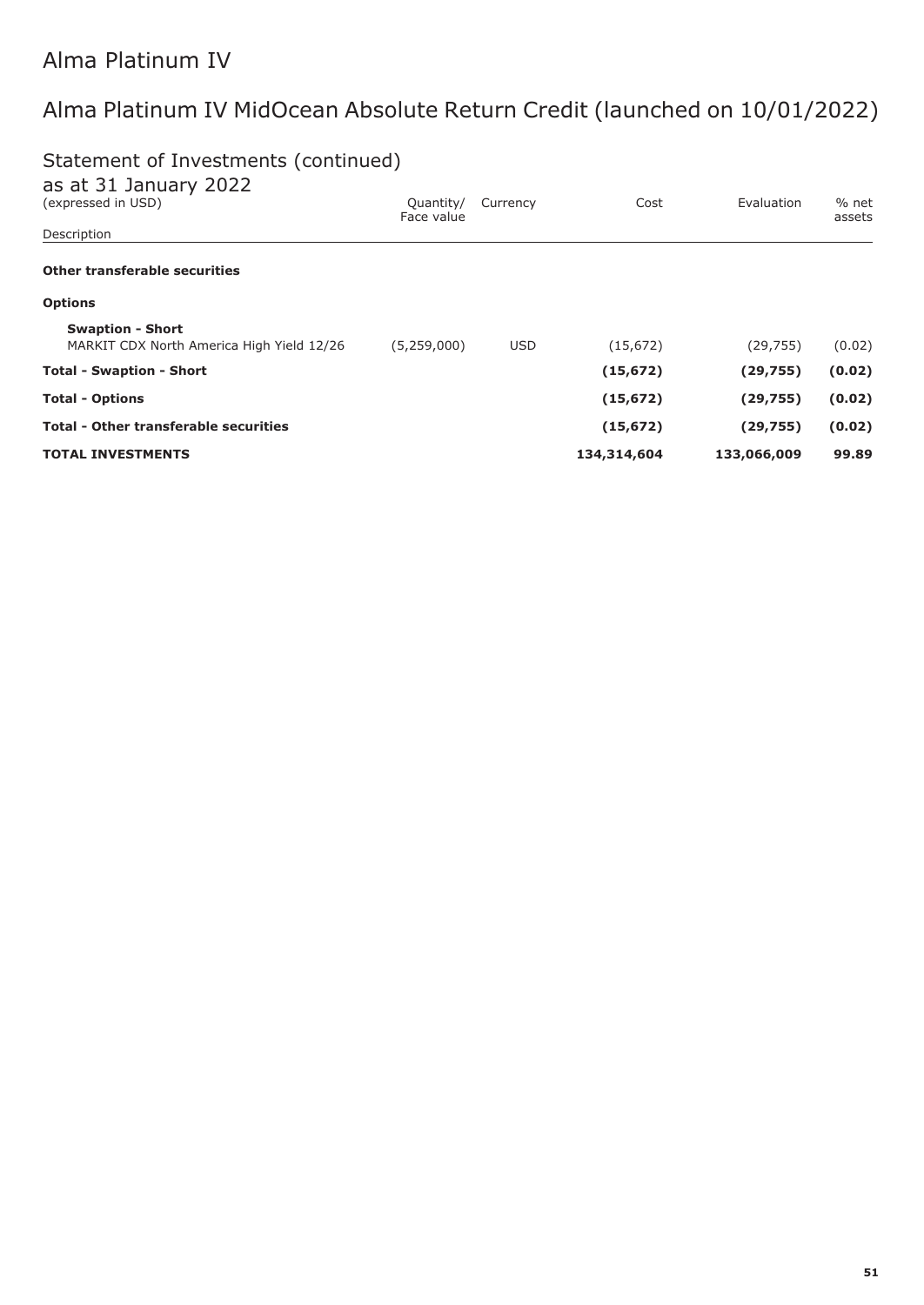# Alma Platinum IV

## Alma Platinum IV MidOcean Absolute Return Credit (launched on 10/01/2022)

### Statement of Investments (continued)

as at 31 January 2022
(expressed in USD)

| Description | Quantity/ Face value | Currency | Cost | Evaluation | % net assets |
|---|---|---|---|---|---|
| **Other transferable securities** | | | | | |
| **Options** | | | | | |
| **Swaption - Short** | | | | | |
| MARKIT CDX North America High Yield 12/26 | (5,259,000) | USD | (15,672) | (29,755) | (0.02) |
| **Total - Swaption - Short** | | | **(15,672)** | **(29,755)** | **(0.02)** |
| **Total - Options** | | | **(15,672)** | **(29,755)** | **(0.02)** |
| **Total - Other transferable securities** | | | **(15,672)** | **(29,755)** | **(0.02)** |
| **TOTAL INVESTMENTS** | | | **134,314,604** | **133,066,009** | **99.89** |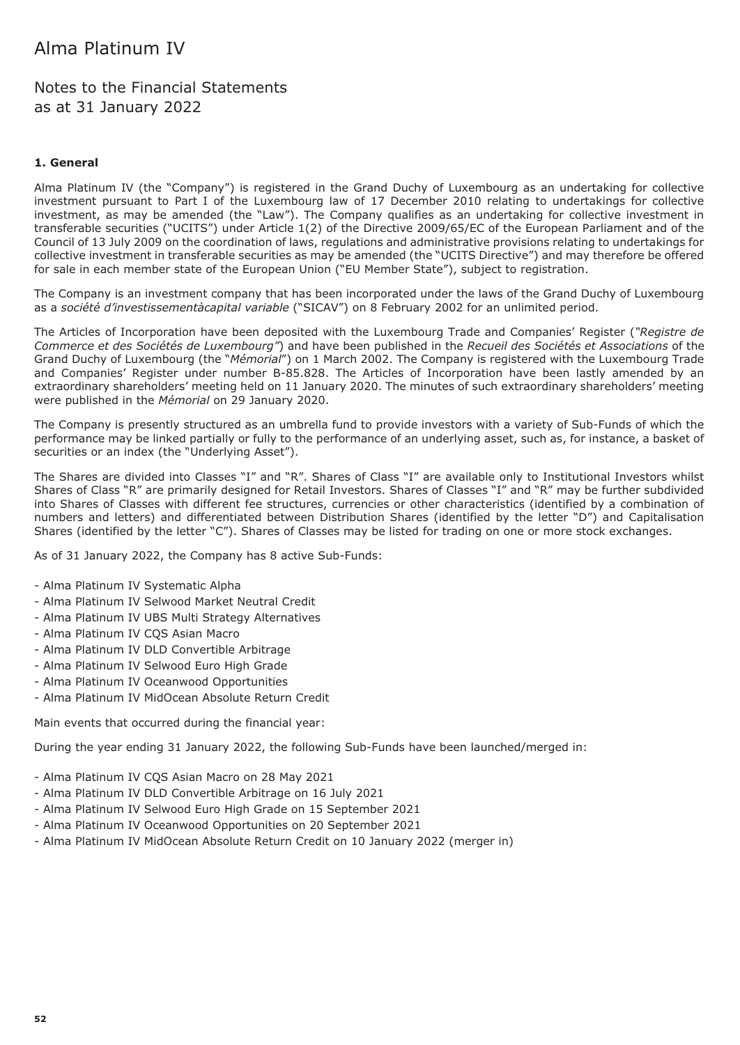# Alma Platinum IV

## Notes to the Financial Statements as at 31 January 2022

### 1. General

Alma Platinum IV (the "Company") is registered in the Grand Duchy of Luxembourg as an undertaking for collective investment pursuant to Part I of the Luxembourg law of 17 December 2010 relating to undertakings for collective investment, as may be amended (the "Law"). The Company qualifies as an undertaking for collective investment in transferable securities ("UCITS") under Article 1(2) of the Directive 2009/65/EC of the European Parliament and of the Council of 13 July 2009 on the coordination of laws, regulations and administrative provisions relating to undertakings for collective investment in transferable securities as may be amended (the "UCITS Directive") and may therefore be offered for sale in each member state of the European Union ("EU Member State"), subject to registration.

The Company is an investment company that has been incorporated under the laws of the Grand Duchy of Luxembourg as a *société d'investissementàcapital variable* ("SICAV") on 8 February 2002 for an unlimited period.

The Articles of Incorporation have been deposited with the Luxembourg Trade and Companies' Register (*"Registre de Commerce et des Sociétés de Luxembourg"*) and have been published in the *Recueil des Sociétés et Associations* of the Grand Duchy of Luxembourg (the "*Mémorial*") on 1 March 2002. The Company is registered with the Luxembourg Trade and Companies' Register under number B-85.828. The Articles of Incorporation have been lastly amended by an extraordinary shareholders' meeting held on 11 January 2020. The minutes of such extraordinary shareholders' meeting were published in the *Mémorial* on 29 January 2020.

The Company is presently structured as an umbrella fund to provide investors with a variety of Sub-Funds of which the performance may be linked partially or fully to the performance of an underlying asset, such as, for instance, a basket of securities or an index (the "Underlying Asset").

The Shares are divided into Classes "I" and "R". Shares of Class "I" are available only to Institutional Investors whilst Shares of Class "R" are primarily designed for Retail Investors. Shares of Classes "I" and "R" may be further subdivided into Shares of Classes with different fee structures, currencies or other characteristics (identified by a combination of numbers and letters) and differentiated between Distribution Shares (identified by the letter "D") and Capitalisation Shares (identified by the letter "C"). Shares of Classes may be listed for trading on one or more stock exchanges.

As of 31 January 2022, the Company has 8 active Sub-Funds:

- Alma Platinum IV Systematic Alpha
- Alma Platinum IV Selwood Market Neutral Credit
- Alma Platinum IV UBS Multi Strategy Alternatives
- Alma Platinum IV CQS Asian Macro
- Alma Platinum IV DLD Convertible Arbitrage
- Alma Platinum IV Selwood Euro High Grade
- Alma Platinum IV Oceanwood Opportunities
- Alma Platinum IV MidOcean Absolute Return Credit

Main events that occurred during the financial year:

During the year ending 31 January 2022, the following Sub-Funds have been launched/merged in:

- Alma Platinum IV CQS Asian Macro on 28 May 2021
- Alma Platinum IV DLD Convertible Arbitrage on 16 July 2021
- Alma Platinum IV Selwood Euro High Grade on 15 September 2021
- Alma Platinum IV Oceanwood Opportunities on 20 September 2021
- Alma Platinum IV MidOcean Absolute Return Credit on 10 January 2022 (merger in)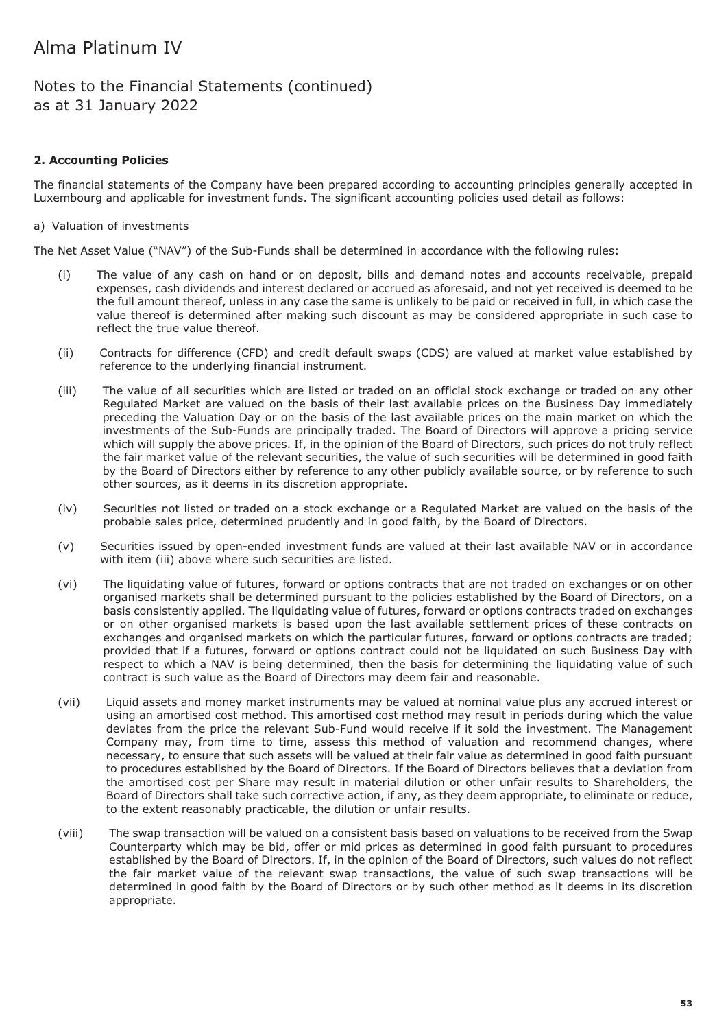## 2. Accounting Policies

The financial statements of the Company have been prepared according to accounting principles generally accepted in Luxembourg and applicable for investment funds. The significant accounting policies used detail as follows:

a) Valuation of investments

The Net Asset Value ("NAV") of the Sub-Funds shall be determined in accordance with the following rules:

(i) The value of any cash on hand or on deposit, bills and demand notes and accounts receivable, prepaid expenses, cash dividends and interest declared or accrued as aforesaid, and not yet received is deemed to be the full amount thereof, unless in any case the same is unlikely to be paid or received in full, in which case the value thereof is determined after making such discount as may be considered appropriate in such case to reflect the true value thereof.

(ii) Contracts for difference (CFD) and credit default swaps (CDS) are valued at market value established by reference to the underlying financial instrument.

(iii) The value of all securities which are listed or traded on an official stock exchange or traded on any other Regulated Market are valued on the basis of their last available prices on the Business Day immediately preceding the Valuation Day or on the basis of the last available prices on the main market on which the investments of the Sub-Funds are principally traded. The Board of Directors will approve a pricing service which will supply the above prices. If, in the opinion of the Board of Directors, such prices do not truly reflect the fair market value of the relevant securities, the value of such securities will be determined in good faith by the Board of Directors either by reference to any other publicly available source, or by reference to such other sources, as it deems in its discretion appropriate.

(iv) Securities not listed or traded on a stock exchange or a Regulated Market are valued on the basis of the probable sales price, determined prudently and in good faith, by the Board of Directors.

(v) Securities issued by open-ended investment funds are valued at their last available NAV or in accordance with item (iii) above where such securities are listed.

(vi) The liquidating value of futures, forward or options contracts that are not traded on exchanges or on other organised markets shall be determined pursuant to the policies established by the Board of Directors, on a basis consistently applied. The liquidating value of futures, forward or options contracts traded on exchanges or on other organised markets is based upon the last available settlement prices of these contracts on exchanges and organised markets on which the particular futures, forward or options contracts are traded; provided that if a futures, forward or options contract could not be liquidated on such Business Day with respect to which a NAV is being determined, then the basis for determining the liquidating value of such contract is such value as the Board of Directors may deem fair and reasonable.

(vii) Liquid assets and money market instruments may be valued at nominal value plus any accrued interest or using an amortised cost method. This amortised cost method may result in periods during which the value deviates from the price the relevant Sub-Fund would receive if it sold the investment. The Management Company may, from time to time, assess this method of valuation and recommend changes, where necessary, to ensure that such assets will be valued at their fair value as determined in good faith pursuant to procedures established by the Board of Directors. If the Board of Directors believes that a deviation from the amortised cost per Share may result in material dilution or other unfair results to Shareholders, the Board of Directors shall take such corrective action, if any, as they deem appropriate, to eliminate or reduce, to the extent reasonably practicable, the dilution or unfair results.

(viii) The swap transaction will be valued on a consistent basis based on valuations to be received from the Swap Counterparty which may be bid, offer or mid prices as determined in good faith pursuant to procedures established by the Board of Directors. If, in the opinion of the Board of Directors, such values do not reflect the fair market value of the relevant swap transactions, the value of such swap transactions will be determined in good faith by the Board of Directors or by such other method as it deems in its discretion appropriate.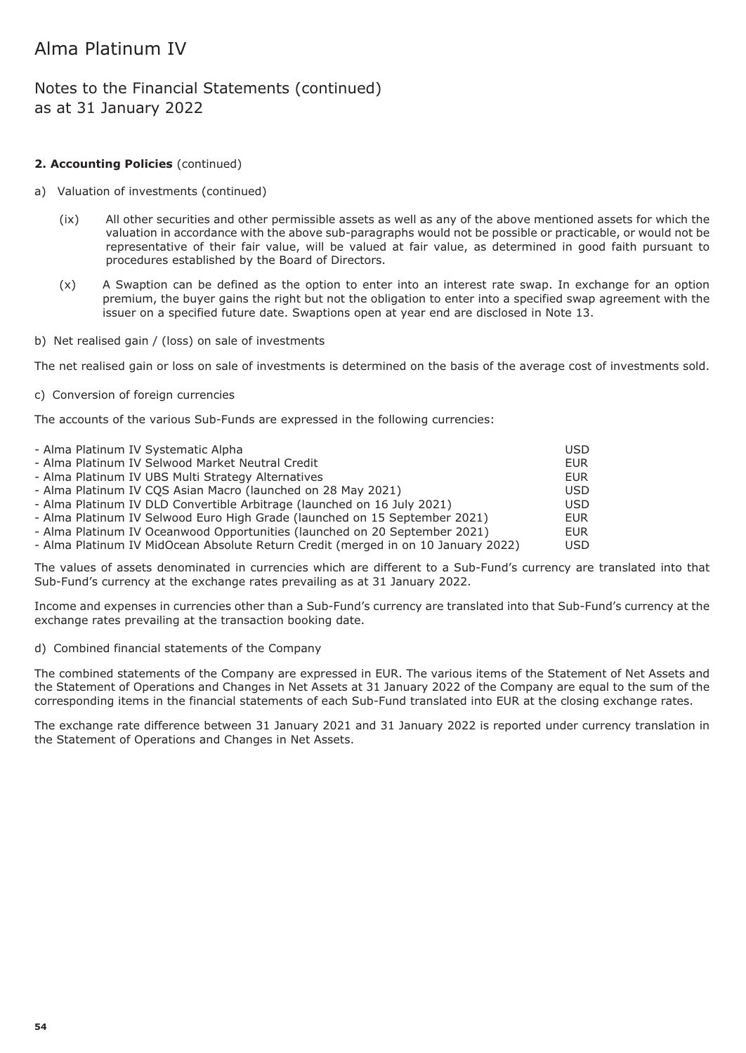# Alma Platinum IV

## Notes to the Financial Statements (continued)
## as at 31 January 2022

**2. Accounting Policies** (continued)

a) Valuation of investments (continued)

(ix) All other securities and other permissible assets as well as any of the above mentioned assets for which the valuation in accordance with the above sub-paragraphs would not be possible or practicable, or would not be representative of their fair value, will be valued at fair value, as determined in good faith pursuant to procedures established by the Board of Directors.

(x) A Swaption can be defined as the option to enter into an interest rate swap. In exchange for an option premium, the buyer gains the right but not the obligation to enter into a specified swap agreement with the issuer on a specified future date. Swaptions open at year end are disclosed in Note 13.

b) Net realised gain / (loss) on sale of investments

The net realised gain or loss on sale of investments is determined on the basis of the average cost of investments sold.

c) Conversion of foreign currencies

The accounts of the various Sub-Funds are expressed in the following currencies:

| | |
|---|---|
| - Alma Platinum IV Systematic Alpha | USD |
| - Alma Platinum IV Selwood Market Neutral Credit | EUR |
| - Alma Platinum IV UBS Multi Strategy Alternatives | EUR |
| - Alma Platinum IV CQS Asian Macro (launched on 28 May 2021) | USD |
| - Alma Platinum IV DLD Convertible Arbitrage (launched on 16 July 2021) | USD |
| - Alma Platinum IV Selwood Euro High Grade (launched on 15 September 2021) | EUR |
| - Alma Platinum IV Oceanwood Opportunities (launched on 20 September 2021) | EUR |
| - Alma Platinum IV MidOcean Absolute Return Credit (merged in on 10 January 2022) | USD |

The values of assets denominated in currencies which are different to a Sub-Fund's currency are translated into that Sub-Fund's currency at the exchange rates prevailing as at 31 January 2022.

Income and expenses in currencies other than a Sub-Fund's currency are translated into that Sub-Fund's currency at the exchange rates prevailing at the transaction booking date.

d) Combined financial statements of the Company

The combined statements of the Company are expressed in EUR. The various items of the Statement of Net Assets and the Statement of Operations and Changes in Net Assets at 31 January 2022 of the Company are equal to the sum of the corresponding items in the financial statements of each Sub-Fund translated into EUR at the closing exchange rates.

The exchange rate difference between 31 January 2021 and 31 January 2022 is reported under currency translation in the Statement of Operations and Changes in Net Assets.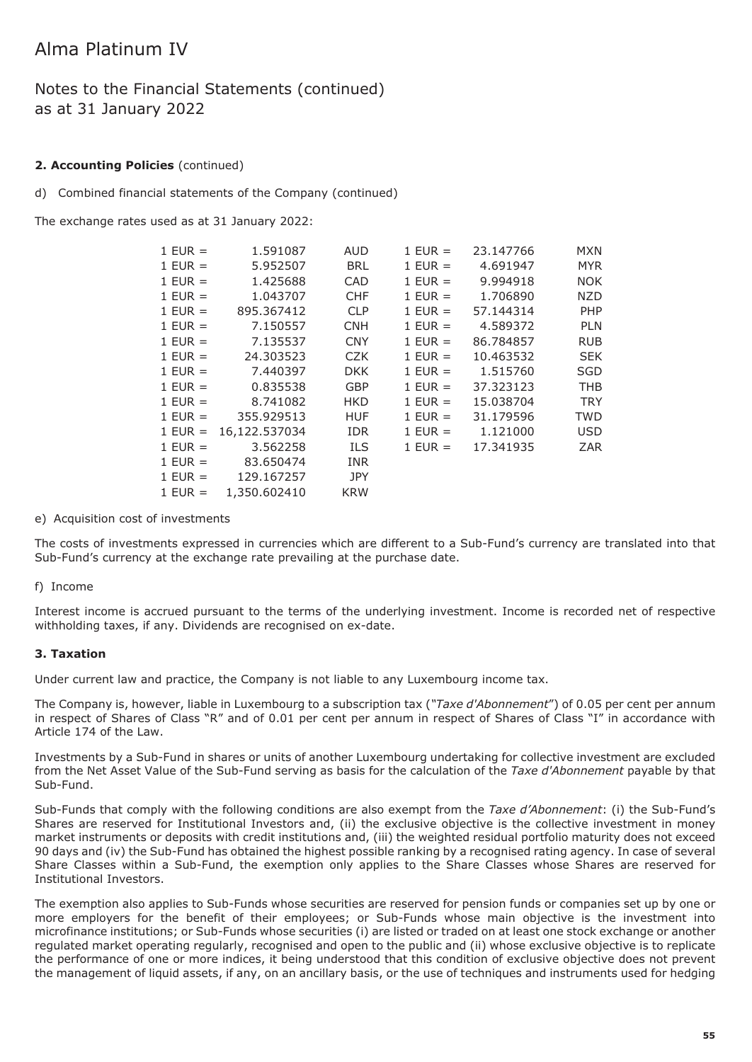# Alma Platinum IV

## Notes to the Financial Statements (continued) as at 31 January 2022

**2. Accounting Policies** (continued)

d) Combined financial statements of the Company (continued)

The exchange rates used as at 31 January 2022:

| | | | | | |
|---|---|---|---|---|---|
| 1 EUR = | 1.591087 | AUD | 1 EUR = | 23.147766 | MXN |
| 1 EUR = | 5.952507 | BRL | 1 EUR = | 4.691947 | MYR |
| 1 EUR = | 1.425688 | CAD | 1 EUR = | 9.994918 | NOK |
| 1 EUR = | 1.043707 | CHF | 1 EUR = | 1.706890 | NZD |
| 1 EUR = | 895.367412 | CLP | 1 EUR = | 57.144314 | PHP |
| 1 EUR = | 7.150557 | CNH | 1 EUR = | 4.589372 | PLN |
| 1 EUR = | 7.135537 | CNY | 1 EUR = | 86.784857 | RUB |
| 1 EUR = | 24.303523 | CZK | 1 EUR = | 10.463532 | SEK |
| 1 EUR = | 7.440397 | DKK | 1 EUR = | 1.515760 | SGD |
| 1 EUR = | 0.835538 | GBP | 1 EUR = | 37.323123 | THB |
| 1 EUR = | 8.741082 | HKD | 1 EUR = | 15.038704 | TRY |
| 1 EUR = | 355.929513 | HUF | 1 EUR = | 31.179596 | TWD |
| 1 EUR = | 16,122.537034 | IDR | 1 EUR = | 1.121000 | USD |
| 1 EUR = | 3.562258 | ILS | 1 EUR = | 17.341935 | ZAR |
| 1 EUR = | 83.650474 | INR | | | |
| 1 EUR = | 129.167257 | JPY | | | |
| 1 EUR = | 1,350.602410 | KRW | | | |

e) Acquisition cost of investments

The costs of investments expressed in currencies which are different to a Sub-Fund's currency are translated into that Sub-Fund's currency at the exchange rate prevailing at the purchase date.

f) Income

Interest income is accrued pursuant to the terms of the underlying investment. Income is recorded net of respective withholding taxes, if any. Dividends are recognised on ex-date.

**3. Taxation**

Under current law and practice, the Company is not liable to any Luxembourg income tax.

The Company is, however, liable in Luxembourg to a subscription tax ("*Taxe d'Abonnement*") of 0.05 per cent per annum in respect of Shares of Class "R" and of 0.01 per cent per annum in respect of Shares of Class "I" in accordance with Article 174 of the Law.

Investments by a Sub-Fund in shares or units of another Luxembourg undertaking for collective investment are excluded from the Net Asset Value of the Sub-Fund serving as basis for the calculation of the *Taxe d'Abonnement* payable by that Sub-Fund.

Sub-Funds that comply with the following conditions are also exempt from the *Taxe d'Abonnement*: (i) the Sub-Fund's Shares are reserved for Institutional Investors and, (ii) the exclusive objective is the collective investment in money market instruments or deposits with credit institutions and, (iii) the weighted residual portfolio maturity does not exceed 90 days and (iv) the Sub-Fund has obtained the highest possible ranking by a recognised rating agency. In case of several Share Classes within a Sub-Fund, the exemption only applies to the Share Classes whose Shares are reserved for Institutional Investors.

The exemption also applies to Sub-Funds whose securities are reserved for pension funds or companies set up by one or more employers for the benefit of their employees; or Sub-Funds whose main objective is the investment into microfinance institutions; or Sub-Funds whose securities (i) are listed or traded on at least one stock exchange or another regulated market operating regularly, recognised and open to the public and (ii) whose exclusive objective is to replicate the performance of one or more indices, it being understood that this condition of exclusive objective does not prevent the management of liquid assets, if any, on an ancillary basis, or the use of techniques and instruments used for hedging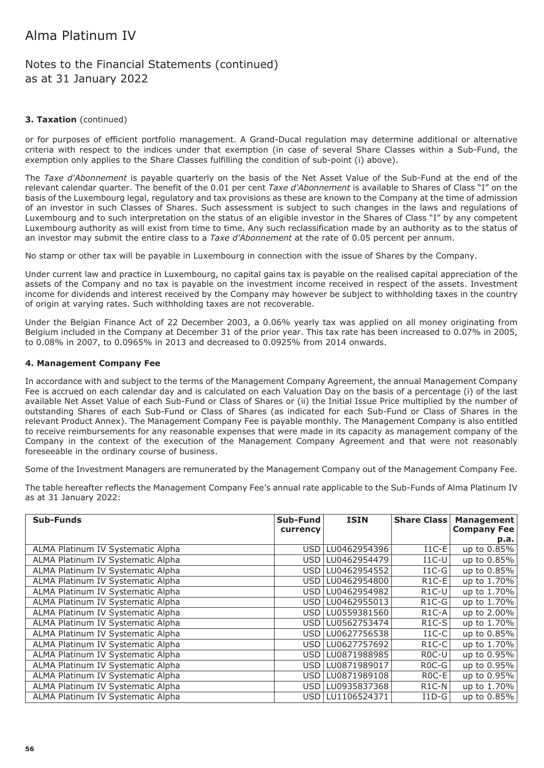# Alma Platinum IV

## Notes to the Financial Statements (continued) as at 31 January 2022

### 3. Taxation (continued)

or for purposes of efficient portfolio management. A Grand-Ducal regulation may determine additional or alternative criteria with respect to the indices under that exemption (in case of several Share Classes within a Sub-Fund, the exemption only applies to the Share Classes fulfilling the condition of sub-point (i) above).

The *Taxe d'Abonnement* is payable quarterly on the basis of the Net Asset Value of the Sub-Fund at the end of the relevant calendar quarter. The benefit of the 0.01 per cent *Taxe d'Abonnement* is available to Shares of Class "I" on the basis of the Luxembourg legal, regulatory and tax provisions as these are known to the Company at the time of admission of an investor in such Classes of Shares. Such assessment is subject to such changes in the laws and regulations of Luxembourg and to such interpretation on the status of an eligible investor in the Shares of Class "I" by any competent Luxembourg authority as will exist from time to time. Any such reclassification made by an authority as to the status of an investor may submit the entire class to a *Taxe d'Abonnement* at the rate of 0.05 percent per annum.

No stamp or other tax will be payable in Luxembourg in connection with the issue of Shares by the Company.

Under current law and practice in Luxembourg, no capital gains tax is payable on the realised capital appreciation of the assets of the Company and no tax is payable on the investment income received in respect of the assets. Investment income for dividends and interest received by the Company may however be subject to withholding taxes in the country of origin at varying rates. Such withholding taxes are not recoverable.

Under the Belgian Finance Act of 22 December 2003, a 0.06% yearly tax was applied on all money originating from Belgium included in the Company at December 31 of the prior year. This tax rate has been increased to 0.07% in 2005, to 0.08% in 2007, to 0.0965% in 2013 and decreased to 0.0925% from 2014 onwards.

### 4. Management Company Fee

In accordance with and subject to the terms of the Management Company Agreement, the annual Management Company Fee is accrued on each calendar day and is calculated on each Valuation Day on the basis of a percentage (i) of the last available Net Asset Value of each Sub-Fund or Class of Shares or (ii) the Initial Issue Price multiplied by the number of outstanding Shares of each Sub-Fund or Class of Shares (as indicated for each Sub-Fund or Class of Shares in the relevant Product Annex). The Management Company Fee is payable monthly. The Management Company is also entitled to receive reimbursements for any reasonable expenses that were made in its capacity as management company of the Company in the context of the execution of the Management Company Agreement and that were not reasonably foreseeable in the ordinary course of business.

Some of the Investment Managers are remunerated by the Management Company out of the Management Company Fee.

The table hereafter reflects the Management Company Fee's annual rate applicable to the Sub-Funds of Alma Platinum IV as at 31 January 2022:

| Sub-Funds | Sub-Fund currency | ISIN | Share Class | Management Company Fee p.a. |
|---|---|---|---|---|
| ALMA Platinum IV Systematic Alpha | USD | LU0462954396 | I1C-E | up to 0.85% |
| ALMA Platinum IV Systematic Alpha | USD | LU0462954479 | I1C-U | up to 0.85% |
| ALMA Platinum IV Systematic Alpha | USD | LU0462954552 | I1C-G | up to 0.85% |
| ALMA Platinum IV Systematic Alpha | USD | LU0462954800 | R1C-E | up to 1.70% |
| ALMA Platinum IV Systematic Alpha | USD | LU0462954982 | R1C-U | up to 1.70% |
| ALMA Platinum IV Systematic Alpha | USD | LU0462955013 | R1C-G | up to 1.70% |
| ALMA Platinum IV Systematic Alpha | USD | LU0559381560 | R1C-A | up to 2.00% |
| ALMA Platinum IV Systematic Alpha | USD | LU0562753474 | R1C-S | up to 1.70% |
| ALMA Platinum IV Systematic Alpha | USD | LU0627756538 | I1C-C | up to 0.85% |
| ALMA Platinum IV Systematic Alpha | USD | LU0627757692 | R1C-C | up to 1.70% |
| ALMA Platinum IV Systematic Alpha | USD | LU0871988985 | R0C-U | up to 0.95% |
| ALMA Platinum IV Systematic Alpha | USD | LU0871989017 | R0C-G | up to 0.95% |
| ALMA Platinum IV Systematic Alpha | USD | LU0871989108 | R0C-E | up to 0.95% |
| ALMA Platinum IV Systematic Alpha | USD | LU0935837368 | R1C-N | up to 1.70% |
| ALMA Platinum IV Systematic Alpha | USD | LU1106524371 | I1D-G | up to 0.85% |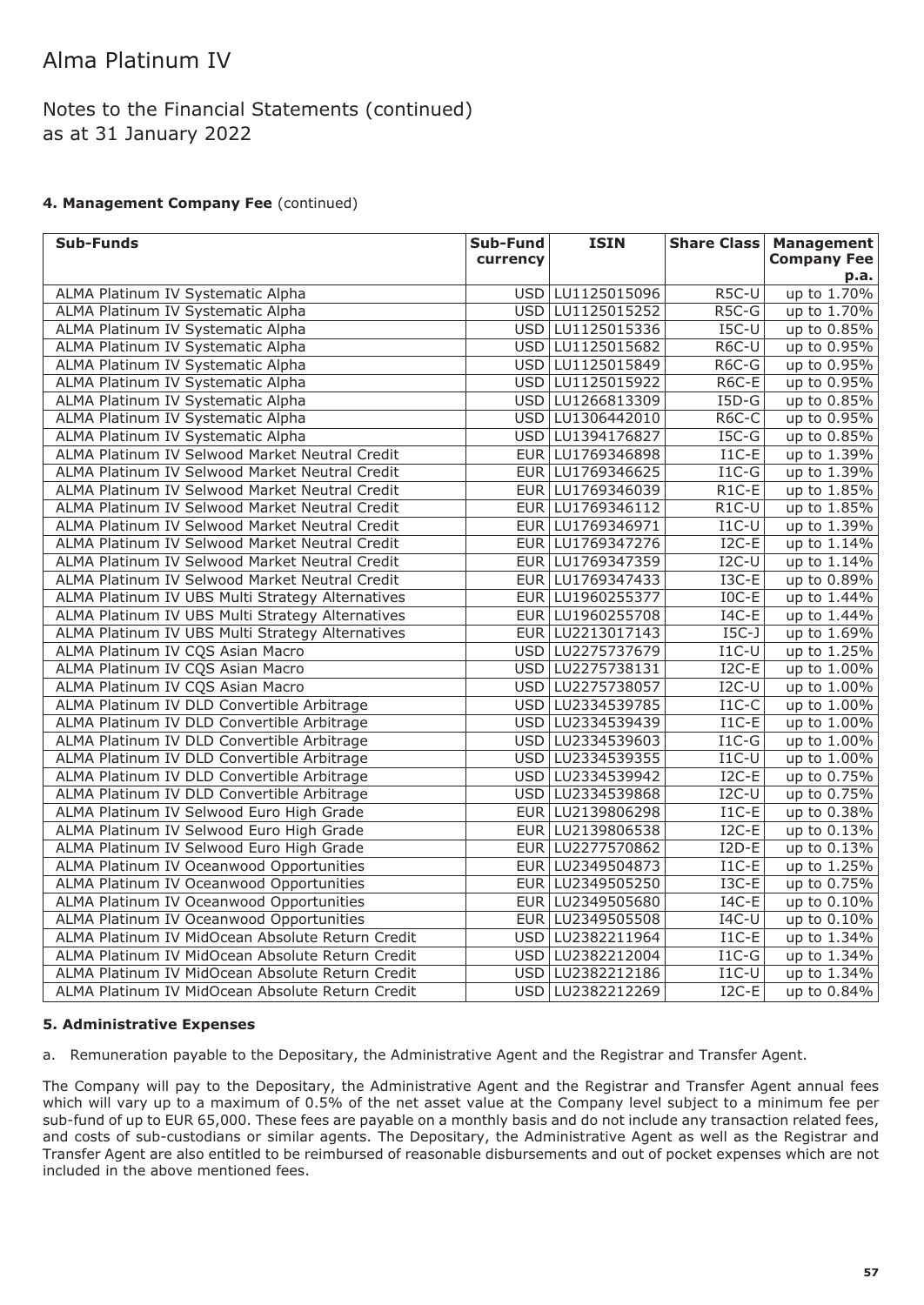# Alma Platinum IV

Notes to the Financial Statements (continued)
as at 31 January 2022

**4. Management Company Fee** (continued)

| Sub-Funds | Sub-Fund currency | ISIN | Share Class | Management Company Fee p.a. |
|---|---|---|---|---|
| ALMA Platinum IV Systematic Alpha | USD | LU1125015096 | R5C-U | up to 1.70% |
| ALMA Platinum IV Systematic Alpha | USD | LU1125015252 | R5C-G | up to 1.70% |
| ALMA Platinum IV Systematic Alpha | USD | LU1125015336 | I5C-U | up to 0.85% |
| ALMA Platinum IV Systematic Alpha | USD | LU1125015682 | R6C-U | up to 0.95% |
| ALMA Platinum IV Systematic Alpha | USD | LU1125015849 | R6C-G | up to 0.95% |
| ALMA Platinum IV Systematic Alpha | USD | LU1125015922 | R6C-E | up to 0.95% |
| ALMA Platinum IV Systematic Alpha | USD | LU1266813309 | I5D-G | up to 0.85% |
| ALMA Platinum IV Systematic Alpha | USD | LU1306442010 | R6C-C | up to 0.95% |
| ALMA Platinum IV Systematic Alpha | USD | LU1394176827 | I5C-G | up to 0.85% |
| ALMA Platinum IV Selwood Market Neutral Credit | EUR | LU1769346898 | I1C-E | up to 1.39% |
| ALMA Platinum IV Selwood Market Neutral Credit | EUR | LU1769346625 | I1C-G | up to 1.39% |
| ALMA Platinum IV Selwood Market Neutral Credit | EUR | LU1769346039 | R1C-E | up to 1.85% |
| ALMA Platinum IV Selwood Market Neutral Credit | EUR | LU1769346112 | R1C-U | up to 1.85% |
| ALMA Platinum IV Selwood Market Neutral Credit | EUR | LU1769346971 | I1C-U | up to 1.39% |
| ALMA Platinum IV Selwood Market Neutral Credit | EUR | LU1769347276 | I2C-E | up to 1.14% |
| ALMA Platinum IV Selwood Market Neutral Credit | EUR | LU1769347359 | I2C-U | up to 1.14% |
| ALMA Platinum IV Selwood Market Neutral Credit | EUR | LU1769347433 | I3C-E | up to 0.89% |
| ALMA Platinum IV UBS Multi Strategy Alternatives | EUR | LU1960255377 | I0C-E | up to 1.44% |
| ALMA Platinum IV UBS Multi Strategy Alternatives | EUR | LU1960255708 | I4C-E | up to 1.44% |
| ALMA Platinum IV UBS Multi Strategy Alternatives | EUR | LU2213017143 | I5C-J | up to 1.69% |
| ALMA Platinum IV CQS Asian Macro | USD | LU2275737679 | I1C-U | up to 1.25% |
| ALMA Platinum IV CQS Asian Macro | USD | LU2275738131 | I2C-E | up to 1.00% |
| ALMA Platinum IV CQS Asian Macro | USD | LU2275738057 | I2C-U | up to 1.00% |
| ALMA Platinum IV DLD Convertible Arbitrage | USD | LU2334539785 | I1C-C | up to 1.00% |
| ALMA Platinum IV DLD Convertible Arbitrage | USD | LU2334539439 | I1C-E | up to 1.00% |
| ALMA Platinum IV DLD Convertible Arbitrage | USD | LU2334539603 | I1C-G | up to 1.00% |
| ALMA Platinum IV DLD Convertible Arbitrage | USD | LU2334539355 | I1C-U | up to 1.00% |
| ALMA Platinum IV DLD Convertible Arbitrage | USD | LU2334539942 | I2C-E | up to 0.75% |
| ALMA Platinum IV DLD Convertible Arbitrage | USD | LU2334539868 | I2C-U | up to 0.75% |
| ALMA Platinum IV Selwood Euro High Grade | EUR | LU2139806298 | I1C-E | up to 0.38% |
| ALMA Platinum IV Selwood Euro High Grade | EUR | LU2139806538 | I2C-E | up to 0.13% |
| ALMA Platinum IV Selwood Euro High Grade | EUR | LU2277570862 | I2D-E | up to 0.13% |
| ALMA Platinum IV Oceanwood Opportunities | EUR | LU2349504873 | I1C-E | up to 1.25% |
| ALMA Platinum IV Oceanwood Opportunities | EUR | LU2349505250 | I3C-E | up to 0.75% |
| ALMA Platinum IV Oceanwood Opportunities | EUR | LU2349505680 | I4C-E | up to 0.10% |
| ALMA Platinum IV Oceanwood Opportunities | EUR | LU2349505508 | I4C-U | up to 0.10% |
| ALMA Platinum IV MidOcean Absolute Return Credit | USD | LU2382211964 | I1C-E | up to 1.34% |
| ALMA Platinum IV MidOcean Absolute Return Credit | USD | LU2382212004 | I1C-G | up to 1.34% |
| ALMA Platinum IV MidOcean Absolute Return Credit | USD | LU2382212186 | I1C-U | up to 1.34% |
| ALMA Platinum IV MidOcean Absolute Return Credit | USD | LU2382212269 | I2C-E | up to 0.84% |

**5. Administrative Expenses**

a. Remuneration payable to the Depositary, the Administrative Agent and the Registrar and Transfer Agent.

The Company will pay to the Depositary, the Administrative Agent and the Registrar and Transfer Agent annual fees which will vary up to a maximum of 0.5% of the net asset value at the Company level subject to a minimum fee per sub-fund of up to EUR 65,000. These fees are payable on a monthly basis and do not include any transaction related fees, and costs of sub-custodians or similar agents. The Depositary, the Administrative Agent as well as the Registrar and Transfer Agent are also entitled to be reimbursed of reasonable disbursements and out of pocket expenses which are not included in the above mentioned fees.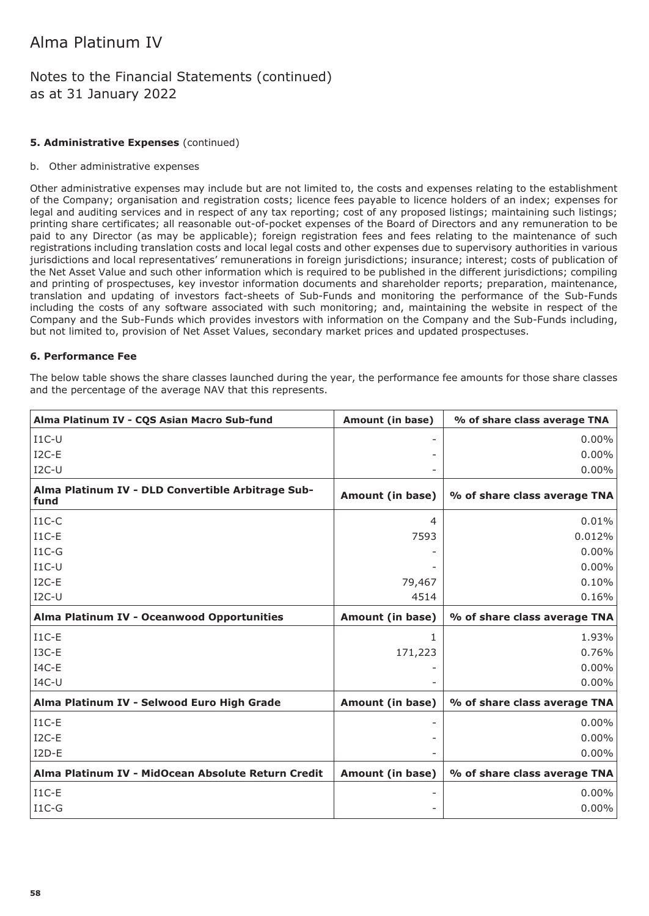# Alma Platinum IV

## Notes to the Financial Statements (continued) as at 31 January 2022

### 5. Administrative Expenses (continued)

b. Other administrative expenses

Other administrative expenses may include but are not limited to, the costs and expenses relating to the establishment of the Company; organisation and registration costs; licence fees payable to licence holders of an index; expenses for legal and auditing services and in respect of any tax reporting; cost of any proposed listings; maintaining such listings; printing share certificates; all reasonable out-of-pocket expenses of the Board of Directors and any remuneration to be paid to any Director (as may be applicable); foreign registration fees and fees relating to the maintenance of such registrations including translation costs and local legal costs and other expenses due to supervisory authorities in various jurisdictions and local representatives' remunerations in foreign jurisdictions; insurance; interest; costs of publication of the Net Asset Value and such other information which is required to be published in the different jurisdictions; compiling and printing of prospectuses, key investor information documents and shareholder reports; preparation, maintenance, translation and updating of investors fact-sheets of Sub-Funds and monitoring the performance of the Sub-Funds including the costs of any software associated with such monitoring; and, maintaining the website in respect of the Company and the Sub-Funds which provides investors with information on the Company and the Sub-Funds including, but not limited to, provision of Net Asset Values, secondary market prices and updated prospectuses.

### 6. Performance Fee

The below table shows the share classes launched during the year, the performance fee amounts for those share classes and the percentage of the average NAV that this represents.

| Alma Platinum IV - CQS Asian Macro Sub-fund | Amount (in base) | % of share class average TNA |
|---|---|---|
| I1C-U | - | 0.00% |
| I2C-E | - | 0.00% |
| I2C-U | - | 0.00% |
| **Alma Platinum IV - DLD Convertible Arbitrage Sub-fund** | **Amount (in base)** | **% of share class average TNA** |
| I1C-C | 4 | 0.01% |
| I1C-E | 7593 | 0.012% |
| I1C-G | - | 0.00% |
| I1C-U | - | 0.00% |
| I2C-E | 79,467 | 0.10% |
| I2C-U | 4514 | 0.16% |
| **Alma Platinum IV - Oceanwood Opportunities** | **Amount (in base)** | **% of share class average TNA** |
| I1C-E | 1 | 1.93% |
| I3C-E | 171,223 | 0.76% |
| I4C-E | - | 0.00% |
| I4C-U | - | 0.00% |
| **Alma Platinum IV - Selwood Euro High Grade** | **Amount (in base)** | **% of share class average TNA** |
| I1C-E | - | 0.00% |
| I2C-E | - | 0.00% |
| I2D-E | - | 0.00% |
| **Alma Platinum IV - MidOcean Absolute Return Credit** | **Amount (in base)** | **% of share class average TNA** |
| I1C-E | - | 0.00% |
| I1C-G | - | 0.00% |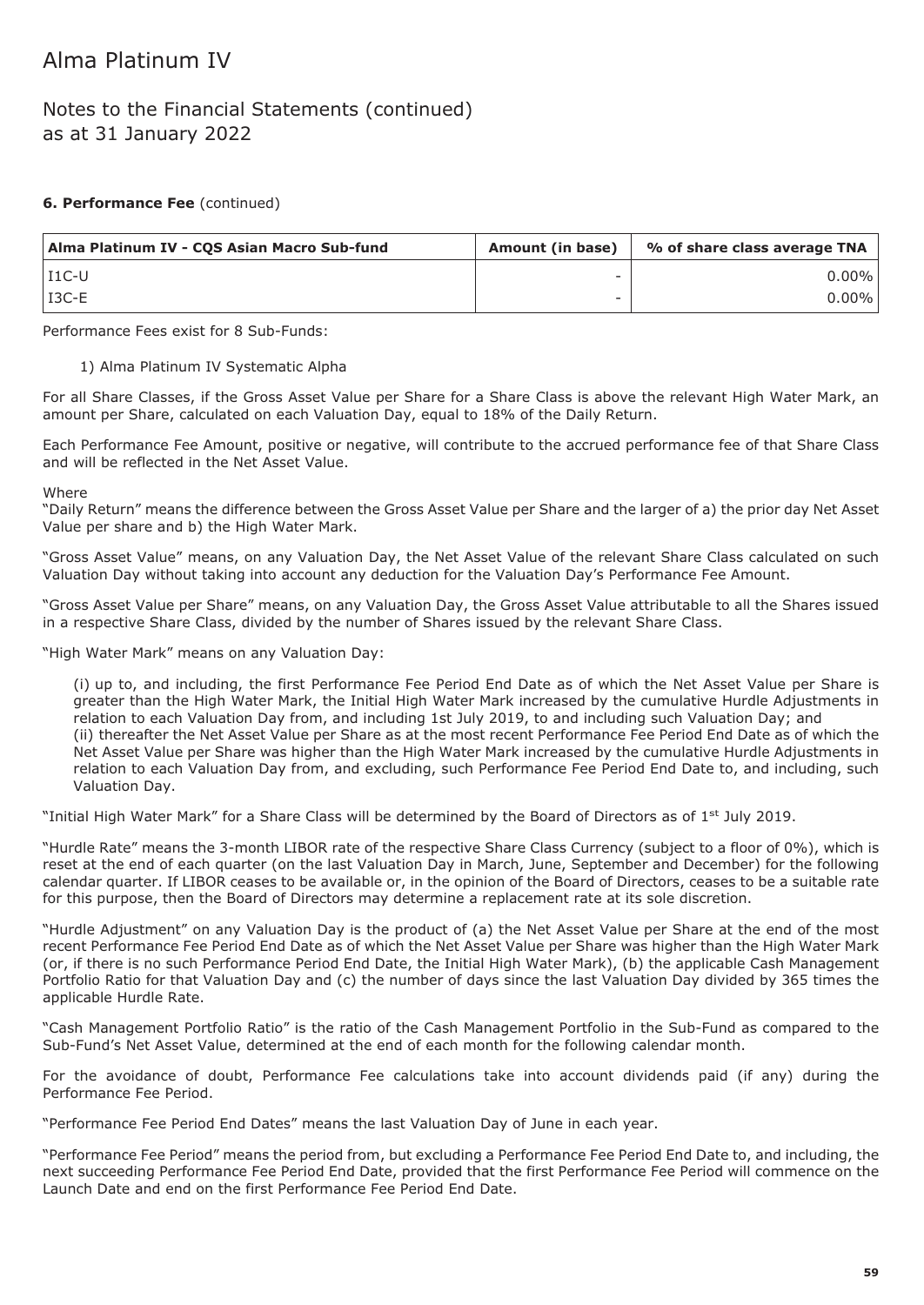### 6. Performance Fee (continued)

| Alma Platinum IV - CQS Asian Macro Sub-fund | Amount (in base) | % of share class average TNA |
|---|---|---|
| I1C-U | - | 0.00% |
| I3C-E | - | 0.00% |

Performance Fees exist for 8 Sub-Funds:

1) Alma Platinum IV Systematic Alpha

For all Share Classes, if the Gross Asset Value per Share for a Share Class is above the relevant High Water Mark, an amount per Share, calculated on each Valuation Day, equal to 18% of the Daily Return.

Each Performance Fee Amount, positive or negative, will contribute to the accrued performance fee of that Share Class and will be reflected in the Net Asset Value.

Where

"Daily Return" means the difference between the Gross Asset Value per Share and the larger of a) the prior day Net Asset Value per share and b) the High Water Mark.

"Gross Asset Value" means, on any Valuation Day, the Net Asset Value of the relevant Share Class calculated on such Valuation Day without taking into account any deduction for the Valuation Day's Performance Fee Amount.

"Gross Asset Value per Share" means, on any Valuation Day, the Gross Asset Value attributable to all the Shares issued in a respective Share Class, divided by the number of Shares issued by the relevant Share Class.

"High Water Mark" means on any Valuation Day:

(i) up to, and including, the first Performance Fee Period End Date as of which the Net Asset Value per Share is greater than the High Water Mark, the Initial High Water Mark increased by the cumulative Hurdle Adjustments in relation to each Valuation Day from, and including 1st July 2019, to and including such Valuation Day; and
(ii) thereafter the Net Asset Value per Share as at the most recent Performance Fee Period End Date as of which the Net Asset Value per Share was higher than the High Water Mark increased by the cumulative Hurdle Adjustments in relation to each Valuation Day from, and excluding, such Performance Fee Period End Date to, and including, such Valuation Day.

"Initial High Water Mark" for a Share Class will be determined by the Board of Directors as of 1st July 2019.

"Hurdle Rate" means the 3-month LIBOR rate of the respective Share Class Currency (subject to a floor of 0%), which is reset at the end of each quarter (on the last Valuation Day in March, June, September and December) for the following calendar quarter. If LIBOR ceases to be available or, in the opinion of the Board of Directors, ceases to be a suitable rate for this purpose, then the Board of Directors may determine a replacement rate at its sole discretion.

"Hurdle Adjustment" on any Valuation Day is the product of (a) the Net Asset Value per Share at the end of the most recent Performance Fee Period End Date as of which the Net Asset Value per Share was higher than the High Water Mark (or, if there is no such Performance Period End Date, the Initial High Water Mark), (b) the applicable Cash Management Portfolio Ratio for that Valuation Day and (c) the number of days since the last Valuation Day divided by 365 times the applicable Hurdle Rate.

"Cash Management Portfolio Ratio" is the ratio of the Cash Management Portfolio in the Sub-Fund as compared to the Sub-Fund's Net Asset Value, determined at the end of each month for the following calendar month.

For the avoidance of doubt, Performance Fee calculations take into account dividends paid (if any) during the Performance Fee Period.

"Performance Fee Period End Dates" means the last Valuation Day of June in each year.

"Performance Fee Period" means the period from, but excluding a Performance Fee Period End Date to, and including, the next succeeding Performance Fee Period End Date, provided that the first Performance Fee Period will commence on the Launch Date and end on the first Performance Fee Period End Date.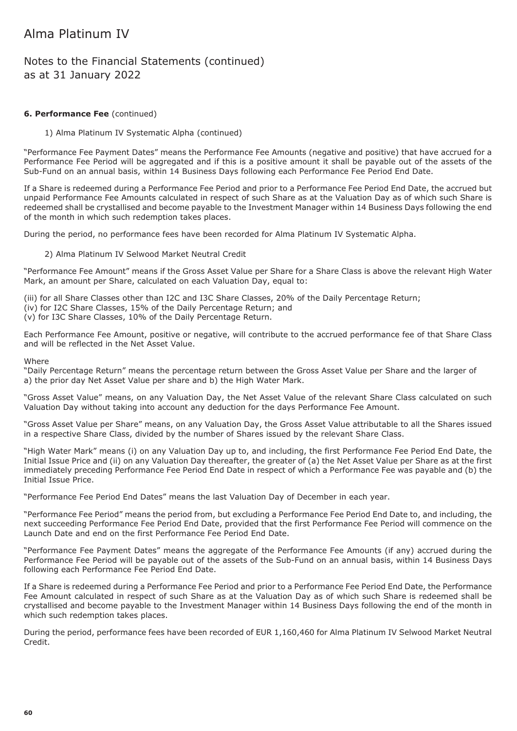# Alma Platinum IV

## Notes to the Financial Statements (continued)
as at 31 January 2022

**6. Performance Fee** (continued)

1) Alma Platinum IV Systematic Alpha (continued)

"Performance Fee Payment Dates" means the Performance Fee Amounts (negative and positive) that have accrued for a Performance Fee Period will be aggregated and if this is a positive amount it shall be payable out of the assets of the Sub-Fund on an annual basis, within 14 Business Days following each Performance Fee Period End Date.

If a Share is redeemed during a Performance Fee Period and prior to a Performance Fee Period End Date, the accrued but unpaid Performance Fee Amounts calculated in respect of such Share as at the Valuation Day as of which such Share is redeemed shall be crystallised and become payable to the Investment Manager within 14 Business Days following the end of the month in which such redemption takes places.

During the period, no performance fees have been recorded for Alma Platinum IV Systematic Alpha.

2) Alma Platinum IV Selwood Market Neutral Credit

"Performance Fee Amount" means if the Gross Asset Value per Share for a Share Class is above the relevant High Water Mark, an amount per Share, calculated on each Valuation Day, equal to:

(iii) for all Share Classes other than I2C and I3C Share Classes, 20% of the Daily Percentage Return;
(iv) for I2C Share Classes, 15% of the Daily Percentage Return; and
(v) for I3C Share Classes, 10% of the Daily Percentage Return.

Each Performance Fee Amount, positive or negative, will contribute to the accrued performance fee of that Share Class and will be reflected in the Net Asset Value.

Where
"Daily Percentage Return" means the percentage return between the Gross Asset Value per Share and the larger of a) the prior day Net Asset Value per share and b) the High Water Mark.

"Gross Asset Value" means, on any Valuation Day, the Net Asset Value of the relevant Share Class calculated on such Valuation Day without taking into account any deduction for the days Performance Fee Amount.

"Gross Asset Value per Share" means, on any Valuation Day, the Gross Asset Value attributable to all the Shares issued in a respective Share Class, divided by the number of Shares issued by the relevant Share Class.

"High Water Mark" means (i) on any Valuation Day up to, and including, the first Performance Fee Period End Date, the Initial Issue Price and (ii) on any Valuation Day thereafter, the greater of (a) the Net Asset Value per Share as at the first immediately preceding Performance Fee Period End Date in respect of which a Performance Fee was payable and (b) the Initial Issue Price.

"Performance Fee Period End Dates" means the last Valuation Day of December in each year.

"Performance Fee Period" means the period from, but excluding a Performance Fee Period End Date to, and including, the next succeeding Performance Fee Period End Date, provided that the first Performance Fee Period will commence on the Launch Date and end on the first Performance Fee Period End Date.

"Performance Fee Payment Dates" means the aggregate of the Performance Fee Amounts (if any) accrued during the Performance Fee Period will be payable out of the assets of the Sub-Fund on an annual basis, within 14 Business Days following each Performance Fee Period End Date.

If a Share is redeemed during a Performance Fee Period and prior to a Performance Fee Period End Date, the Performance Fee Amount calculated in respect of such Share as at the Valuation Day as of which such Share is redeemed shall be crystallised and become payable to the Investment Manager within 14 Business Days following the end of the month in which such redemption takes places.

During the period, performance fees have been recorded of EUR 1,160,460 for Alma Platinum IV Selwood Market Neutral Credit.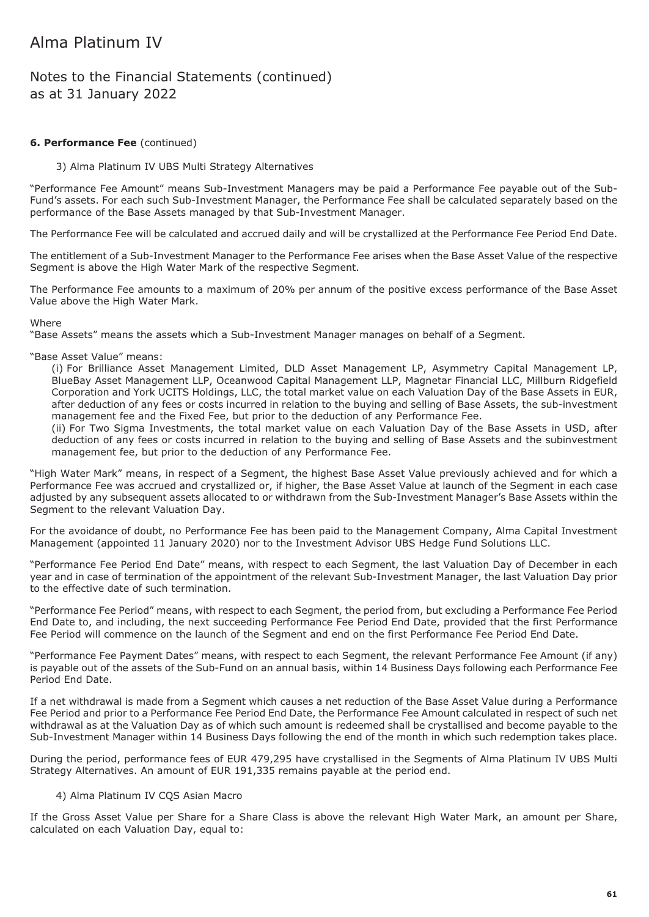# Alma Platinum IV

## Notes to the Financial Statements (continued) as at 31 January 2022

**6. Performance Fee** (continued)

3) Alma Platinum IV UBS Multi Strategy Alternatives

"Performance Fee Amount" means Sub-Investment Managers may be paid a Performance Fee payable out of the Sub-Fund's assets. For each such Sub-Investment Manager, the Performance Fee shall be calculated separately based on the performance of the Base Assets managed by that Sub-Investment Manager.

The Performance Fee will be calculated and accrued daily and will be crystallized at the Performance Fee Period End Date.

The entitlement of a Sub-Investment Manager to the Performance Fee arises when the Base Asset Value of the respective Segment is above the High Water Mark of the respective Segment.

The Performance Fee amounts to a maximum of 20% per annum of the positive excess performance of the Base Asset Value above the High Water Mark.

Where

"Base Assets" means the assets which a Sub-Investment Manager manages on behalf of a Segment.

"Base Asset Value" means:

(i) For Brilliance Asset Management Limited, DLD Asset Management LP, Asymmetry Capital Management LP, BlueBay Asset Management LLP, Oceanwood Capital Management LLP, Magnetar Financial LLC, Millburn Ridgefield Corporation and York UCITS Holdings, LLC, the total market value on each Valuation Day of the Base Assets in EUR, after deduction of any fees or costs incurred in relation to the buying and selling of Base Assets, the sub-investment management fee and the Fixed Fee, but prior to the deduction of any Performance Fee.

(ii) For Two Sigma Investments, the total market value on each Valuation Day of the Base Assets in USD, after deduction of any fees or costs incurred in relation to the buying and selling of Base Assets and the subinvestment management fee, but prior to the deduction of any Performance Fee.

"High Water Mark" means, in respect of a Segment, the highest Base Asset Value previously achieved and for which a Performance Fee was accrued and crystallized or, if higher, the Base Asset Value at launch of the Segment in each case adjusted by any subsequent assets allocated to or withdrawn from the Sub-Investment Manager's Base Assets within the Segment to the relevant Valuation Day.

For the avoidance of doubt, no Performance Fee has been paid to the Management Company, Alma Capital Investment Management (appointed 11 January 2020) nor to the Investment Advisor UBS Hedge Fund Solutions LLC.

"Performance Fee Period End Date" means, with respect to each Segment, the last Valuation Day of December in each year and in case of termination of the appointment of the relevant Sub-Investment Manager, the last Valuation Day prior to the effective date of such termination.

"Performance Fee Period" means, with respect to each Segment, the period from, but excluding a Performance Fee Period End Date to, and including, the next succeeding Performance Fee Period End Date, provided that the first Performance Fee Period will commence on the launch of the Segment and end on the first Performance Fee Period End Date.

"Performance Fee Payment Dates" means, with respect to each Segment, the relevant Performance Fee Amount (if any) is payable out of the assets of the Sub-Fund on an annual basis, within 14 Business Days following each Performance Fee Period End Date.

If a net withdrawal is made from a Segment which causes a net reduction of the Base Asset Value during a Performance Fee Period and prior to a Performance Fee Period End Date, the Performance Fee Amount calculated in respect of such net withdrawal as at the Valuation Day as of which such amount is redeemed shall be crystallised and become payable to the Sub-Investment Manager within 14 Business Days following the end of the month in which such redemption takes place.

During the period, performance fees of EUR 479,295 have crystallised in the Segments of Alma Platinum IV UBS Multi Strategy Alternatives. An amount of EUR 191,335 remains payable at the period end.

4) Alma Platinum IV CQS Asian Macro

If the Gross Asset Value per Share for a Share Class is above the relevant High Water Mark, an amount per Share, calculated on each Valuation Day, equal to: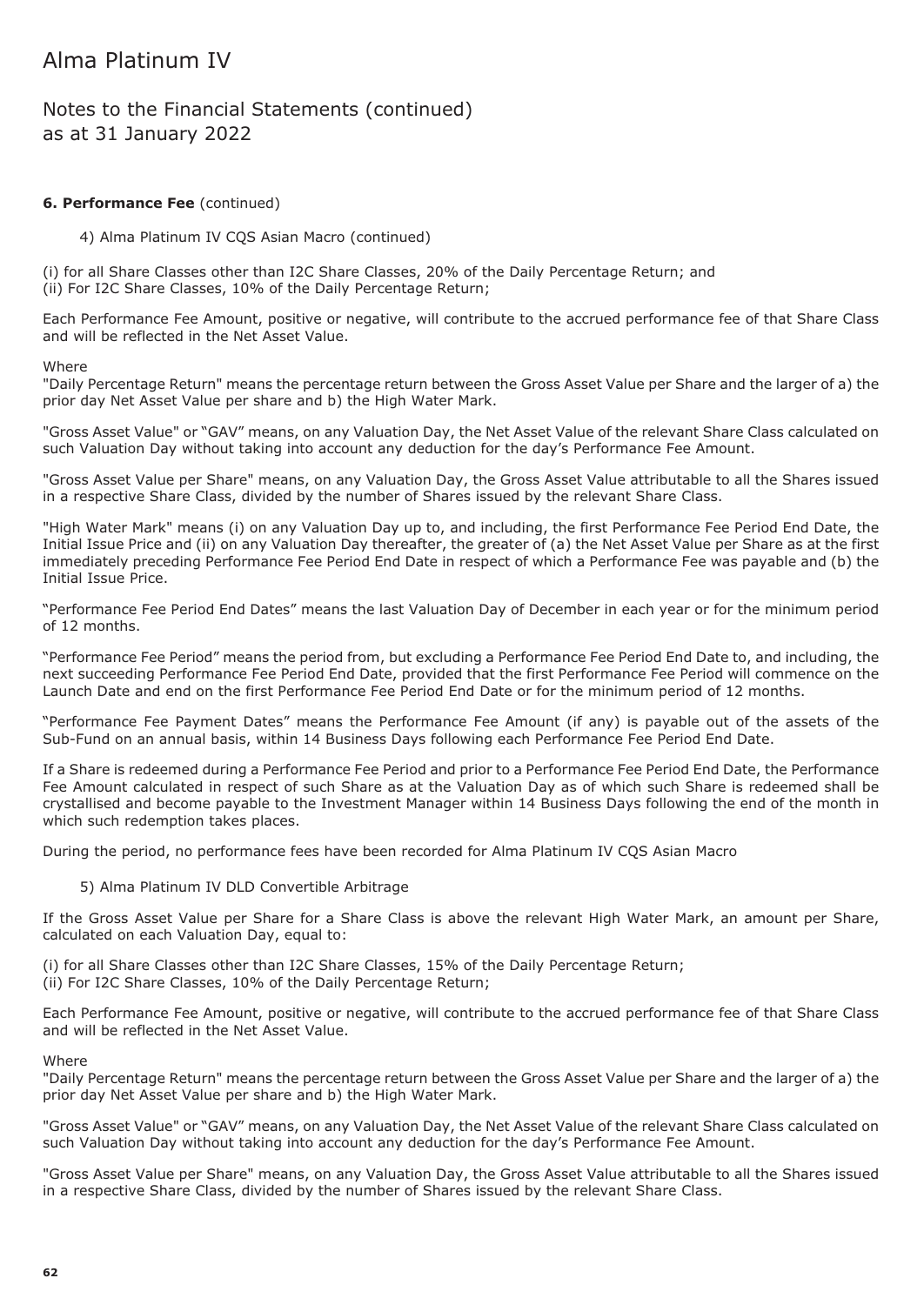# Alma Platinum IV

## Notes to the Financial Statements (continued) as at 31 January 2022

**6. Performance Fee** (continued)

4) Alma Platinum IV CQS Asian Macro (continued)

(i) for all Share Classes other than I2C Share Classes, 20% of the Daily Percentage Return; and
(ii) For I2C Share Classes, 10% of the Daily Percentage Return;

Each Performance Fee Amount, positive or negative, will contribute to the accrued performance fee of that Share Class and will be reflected in the Net Asset Value.

Where
"Daily Percentage Return" means the percentage return between the Gross Asset Value per Share and the larger of a) the prior day Net Asset Value per share and b) the High Water Mark.

"Gross Asset Value" or "GAV" means, on any Valuation Day, the Net Asset Value of the relevant Share Class calculated on such Valuation Day without taking into account any deduction for the day's Performance Fee Amount.

"Gross Asset Value per Share" means, on any Valuation Day, the Gross Asset Value attributable to all the Shares issued in a respective Share Class, divided by the number of Shares issued by the relevant Share Class.

"High Water Mark" means (i) on any Valuation Day up to, and including, the first Performance Fee Period End Date, the Initial Issue Price and (ii) on any Valuation Day thereafter, the greater of (a) the Net Asset Value per Share as at the first immediately preceding Performance Fee Period End Date in respect of which a Performance Fee was payable and (b) the Initial Issue Price.

"Performance Fee Period End Dates" means the last Valuation Day of December in each year or for the minimum period of 12 months.

"Performance Fee Period" means the period from, but excluding a Performance Fee Period End Date to, and including, the next succeeding Performance Fee Period End Date, provided that the first Performance Fee Period will commence on the Launch Date and end on the first Performance Fee Period End Date or for the minimum period of 12 months.

"Performance Fee Payment Dates" means the Performance Fee Amount (if any) is payable out of the assets of the Sub-Fund on an annual basis, within 14 Business Days following each Performance Fee Period End Date.

If a Share is redeemed during a Performance Fee Period and prior to a Performance Fee Period End Date, the Performance Fee Amount calculated in respect of such Share as at the Valuation Day as of which such Share is redeemed shall be crystallised and become payable to the Investment Manager within 14 Business Days following the end of the month in which such redemption takes places.

During the period, no performance fees have been recorded for Alma Platinum IV CQS Asian Macro

5) Alma Platinum IV DLD Convertible Arbitrage

If the Gross Asset Value per Share for a Share Class is above the relevant High Water Mark, an amount per Share, calculated on each Valuation Day, equal to:

(i) for all Share Classes other than I2C Share Classes, 15% of the Daily Percentage Return;
(ii) For I2C Share Classes, 10% of the Daily Percentage Return;

Each Performance Fee Amount, positive or negative, will contribute to the accrued performance fee of that Share Class and will be reflected in the Net Asset Value.

Where
"Daily Percentage Return" means the percentage return between the Gross Asset Value per Share and the larger of a) the prior day Net Asset Value per share and b) the High Water Mark.

"Gross Asset Value" or "GAV" means, on any Valuation Day, the Net Asset Value of the relevant Share Class calculated on such Valuation Day without taking into account any deduction for the day's Performance Fee Amount.

"Gross Asset Value per Share" means, on any Valuation Day, the Gross Asset Value attributable to all the Shares issued in a respective Share Class, divided by the number of Shares issued by the relevant Share Class.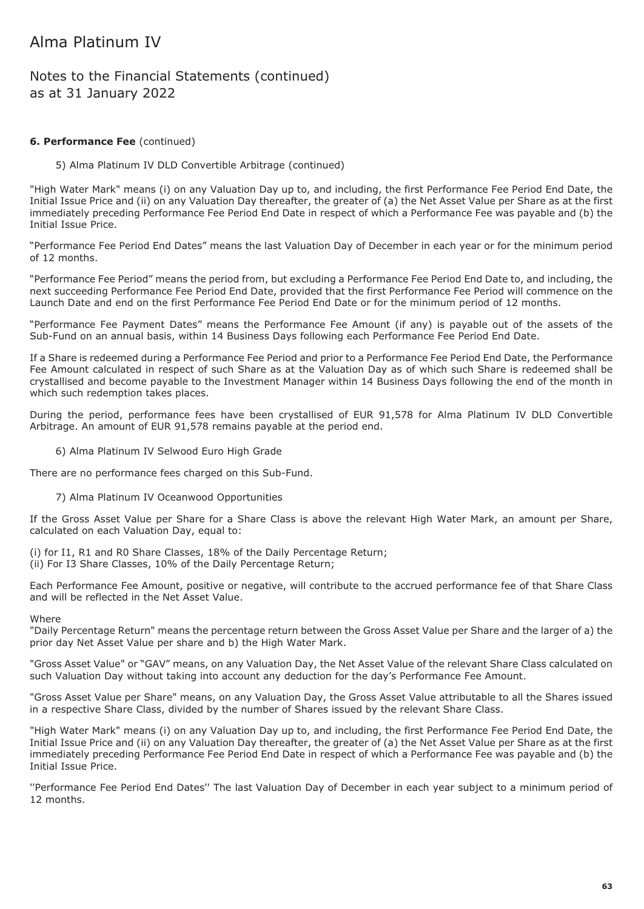# Alma Platinum IV

## Notes to the Financial Statements (continued) as at 31 January 2022

**6. Performance Fee** (continued)

5) Alma Platinum IV DLD Convertible Arbitrage (continued)

"High Water Mark" means (i) on any Valuation Day up to, and including, the first Performance Fee Period End Date, the Initial Issue Price and (ii) on any Valuation Day thereafter, the greater of (a) the Net Asset Value per Share as at the first immediately preceding Performance Fee Period End Date in respect of which a Performance Fee was payable and (b) the Initial Issue Price.

"Performance Fee Period End Dates" means the last Valuation Day of December in each year or for the minimum period of 12 months.

"Performance Fee Period" means the period from, but excluding a Performance Fee Period End Date to, and including, the next succeeding Performance Fee Period End Date, provided that the first Performance Fee Period will commence on the Launch Date and end on the first Performance Fee Period End Date or for the minimum period of 12 months.

"Performance Fee Payment Dates" means the Performance Fee Amount (if any) is payable out of the assets of the Sub-Fund on an annual basis, within 14 Business Days following each Performance Fee Period End Date.

If a Share is redeemed during a Performance Fee Period and prior to a Performance Fee Period End Date, the Performance Fee Amount calculated in respect of such Share as at the Valuation Day as of which such Share is redeemed shall be crystallised and become payable to the Investment Manager within 14 Business Days following the end of the month in which such redemption takes places.

During the period, performance fees have been crystallised of EUR 91,578 for Alma Platinum IV DLD Convertible Arbitrage. An amount of EUR 91,578 remains payable at the period end.

6) Alma Platinum IV Selwood Euro High Grade

There are no performance fees charged on this Sub-Fund.

7) Alma Platinum IV Oceanwood Opportunities

If the Gross Asset Value per Share for a Share Class is above the relevant High Water Mark, an amount per Share, calculated on each Valuation Day, equal to:

(i) for I1, R1 and R0 Share Classes, 18% of the Daily Percentage Return;
(ii) For I3 Share Classes, 10% of the Daily Percentage Return;

Each Performance Fee Amount, positive or negative, will contribute to the accrued performance fee of that Share Class and will be reflected in the Net Asset Value.

Where
"Daily Percentage Return" means the percentage return between the Gross Asset Value per Share and the larger of a) the prior day Net Asset Value per share and b) the High Water Mark.

"Gross Asset Value" or "GAV" means, on any Valuation Day, the Net Asset Value of the relevant Share Class calculated on such Valuation Day without taking into account any deduction for the day's Performance Fee Amount.

"Gross Asset Value per Share" means, on any Valuation Day, the Gross Asset Value attributable to all the Shares issued in a respective Share Class, divided by the number of Shares issued by the relevant Share Class.

"High Water Mark" means (i) on any Valuation Day up to, and including, the first Performance Fee Period End Date, the Initial Issue Price and (ii) on any Valuation Day thereafter, the greater of (a) the Net Asset Value per Share as at the first immediately preceding Performance Fee Period End Date in respect of which a Performance Fee was payable and (b) the Initial Issue Price.

''Performance Fee Period End Dates'' The last Valuation Day of December in each year subject to a minimum period of 12 months.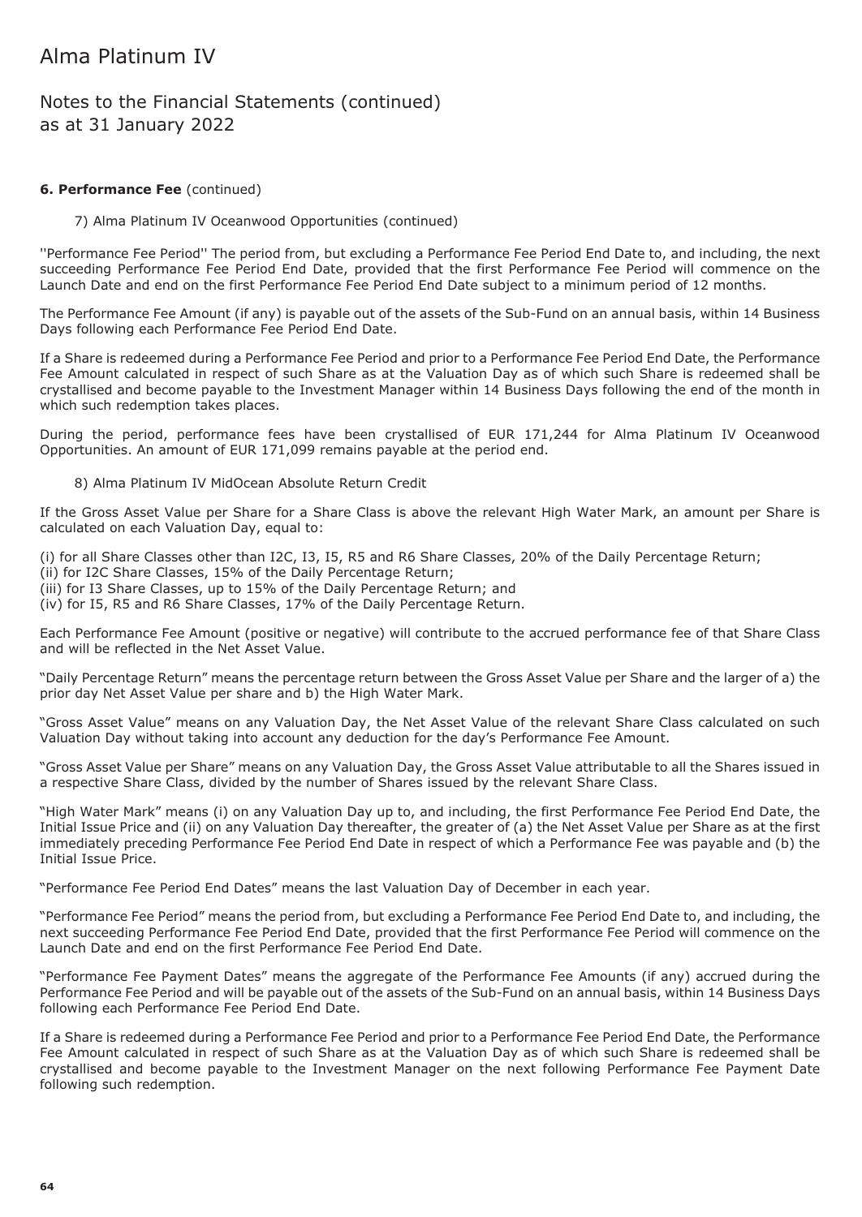# Alma Platinum IV

## Notes to the Financial Statements (continued)
## as at 31 January 2022

**6. Performance Fee** (continued)

7) Alma Platinum IV Oceanwood Opportunities (continued)

''Performance Fee Period'' The period from, but excluding a Performance Fee Period End Date to, and including, the next succeeding Performance Fee Period End Date, provided that the first Performance Fee Period will commence on the Launch Date and end on the first Performance Fee Period End Date subject to a minimum period of 12 months.

The Performance Fee Amount (if any) is payable out of the assets of the Sub-Fund on an annual basis, within 14 Business Days following each Performance Fee Period End Date.

If a Share is redeemed during a Performance Fee Period and prior to a Performance Fee Period End Date, the Performance Fee Amount calculated in respect of such Share as at the Valuation Day as of which such Share is redeemed shall be crystallised and become payable to the Investment Manager within 14 Business Days following the end of the month in which such redemption takes places.

During the period, performance fees have been crystallised of EUR 171,244 for Alma Platinum IV Oceanwood Opportunities. An amount of EUR 171,099 remains payable at the period end.

8) Alma Platinum IV MidOcean Absolute Return Credit

If the Gross Asset Value per Share for a Share Class is above the relevant High Water Mark, an amount per Share is calculated on each Valuation Day, equal to:

(i) for all Share Classes other than I2C, I3, I5, R5 and R6 Share Classes, 20% of the Daily Percentage Return;
(ii) for I2C Share Classes, 15% of the Daily Percentage Return;
(iii) for I3 Share Classes, up to 15% of the Daily Percentage Return; and
(iv) for I5, R5 and R6 Share Classes, 17% of the Daily Percentage Return.

Each Performance Fee Amount (positive or negative) will contribute to the accrued performance fee of that Share Class and will be reflected in the Net Asset Value.

"Daily Percentage Return" means the percentage return between the Gross Asset Value per Share and the larger of a) the prior day Net Asset Value per share and b) the High Water Mark.

"Gross Asset Value" means on any Valuation Day, the Net Asset Value of the relevant Share Class calculated on such Valuation Day without taking into account any deduction for the day's Performance Fee Amount.

"Gross Asset Value per Share" means on any Valuation Day, the Gross Asset Value attributable to all the Shares issued in a respective Share Class, divided by the number of Shares issued by the relevant Share Class.

"High Water Mark" means (i) on any Valuation Day up to, and including, the first Performance Fee Period End Date, the Initial Issue Price and (ii) on any Valuation Day thereafter, the greater of (a) the Net Asset Value per Share as at the first immediately preceding Performance Fee Period End Date in respect of which a Performance Fee was payable and (b) the Initial Issue Price.

"Performance Fee Period End Dates" means the last Valuation Day of December in each year.

"Performance Fee Period" means the period from, but excluding a Performance Fee Period End Date to, and including, the next succeeding Performance Fee Period End Date, provided that the first Performance Fee Period will commence on the Launch Date and end on the first Performance Fee Period End Date.

"Performance Fee Payment Dates" means the aggregate of the Performance Fee Amounts (if any) accrued during the Performance Fee Period and will be payable out of the assets of the Sub-Fund on an annual basis, within 14 Business Days following each Performance Fee Period End Date.

If a Share is redeemed during a Performance Fee Period and prior to a Performance Fee Period End Date, the Performance Fee Amount calculated in respect of such Share as at the Valuation Day as of which such Share is redeemed shall be crystallised and become payable to the Investment Manager on the next following Performance Fee Payment Date following such redemption.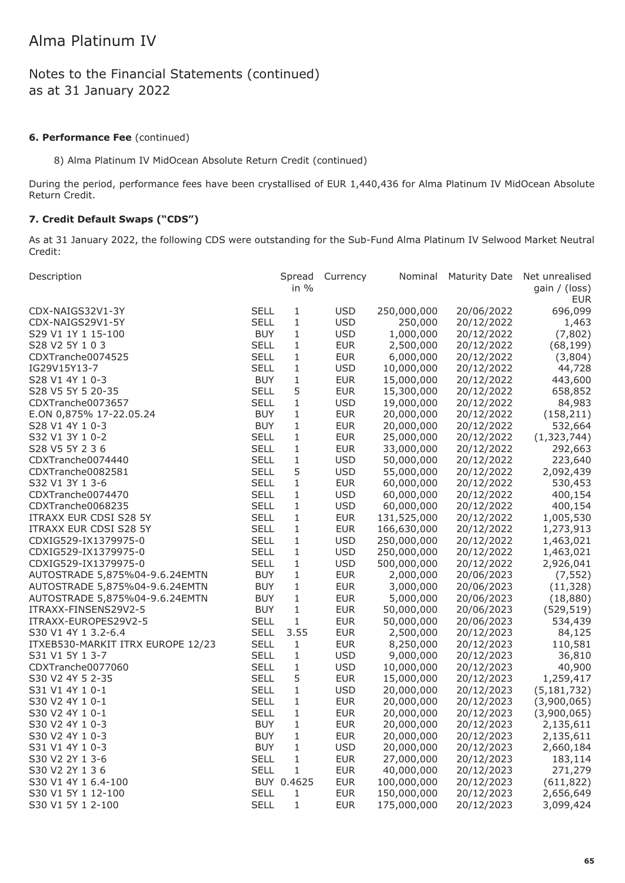# Alma Platinum IV

## Notes to the Financial Statements (continued) as at 31 January 2022

### 6. Performance Fee (continued)

8) Alma Platinum IV MidOcean Absolute Return Credit (continued)

During the period, performance fees have been crystallised of EUR 1,440,436 for Alma Platinum IV MidOcean Absolute Return Credit.

### 7. Credit Default Swaps ("CDS")

As at 31 January 2022, the following CDS were outstanding for the Sub-Fund Alma Platinum IV Selwood Market Neutral Credit:

| Description | | Spread in % | Currency | Nominal | Maturity Date | Net unrealised gain / (loss) EUR |
|---|---|---|---|---|---|---|
| CDX-NAIGS32V1-3Y | SELL | 1 | USD | 250,000,000 | 20/06/2022 | 696,099 |
| CDX-NAIGS29V1-5Y | SELL | 1 | USD | 250,000 | 20/12/2022 | 1,463 |
| S29 V1 1Y 1 15-100 | BUY | 1 | USD | 1,000,000 | 20/12/2022 | (7,802) |
| S28 V2 5Y 1 0 3 | SELL | 1 | EUR | 2,500,000 | 20/12/2022 | (68,199) |
| CDXTranche0074525 | SELL | 1 | EUR | 6,000,000 | 20/12/2022 | (3,804) |
| IG29V15Y13-7 | SELL | 1 | USD | 10,000,000 | 20/12/2022 | 44,728 |
| S28 V1 4Y 1 0-3 | BUY | 1 | EUR | 15,000,000 | 20/12/2022 | 443,600 |
| S28 V5 5Y 5 20-35 | SELL | 5 | EUR | 15,300,000 | 20/12/2022 | 658,852 |
| CDXTranche0073657 | SELL | 1 | USD | 19,000,000 | 20/12/2022 | 84,983 |
| E.ON 0,875% 17-22.05.24 | BUY | 1 | EUR | 20,000,000 | 20/12/2022 | (158,211) |
| S28 V1 4Y 1 0-3 | BUY | 1 | EUR | 20,000,000 | 20/12/2022 | 532,664 |
| S32 V1 3Y 1 0-2 | SELL | 1 | EUR | 25,000,000 | 20/12/2022 | (1,323,744) |
| S28 V5 5Y 2 3 6 | SELL | 1 | EUR | 33,000,000 | 20/12/2022 | 292,663 |
| CDXTranche0074440 | SELL | 1 | USD | 50,000,000 | 20/12/2022 | 223,640 |
| CDXTranche0082581 | SELL | 5 | USD | 55,000,000 | 20/12/2022 | 2,092,439 |
| S32 V1 3Y 1 3-6 | SELL | 1 | EUR | 60,000,000 | 20/12/2022 | 530,453 |
| CDXTranche0074470 | SELL | 1 | USD | 60,000,000 | 20/12/2022 | 400,154 |
| CDXTranche0068235 | SELL | 1 | USD | 60,000,000 | 20/12/2022 | 400,154 |
| ITRAXX EUR CDSI S28 5Y | SELL | 1 | EUR | 131,525,000 | 20/12/2022 | 1,005,530 |
| ITRAXX EUR CDSI S28 5Y | SELL | 1 | EUR | 166,630,000 | 20/12/2022 | 1,273,913 |
| CDXIG529-IX1379975-0 | SELL | 1 | USD | 250,000,000 | 20/12/2022 | 1,463,021 |
| CDXIG529-IX1379975-0 | SELL | 1 | USD | 250,000,000 | 20/12/2022 | 1,463,021 |
| CDXIG529-IX1379975-0 | SELL | 1 | USD | 500,000,000 | 20/12/2022 | 2,926,041 |
| AUTOSTRADE 5,875%04-9.6.24EMTN | BUY | 1 | EUR | 2,000,000 | 20/06/2023 | (7,552) |
| AUTOSTRADE 5,875%04-9.6.24EMTN | BUY | 1 | EUR | 3,000,000 | 20/06/2023 | (11,328) |
| AUTOSTRADE 5,875%04-9.6.24EMTN | BUY | 1 | EUR | 5,000,000 | 20/06/2023 | (18,880) |
| ITRAXX-FINSENS29V2-5 | BUY | 1 | EUR | 50,000,000 | 20/06/2023 | (529,519) |
| ITRAXX-EUROPES29V2-5 | SELL | 1 | EUR | 50,000,000 | 20/06/2023 | 534,439 |
| S30 V1 4Y 1 3.2-6.4 | SELL | 3.55 | EUR | 2,500,000 | 20/12/2023 | 84,125 |
| ITXEB530-MARKIT ITRX EUROPE 12/23 | SELL | 1 | EUR | 8,250,000 | 20/12/2023 | 110,581 |
| S31 V1 5Y 1 3-7 | SELL | 1 | USD | 9,000,000 | 20/12/2023 | 36,810 |
| CDXTranche0077060 | SELL | 1 | USD | 10,000,000 | 20/12/2023 | 40,900 |
| S30 V2 4Y 5 2-35 | SELL | 5 | EUR | 15,000,000 | 20/12/2023 | 1,259,417 |
| S31 V1 4Y 1 0-1 | SELL | 1 | USD | 20,000,000 | 20/12/2023 | (5,181,732) |
| S30 V2 4Y 1 0-1 | SELL | 1 | EUR | 20,000,000 | 20/12/2023 | (3,900,065) |
| S30 V2 4Y 1 0-1 | SELL | 1 | EUR | 20,000,000 | 20/12/2023 | (3,900,065) |
| S30 V2 4Y 1 0-3 | BUY | 1 | EUR | 20,000,000 | 20/12/2023 | 2,135,611 |
| S30 V2 4Y 1 0-3 | BUY | 1 | EUR | 20,000,000 | 20/12/2023 | 2,135,611 |
| S31 V1 4Y 1 0-3 | BUY | 1 | USD | 20,000,000 | 20/12/2023 | 2,660,184 |
| S30 V2 2Y 1 3-6 | SELL | 1 | EUR | 27,000,000 | 20/12/2023 | 183,114 |
| S30 V2 2Y 1 3 6 | SELL | 1 | EUR | 40,000,000 | 20/12/2023 | 271,279 |
| S30 V1 4Y 1 6.4-100 | BUY | 0.4625 | EUR | 100,000,000 | 20/12/2023 | (611,822) |
| S30 V1 5Y 1 12-100 | SELL | 1 | EUR | 150,000,000 | 20/12/2023 | 2,656,649 |
| S30 V1 5Y 1 2-100 | SELL | 1 | EUR | 175,000,000 | 20/12/2023 | 3,099,424 |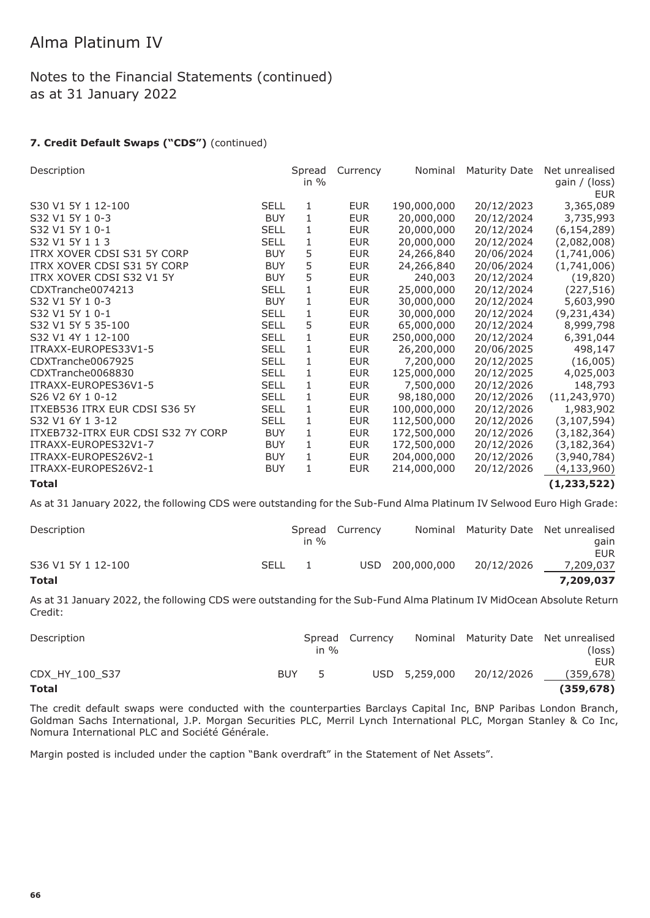# Alma Platinum IV

## Notes to the Financial Statements (continued)
## as at 31 January 2022

**7. Credit Default Swaps ("CDS")** (continued)

| Description | | Spread in % | Currency | Nominal | Maturity Date | Net unrealised gain / (loss) EUR |
|---|---|---|---|---|---|---|
| S30 V1 5Y 1 12-100 | SELL | 1 | EUR | 190,000,000 | 20/12/2023 | 3,365,089 |
| S32 V1 5Y 1 0-3 | BUY | 1 | EUR | 20,000,000 | 20/12/2024 | 3,735,993 |
| S32 V1 5Y 1 0-1 | SELL | 1 | EUR | 20,000,000 | 20/12/2024 | (6,154,289) |
| S32 V1 5Y 1 1 3 | SELL | 1 | EUR | 20,000,000 | 20/12/2024 | (2,082,008) |
| ITRX XOVER CDSI S31 5Y CORP | BUY | 5 | EUR | 24,266,840 | 20/06/2024 | (1,741,006) |
| ITRX XOVER CDSI S31 5Y CORP | BUY | 5 | EUR | 24,266,840 | 20/06/2024 | (1,741,006) |
| ITRX XOVER CDSI S32 V1 5Y | BUY | 5 | EUR | 240,003 | 20/12/2024 | (19,820) |
| CDXTranche0074213 | SELL | 1 | EUR | 25,000,000 | 20/12/2024 | (227,516) |
| S32 V1 5Y 1 0-3 | BUY | 1 | EUR | 30,000,000 | 20/12/2024 | 5,603,990 |
| S32 V1 5Y 1 0-1 | SELL | 1 | EUR | 30,000,000 | 20/12/2024 | (9,231,434) |
| S32 V1 5Y 5 35-100 | SELL | 5 | EUR | 65,000,000 | 20/12/2024 | 8,999,798 |
| S32 V1 4Y 1 12-100 | SELL | 1 | EUR | 250,000,000 | 20/12/2024 | 6,391,044 |
| ITRAXX-EUROPES33V1-5 | SELL | 1 | EUR | 26,200,000 | 20/06/2025 | 498,147 |
| CDXTranche0067925 | SELL | 1 | EUR | 7,200,000 | 20/12/2025 | (16,005) |
| CDXTranche0068830 | SELL | 1 | EUR | 125,000,000 | 20/12/2025 | 4,025,003 |
| ITRAXX-EUROPES36V1-5 | SELL | 1 | EUR | 7,500,000 | 20/12/2026 | 148,793 |
| S26 V2 6Y 1 0-12 | SELL | 1 | EUR | 98,180,000 | 20/12/2026 | (11,243,970) |
| ITXEB536 ITRX EUR CDSI S36 5Y | SELL | 1 | EUR | 100,000,000 | 20/12/2026 | 1,983,902 |
| S32 V1 6Y 1 3-12 | SELL | 1 | EUR | 112,500,000 | 20/12/2026 | (3,107,594) |
| ITXEB732-ITRX EUR CDSI S32 7Y CORP | BUY | 1 | EUR | 172,500,000 | 20/12/2026 | (3,182,364) |
| ITRAXX-EUROPES32V1-7 | BUY | 1 | EUR | 172,500,000 | 20/12/2026 | (3,182,364) |
| ITRAXX-EUROPES26V2-1 | BUY | 1 | EUR | 204,000,000 | 20/12/2026 | (3,940,784) |
| ITRAXX-EUROPES26V2-1 | BUY | 1 | EUR | 214,000,000 | 20/12/2026 | (4,133,960) |
| **Total** | | | | | | **(1,233,522)** |

As at 31 January 2022, the following CDS were outstanding for the Sub-Fund Alma Platinum IV Selwood Euro High Grade:

| Description | | Spread in % | Currency | Nominal | Maturity Date | Net unrealised gain EUR |
|---|---|---|---|---|---|---|
| S36 V1 5Y 1 12-100 | SELL | 1 | USD | 200,000,000 | 20/12/2026 | 7,209,037 |
| **Total** | | | | | | **7,209,037** |

As at 31 January 2022, the following CDS were outstanding for the Sub-Fund Alma Platinum IV MidOcean Absolute Return Credit:

| Description | | Spread in % | Currency | Nominal | Maturity Date | Net unrealised (loss) EUR |
|---|---|---|---|---|---|---|
| CDX_HY_100_S37 | BUY | 5 | USD | 5,259,000 | 20/12/2026 | (359,678) |
| **Total** | | | | | | **(359,678)** |

The credit default swaps were conducted with the counterparties Barclays Capital Inc, BNP Paribas London Branch, Goldman Sachs International, J.P. Morgan Securities PLC, Merril Lynch International PLC, Morgan Stanley & Co Inc, Nomura International PLC and Société Générale.

Margin posted is included under the caption "Bank overdraft" in the Statement of Net Assets".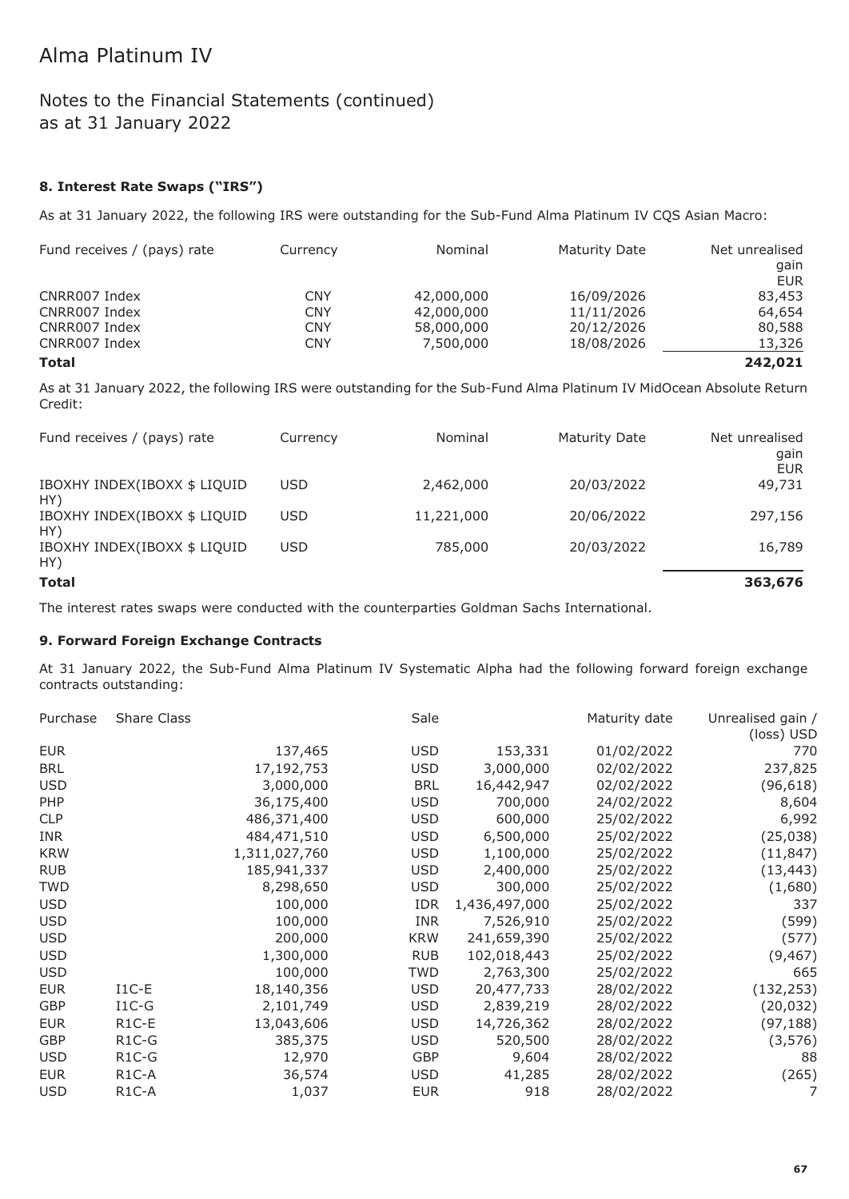# Alma Platinum IV

## Notes to the Financial Statements (continued)
## as at 31 January 2022

### 8. Interest Rate Swaps ("IRS")

As at 31 January 2022, the following IRS were outstanding for the Sub-Fund Alma Platinum IV CQS Asian Macro:

| Fund receives / (pays) rate | Currency | Nominal | Maturity Date | Net unrealised gain EUR |
|---|---|---|---|---|
| CNRR007 Index | CNY | 42,000,000 | 16/09/2026 | 83,453 |
| CNRR007 Index | CNY | 42,000,000 | 11/11/2026 | 64,654 |
| CNRR007 Index | CNY | 58,000,000 | 20/12/2026 | 80,588 |
| CNRR007 Index | CNY | 7,500,000 | 18/08/2026 | 13,326 |
| **Total** | | | | **242,021** |

As at 31 January 2022, the following IRS were outstanding for the Sub-Fund Alma Platinum IV MidOcean Absolute Return Credit:

| Fund receives / (pays) rate | Currency | Nominal | Maturity Date | Net unrealised gain EUR |
|---|---|---|---|---|
| IBOXHY INDEX(IBOXX $ LIQUID HY) | USD | 2,462,000 | 20/03/2022 | 49,731 |
| IBOXHY INDEX(IBOXX $ LIQUID HY) | USD | 11,221,000 | 20/06/2022 | 297,156 |
| IBOXHY INDEX(IBOXX $ LIQUID HY) | USD | 785,000 | 20/03/2022 | 16,789 |
| **Total** | | | | **363,676** |

The interest rates swaps were conducted with the counterparties Goldman Sachs International.

### 9. Forward Foreign Exchange Contracts

At 31 January 2022, the Sub-Fund Alma Platinum IV Systematic Alpha had the following forward foreign exchange contracts outstanding:

| Purchase | Share Class | | Sale | | Maturity date | Unrealised gain / (loss) USD |
|---|---|---|---|---|---|---|
| EUR | | 137,465 | USD | 153,331 | 01/02/2022 | 770 |
| BRL | | 17,192,753 | USD | 3,000,000 | 02/02/2022 | 237,825 |
| USD | | 3,000,000 | BRL | 16,442,947 | 02/02/2022 | (96,618) |
| PHP | | 36,175,400 | USD | 700,000 | 24/02/2022 | 8,604 |
| CLP | | 486,371,400 | USD | 600,000 | 25/02/2022 | 6,992 |
| INR | | 484,471,510 | USD | 6,500,000 | 25/02/2022 | (25,038) |
| KRW | | 1,311,027,760 | USD | 1,100,000 | 25/02/2022 | (11,847) |
| RUB | | 185,941,337 | USD | 2,400,000 | 25/02/2022 | (13,443) |
| TWD | | 8,298,650 | USD | 300,000 | 25/02/2022 | (1,680) |
| USD | | 100,000 | IDR | 1,436,497,000 | 25/02/2022 | 337 |
| USD | | 100,000 | INR | 7,526,910 | 25/02/2022 | (599) |
| USD | | 200,000 | KRW | 241,659,390 | 25/02/2022 | (577) |
| USD | | 1,300,000 | RUB | 102,018,443 | 25/02/2022 | (9,467) |
| USD | | 100,000 | TWD | 2,763,300 | 25/02/2022 | 665 |
| EUR | I1C-E | 18,140,356 | USD | 20,477,733 | 28/02/2022 | (132,253) |
| GBP | I1C-G | 2,101,749 | USD | 2,839,219 | 28/02/2022 | (20,032) |
| EUR | R1C-E | 13,043,606 | USD | 14,726,362 | 28/02/2022 | (97,188) |
| GBP | R1C-G | 385,375 | USD | 520,500 | 28/02/2022 | (3,576) |
| USD | R1C-G | 12,970 | GBP | 9,604 | 28/02/2022 | 88 |
| EUR | R1C-A | 36,574 | USD | 41,285 | 28/02/2022 | (265) |
| USD | R1C-A | 1,037 | EUR | 918 | 28/02/2022 | 7 |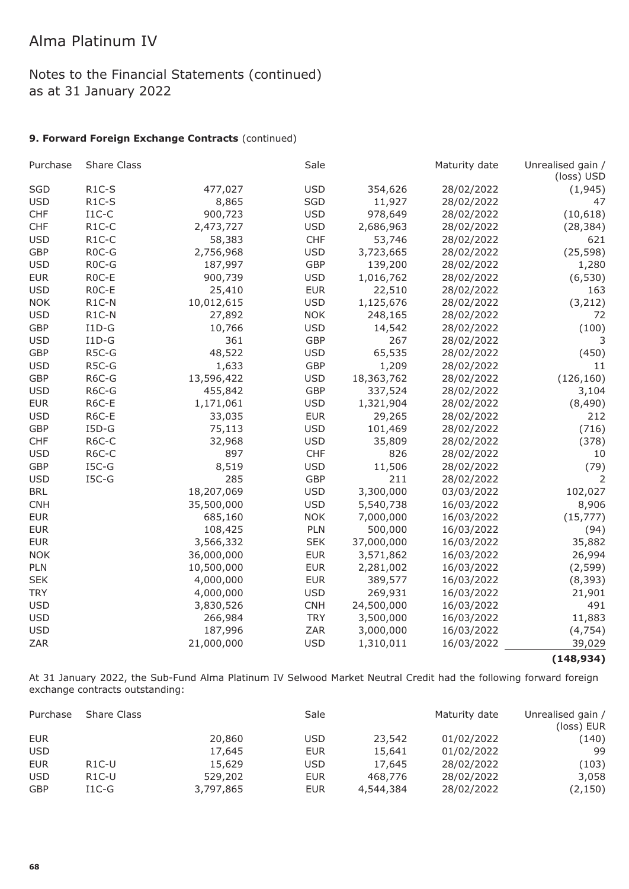# Alma Platinum IV

## Notes to the Financial Statements (continued)
## as at 31 January 2022

### 9. Forward Foreign Exchange Contracts (continued)

| Purchase | Share Class | | Sale | | Maturity date | Unrealised gain / (loss) USD |
|---|---|---|---|---|---|---|
| SGD | R1C-S | 477,027 | USD | 354,626 | 28/02/2022 | (1,945) |
| USD | R1C-S | 8,865 | SGD | 11,927 | 28/02/2022 | 47 |
| CHF | I1C-C | 900,723 | USD | 978,649 | 28/02/2022 | (10,618) |
| CHF | R1C-C | 2,473,727 | USD | 2,686,963 | 28/02/2022 | (28,384) |
| USD | R1C-C | 58,383 | CHF | 53,746 | 28/02/2022 | 621 |
| GBP | R0C-G | 2,756,968 | USD | 3,723,665 | 28/02/2022 | (25,598) |
| USD | R0C-G | 187,997 | GBP | 139,200 | 28/02/2022 | 1,280 |
| EUR | R0C-E | 900,739 | USD | 1,016,762 | 28/02/2022 | (6,530) |
| USD | R0C-E | 25,410 | EUR | 22,510 | 28/02/2022 | 163 |
| NOK | R1C-N | 10,012,615 | USD | 1,125,676 | 28/02/2022 | (3,212) |
| USD | R1C-N | 27,892 | NOK | 248,165 | 28/02/2022 | 72 |
| GBP | I1D-G | 10,766 | USD | 14,542 | 28/02/2022 | (100) |
| USD | I1D-G | 361 | GBP | 267 | 28/02/2022 | 3 |
| GBP | R5C-G | 48,522 | USD | 65,535 | 28/02/2022 | (450) |
| USD | R5C-G | 1,633 | GBP | 1,209 | 28/02/2022 | 11 |
| GBP | R6C-G | 13,596,422 | USD | 18,363,762 | 28/02/2022 | (126,160) |
| USD | R6C-G | 455,842 | GBP | 337,524 | 28/02/2022 | 3,104 |
| EUR | R6C-E | 1,171,061 | USD | 1,321,904 | 28/02/2022 | (8,490) |
| USD | R6C-E | 33,035 | EUR | 29,265 | 28/02/2022 | 212 |
| GBP | I5D-G | 75,113 | USD | 101,469 | 28/02/2022 | (716) |
| CHF | R6C-C | 32,968 | USD | 35,809 | 28/02/2022 | (378) |
| USD | R6C-C | 897 | CHF | 826 | 28/02/2022 | 10 |
| GBP | I5C-G | 8,519 | USD | 11,506 | 28/02/2022 | (79) |
| USD | I5C-G | 285 | GBP | 211 | 28/02/2022 | 2 |
| BRL | | 18,207,069 | USD | 3,300,000 | 03/03/2022 | 102,027 |
| CNH | | 35,500,000 | USD | 5,540,738 | 16/03/2022 | 8,906 |
| EUR | | 685,160 | NOK | 7,000,000 | 16/03/2022 | (15,777) |
| EUR | | 108,425 | PLN | 500,000 | 16/03/2022 | (94) |
| EUR | | 3,566,332 | SEK | 37,000,000 | 16/03/2022 | 35,882 |
| NOK | | 36,000,000 | EUR | 3,571,862 | 16/03/2022 | 26,994 |
| PLN | | 10,500,000 | EUR | 2,281,002 | 16/03/2022 | (2,599) |
| SEK | | 4,000,000 | EUR | 389,577 | 16/03/2022 | (8,393) |
| TRY | | 4,000,000 | USD | 269,931 | 16/03/2022 | 21,901 |
| USD | | 3,830,526 | CNH | 24,500,000 | 16/03/2022 | 491 |
| USD | | 266,984 | TRY | 3,500,000 | 16/03/2022 | 11,883 |
| USD | | 187,996 | ZAR | 3,000,000 | 16/03/2022 | (4,754) |
| ZAR | | 21,000,000 | USD | 1,310,011 | 16/03/2022 | 39,029 |
| | | | | | | **(148,934)** |

At 31 January 2022, the Sub-Fund Alma Platinum IV Selwood Market Neutral Credit had the following forward foreign exchange contracts outstanding:

| Purchase | Share Class | | Sale | | Maturity date | Unrealised gain / (loss) EUR |
|---|---|---|---|---|---|---|
| EUR | | 20,860 | USD | 23,542 | 01/02/2022 | (140) |
| USD | | 17,645 | EUR | 15,641 | 01/02/2022 | 99 |
| EUR | R1C-U | 15,629 | USD | 17,645 | 28/02/2022 | (103) |
| USD | R1C-U | 529,202 | EUR | 468,776 | 28/02/2022 | 3,058 |
| GBP | I1C-G | 3,797,865 | EUR | 4,544,384 | 28/02/2022 | (2,150) |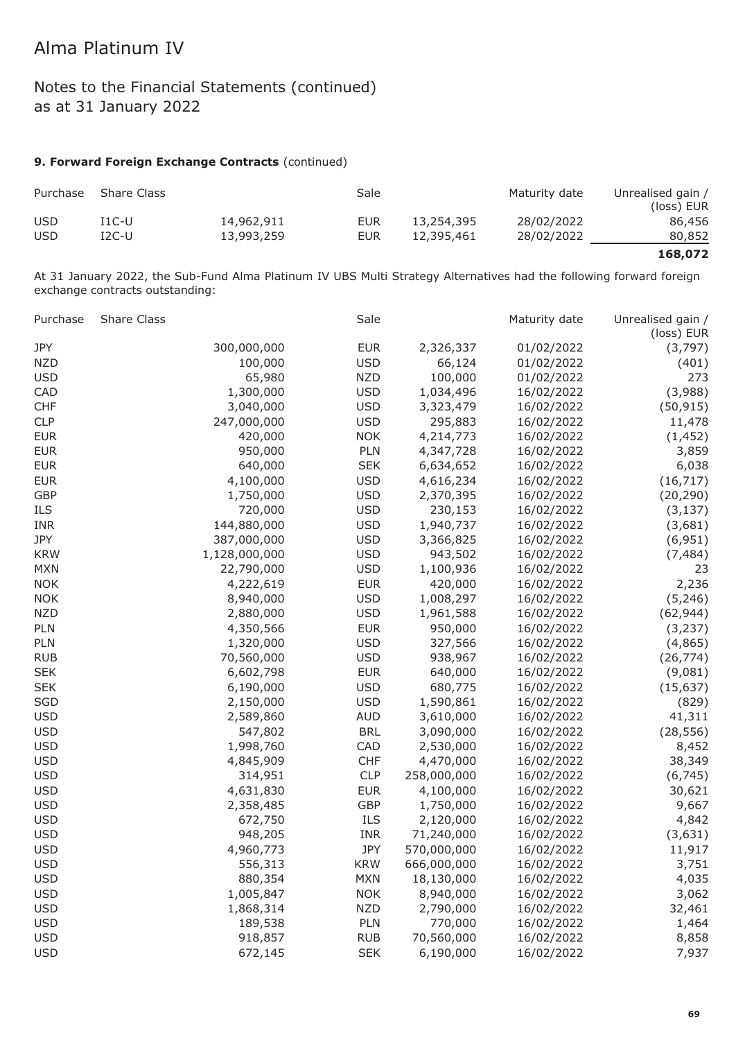# Alma Platinum IV

## Notes to the Financial Statements (continued) as at 31 January 2022

### 9. Forward Foreign Exchange Contracts (continued)

| Purchase | Share Class | | Sale | | Maturity date | Unrealised gain / (loss) EUR |
|---|---|---|---|---|---|---|
| USD | I1C-U | 14,962,911 | EUR | 13,254,395 | 28/02/2022 | 86,456 |
| USD | I2C-U | 13,993,259 | EUR | 12,395,461 | 28/02/2022 | 80,852 |
| | | | | | | **168,072** |

At 31 January 2022, the Sub-Fund Alma Platinum IV UBS Multi Strategy Alternatives had the following forward foreign exchange contracts outstanding:

| Purchase | Share Class | | Sale | | Maturity date | Unrealised gain / (loss) EUR |
|---|---|---|---|---|---|---|
| JPY | | 300,000,000 | EUR | 2,326,337 | 01/02/2022 | (3,797) |
| NZD | | 100,000 | USD | 66,124 | 01/02/2022 | (401) |
| USD | | 65,980 | NZD | 100,000 | 01/02/2022 | 273 |
| CAD | | 1,300,000 | USD | 1,034,496 | 16/02/2022 | (3,988) |
| CHF | | 3,040,000 | USD | 3,323,479 | 16/02/2022 | (50,915) |
| CLP | | 247,000,000 | USD | 295,883 | 16/02/2022 | 11,478 |
| EUR | | 420,000 | NOK | 4,214,773 | 16/02/2022 | (1,452) |
| EUR | | 950,000 | PLN | 4,347,728 | 16/02/2022 | 3,859 |
| EUR | | 640,000 | SEK | 6,634,652 | 16/02/2022 | 6,038 |
| EUR | | 4,100,000 | USD | 4,616,234 | 16/02/2022 | (16,717) |
| GBP | | 1,750,000 | USD | 2,370,395 | 16/02/2022 | (20,290) |
| ILS | | 720,000 | USD | 230,153 | 16/02/2022 | (3,137) |
| INR | | 144,880,000 | USD | 1,940,737 | 16/02/2022 | (3,681) |
| JPY | | 387,000,000 | USD | 3,366,825 | 16/02/2022 | (6,951) |
| KRW | | 1,128,000,000 | USD | 943,502 | 16/02/2022 | (7,484) |
| MXN | | 22,790,000 | USD | 1,100,936 | 16/02/2022 | 23 |
| NOK | | 4,222,619 | EUR | 420,000 | 16/02/2022 | 2,236 |
| NOK | | 8,940,000 | USD | 1,008,297 | 16/02/2022 | (5,246) |
| NZD | | 2,880,000 | USD | 1,961,588 | 16/02/2022 | (62,944) |
| PLN | | 4,350,566 | EUR | 950,000 | 16/02/2022 | (3,237) |
| PLN | | 1,320,000 | USD | 327,566 | 16/02/2022 | (4,865) |
| RUB | | 70,560,000 | USD | 938,967 | 16/02/2022 | (26,774) |
| SEK | | 6,602,798 | EUR | 640,000 | 16/02/2022 | (9,081) |
| SEK | | 6,190,000 | USD | 680,775 | 16/02/2022 | (15,637) |
| SGD | | 2,150,000 | USD | 1,590,861 | 16/02/2022 | (829) |
| USD | | 2,589,860 | AUD | 3,610,000 | 16/02/2022 | 41,311 |
| USD | | 547,802 | BRL | 3,090,000 | 16/02/2022 | (28,556) |
| USD | | 1,998,760 | CAD | 2,530,000 | 16/02/2022 | 8,452 |
| USD | | 4,845,909 | CHF | 4,470,000 | 16/02/2022 | 38,349 |
| USD | | 314,951 | CLP | 258,000,000 | 16/02/2022 | (6,745) |
| USD | | 4,631,830 | EUR | 4,100,000 | 16/02/2022 | 30,621 |
| USD | | 2,358,485 | GBP | 1,750,000 | 16/02/2022 | 9,667 |
| USD | | 672,750 | ILS | 2,120,000 | 16/02/2022 | 4,842 |
| USD | | 948,205 | INR | 71,240,000 | 16/02/2022 | (3,631) |
| USD | | 4,960,773 | JPY | 570,000,000 | 16/02/2022 | 11,917 |
| USD | | 556,313 | KRW | 666,000,000 | 16/02/2022 | 3,751 |
| USD | | 880,354 | MXN | 18,130,000 | 16/02/2022 | 4,035 |
| USD | | 1,005,847 | NOK | 8,940,000 | 16/02/2022 | 3,062 |
| USD | | 1,868,314 | NZD | 2,790,000 | 16/02/2022 | 32,461 |
| USD | | 189,538 | PLN | 770,000 | 16/02/2022 | 1,464 |
| USD | | 918,857 | RUB | 70,560,000 | 16/02/2022 | 8,858 |
| USD | | 672,145 | SEK | 6,190,000 | 16/02/2022 | 7,937 |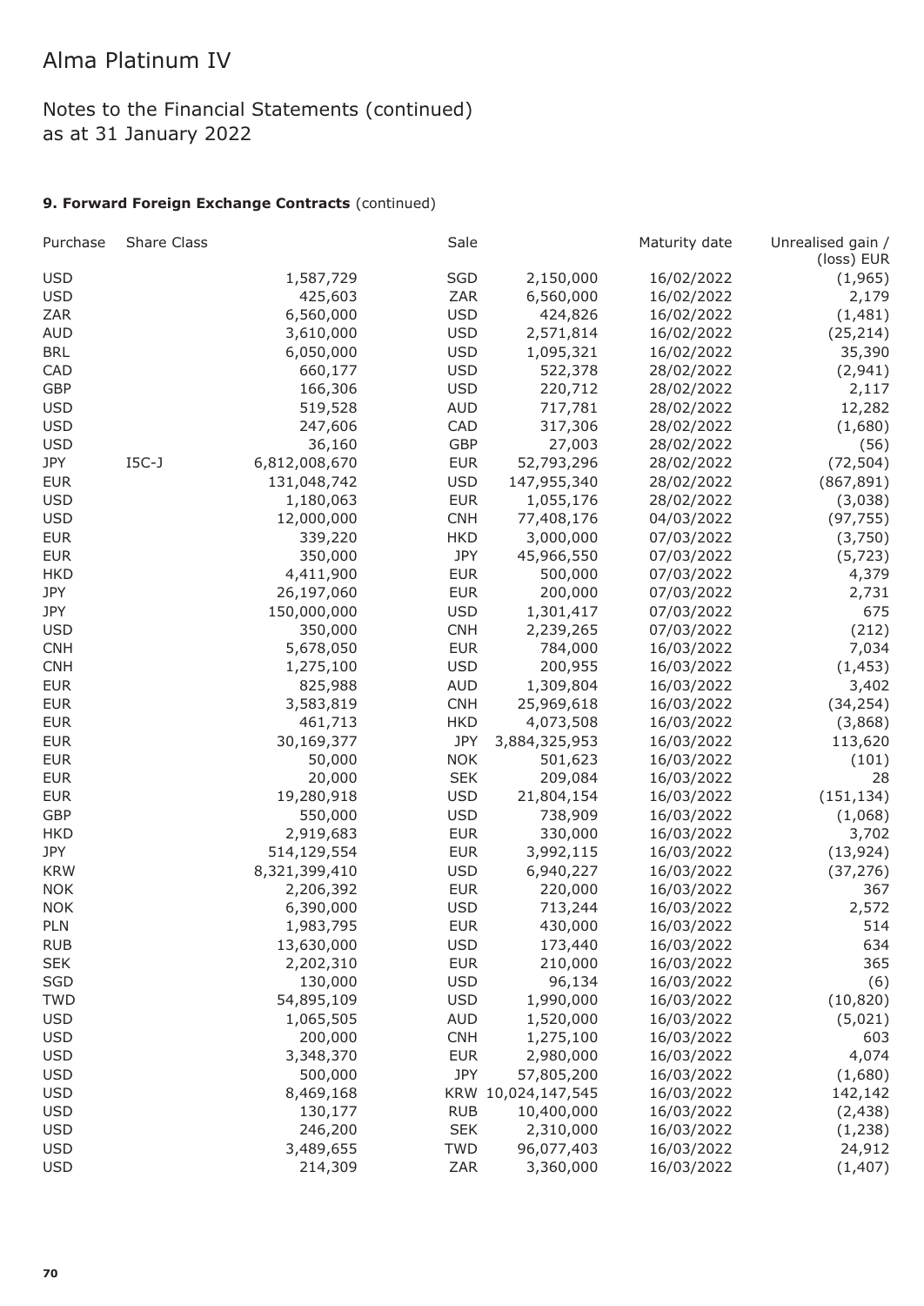# Alma Platinum IV

## Notes to the Financial Statements (continued) as at 31 January 2022

### 9. Forward Foreign Exchange Contracts (continued)

| Purchase | Share Class | | Sale | | Maturity date | Unrealised gain / (loss) EUR |
|---|---|---|---|---|---|---|
| USD | | 1,587,729 | SGD | 2,150,000 | 16/02/2022 | (1,965) |
| USD | | 425,603 | ZAR | 6,560,000 | 16/02/2022 | 2,179 |
| ZAR | | 6,560,000 | USD | 424,826 | 16/02/2022 | (1,481) |
| AUD | | 3,610,000 | USD | 2,571,814 | 16/02/2022 | (25,214) |
| BRL | | 6,050,000 | USD | 1,095,321 | 16/02/2022 | 35,390 |
| CAD | | 660,177 | USD | 522,378 | 28/02/2022 | (2,941) |
| GBP | | 166,306 | USD | 220,712 | 28/02/2022 | 2,117 |
| USD | | 519,528 | AUD | 717,781 | 28/02/2022 | 12,282 |
| USD | | 247,606 | CAD | 317,306 | 28/02/2022 | (1,680) |
| USD | | 36,160 | GBP | 27,003 | 28/02/2022 | (56) |
| JPY | I5C-J | 6,812,008,670 | EUR | 52,793,296 | 28/02/2022 | (72,504) |
| EUR | | 131,048,742 | USD | 147,955,340 | 28/02/2022 | (867,891) |
| USD | | 1,180,063 | EUR | 1,055,176 | 28/02/2022 | (3,038) |
| USD | | 12,000,000 | CNH | 77,408,176 | 04/03/2022 | (97,755) |
| EUR | | 339,220 | HKD | 3,000,000 | 07/03/2022 | (3,750) |
| EUR | | 350,000 | JPY | 45,966,550 | 07/03/2022 | (5,723) |
| HKD | | 4,411,900 | EUR | 500,000 | 07/03/2022 | 4,379 |
| JPY | | 26,197,060 | EUR | 200,000 | 07/03/2022 | 2,731 |
| JPY | | 150,000,000 | USD | 1,301,417 | 07/03/2022 | 675 |
| USD | | 350,000 | CNH | 2,239,265 | 07/03/2022 | (212) |
| CNH | | 5,678,050 | EUR | 784,000 | 16/03/2022 | 7,034 |
| CNH | | 1,275,100 | USD | 200,955 | 16/03/2022 | (1,453) |
| EUR | | 825,988 | AUD | 1,309,804 | 16/03/2022 | 3,402 |
| EUR | | 3,583,819 | CNH | 25,969,618 | 16/03/2022 | (34,254) |
| EUR | | 461,713 | HKD | 4,073,508 | 16/03/2022 | (3,868) |
| EUR | | 30,169,377 | JPY | 3,884,325,953 | 16/03/2022 | 113,620 |
| EUR | | 50,000 | NOK | 501,623 | 16/03/2022 | (101) |
| EUR | | 20,000 | SEK | 209,084 | 16/03/2022 | 28 |
| EUR | | 19,280,918 | USD | 21,804,154 | 16/03/2022 | (151,134) |
| GBP | | 550,000 | USD | 738,909 | 16/03/2022 | (1,068) |
| HKD | | 2,919,683 | EUR | 330,000 | 16/03/2022 | 3,702 |
| JPY | | 514,129,554 | EUR | 3,992,115 | 16/03/2022 | (13,924) |
| KRW | | 8,321,399,410 | USD | 6,940,227 | 16/03/2022 | (37,276) |
| NOK | | 2,206,392 | EUR | 220,000 | 16/03/2022 | 367 |
| NOK | | 6,390,000 | USD | 713,244 | 16/03/2022 | 2,572 |
| PLN | | 1,983,795 | EUR | 430,000 | 16/03/2022 | 514 |
| RUB | | 13,630,000 | USD | 173,440 | 16/03/2022 | 634 |
| SEK | | 2,202,310 | EUR | 210,000 | 16/03/2022 | 365 |
| SGD | | 130,000 | USD | 96,134 | 16/03/2022 | (6) |
| TWD | | 54,895,109 | USD | 1,990,000 | 16/03/2022 | (10,820) |
| USD | | 1,065,505 | AUD | 1,520,000 | 16/03/2022 | (5,021) |
| USD | | 200,000 | CNH | 1,275,100 | 16/03/2022 | 603 |
| USD | | 3,348,370 | EUR | 2,980,000 | 16/03/2022 | 4,074 |
| USD | | 500,000 | JPY | 57,805,200 | 16/03/2022 | (1,680) |
| USD | | 8,469,168 | KRW | 10,024,147,545 | 16/03/2022 | 142,142 |
| USD | | 130,177 | RUB | 10,400,000 | 16/03/2022 | (2,438) |
| USD | | 246,200 | SEK | 2,310,000 | 16/03/2022 | (1,238) |
| USD | | 3,489,655 | TWD | 96,077,403 | 16/03/2022 | 24,912 |
| USD | | 214,309 | ZAR | 3,360,000 | 16/03/2022 | (1,407) |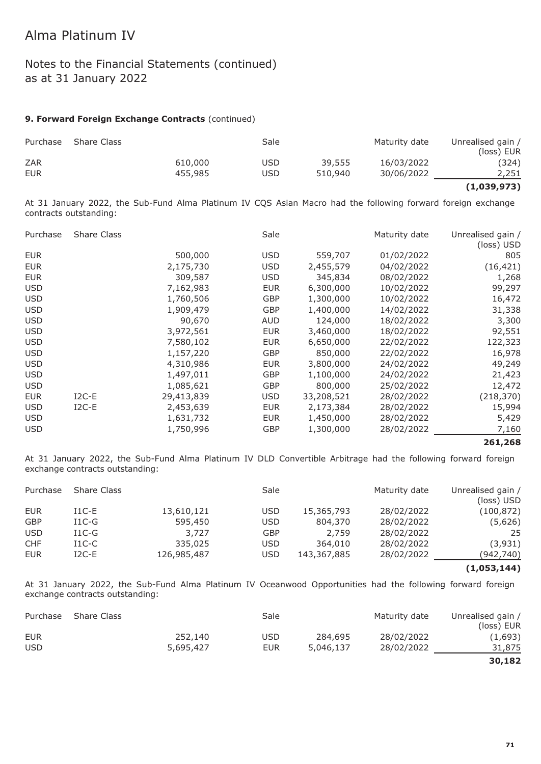# Alma Platinum IV

## Notes to the Financial Statements (continued)
## as at 31 January 2022

**9. Forward Foreign Exchange Contracts** (continued)

| Purchase | Share Class | | Sale | | Maturity date | Unrealised gain / (loss) EUR |
|---|---|---|---|---|---|---|
| ZAR | | 610,000 | USD | 39,555 | 16/03/2022 | (324) |
| EUR | | 455,985 | USD | 510,940 | 30/06/2022 | 2,251 |
| | | | | | | **(1,039,973)** |

At 31 January 2022, the Sub-Fund Alma Platinum IV CQS Asian Macro had the following forward foreign exchange contracts outstanding:

| Purchase | Share Class | | Sale | | Maturity date | Unrealised gain / (loss) USD |
|---|---|---|---|---|---|---|
| EUR | | 500,000 | USD | 559,707 | 01/02/2022 | 805 |
| EUR | | 2,175,730 | USD | 2,455,579 | 04/02/2022 | (16,421) |
| EUR | | 309,587 | USD | 345,834 | 08/02/2022 | 1,268 |
| USD | | 7,162,983 | EUR | 6,300,000 | 10/02/2022 | 99,297 |
| USD | | 1,760,506 | GBP | 1,300,000 | 10/02/2022 | 16,472 |
| USD | | 1,909,479 | GBP | 1,400,000 | 14/02/2022 | 31,338 |
| USD | | 90,670 | AUD | 124,000 | 18/02/2022 | 3,300 |
| USD | | 3,972,561 | EUR | 3,460,000 | 18/02/2022 | 92,551 |
| USD | | 7,580,102 | EUR | 6,650,000 | 22/02/2022 | 122,323 |
| USD | | 1,157,220 | GBP | 850,000 | 22/02/2022 | 16,978 |
| USD | | 4,310,986 | EUR | 3,800,000 | 24/02/2022 | 49,249 |
| USD | | 1,497,011 | GBP | 1,100,000 | 24/02/2022 | 21,423 |
| USD | | 1,085,621 | GBP | 800,000 | 25/02/2022 | 12,472 |
| EUR | I2C-E | 29,413,839 | USD | 33,208,521 | 28/02/2022 | (218,370) |
| USD | I2C-E | 2,453,639 | EUR | 2,173,384 | 28/02/2022 | 15,994 |
| USD | | 1,631,732 | EUR | 1,450,000 | 28/02/2022 | 5,429 |
| USD | | 1,750,996 | GBP | 1,300,000 | 28/02/2022 | 7,160 |
| | | | | | | **261,268** |

At 31 January 2022, the Sub-Fund Alma Platinum IV DLD Convertible Arbitrage had the following forward foreign exchange contracts outstanding:

| Purchase | Share Class | | Sale | | Maturity date | Unrealised gain / (loss) USD |
|---|---|---|---|---|---|---|
| EUR | I1C-E | 13,610,121 | USD | 15,365,793 | 28/02/2022 | (100,872) |
| GBP | I1C-G | 595,450 | USD | 804,370 | 28/02/2022 | (5,626) |
| USD | I1C-G | 3,727 | GBP | 2,759 | 28/02/2022 | 25 |
| CHF | I1C-C | 335,025 | USD | 364,010 | 28/02/2022 | (3,931) |
| EUR | I2C-E | 126,985,487 | USD | 143,367,885 | 28/02/2022 | (942,740) |
| | | | | | | **(1,053,144)** |

At 31 January 2022, the Sub-Fund Alma Platinum IV Oceanwood Opportunities had the following forward foreign exchange contracts outstanding:

| Purchase | Share Class | | Sale | | Maturity date | Unrealised gain / (loss) EUR |
|---|---|---|---|---|---|---|
| EUR | | 252,140 | USD | 284,695 | 28/02/2022 | (1,693) |
| USD | | 5,695,427 | EUR | 5,046,137 | 28/02/2022 | 31,875 |
| | | | | | | **30,182** |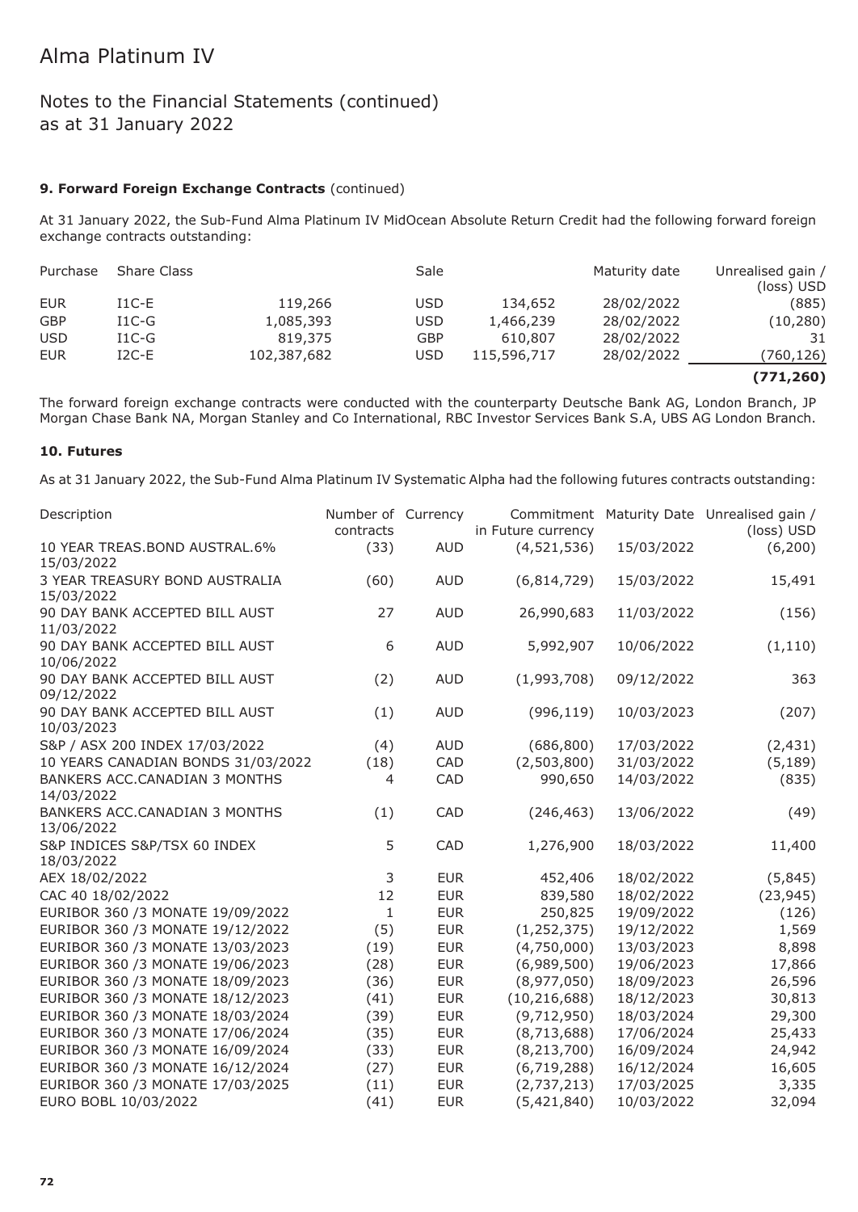# Alma Platinum IV

## Notes to the Financial Statements (continued) as at 31 January 2022

### 9. Forward Foreign Exchange Contracts (continued)

At 31 January 2022, the Sub-Fund Alma Platinum IV MidOcean Absolute Return Credit had the following forward foreign exchange contracts outstanding:

| Purchase | Share Class | | Sale | | Maturity date | Unrealised gain / (loss) USD |
|---|---|---|---|---|---|---|
| EUR | I1C-E | 119,266 | USD | 134,652 | 28/02/2022 | (885) |
| GBP | I1C-G | 1,085,393 | USD | 1,466,239 | 28/02/2022 | (10,280) |
| USD | I1C-G | 819,375 | GBP | 610,807 | 28/02/2022 | 31 |
| EUR | I2C-E | 102,387,682 | USD | 115,596,717 | 28/02/2022 | (760,126) |
| | | | | | | **(771,260)** |

The forward foreign exchange contracts were conducted with the counterparty Deutsche Bank AG, London Branch, JP Morgan Chase Bank NA, Morgan Stanley and Co International, RBC Investor Services Bank S.A, UBS AG London Branch.

### 10. Futures

As at 31 January 2022, the Sub-Fund Alma Platinum IV Systematic Alpha had the following futures contracts outstanding:

| Description | Number of contracts | Currency | Commitment in Future currency | Maturity Date | Unrealised gain / (loss) USD |
|---|---|---|---|---|---|
| 10 YEAR TREAS.BOND AUSTRAL.6% 15/03/2022 | (33) | AUD | (4,521,536) | 15/03/2022 | (6,200) |
| 3 YEAR TREASURY BOND AUSTRALIA 15/03/2022 | (60) | AUD | (6,814,729) | 15/03/2022 | 15,491 |
| 90 DAY BANK ACCEPTED BILL AUST 11/03/2022 | 27 | AUD | 26,990,683 | 11/03/2022 | (156) |
| 90 DAY BANK ACCEPTED BILL AUST 10/06/2022 | 6 | AUD | 5,992,907 | 10/06/2022 | (1,110) |
| 90 DAY BANK ACCEPTED BILL AUST 09/12/2022 | (2) | AUD | (1,993,708) | 09/12/2022 | 363 |
| 90 DAY BANK ACCEPTED BILL AUST 10/03/2023 | (1) | AUD | (996,119) | 10/03/2023 | (207) |
| S&P / ASX 200 INDEX 17/03/2022 | (4) | AUD | (686,800) | 17/03/2022 | (2,431) |
| 10 YEARS CANADIAN BONDS 31/03/2022 | (18) | CAD | (2,503,800) | 31/03/2022 | (5,189) |
| BANKERS ACC.CANADIAN 3 MONTHS 14/03/2022 | 4 | CAD | 990,650 | 14/03/2022 | (835) |
| BANKERS ACC.CANADIAN 3 MONTHS 13/06/2022 | (1) | CAD | (246,463) | 13/06/2022 | (49) |
| S&P INDICES S&P/TSX 60 INDEX 18/03/2022 | 5 | CAD | 1,276,900 | 18/03/2022 | 11,400 |
| AEX 18/02/2022 | 3 | EUR | 452,406 | 18/02/2022 | (5,845) |
| CAC 40 18/02/2022 | 12 | EUR | 839,580 | 18/02/2022 | (23,945) |
| EURIBOR 360 /3 MONATE 19/09/2022 | 1 | EUR | 250,825 | 19/09/2022 | (126) |
| EURIBOR 360 /3 MONATE 19/12/2022 | (5) | EUR | (1,252,375) | 19/12/2022 | 1,569 |
| EURIBOR 360 /3 MONATE 13/03/2023 | (19) | EUR | (4,750,000) | 13/03/2023 | 8,898 |
| EURIBOR 360 /3 MONATE 19/06/2023 | (28) | EUR | (6,989,500) | 19/06/2023 | 17,866 |
| EURIBOR 360 /3 MONATE 18/09/2023 | (36) | EUR | (8,977,050) | 18/09/2023 | 26,596 |
| EURIBOR 360 /3 MONATE 18/12/2023 | (41) | EUR | (10,216,688) | 18/12/2023 | 30,813 |
| EURIBOR 360 /3 MONATE 18/03/2024 | (39) | EUR | (9,712,950) | 18/03/2024 | 29,300 |
| EURIBOR 360 /3 MONATE 17/06/2024 | (35) | EUR | (8,713,688) | 17/06/2024 | 25,433 |
| EURIBOR 360 /3 MONATE 16/09/2024 | (33) | EUR | (8,213,700) | 16/09/2024 | 24,942 |
| EURIBOR 360 /3 MONATE 16/12/2024 | (27) | EUR | (6,719,288) | 16/12/2024 | 16,605 |
| EURIBOR 360 /3 MONATE 17/03/2025 | (11) | EUR | (2,737,213) | 17/03/2025 | 3,335 |
| EURO BOBL 10/03/2022 | (41) | EUR | (5,421,840) | 10/03/2022 | 32,094 |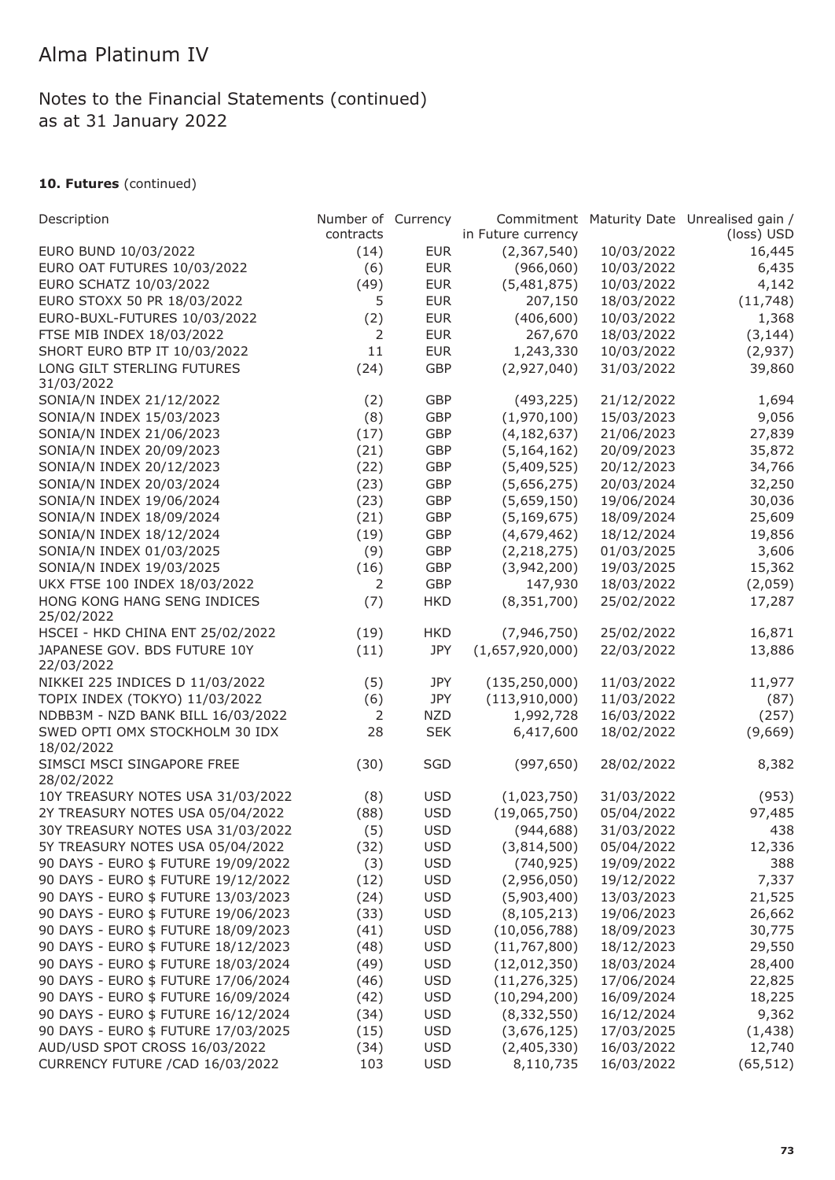# Alma Platinum IV

## Notes to the Financial Statements (continued) as at 31 January 2022

### 10. Futures (continued)

| Description | Number of contracts | Currency | Commitment in Future currency | Maturity Date | Unrealised gain / (loss) USD |
|---|---|---|---|---|---|
| EURO BUND 10/03/2022 | (14) | EUR | (2,367,540) | 10/03/2022 | 16,445 |
| EURO OAT FUTURES 10/03/2022 | (6) | EUR | (966,060) | 10/03/2022 | 6,435 |
| EURO SCHATZ 10/03/2022 | (49) | EUR | (5,481,875) | 10/03/2022 | 4,142 |
| EURO STOXX 50 PR 18/03/2022 | 5 | EUR | 207,150 | 18/03/2022 | (11,748) |
| EURO-BUXL-FUTURES 10/03/2022 | (2) | EUR | (406,600) | 10/03/2022 | 1,368 |
| FTSE MIB INDEX 18/03/2022 | 2 | EUR | 267,670 | 18/03/2022 | (3,144) |
| SHORT EURO BTP IT 10/03/2022 | 11 | EUR | 1,243,330 | 10/03/2022 | (2,937) |
| LONG GILT STERLING FUTURES 31/03/2022 | (24) | GBP | (2,927,040) | 31/03/2022 | 39,860 |
| SONIA/N INDEX 21/12/2022 | (2) | GBP | (493,225) | 21/12/2022 | 1,694 |
| SONIA/N INDEX 15/03/2023 | (8) | GBP | (1,970,100) | 15/03/2023 | 9,056 |
| SONIA/N INDEX 21/06/2023 | (17) | GBP | (4,182,637) | 21/06/2023 | 27,839 |
| SONIA/N INDEX 20/09/2023 | (21) | GBP | (5,164,162) | 20/09/2023 | 35,872 |
| SONIA/N INDEX 20/12/2023 | (22) | GBP | (5,409,525) | 20/12/2023 | 34,766 |
| SONIA/N INDEX 20/03/2024 | (23) | GBP | (5,656,275) | 20/03/2024 | 32,250 |
| SONIA/N INDEX 19/06/2024 | (23) | GBP | (5,659,150) | 19/06/2024 | 30,036 |
| SONIA/N INDEX 18/09/2024 | (21) | GBP | (5,169,675) | 18/09/2024 | 25,609 |
| SONIA/N INDEX 18/12/2024 | (19) | GBP | (4,679,462) | 18/12/2024 | 19,856 |
| SONIA/N INDEX 01/03/2025 | (9) | GBP | (2,218,275) | 01/03/2025 | 3,606 |
| SONIA/N INDEX 19/03/2025 | (16) | GBP | (3,942,200) | 19/03/2025 | 15,362 |
| UKX FTSE 100 INDEX 18/03/2022 | 2 | GBP | 147,930 | 18/03/2022 | (2,059) |
| HONG KONG HANG SENG INDICES 25/02/2022 | (7) | HKD | (8,351,700) | 25/02/2022 | 17,287 |
| HSCEI - HKD CHINA ENT 25/02/2022 | (19) | HKD | (7,946,750) | 25/02/2022 | 16,871 |
| JAPANESE GOV. BDS FUTURE 10Y 22/03/2022 | (11) | JPY | (1,657,920,000) | 22/03/2022 | 13,886 |
| NIKKEI 225 INDICES D 11/03/2022 | (5) | JPY | (135,250,000) | 11/03/2022 | 11,977 |
| TOPIX INDEX (TOKYO) 11/03/2022 | (6) | JPY | (113,910,000) | 11/03/2022 | (87) |
| NDBB3M - NZD BANK BILL 16/03/2022 | 2 | NZD | 1,992,728 | 16/03/2022 | (257) |
| SWED OPTI OMX STOCKHOLM 30 IDX 18/02/2022 | 28 | SEK | 6,417,600 | 18/02/2022 | (9,669) |
| SIMSCI MSCI SINGAPORE FREE 28/02/2022 | (30) | SGD | (997,650) | 28/02/2022 | 8,382 |
| 10Y TREASURY NOTES USA 31/03/2022 | (8) | USD | (1,023,750) | 31/03/2022 | (953) |
| 2Y TREASURY NOTES USA 05/04/2022 | (88) | USD | (19,065,750) | 05/04/2022 | 97,485 |
| 30Y TREASURY NOTES USA 31/03/2022 | (5) | USD | (944,688) | 31/03/2022 | 438 |
| 5Y TREASURY NOTES USA 05/04/2022 | (32) | USD | (3,814,500) | 05/04/2022 | 12,336 |
| 90 DAYS - EURO $ FUTURE 19/09/2022 | (3) | USD | (740,925) | 19/09/2022 | 388 |
| 90 DAYS - EURO $ FUTURE 19/12/2022 | (12) | USD | (2,956,050) | 19/12/2022 | 7,337 |
| 90 DAYS - EURO $ FUTURE 13/03/2023 | (24) | USD | (5,903,400) | 13/03/2023 | 21,525 |
| 90 DAYS - EURO $ FUTURE 19/06/2023 | (33) | USD | (8,105,213) | 19/06/2023 | 26,662 |
| 90 DAYS - EURO $ FUTURE 18/09/2023 | (41) | USD | (10,056,788) | 18/09/2023 | 30,775 |
| 90 DAYS - EURO $ FUTURE 18/12/2023 | (48) | USD | (11,767,800) | 18/12/2023 | 29,550 |
| 90 DAYS - EURO $ FUTURE 18/03/2024 | (49) | USD | (12,012,350) | 18/03/2024 | 28,400 |
| 90 DAYS - EURO $ FUTURE 17/06/2024 | (46) | USD | (11,276,325) | 17/06/2024 | 22,825 |
| 90 DAYS - EURO $ FUTURE 16/09/2024 | (42) | USD | (10,294,200) | 16/09/2024 | 18,225 |
| 90 DAYS - EURO $ FUTURE 16/12/2024 | (34) | USD | (8,332,550) | 16/12/2024 | 9,362 |
| 90 DAYS - EURO $ FUTURE 17/03/2025 | (15) | USD | (3,676,125) | 17/03/2025 | (1,438) |
| AUD/USD SPOT CROSS 16/03/2022 | (34) | USD | (2,405,330) | 16/03/2022 | 12,740 |
| CURRENCY FUTURE /CAD 16/03/2022 | 103 | USD | 8,110,735 | 16/03/2022 | (65,512) |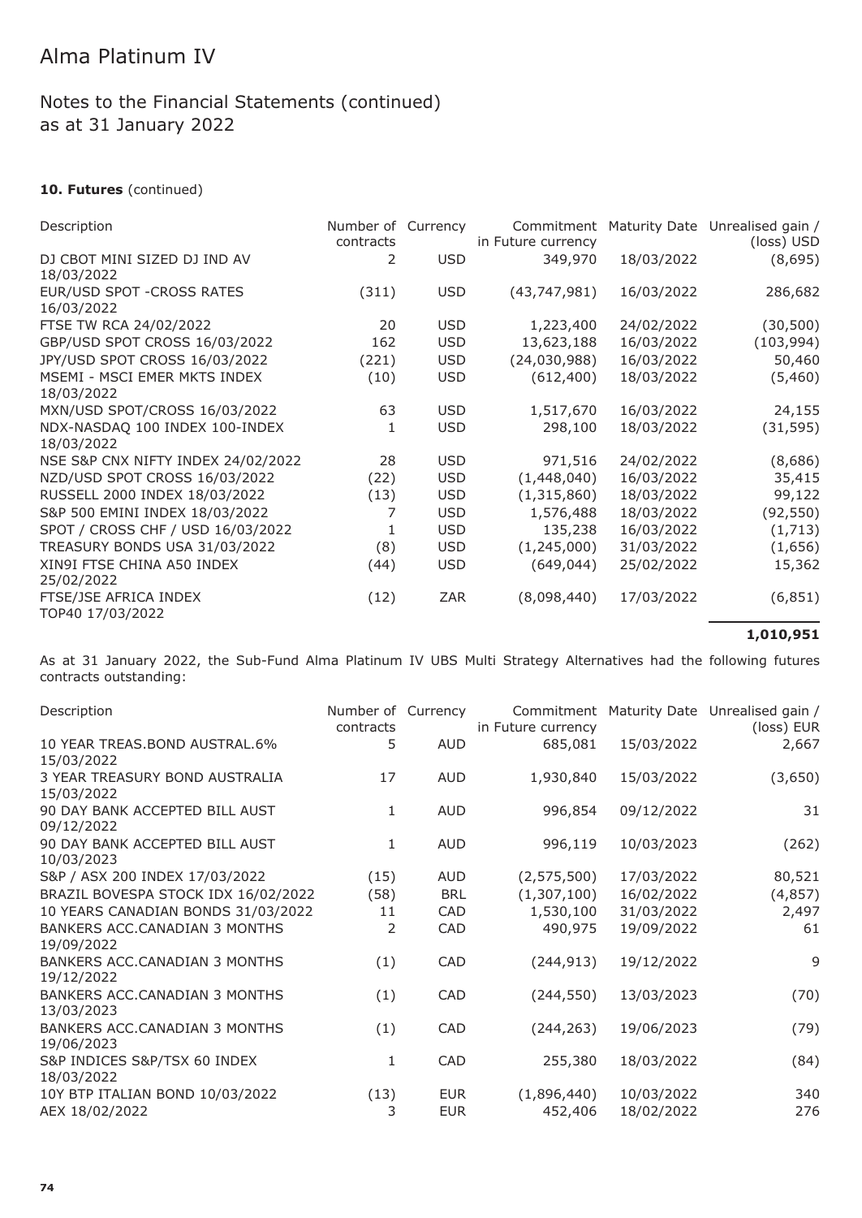# Alma Platinum IV

## Notes to the Financial Statements (continued) as at 31 January 2022

### 10. Futures (continued)

| Description | Number of contracts | Currency | Commitment in Future currency | Maturity Date | Unrealised gain / (loss) USD |
|---|---|---|---|---|---|
| DJ CBOT MINI SIZED DJ IND AV 18/03/2022 | 2 | USD | 349,970 | 18/03/2022 | (8,695) |
| EUR/USD SPOT -CROSS RATES 16/03/2022 | (311) | USD | (43,747,981) | 16/03/2022 | 286,682 |
| FTSE TW RCA 24/02/2022 | 20 | USD | 1,223,400 | 24/02/2022 | (30,500) |
| GBP/USD SPOT CROSS 16/03/2022 | 162 | USD | 13,623,188 | 16/03/2022 | (103,994) |
| JPY/USD SPOT CROSS 16/03/2022 | (221) | USD | (24,030,988) | 16/03/2022 | 50,460 |
| MSEMI - MSCI EMER MKTS INDEX 18/03/2022 | (10) | USD | (612,400) | 18/03/2022 | (5,460) |
| MXN/USD SPOT/CROSS 16/03/2022 | 63 | USD | 1,517,670 | 16/03/2022 | 24,155 |
| NDX-NASDAQ 100 INDEX 100-INDEX 18/03/2022 | 1 | USD | 298,100 | 18/03/2022 | (31,595) |
| NSE S&P CNX NIFTY INDEX 24/02/2022 | 28 | USD | 971,516 | 24/02/2022 | (8,686) |
| NZD/USD SPOT CROSS 16/03/2022 | (22) | USD | (1,448,040) | 16/03/2022 | 35,415 |
| RUSSELL 2000 INDEX 18/03/2022 | (13) | USD | (1,315,860) | 18/03/2022 | 99,122 |
| S&P 500 EMINI INDEX 18/03/2022 | 7 | USD | 1,576,488 | 18/03/2022 | (92,550) |
| SPOT / CROSS CHF / USD 16/03/2022 | 1 | USD | 135,238 | 16/03/2022 | (1,713) |
| TREASURY BONDS USA 31/03/2022 | (8) | USD | (1,245,000) | 31/03/2022 | (1,656) |
| XIN9I FTSE CHINA A50 INDEX 25/02/2022 | (44) | USD | (649,044) | 25/02/2022 | 15,362 |
| FTSE/JSE AFRICA INDEX TOP40 17/03/2022 | (12) | ZAR | (8,098,440) | 17/03/2022 | (6,851) |
| | | | | | **1,010,951** |

As at 31 January 2022, the Sub-Fund Alma Platinum IV UBS Multi Strategy Alternatives had the following futures contracts outstanding:

| Description | Number of contracts | Currency | Commitment in Future currency | Maturity Date | Unrealised gain / (loss) EUR |
|---|---|---|---|---|---|
| 10 YEAR TREAS.BOND AUSTRAL.6% 15/03/2022 | 5 | AUD | 685,081 | 15/03/2022 | 2,667 |
| 3 YEAR TREASURY BOND AUSTRALIA 15/03/2022 | 17 | AUD | 1,930,840 | 15/03/2022 | (3,650) |
| 90 DAY BANK ACCEPTED BILL AUST 09/12/2022 | 1 | AUD | 996,854 | 09/12/2022 | 31 |
| 90 DAY BANK ACCEPTED BILL AUST 10/03/2023 | 1 | AUD | 996,119 | 10/03/2023 | (262) |
| S&P / ASX 200 INDEX 17/03/2022 | (15) | AUD | (2,575,500) | 17/03/2022 | 80,521 |
| BRAZIL BOVESPA STOCK IDX 16/02/2022 | (58) | BRL | (1,307,100) | 16/02/2022 | (4,857) |
| 10 YEARS CANADIAN BONDS 31/03/2022 | 11 | CAD | 1,530,100 | 31/03/2022 | 2,497 |
| BANKERS ACC.CANADIAN 3 MONTHS 19/09/2022 | 2 | CAD | 490,975 | 19/09/2022 | 61 |
| BANKERS ACC.CANADIAN 3 MONTHS 19/12/2022 | (1) | CAD | (244,913) | 19/12/2022 | 9 |
| BANKERS ACC.CANADIAN 3 MONTHS 13/03/2023 | (1) | CAD | (244,550) | 13/03/2023 | (70) |
| BANKERS ACC.CANADIAN 3 MONTHS 19/06/2023 | (1) | CAD | (244,263) | 19/06/2023 | (79) |
| S&P INDICES S&P/TSX 60 INDEX 18/03/2022 | 1 | CAD | 255,380 | 18/03/2022 | (84) |
| 10Y BTP ITALIAN BOND 10/03/2022 | (13) | EUR | (1,896,440) | 10/03/2022 | 340 |
| AEX 18/02/2022 | 3 | EUR | 452,406 | 18/02/2022 | 276 |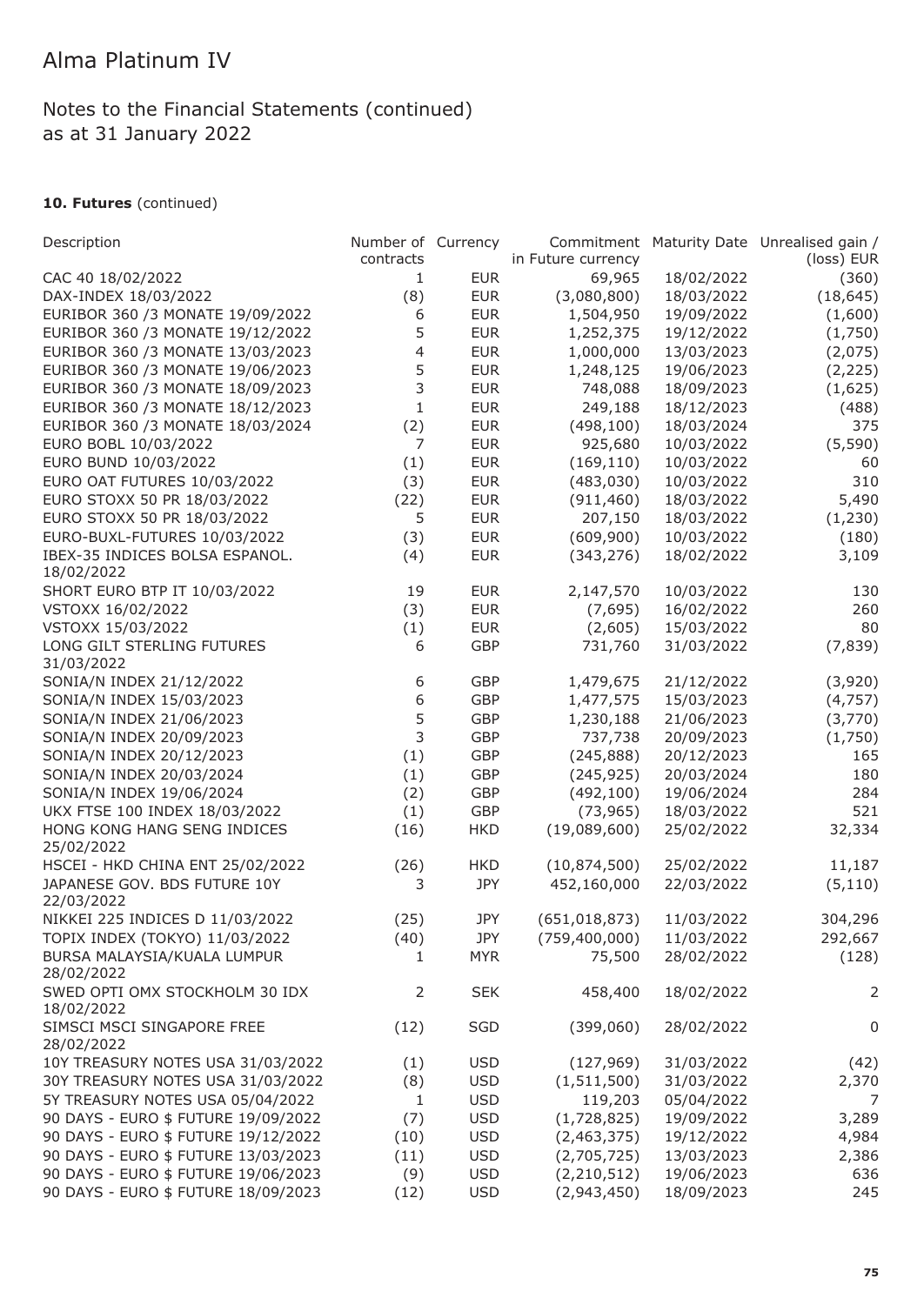# Alma Platinum IV

## Notes to the Financial Statements (continued)
as at 31 January 2022

### 10. Futures (continued)

| Description | Number of contracts | Currency | Commitment in Future currency | Maturity Date | Unrealised gain / (loss) EUR |
|---|---|---|---|---|---|
| CAC 40 18/02/2022 | 1 | EUR | 69,965 | 18/02/2022 | (360) |
| DAX-INDEX 18/03/2022 | (8) | EUR | (3,080,800) | 18/03/2022 | (18,645) |
| EURIBOR 360 /3 MONATE 19/09/2022 | 6 | EUR | 1,504,950 | 19/09/2022 | (1,600) |
| EURIBOR 360 /3 MONATE 19/12/2022 | 5 | EUR | 1,252,375 | 19/12/2022 | (1,750) |
| EURIBOR 360 /3 MONATE 13/03/2023 | 4 | EUR | 1,000,000 | 13/03/2023 | (2,075) |
| EURIBOR 360 /3 MONATE 19/06/2023 | 5 | EUR | 1,248,125 | 19/06/2023 | (2,225) |
| EURIBOR 360 /3 MONATE 18/09/2023 | 3 | EUR | 748,088 | 18/09/2023 | (1,625) |
| EURIBOR 360 /3 MONATE 18/12/2023 | 1 | EUR | 249,188 | 18/12/2023 | (488) |
| EURIBOR 360 /3 MONATE 18/03/2024 | (2) | EUR | (498,100) | 18/03/2024 | 375 |
| EURO BOBL 10/03/2022 | 7 | EUR | 925,680 | 10/03/2022 | (5,590) |
| EURO BUND 10/03/2022 | (1) | EUR | (169,110) | 10/03/2022 | 60 |
| EURO OAT FUTURES 10/03/2022 | (3) | EUR | (483,030) | 10/03/2022 | 310 |
| EURO STOXX 50 PR 18/03/2022 | (22) | EUR | (911,460) | 18/03/2022 | 5,490 |
| EURO STOXX 50 PR 18/03/2022 | 5 | EUR | 207,150 | 18/03/2022 | (1,230) |
| EURO-BUXL-FUTURES 10/03/2022 | (3) | EUR | (609,900) | 10/03/2022 | (180) |
| IBEX-35 INDICES BOLSA ESPANOL. 18/02/2022 | (4) | EUR | (343,276) | 18/02/2022 | 3,109 |
| SHORT EURO BTP IT 10/03/2022 | 19 | EUR | 2,147,570 | 10/03/2022 | 130 |
| VSTOXX 16/02/2022 | (3) | EUR | (7,695) | 16/02/2022 | 260 |
| VSTOXX 15/03/2022 | (1) | EUR | (2,605) | 15/03/2022 | 80 |
| LONG GILT STERLING FUTURES 31/03/2022 | 6 | GBP | 731,760 | 31/03/2022 | (7,839) |
| SONIA/N INDEX 21/12/2022 | 6 | GBP | 1,479,675 | 21/12/2022 | (3,920) |
| SONIA/N INDEX 15/03/2023 | 6 | GBP | 1,477,575 | 15/03/2023 | (4,757) |
| SONIA/N INDEX 21/06/2023 | 5 | GBP | 1,230,188 | 21/06/2023 | (3,770) |
| SONIA/N INDEX 20/09/2023 | 3 | GBP | 737,738 | 20/09/2023 | (1,750) |
| SONIA/N INDEX 20/12/2023 | (1) | GBP | (245,888) | 20/12/2023 | 165 |
| SONIA/N INDEX 20/03/2024 | (1) | GBP | (245,925) | 20/03/2024 | 180 |
| SONIA/N INDEX 19/06/2024 | (2) | GBP | (492,100) | 19/06/2024 | 284 |
| UKX FTSE 100 INDEX 18/03/2022 | (1) | GBP | (73,965) | 18/03/2022 | 521 |
| HONG KONG HANG SENG INDICES 25/02/2022 | (16) | HKD | (19,089,600) | 25/02/2022 | 32,334 |
| HSCEI - HKD CHINA ENT 25/02/2022 | (26) | HKD | (10,874,500) | 25/02/2022 | 11,187 |
| JAPANESE GOV. BDS FUTURE 10Y 22/03/2022 | 3 | JPY | 452,160,000 | 22/03/2022 | (5,110) |
| NIKKEI 225 INDICES D 11/03/2022 | (25) | JPY | (651,018,873) | 11/03/2022 | 304,296 |
| TOPIX INDEX (TOKYO) 11/03/2022 | (40) | JPY | (759,400,000) | 11/03/2022 | 292,667 |
| BURSA MALAYSIA/KUALA LUMPUR 28/02/2022 | 1 | MYR | 75,500 | 28/02/2022 | (128) |
| SWED OPTI OMX STOCKHOLM 30 IDX 18/02/2022 | 2 | SEK | 458,400 | 18/02/2022 | 2 |
| SIMSCI MSCI SINGAPORE FREE 28/02/2022 | (12) | SGD | (399,060) | 28/02/2022 | 0 |
| 10Y TREASURY NOTES USA 31/03/2022 | (1) | USD | (127,969) | 31/03/2022 | (42) |
| 30Y TREASURY NOTES USA 31/03/2022 | (8) | USD | (1,511,500) | 31/03/2022 | 2,370 |
| 5Y TREASURY NOTES USA 05/04/2022 | 1 | USD | 119,203 | 05/04/2022 | 7 |
| 90 DAYS - EURO $ FUTURE 19/09/2022 | (7) | USD | (1,728,825) | 19/09/2022 | 3,289 |
| 90 DAYS - EURO $ FUTURE 19/12/2022 | (10) | USD | (2,463,375) | 19/12/2022 | 4,984 |
| 90 DAYS - EURO $ FUTURE 13/03/2023 | (11) | USD | (2,705,725) | 13/03/2023 | 2,386 |
| 90 DAYS - EURO $ FUTURE 19/06/2023 | (9) | USD | (2,210,512) | 19/06/2023 | 636 |
| 90 DAYS - EURO $ FUTURE 18/09/2023 | (12) | USD | (2,943,450) | 18/09/2023 | 245 |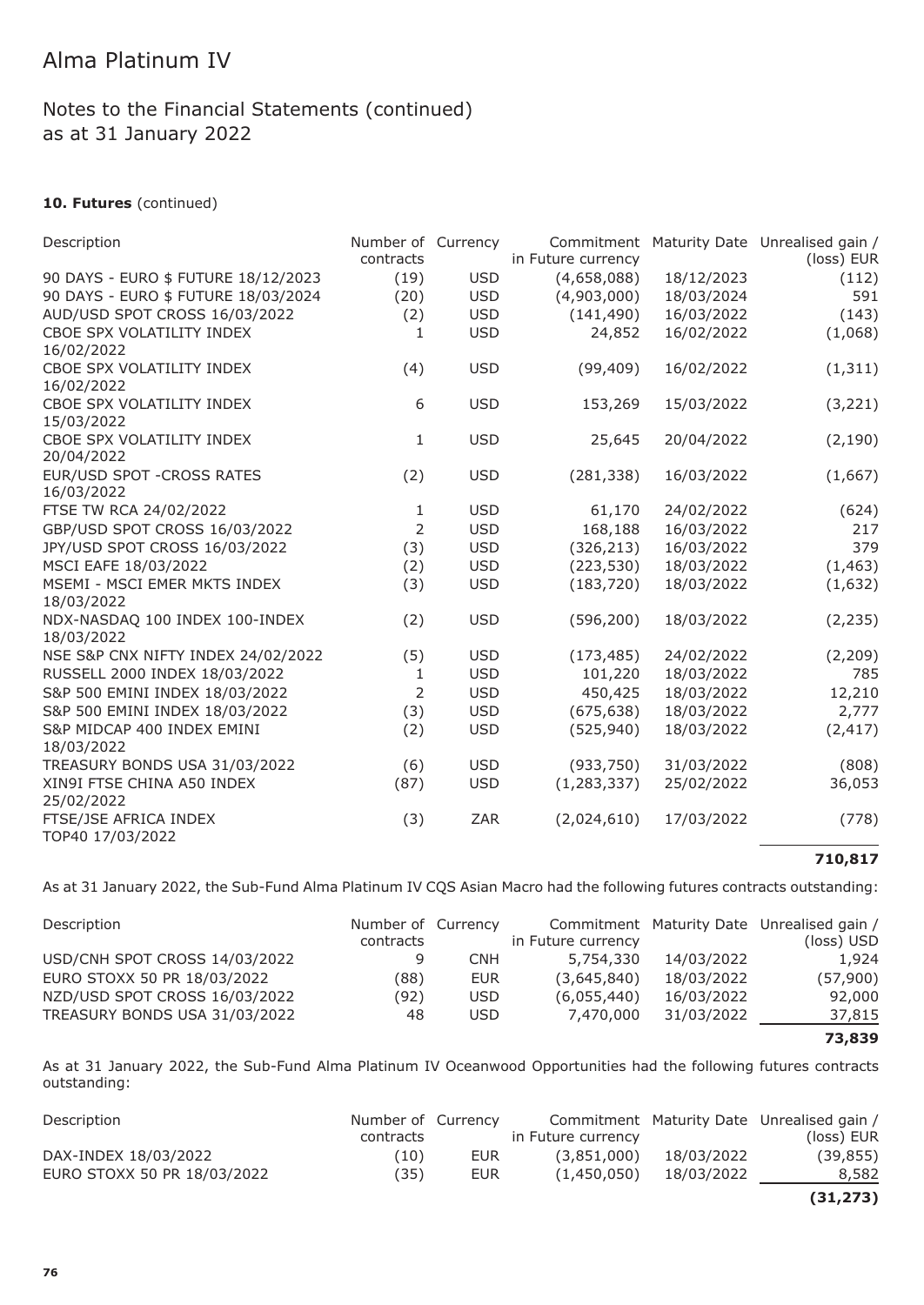# Alma Platinum IV

## Notes to the Financial Statements (continued) as at 31 January 2022

### 10. Futures (continued)

| Description | Number of contracts | Currency | Commitment in Future currency | Maturity Date | Unrealised gain / (loss) EUR |
|---|---|---|---|---|---|
| 90 DAYS - EURO $ FUTURE 18/12/2023 | (19) | USD | (4,658,088) | 18/12/2023 | (112) |
| 90 DAYS - EURO $ FUTURE 18/03/2024 | (20) | USD | (4,903,000) | 18/03/2024 | 591 |
| AUD/USD SPOT CROSS 16/03/2022 | (2) | USD | (141,490) | 16/03/2022 | (143) |
| CBOE SPX VOLATILITY INDEX 16/02/2022 | 1 | USD | 24,852 | 16/02/2022 | (1,068) |
| CBOE SPX VOLATILITY INDEX 16/02/2022 | (4) | USD | (99,409) | 16/02/2022 | (1,311) |
| CBOE SPX VOLATILITY INDEX 15/03/2022 | 6 | USD | 153,269 | 15/03/2022 | (3,221) |
| CBOE SPX VOLATILITY INDEX 20/04/2022 | 1 | USD | 25,645 | 20/04/2022 | (2,190) |
| EUR/USD SPOT -CROSS RATES 16/03/2022 | (2) | USD | (281,338) | 16/03/2022 | (1,667) |
| FTSE TW RCA 24/02/2022 | 1 | USD | 61,170 | 24/02/2022 | (624) |
| GBP/USD SPOT CROSS 16/03/2022 | 2 | USD | 168,188 | 16/03/2022 | 217 |
| JPY/USD SPOT CROSS 16/03/2022 | (3) | USD | (326,213) | 16/03/2022 | 379 |
| MSCI EAFE 18/03/2022 | (2) | USD | (223,530) | 18/03/2022 | (1,463) |
| MSEMI - MSCI EMER MKTS INDEX 18/03/2022 | (3) | USD | (183,720) | 18/03/2022 | (1,632) |
| NDX-NASDAQ 100 INDEX 100-INDEX 18/03/2022 | (2) | USD | (596,200) | 18/03/2022 | (2,235) |
| NSE S&P CNX NIFTY INDEX 24/02/2022 | (5) | USD | (173,485) | 24/02/2022 | (2,209) |
| RUSSELL 2000 INDEX 18/03/2022 | 1 | USD | 101,220 | 18/03/2022 | 785 |
| S&P 500 EMINI INDEX 18/03/2022 | 2 | USD | 450,425 | 18/03/2022 | 12,210 |
| S&P 500 EMINI INDEX 18/03/2022 | (3) | USD | (675,638) | 18/03/2022 | 2,777 |
| S&P MIDCAP 400 INDEX EMINI 18/03/2022 | (2) | USD | (525,940) | 18/03/2022 | (2,417) |
| TREASURY BONDS USA 31/03/2022 | (6) | USD | (933,750) | 31/03/2022 | (808) |
| XIN9I FTSE CHINA A50 INDEX 25/02/2022 | (87) | USD | (1,283,337) | 25/02/2022 | 36,053 |
| FTSE/JSE AFRICA INDEX TOP40 17/03/2022 | (3) | ZAR | (2,024,610) | 17/03/2022 | (778) |
| | | | | | **710,817** |

As at 31 January 2022, the Sub-Fund Alma Platinum IV CQS Asian Macro had the following futures contracts outstanding:

| Description | Number of contracts | Currency | Commitment in Future currency | Maturity Date | Unrealised gain / (loss) USD |
|---|---|---|---|---|---|
| USD/CNH SPOT CROSS 14/03/2022 | 9 | CNH | 5,754,330 | 14/03/2022 | 1,924 |
| EURO STOXX 50 PR 18/03/2022 | (88) | EUR | (3,645,840) | 18/03/2022 | (57,900) |
| NZD/USD SPOT CROSS 16/03/2022 | (92) | USD | (6,055,440) | 16/03/2022 | 92,000 |
| TREASURY BONDS USA 31/03/2022 | 48 | USD | 7,470,000 | 31/03/2022 | 37,815 |
| | | | | | **73,839** |

As at 31 January 2022, the Sub-Fund Alma Platinum IV Oceanwood Opportunities had the following futures contracts outstanding:

| Description | Number of contracts | Currency | Commitment in Future currency | Maturity Date | Unrealised gain / (loss) EUR |
|---|---|---|---|---|---|
| DAX-INDEX 18/03/2022 | (10) | EUR | (3,851,000) | 18/03/2022 | (39,855) |
| EURO STOXX 50 PR 18/03/2022 | (35) | EUR | (1,450,050) | 18/03/2022 | 8,582 |
| | | | | | **(31,273)** |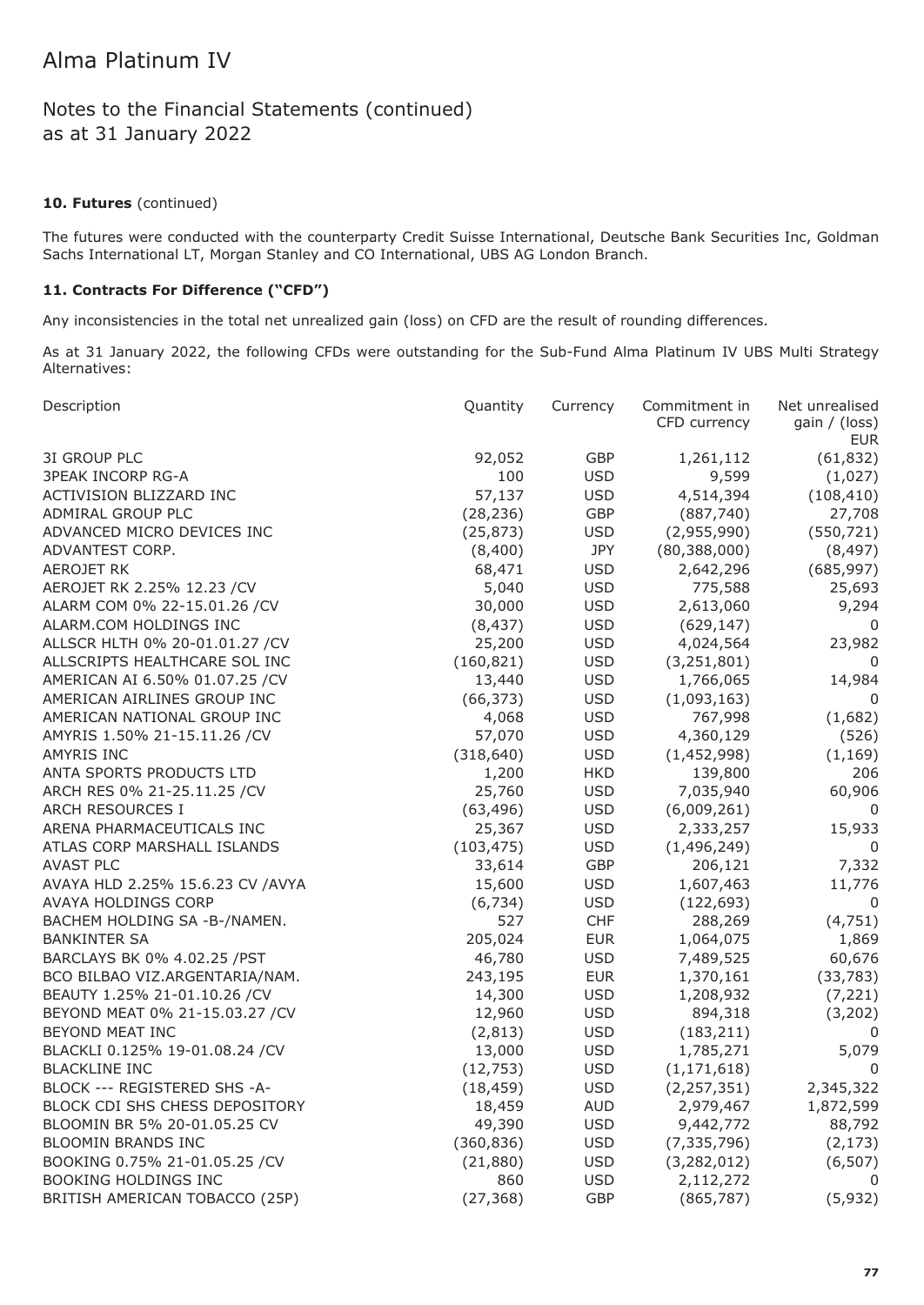# Alma Platinum IV

## Notes to the Financial Statements (continued) as at 31 January 2022

### 10. Futures (continued)

The futures were conducted with the counterparty Credit Suisse International, Deutsche Bank Securities Inc, Goldman Sachs International LT, Morgan Stanley and CO International, UBS AG London Branch.

### 11. Contracts For Difference ("CFD")

Any inconsistencies in the total net unrealized gain (loss) on CFD are the result of rounding differences.

As at 31 January 2022, the following CFDs were outstanding for the Sub-Fund Alma Platinum IV UBS Multi Strategy Alternatives:

| Description | Quantity | Currency | Commitment in CFD currency | Net unrealised gain / (loss) EUR |
|---|---|---|---|---|
| 3I GROUP PLC | 92,052 | GBP | 1,261,112 | (61,832) |
| 3PEAK INCORP RG-A | 100 | USD | 9,599 | (1,027) |
| ACTIVISION BLIZZARD INC | 57,137 | USD | 4,514,394 | (108,410) |
| ADMIRAL GROUP PLC | (28,236) | GBP | (887,740) | 27,708 |
| ADVANCED MICRO DEVICES INC | (25,873) | USD | (2,955,990) | (550,721) |
| ADVANTEST CORP. | (8,400) | JPY | (80,388,000) | (8,497) |
| AEROJET RK | 68,471 | USD | 2,642,296 | (685,997) |
| AEROJET RK 2.25% 12.23 /CV | 5,040 | USD | 775,588 | 25,693 |
| ALARM COM 0% 22-15.01.26 /CV | 30,000 | USD | 2,613,060 | 9,294 |
| ALARM.COM HOLDINGS INC | (8,437) | USD | (629,147) | 0 |
| ALLSCR HLTH 0% 20-01.01.27 /CV | 25,200 | USD | 4,024,564 | 23,982 |
| ALLSCRIPTS HEALTHCARE SOL INC | (160,821) | USD | (3,251,801) | 0 |
| AMERICAN AI 6.50% 01.07.25 /CV | 13,440 | USD | 1,766,065 | 14,984 |
| AMERICAN AIRLINES GROUP INC | (66,373) | USD | (1,093,163) | 0 |
| AMERICAN NATIONAL GROUP INC | 4,068 | USD | 767,998 | (1,682) |
| AMYRIS 1.50% 21-15.11.26 /CV | 57,070 | USD | 4,360,129 | (526) |
| AMYRIS INC | (318,640) | USD | (1,452,998) | (1,169) |
| ANTA SPORTS PRODUCTS LTD | 1,200 | HKD | 139,800 | 206 |
| ARCH RES 0% 21-25.11.25 /CV | 25,760 | USD | 7,035,940 | 60,906 |
| ARCH RESOURCES I | (63,496) | USD | (6,009,261) | 0 |
| ARENA PHARMACEUTICALS INC | 25,367 | USD | 2,333,257 | 15,933 |
| ATLAS CORP MARSHALL ISLANDS | (103,475) | USD | (1,496,249) | 0 |
| AVAST PLC | 33,614 | GBP | 206,121 | 7,332 |
| AVAYA HLD 2.25% 15.6.23 CV /AVYA | 15,600 | USD | 1,607,463 | 11,776 |
| AVAYA HOLDINGS CORP | (6,734) | USD | (122,693) | 0 |
| BACHEM HOLDING SA -B-/NAMEN. | 527 | CHF | 288,269 | (4,751) |
| BANKINTER SA | 205,024 | EUR | 1,064,075 | 1,869 |
| BARCLAYS BK 0% 4.02.25 /PST | 46,780 | USD | 7,489,525 | 60,676 |
| BCO BILBAO VIZ.ARGENTARIA/NAM. | 243,195 | EUR | 1,370,161 | (33,783) |
| BEAUTY 1.25% 21-01.10.26 /CV | 14,300 | USD | 1,208,932 | (7,221) |
| BEYOND MEAT 0% 21-15.03.27 /CV | 12,960 | USD | 894,318 | (3,202) |
| BEYOND MEAT INC | (2,813) | USD | (183,211) | 0 |
| BLACKLI 0.125% 19-01.08.24 /CV | 13,000 | USD | 1,785,271 | 5,079 |
| BLACKLINE INC | (12,753) | USD | (1,171,618) | 0 |
| BLOCK --- REGISTERED SHS -A- | (18,459) | USD | (2,257,351) | 2,345,322 |
| BLOCK CDI SHS CHESS DEPOSITORY | 18,459 | AUD | 2,979,467 | 1,872,599 |
| BLOOMIN BR 5% 20-01.05.25 CV | 49,390 | USD | 9,442,772 | 88,792 |
| BLOOMIN BRANDS INC | (360,836) | USD | (7,335,796) | (2,173) |
| BOOKING 0.75% 21-01.05.25 /CV | (21,880) | USD | (3,282,012) | (6,507) |
| BOOKING HOLDINGS INC | 860 | USD | 2,112,272 | 0 |
| BRITISH AMERICAN TOBACCO (25P) | (27,368) | GBP | (865,787) | (5,932) |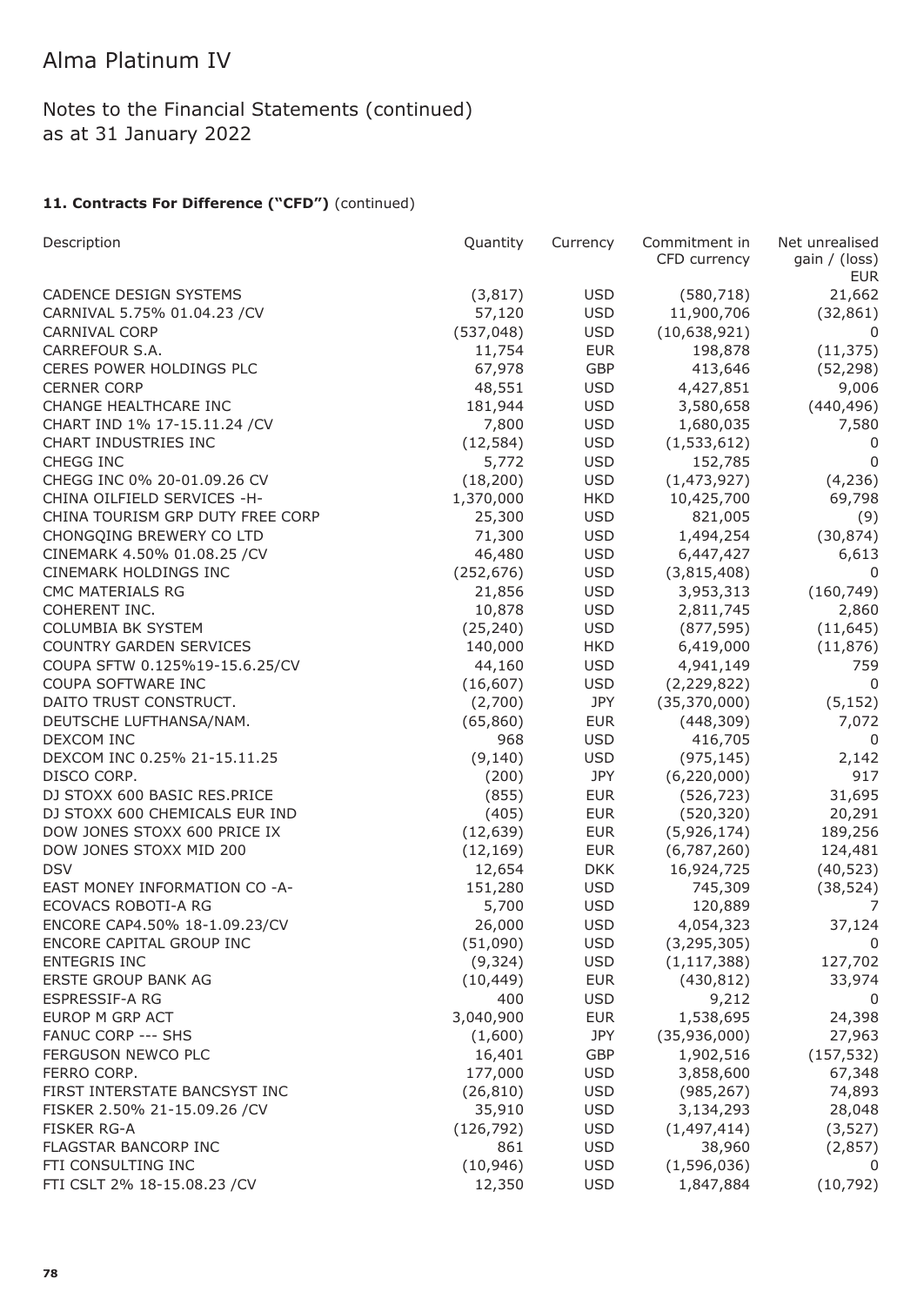# Alma Platinum IV

## Notes to the Financial Statements (continued)
## as at 31 January 2022

### 11. Contracts For Difference ("CFD") (continued)

| Description | Quantity | Currency | Commitment in CFD currency | Net unrealised gain / (loss) EUR |
|---|---|---|---|---|
| CADENCE DESIGN SYSTEMS | (3,817) | USD | (580,718) | 21,662 |
| CARNIVAL 5.75% 01.04.23 /CV | 57,120 | USD | 11,900,706 | (32,861) |
| CARNIVAL CORP | (537,048) | USD | (10,638,921) | 0 |
| CARREFOUR S.A. | 11,754 | EUR | 198,878 | (11,375) |
| CERES POWER HOLDINGS PLC | 67,978 | GBP | 413,646 | (52,298) |
| CERNER CORP | 48,551 | USD | 4,427,851 | 9,006 |
| CHANGE HEALTHCARE INC | 181,944 | USD | 3,580,658 | (440,496) |
| CHART IND 1% 17-15.11.24 /CV | 7,800 | USD | 1,680,035 | 7,580 |
| CHART INDUSTRIES INC | (12,584) | USD | (1,533,612) | 0 |
| CHEGG INC | 5,772 | USD | 152,785 | 0 |
| CHEGG INC 0% 20-01.09.26 CV | (18,200) | USD | (1,473,927) | (4,236) |
| CHINA OILFIELD SERVICES -H- | 1,370,000 | HKD | 10,425,700 | 69,798 |
| CHINA TOURISM GRP DUTY FREE CORP | 25,300 | USD | 821,005 | (9) |
| CHONGQING BREWERY CO LTD | 71,300 | USD | 1,494,254 | (30,874) |
| CINEMARK 4.50% 01.08.25 /CV | 46,480 | USD | 6,447,427 | 6,613 |
| CINEMARK HOLDINGS INC | (252,676) | USD | (3,815,408) | 0 |
| CMC MATERIALS RG | 21,856 | USD | 3,953,313 | (160,749) |
| COHERENT INC. | 10,878 | USD | 2,811,745 | 2,860 |
| COLUMBIA BK SYSTEM | (25,240) | USD | (877,595) | (11,645) |
| COUNTRY GARDEN SERVICES | 140,000 | HKD | 6,419,000 | (11,876) |
| COUPA SFTW 0.125%19-15.6.25/CV | 44,160 | USD | 4,941,149 | 759 |
| COUPA SOFTWARE INC | (16,607) | USD | (2,229,822) | 0 |
| DAITO TRUST CONSTRUCT. | (2,700) | JPY | (35,370,000) | (5,152) |
| DEUTSCHE LUFTHANSA/NAM. | (65,860) | EUR | (448,309) | 7,072 |
| DEXCOM INC | 968 | USD | 416,705 | 0 |
| DEXCOM INC 0.25% 21-15.11.25 | (9,140) | USD | (975,145) | 2,142 |
| DISCO CORP. | (200) | JPY | (6,220,000) | 917 |
| DJ STOXX 600 BASIC RES.PRICE | (855) | EUR | (526,723) | 31,695 |
| DJ STOXX 600 CHEMICALS EUR IND | (405) | EUR | (520,320) | 20,291 |
| DOW JONES STOXX 600 PRICE IX | (12,639) | EUR | (5,926,174) | 189,256 |
| DOW JONES STOXX MID 200 | (12,169) | EUR | (6,787,260) | 124,481 |
| DSV | 12,654 | DKK | 16,924,725 | (40,523) |
| EAST MONEY INFORMATION CO -A- | 151,280 | USD | 745,309 | (38,524) |
| ECOVACS ROBOTI-A RG | 5,700 | USD | 120,889 | 7 |
| ENCORE CAP4.50% 18-1.09.23/CV | 26,000 | USD | 4,054,323 | 37,124 |
| ENCORE CAPITAL GROUP INC | (51,090) | USD | (3,295,305) | 0 |
| ENTEGRIS INC | (9,324) | USD | (1,117,388) | 127,702 |
| ERSTE GROUP BANK AG | (10,449) | EUR | (430,812) | 33,974 |
| ESPRESSIF-A RG | 400 | USD | 9,212 | 0 |
| EUROP M GRP ACT | 3,040,900 | EUR | 1,538,695 | 24,398 |
| FANUC CORP --- SHS | (1,600) | JPY | (35,936,000) | 27,963 |
| FERGUSON NEWCO PLC | 16,401 | GBP | 1,902,516 | (157,532) |
| FERRO CORP. | 177,000 | USD | 3,858,600 | 67,348 |
| FIRST INTERSTATE BANCSYST INC | (26,810) | USD | (985,267) | 74,893 |
| FISKER 2.50% 21-15.09.26 /CV | 35,910 | USD | 3,134,293 | 28,048 |
| FISKER RG-A | (126,792) | USD | (1,497,414) | (3,527) |
| FLAGSTAR BANCORP INC | 861 | USD | 38,960 | (2,857) |
| FTI CONSULTING INC | (10,946) | USD | (1,596,036) | 0 |
| FTI CSLT 2% 18-15.08.23 /CV | 12,350 | USD | 1,847,884 | (10,792) |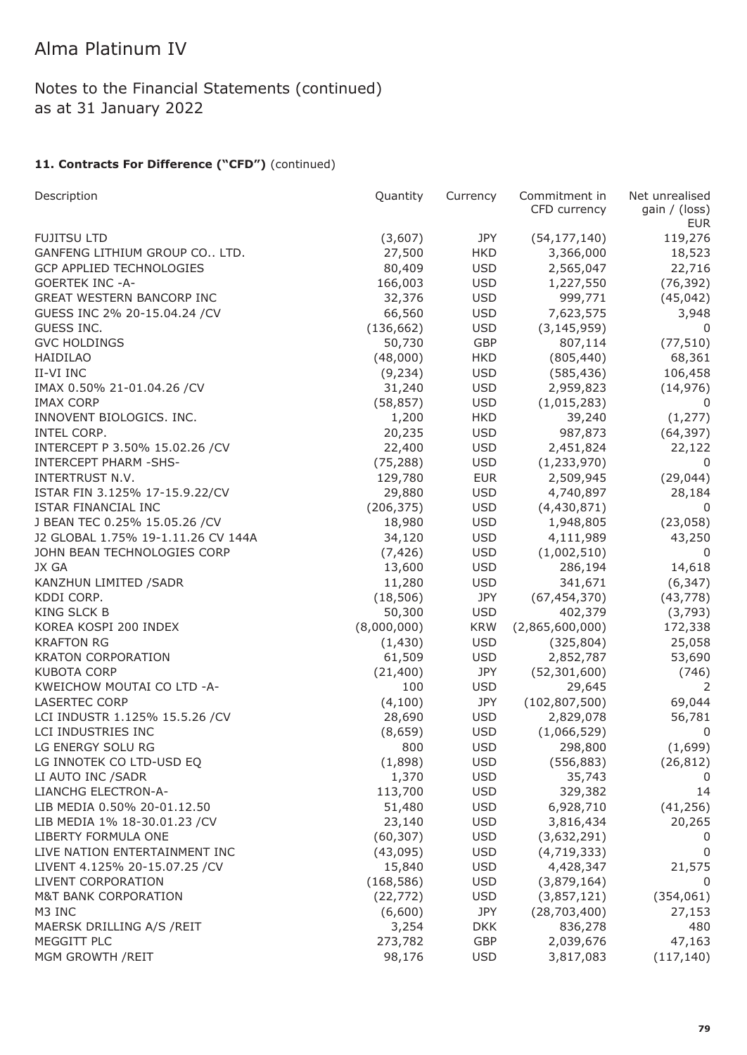# Alma Platinum IV

## Notes to the Financial Statements (continued)
as at 31 January 2022

### 11. Contracts For Difference ("CFD") (continued)

| Description | Quantity | Currency | Commitment in CFD currency | Net unrealised gain / (loss) EUR |
|---|---|---|---|---|
| FUJITSU LTD | (3,607) | JPY | (54,177,140) | 119,276 |
| GANFENG LITHIUM GROUP CO.. LTD. | 27,500 | HKD | 3,366,000 | 18,523 |
| GCP APPLIED TECHNOLOGIES | 80,409 | USD | 2,565,047 | 22,716 |
| GOERTEK INC -A- | 166,003 | USD | 1,227,550 | (76,392) |
| GREAT WESTERN BANCORP INC | 32,376 | USD | 999,771 | (45,042) |
| GUESS INC 2% 20-15.04.24 /CV | 66,560 | USD | 7,623,575 | 3,948 |
| GUESS INC. | (136,662) | USD | (3,145,959) | 0 |
| GVC HOLDINGS | 50,730 | GBP | 807,114 | (77,510) |
| HAIDILAO | (48,000) | HKD | (805,440) | 68,361 |
| II-VI INC | (9,234) | USD | (585,436) | 106,458 |
| IMAX 0.50% 21-01.04.26 /CV | 31,240 | USD | 2,959,823 | (14,976) |
| IMAX CORP | (58,857) | USD | (1,015,283) | 0 |
| INNOVENT BIOLOGICS. INC. | 1,200 | HKD | 39,240 | (1,277) |
| INTEL CORP. | 20,235 | USD | 987,873 | (64,397) |
| INTERCEPT P 3.50% 15.02.26 /CV | 22,400 | USD | 2,451,824 | 22,122 |
| INTERCEPT PHARM -SHS- | (75,288) | USD | (1,233,970) | 0 |
| INTERTRUST N.V. | 129,780 | EUR | 2,509,945 | (29,044) |
| ISTAR FIN 3.125% 17-15.9.22/CV | 29,880 | USD | 4,740,897 | 28,184 |
| ISTAR FINANCIAL INC | (206,375) | USD | (4,430,871) | 0 |
| J BEAN TEC 0.25% 15.05.26 /CV | 18,980 | USD | 1,948,805 | (23,058) |
| J2 GLOBAL 1.75% 19-1.11.26 CV 144A | 34,120 | USD | 4,111,989 | 43,250 |
| JOHN BEAN TECHNOLOGIES CORP | (7,426) | USD | (1,002,510) | 0 |
| JX GA | 13,600 | USD | 286,194 | 14,618 |
| KANZHUN LIMITED /SADR | 11,280 | USD | 341,671 | (6,347) |
| KDDI CORP. | (18,506) | JPY | (67,454,370) | (43,778) |
| KING SLCK B | 50,300 | USD | 402,379 | (3,793) |
| KOREA KOSPI 200 INDEX | (8,000,000) | KRW | (2,865,600,000) | 172,338 |
| KRAFTON RG | (1,430) | USD | (325,804) | 25,058 |
| KRATON CORPORATION | 61,509 | USD | 2,852,787 | 53,690 |
| KUBOTA CORP | (21,400) | JPY | (52,301,600) | (746) |
| KWEICHOW MOUTAI CO LTD -A- | 100 | USD | 29,645 | 2 |
| LASERTEC CORP | (4,100) | JPY | (102,807,500) | 69,044 |
| LCI INDUSTR 1.125% 15.5.26 /CV | 28,690 | USD | 2,829,078 | 56,781 |
| LCI INDUSTRIES INC | (8,659) | USD | (1,066,529) | 0 |
| LG ENERGY SOLU RG | 800 | USD | 298,800 | (1,699) |
| LG INNOTEK CO LTD-USD EQ | (1,898) | USD | (556,883) | (26,812) |
| LI AUTO INC /SADR | 1,370 | USD | 35,743 | 0 |
| LIANCHG ELECTRON-A- | 113,700 | USD | 329,382 | 14 |
| LIB MEDIA 0.50% 20-01.12.50 | 51,480 | USD | 6,928,710 | (41,256) |
| LIB MEDIA 1% 18-30.01.23 /CV | 23,140 | USD | 3,816,434 | 20,265 |
| LIBERTY FORMULA ONE | (60,307) | USD | (3,632,291) | 0 |
| LIVE NATION ENTERTAINMENT INC | (43,095) | USD | (4,719,333) | 0 |
| LIVENT 4.125% 20-15.07.25 /CV | 15,840 | USD | 4,428,347 | 21,575 |
| LIVENT CORPORATION | (168,586) | USD | (3,879,164) | 0 |
| M&T BANK CORPORATION | (22,772) | USD | (3,857,121) | (354,061) |
| M3 INC | (6,600) | JPY | (28,703,400) | 27,153 |
| MAERSK DRILLING A/S /REIT | 3,254 | DKK | 836,278 | 480 |
| MEGGITT PLC | 273,782 | GBP | 2,039,676 | 47,163 |
| MGM GROWTH /REIT | 98,176 | USD | 3,817,083 | (117,140) |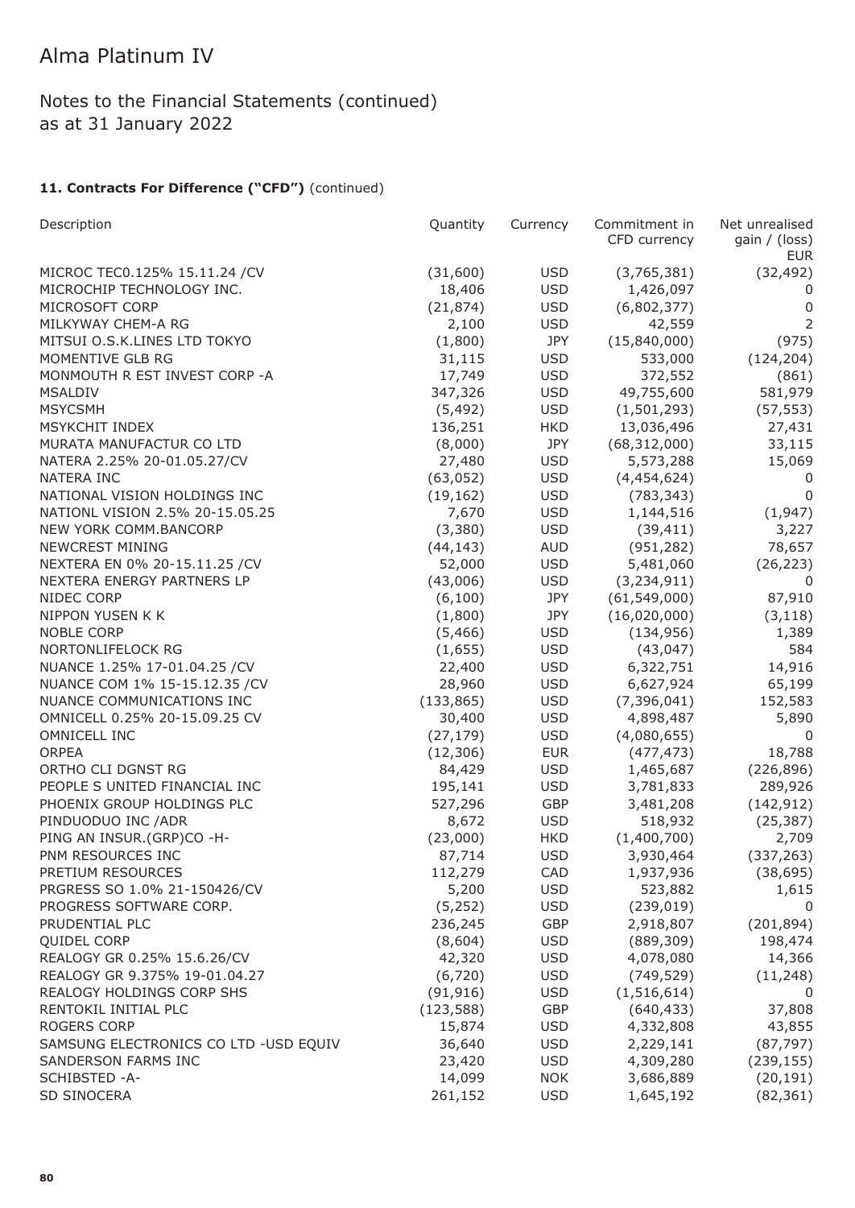# Alma Platinum IV

## Notes to the Financial Statements (continued)
## as at 31 January 2022

### 11. Contracts For Difference ("CFD") (continued)

| Description | Quantity | Currency | Commitment in CFD currency | Net unrealised gain / (loss) EUR |
|---|---|---|---|---|
| MICROC TEC0.125% 15.11.24 /CV | (31,600) | USD | (3,765,381) | (32,492) |
| MICROCHIP TECHNOLOGY INC. | 18,406 | USD | 1,426,097 | 0 |
| MICROSOFT CORP | (21,874) | USD | (6,802,377) | 0 |
| MILKYWAY CHEM-A RG | 2,100 | USD | 42,559 | 2 |
| MITSUI O.S.K.LINES LTD TOKYO | (1,800) | JPY | (15,840,000) | (975) |
| MOMENTIVE GLB RG | 31,115 | USD | 533,000 | (124,204) |
| MONMOUTH R EST INVEST CORP -A | 17,749 | USD | 372,552 | (861) |
| MSALDIV | 347,326 | USD | 49,755,600 | 581,979 |
| MSYCSMH | (5,492) | USD | (1,501,293) | (57,553) |
| MSYKCHIT INDEX | 136,251 | HKD | 13,036,496 | 27,431 |
| MURATA MANUFACTUR CO LTD | (8,000) | JPY | (68,312,000) | 33,115 |
| NATERA 2.25% 20-01.05.27/CV | 27,480 | USD | 5,573,288 | 15,069 |
| NATERA INC | (63,052) | USD | (4,454,624) | 0 |
| NATIONAL VISION HOLDINGS INC | (19,162) | USD | (783,343) | 0 |
| NATIONL VISION 2.5% 20-15.05.25 | 7,670 | USD | 1,144,516 | (1,947) |
| NEW YORK COMM.BANCORP | (3,380) | USD | (39,411) | 3,227 |
| NEWCREST MINING | (44,143) | AUD | (951,282) | 78,657 |
| NEXTERA EN 0% 20-15.11.25 /CV | 52,000 | USD | 5,481,060 | (26,223) |
| NEXTERA ENERGY PARTNERS LP | (43,006) | USD | (3,234,911) | 0 |
| NIDEC CORP | (6,100) | JPY | (61,549,000) | 87,910 |
| NIPPON YUSEN K K | (1,800) | JPY | (16,020,000) | (3,118) |
| NOBLE CORP | (5,466) | USD | (134,956) | 1,389 |
| NORTONLIFELOCK RG | (1,655) | USD | (43,047) | 584 |
| NUANCE 1.25% 17-01.04.25 /CV | 22,400 | USD | 6,322,751 | 14,916 |
| NUANCE COM 1% 15-15.12.35 /CV | 28,960 | USD | 6,627,924 | 65,199 |
| NUANCE COMMUNICATIONS INC | (133,865) | USD | (7,396,041) | 152,583 |
| OMNICELL 0.25% 20-15.09.25 CV | 30,400 | USD | 4,898,487 | 5,890 |
| OMNICELL INC | (27,179) | USD | (4,080,655) | 0 |
| ORPEA | (12,306) | EUR | (477,473) | 18,788 |
| ORTHO CLI DGNST RG | 84,429 | USD | 1,465,687 | (226,896) |
| PEOPLE S UNITED FINANCIAL INC | 195,141 | USD | 3,781,833 | 289,926 |
| PHOENIX GROUP HOLDINGS PLC | 527,296 | GBP | 3,481,208 | (142,912) |
| PINDUODUO INC /ADR | 8,672 | USD | 518,932 | (25,387) |
| PING AN INSUR.(GRP)CO -H- | (23,000) | HKD | (1,400,700) | 2,709 |
| PNM RESOURCES INC | 87,714 | USD | 3,930,464 | (337,263) |
| PRETIUM RESOURCES | 112,279 | CAD | 1,937,936 | (38,695) |
| PRGRESS SO 1.0% 21-150426/CV | 5,200 | USD | 523,882 | 1,615 |
| PROGRESS SOFTWARE CORP. | (5,252) | USD | (239,019) | 0 |
| PRUDENTIAL PLC | 236,245 | GBP | 2,918,807 | (201,894) |
| QUIDEL CORP | (8,604) | USD | (889,309) | 198,474 |
| REALOGY GR 0.25% 15.6.26/CV | 42,320 | USD | 4,078,080 | 14,366 |
| REALOGY GR 9.375% 19-01.04.27 | (6,720) | USD | (749,529) | (11,248) |
| REALOGY HOLDINGS CORP SHS | (91,916) | USD | (1,516,614) | 0 |
| RENTOKIL INITIAL PLC | (123,588) | GBP | (640,433) | 37,808 |
| ROGERS CORP | 15,874 | USD | 4,332,808 | 43,855 |
| SAMSUNG ELECTRONICS CO LTD -USD EQUIV | 36,640 | USD | 2,229,141 | (87,797) |
| SANDERSON FARMS INC | 23,420 | USD | 4,309,280 | (239,155) |
| SCHIBSTED -A- | 14,099 | NOK | 3,686,889 | (20,191) |
| SD SINOCERA | 261,152 | USD | 1,645,192 | (82,361) |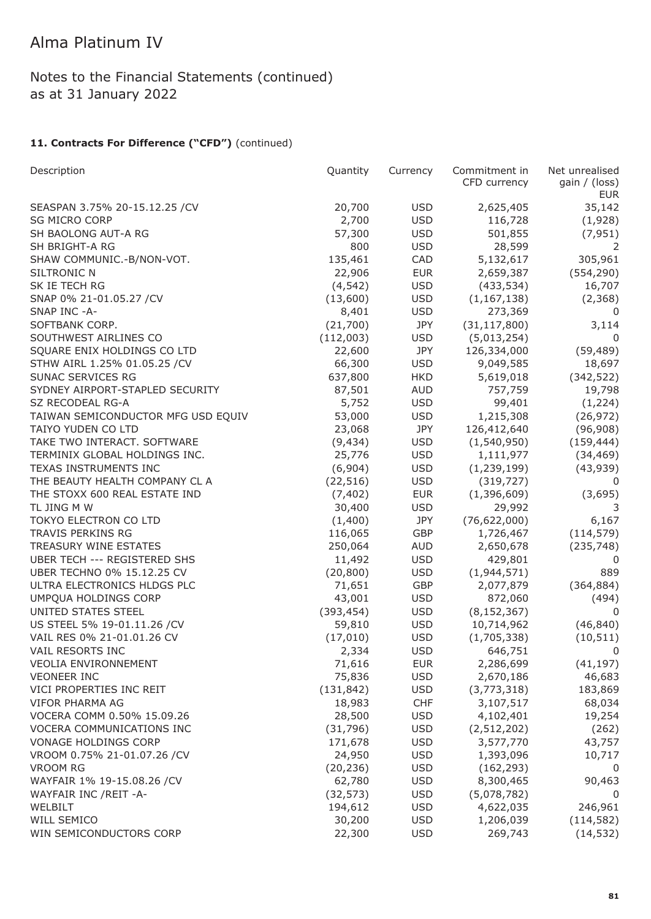# Alma Platinum IV

## Notes to the Financial Statements (continued) as at 31 January 2022

### 11. Contracts For Difference ("CFD") (continued)

| Description | Quantity | Currency | Commitment in CFD currency | Net unrealised gain / (loss) EUR |
|---|---|---|---|---|
| SEASPAN 3.75% 20-15.12.25 /CV | 20,700 | USD | 2,625,405 | 35,142 |
| SG MICRO CORP | 2,700 | USD | 116,728 | (1,928) |
| SH BAOLONG AUT-A RG | 57,300 | USD | 501,855 | (7,951) |
| SH BRIGHT-A RG | 800 | USD | 28,599 | 2 |
| SHAW COMMUNIC.-B/NON-VOT. | 135,461 | CAD | 5,132,617 | 305,961 |
| SILTRONIC N | 22,906 | EUR | 2,659,387 | (554,290) |
| SK IE TECH RG | (4,542) | USD | (433,534) | 16,707 |
| SNAP 0% 21-01.05.27 /CV | (13,600) | USD | (1,167,138) | (2,368) |
| SNAP INC -A- | 8,401 | USD | 273,369 | 0 |
| SOFTBANK CORP. | (21,700) | JPY | (31,117,800) | 3,114 |
| SOUTHWEST AIRLINES CO | (112,003) | USD | (5,013,254) | 0 |
| SQUARE ENIX HOLDINGS CO LTD | 22,600 | JPY | 126,334,000 | (59,489) |
| STHW AIRL 1.25% 01.05.25 /CV | 66,300 | USD | 9,049,585 | 18,697 |
| SUNAC SERVICES RG | 637,800 | HKD | 5,619,018 | (342,522) |
| SYDNEY AIRPORT-STAPLED SECURITY | 87,501 | AUD | 757,759 | 19,798 |
| SZ RECODEAL RG-A | 5,752 | USD | 99,401 | (1,224) |
| TAIWAN SEMICONDUCTOR MFG USD EQUIV | 53,000 | USD | 1,215,308 | (26,972) |
| TAIYO YUDEN CO LTD | 23,068 | JPY | 126,412,640 | (96,908) |
| TAKE TWO INTERACT. SOFTWARE | (9,434) | USD | (1,540,950) | (159,444) |
| TERMINIX GLOBAL HOLDINGS INC. | 25,776 | USD | 1,111,977 | (34,469) |
| TEXAS INSTRUMENTS INC | (6,904) | USD | (1,239,199) | (43,939) |
| THE BEAUTY HEALTH COMPANY CL A | (22,516) | USD | (319,727) | 0 |
| THE STOXX 600 REAL ESTATE IND | (7,402) | EUR | (1,396,609) | (3,695) |
| TL JING M W | 30,400 | USD | 29,992 | 3 |
| TOKYO ELECTRON CO LTD | (1,400) | JPY | (76,622,000) | 6,167 |
| TRAVIS PERKINS RG | 116,065 | GBP | 1,726,467 | (114,579) |
| TREASURY WINE ESTATES | 250,064 | AUD | 2,650,678 | (235,748) |
| UBER TECH --- REGISTERED SHS | 11,492 | USD | 429,801 | 0 |
| UBER TECHNO 0% 15.12.25 CV | (20,800) | USD | (1,944,571) | 889 |
| ULTRA ELECTRONICS HLDGS PLC | 71,651 | GBP | 2,077,879 | (364,884) |
| UMPQUA HOLDINGS CORP | 43,001 | USD | 872,060 | (494) |
| UNITED STATES STEEL | (393,454) | USD | (8,152,367) | 0 |
| US STEEL 5% 19-01.11.26 /CV | 59,810 | USD | 10,714,962 | (46,840) |
| VAIL RES 0% 21-01.01.26 CV | (17,010) | USD | (1,705,338) | (10,511) |
| VAIL RESORTS INC | 2,334 | USD | 646,751 | 0 |
| VEOLIA ENVIRONNEMENT | 71,616 | EUR | 2,286,699 | (41,197) |
| VEONEER INC | 75,836 | USD | 2,670,186 | 46,683 |
| VICI PROPERTIES INC REIT | (131,842) | USD | (3,773,318) | 183,869 |
| VIFOR PHARMA AG | 18,983 | CHF | 3,107,517 | 68,034 |
| VOCERA COMM 0.50% 15.09.26 | 28,500 | USD | 4,102,401 | 19,254 |
| VOCERA COMMUNICATIONS INC | (31,796) | USD | (2,512,202) | (262) |
| VONAGE HOLDINGS CORP | 171,678 | USD | 3,577,770 | 43,757 |
| VROOM 0.75% 21-01.07.26 /CV | 24,950 | USD | 1,393,096 | 10,717 |
| VROOM RG | (20,236) | USD | (162,293) | 0 |
| WAYFAIR 1% 19-15.08.26 /CV | 62,780 | USD | 8,300,465 | 90,463 |
| WAYFAIR INC /REIT -A- | (32,573) | USD | (5,078,782) | 0 |
| WELBILT | 194,612 | USD | 4,622,035 | 246,961 |
| WILL SEMICO | 30,200 | USD | 1,206,039 | (114,582) |
| WIN SEMICONDUCTORS CORP | 22,300 | USD | 269,743 | (14,532) |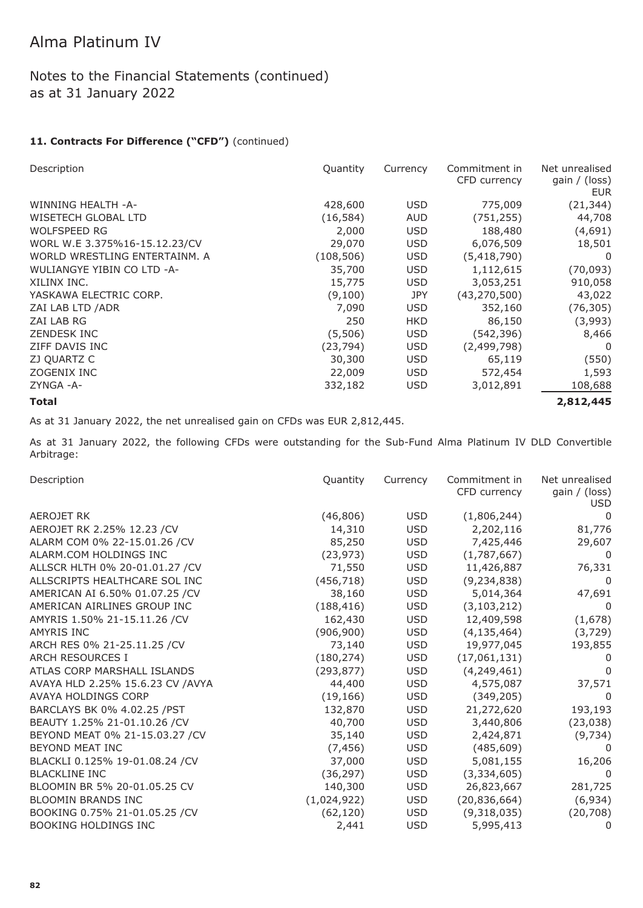# Alma Platinum IV

## Notes to the Financial Statements (continued) as at 31 January 2022

### 11. Contracts For Difference ("CFD") (continued)

| Description | Quantity | Currency | Commitment in CFD currency | Net unrealised gain / (loss) EUR |
|---|---|---|---|---|
| WINNING HEALTH -A- | 428,600 | USD | 775,009 | (21,344) |
| WISETECH GLOBAL LTD | (16,584) | AUD | (751,255) | 44,708 |
| WOLFSPEED RG | 2,000 | USD | 188,480 | (4,691) |
| WORL W.E 3.375%16-15.12.23/CV | 29,070 | USD | 6,076,509 | 18,501 |
| WORLD WRESTLING ENTERTAINM. A | (108,506) | USD | (5,418,790) | 0 |
| WULIANGYE YIBIN CO LTD -A- | 35,700 | USD | 1,112,615 | (70,093) |
| XILINX INC. | 15,775 | USD | 3,053,251 | 910,058 |
| YASKAWA ELECTRIC CORP. | (9,100) | JPY | (43,270,500) | 43,022 |
| ZAI LAB LTD /ADR | 7,090 | USD | 352,160 | (76,305) |
| ZAI LAB RG | 250 | HKD | 86,150 | (3,993) |
| ZENDESK INC | (5,506) | USD | (542,396) | 8,466 |
| ZIFF DAVIS INC | (23,794) | USD | (2,499,798) | 0 |
| ZJ QUARTZ C | 30,300 | USD | 65,119 | (550) |
| ZOGENIX INC | 22,009 | USD | 572,454 | 1,593 |
| ZYNGA -A- | 332,182 | USD | 3,012,891 | 108,688 |
| **Total** | | | | **2,812,445** |

As at 31 January 2022, the net unrealised gain on CFDs was EUR 2,812,445.

As at 31 January 2022, the following CFDs were outstanding for the Sub-Fund Alma Platinum IV DLD Convertible Arbitrage:

| Description | Quantity | Currency | Commitment in CFD currency | Net unrealised gain / (loss) USD |
|---|---|---|---|---|
| AEROJET RK | (46,806) | USD | (1,806,244) | 0 |
| AEROJET RK 2.25% 12.23 /CV | 14,310 | USD | 2,202,116 | 81,776 |
| ALARM COM 0% 22-15.01.26 /CV | 85,250 | USD | 7,425,446 | 29,607 |
| ALARM.COM HOLDINGS INC | (23,973) | USD | (1,787,667) | 0 |
| ALLSCR HLTH 0% 20-01.01.27 /CV | 71,550 | USD | 11,426,887 | 76,331 |
| ALLSCRIPTS HEALTHCARE SOL INC | (456,718) | USD | (9,234,838) | 0 |
| AMERICAN AI 6.50% 01.07.25 /CV | 38,160 | USD | 5,014,364 | 47,691 |
| AMERICAN AIRLINES GROUP INC | (188,416) | USD | (3,103,212) | 0 |
| AMYRIS 1.50% 21-15.11.26 /CV | 162,430 | USD | 12,409,598 | (1,678) |
| AMYRIS INC | (906,900) | USD | (4,135,464) | (3,729) |
| ARCH RES 0% 21-25.11.25 /CV | 73,140 | USD | 19,977,045 | 193,855 |
| ARCH RESOURCES I | (180,274) | USD | (17,061,131) | 0 |
| ATLAS CORP MARSHALL ISLANDS | (293,877) | USD | (4,249,461) | 0 |
| AVAYA HLD 2.25% 15.6.23 CV /AVYA | 44,400 | USD | 4,575,087 | 37,571 |
| AVAYA HOLDINGS CORP | (19,166) | USD | (349,205) | 0 |
| BARCLAYS BK 0% 4.02.25 /PST | 132,870 | USD | 21,272,620 | 193,193 |
| BEAUTY 1.25% 21-01.10.26 /CV | 40,700 | USD | 3,440,806 | (23,038) |
| BEYOND MEAT 0% 21-15.03.27 /CV | 35,140 | USD | 2,424,871 | (9,734) |
| BEYOND MEAT INC | (7,456) | USD | (485,609) | 0 |
| BLACKLI 0.125% 19-01.08.24 /CV | 37,000 | USD | 5,081,155 | 16,206 |
| BLACKLINE INC | (36,297) | USD | (3,334,605) | 0 |
| BLOOMIN BR 5% 20-01.05.25 CV | 140,300 | USD | 26,823,667 | 281,725 |
| BLOOMIN BRANDS INC | (1,024,922) | USD | (20,836,664) | (6,934) |
| BOOKING 0.75% 21-01.05.25 /CV | (62,120) | USD | (9,318,035) | (20,708) |
| BOOKING HOLDINGS INC | 2,441 | USD | 5,995,413 | 0 |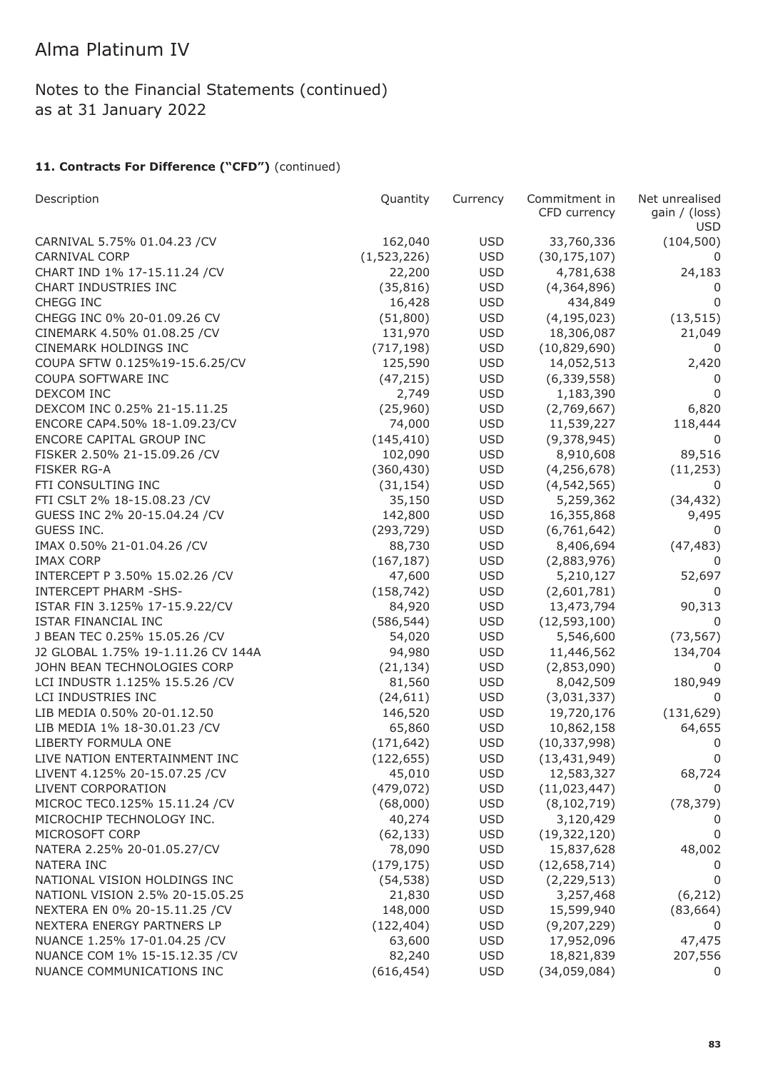# Alma Platinum IV

## Notes to the Financial Statements (continued)
## as at 31 January 2022

### 11. Contracts For Difference ("CFD") (continued)

| Description | Quantity | Currency | Commitment in CFD currency | Net unrealised gain / (loss) USD |
|---|---|---|---|---|
| CARNIVAL 5.75% 01.04.23 /CV | 162,040 | USD | 33,760,336 | (104,500) |
| CARNIVAL CORP | (1,523,226) | USD | (30,175,107) | 0 |
| CHART IND 1% 17-15.11.24 /CV | 22,200 | USD | 4,781,638 | 24,183 |
| CHART INDUSTRIES INC | (35,816) | USD | (4,364,896) | 0 |
| CHEGG INC | 16,428 | USD | 434,849 | 0 |
| CHEGG INC 0% 20-01.09.26 CV | (51,800) | USD | (4,195,023) | (13,515) |
| CINEMARK 4.50% 01.08.25 /CV | 131,970 | USD | 18,306,087 | 21,049 |
| CINEMARK HOLDINGS INC | (717,198) | USD | (10,829,690) | 0 |
| COUPA SFTW 0.125%19-15.6.25/CV | 125,590 | USD | 14,052,513 | 2,420 |
| COUPA SOFTWARE INC | (47,215) | USD | (6,339,558) | 0 |
| DEXCOM INC | 2,749 | USD | 1,183,390 | 0 |
| DEXCOM INC 0.25% 21-15.11.25 | (25,960) | USD | (2,769,667) | 6,820 |
| ENCORE CAP4.50% 18-1.09.23/CV | 74,000 | USD | 11,539,227 | 118,444 |
| ENCORE CAPITAL GROUP INC | (145,410) | USD | (9,378,945) | 0 |
| FISKER 2.50% 21-15.09.26 /CV | 102,090 | USD | 8,910,608 | 89,516 |
| FISKER RG-A | (360,430) | USD | (4,256,678) | (11,253) |
| FTI CONSULTING INC | (31,154) | USD | (4,542,565) | 0 |
| FTI CSLT 2% 18-15.08.23 /CV | 35,150 | USD | 5,259,362 | (34,432) |
| GUESS INC 2% 20-15.04.24 /CV | 142,800 | USD | 16,355,868 | 9,495 |
| GUESS INC. | (293,729) | USD | (6,761,642) | 0 |
| IMAX 0.50% 21-01.04.26 /CV | 88,730 | USD | 8,406,694 | (47,483) |
| IMAX CORP | (167,187) | USD | (2,883,976) | 0 |
| INTERCEPT P 3.50% 15.02.26 /CV | 47,600 | USD | 5,210,127 | 52,697 |
| INTERCEPT PHARM -SHS- | (158,742) | USD | (2,601,781) | 0 |
| ISTAR FIN 3.125% 17-15.9.22/CV | 84,920 | USD | 13,473,794 | 90,313 |
| ISTAR FINANCIAL INC | (586,544) | USD | (12,593,100) | 0 |
| J BEAN TEC 0.25% 15.05.26 /CV | 54,020 | USD | 5,546,600 | (73,567) |
| J2 GLOBAL 1.75% 19-1.11.26 CV 144A | 94,980 | USD | 11,446,562 | 134,704 |
| JOHN BEAN TECHNOLOGIES CORP | (21,134) | USD | (2,853,090) | 0 |
| LCI INDUSTR 1.125% 15.5.26 /CV | 81,560 | USD | 8,042,509 | 180,949 |
| LCI INDUSTRIES INC | (24,611) | USD | (3,031,337) | 0 |
| LIB MEDIA 0.50% 20-01.12.50 | 146,520 | USD | 19,720,176 | (131,629) |
| LIB MEDIA 1% 18-30.01.23 /CV | 65,860 | USD | 10,862,158 | 64,655 |
| LIBERTY FORMULA ONE | (171,642) | USD | (10,337,998) | 0 |
| LIVE NATION ENTERTAINMENT INC | (122,655) | USD | (13,431,949) | 0 |
| LIVENT 4.125% 20-15.07.25 /CV | 45,010 | USD | 12,583,327 | 68,724 |
| LIVENT CORPORATION | (479,072) | USD | (11,023,447) | 0 |
| MICROC TEC0.125% 15.11.24 /CV | (68,000) | USD | (8,102,719) | (78,379) |
| MICROCHIP TECHNOLOGY INC. | 40,274 | USD | 3,120,429 | 0 |
| MICROSOFT CORP | (62,133) | USD | (19,322,120) | 0 |
| NATERA 2.25% 20-01.05.27/CV | 78,090 | USD | 15,837,628 | 48,002 |
| NATERA INC | (179,175) | USD | (12,658,714) | 0 |
| NATIONAL VISION HOLDINGS INC | (54,538) | USD | (2,229,513) | 0 |
| NATIONL VISION 2.5% 20-15.05.25 | 21,830 | USD | 3,257,468 | (6,212) |
| NEXTERA EN 0% 20-15.11.25 /CV | 148,000 | USD | 15,599,940 | (83,664) |
| NEXTERA ENERGY PARTNERS LP | (122,404) | USD | (9,207,229) | 0 |
| NUANCE 1.25% 17-01.04.25 /CV | 63,600 | USD | 17,952,096 | 47,475 |
| NUANCE COM 1% 15-15.12.35 /CV | 82,240 | USD | 18,821,839 | 207,556 |
| NUANCE COMMUNICATIONS INC | (616,454) | USD | (34,059,084) | 0 |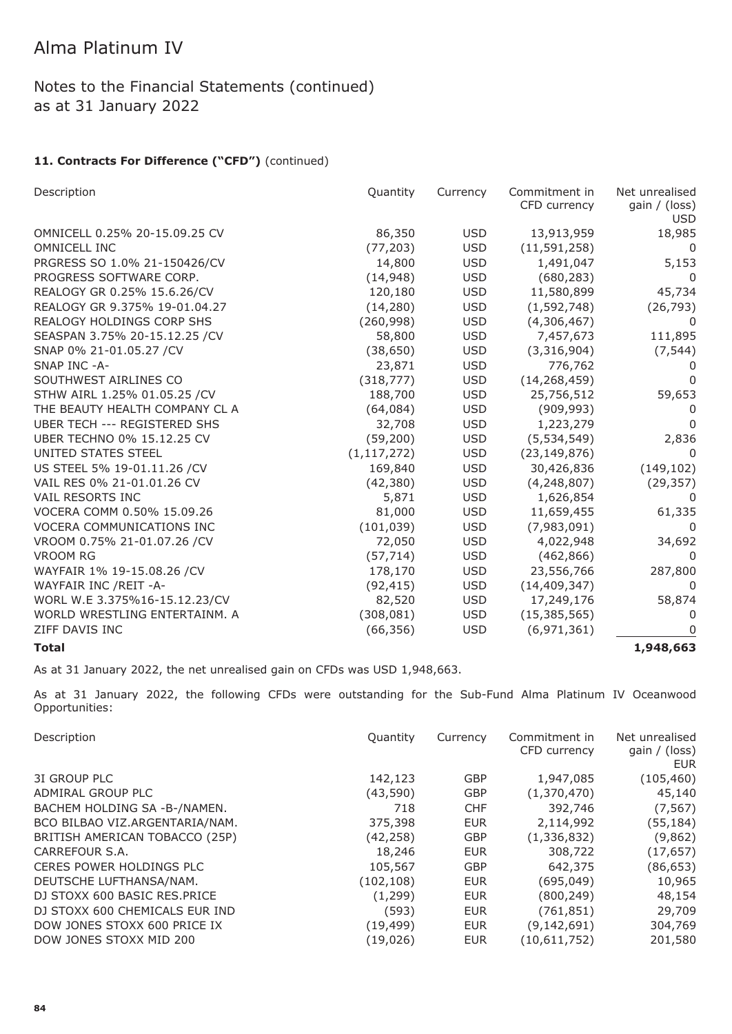# Alma Platinum IV

## Notes to the Financial Statements (continued)
## as at 31 January 2022

### 11. Contracts For Difference ("CFD") (continued)

| Description | Quantity | Currency | Commitment in CFD currency | Net unrealised gain / (loss) USD |
|---|---|---|---|---|
| OMNICELL 0.25% 20-15.09.25 CV | 86,350 | USD | 13,913,959 | 18,985 |
| OMNICELL INC | (77,203) | USD | (11,591,258) | 0 |
| PRGRESS SO 1.0% 21-150426/CV | 14,800 | USD | 1,491,047 | 5,153 |
| PROGRESS SOFTWARE CORP. | (14,948) | USD | (680,283) | 0 |
| REALOGY GR 0.25% 15.6.26/CV | 120,180 | USD | 11,580,899 | 45,734 |
| REALOGY GR 9.375% 19-01.04.27 | (14,280) | USD | (1,592,748) | (26,793) |
| REALOGY HOLDINGS CORP SHS | (260,998) | USD | (4,306,467) | 0 |
| SEASPAN 3.75% 20-15.12.25 /CV | 58,800 | USD | 7,457,673 | 111,895 |
| SNAP 0% 21-01.05.27 /CV | (38,650) | USD | (3,316,904) | (7,544) |
| SNAP INC -A- | 23,871 | USD | 776,762 | 0 |
| SOUTHWEST AIRLINES CO | (318,777) | USD | (14,268,459) | 0 |
| STHW AIRL 1.25% 01.05.25 /CV | 188,700 | USD | 25,756,512 | 59,653 |
| THE BEAUTY HEALTH COMPANY CL A | (64,084) | USD | (909,993) | 0 |
| UBER TECH --- REGISTERED SHS | 32,708 | USD | 1,223,279 | 0 |
| UBER TECHNO 0% 15.12.25 CV | (59,200) | USD | (5,534,549) | 2,836 |
| UNITED STATES STEEL | (1,117,272) | USD | (23,149,876) | 0 |
| US STEEL 5% 19-01.11.26 /CV | 169,840 | USD | 30,426,836 | (149,102) |
| VAIL RES 0% 21-01.01.26 CV | (42,380) | USD | (4,248,807) | (29,357) |
| VAIL RESORTS INC | 5,871 | USD | 1,626,854 | 0 |
| VOCERA COMM 0.50% 15.09.26 | 81,000 | USD | 11,659,455 | 61,335 |
| VOCERA COMMUNICATIONS INC | (101,039) | USD | (7,983,091) | 0 |
| VROOM 0.75% 21-01.07.26 /CV | 72,050 | USD | 4,022,948 | 34,692 |
| VROOM RG | (57,714) | USD | (462,866) | 0 |
| WAYFAIR 1% 19-15.08.26 /CV | 178,170 | USD | 23,556,766 | 287,800 |
| WAYFAIR INC /REIT -A- | (92,415) | USD | (14,409,347) | 0 |
| WORL W.E 3.375%16-15.12.23/CV | 82,520 | USD | 17,249,176 | 58,874 |
| WORLD WRESTLING ENTERTAINM. A | (308,081) | USD | (15,385,565) | 0 |
| ZIFF DAVIS INC | (66,356) | USD | (6,971,361) | 0 |
| **Total** | | | | **1,948,663** |

As at 31 January 2022, the net unrealised gain on CFDs was USD 1,948,663.

As at 31 January 2022, the following CFDs were outstanding for the Sub-Fund Alma Platinum IV Oceanwood Opportunities:

| Description | Quantity | Currency | Commitment in CFD currency | Net unrealised gain / (loss) EUR |
|---|---|---|---|---|
| 3I GROUP PLC | 142,123 | GBP | 1,947,085 | (105,460) |
| ADMIRAL GROUP PLC | (43,590) | GBP | (1,370,470) | 45,140 |
| BACHEM HOLDING SA -B-/NAMEN. | 718 | CHF | 392,746 | (7,567) |
| BCO BILBAO VIZ.ARGENTARIA/NAM. | 375,398 | EUR | 2,114,992 | (55,184) |
| BRITISH AMERICAN TOBACCO (25P) | (42,258) | GBP | (1,336,832) | (9,862) |
| CARREFOUR S.A. | 18,246 | EUR | 308,722 | (17,657) |
| CERES POWER HOLDINGS PLC | 105,567 | GBP | 642,375 | (86,653) |
| DEUTSCHE LUFTHANSA/NAM. | (102,108) | EUR | (695,049) | 10,965 |
| DJ STOXX 600 BASIC RES.PRICE | (1,299) | EUR | (800,249) | 48,154 |
| DJ STOXX 600 CHEMICALS EUR IND | (593) | EUR | (761,851) | 29,709 |
| DOW JONES STOXX 600 PRICE IX | (19,499) | EUR | (9,142,691) | 304,769 |
| DOW JONES STOXX MID 200 | (19,026) | EUR | (10,611,752) | 201,580 |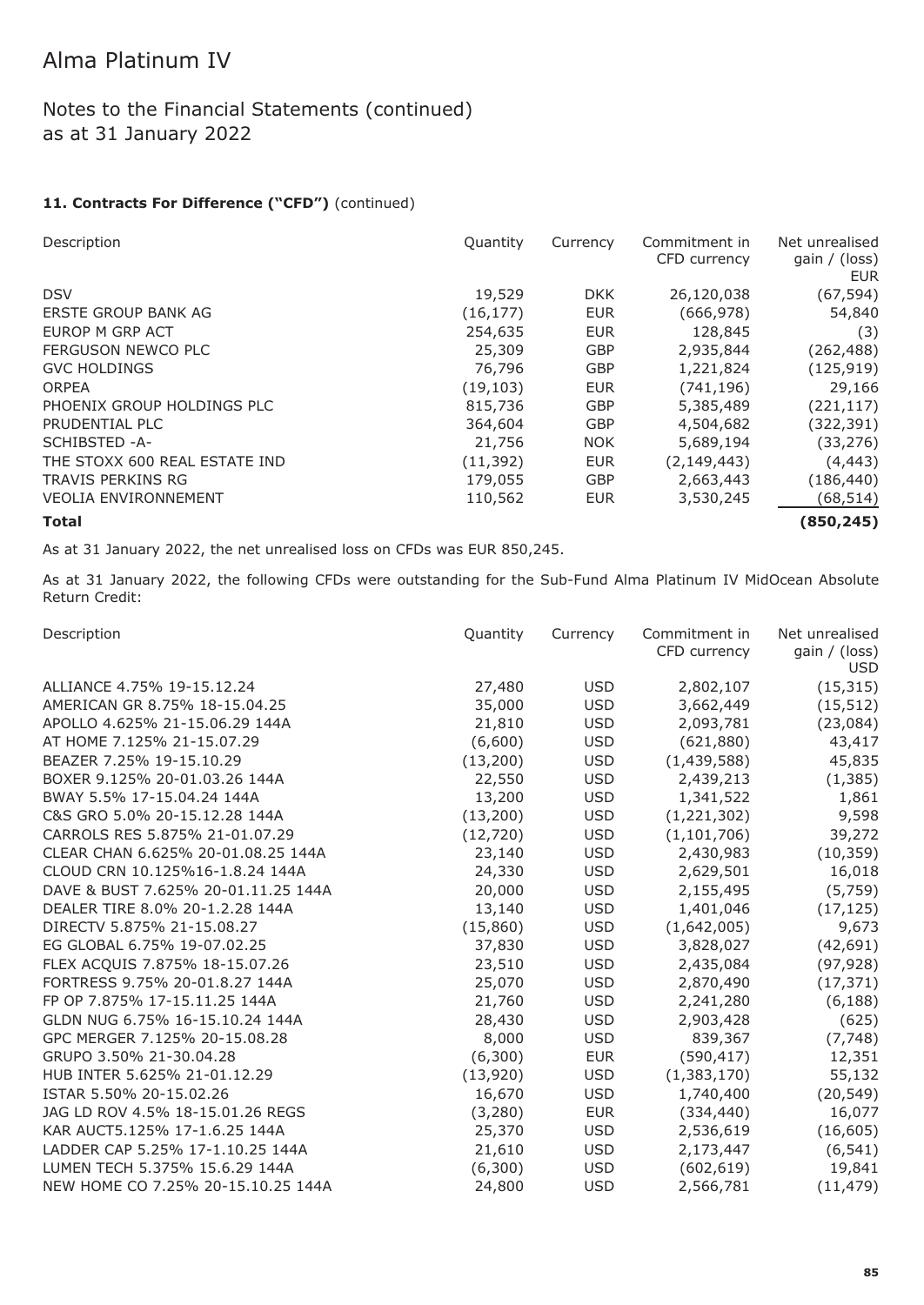# Alma Platinum IV

## Notes to the Financial Statements (continued)
## as at 31 January 2022

### 11. Contracts For Difference ("CFD") (continued)

| Description | Quantity | Currency | Commitment in CFD currency | Net unrealised gain / (loss) EUR |
|---|---|---|---|---|
| DSV | 19,529 | DKK | 26,120,038 | (67,594) |
| ERSTE GROUP BANK AG | (16,177) | EUR | (666,978) | 54,840 |
| EUROP M GRP ACT | 254,635 | EUR | 128,845 | (3) |
| FERGUSON NEWCO PLC | 25,309 | GBP | 2,935,844 | (262,488) |
| GVC HOLDINGS | 76,796 | GBP | 1,221,824 | (125,919) |
| ORPEA | (19,103) | EUR | (741,196) | 29,166 |
| PHOENIX GROUP HOLDINGS PLC | 815,736 | GBP | 5,385,489 | (221,117) |
| PRUDENTIAL PLC | 364,604 | GBP | 4,504,682 | (322,391) |
| SCHIBSTED -A- | 21,756 | NOK | 5,689,194 | (33,276) |
| THE STOXX 600 REAL ESTATE IND | (11,392) | EUR | (2,149,443) | (4,443) |
| TRAVIS PERKINS RG | 179,055 | GBP | 2,663,443 | (186,440) |
| VEOLIA ENVIRONNEMENT | 110,562 | EUR | 3,530,245 | (68,514) |
| **Total** | | | | **(850,245)** |

As at 31 January 2022, the net unrealised loss on CFDs was EUR 850,245.

As at 31 January 2022, the following CFDs were outstanding for the Sub-Fund Alma Platinum IV MidOcean Absolute Return Credit:

| Description | Quantity | Currency | Commitment in CFD currency | Net unrealised gain / (loss) USD |
|---|---|---|---|---|
| ALLIANCE 4.75% 19-15.12.24 | 27,480 | USD | 2,802,107 | (15,315) |
| AMERICAN GR 8.75% 18-15.04.25 | 35,000 | USD | 3,662,449 | (15,512) |
| APOLLO 4.625% 21-15.06.29 144A | 21,810 | USD | 2,093,781 | (23,084) |
| AT HOME 7.125% 21-15.07.29 | (6,600) | USD | (621,880) | 43,417 |
| BEAZER 7.25% 19-15.10.29 | (13,200) | USD | (1,439,588) | 45,835 |
| BOXER 9.125% 20-01.03.26 144A | 22,550 | USD | 2,439,213 | (1,385) |
| BWAY 5.5% 17-15.04.24 144A | 13,200 | USD | 1,341,522 | 1,861 |
| C&S GRO 5.0% 20-15.12.28 144A | (13,200) | USD | (1,221,302) | 9,598 |
| CARROLS RES 5.875% 21-01.07.29 | (12,720) | USD | (1,101,706) | 39,272 |
| CLEAR CHAN 6.625% 20-01.08.25 144A | 23,140 | USD | 2,430,983 | (10,359) |
| CLOUD CRN 10.125%16-1.8.24 144A | 24,330 | USD | 2,629,501 | 16,018 |
| DAVE & BUST 7.625% 20-01.11.25 144A | 20,000 | USD | 2,155,495 | (5,759) |
| DEALER TIRE 8.0% 20-1.2.28 144A | 13,140 | USD | 1,401,046 | (17,125) |
| DIRECTV 5.875% 21-15.08.27 | (15,860) | USD | (1,642,005) | 9,673 |
| EG GLOBAL 6.75% 19-07.02.25 | 37,830 | USD | 3,828,027 | (42,691) |
| FLEX ACQUIS 7.875% 18-15.07.26 | 23,510 | USD | 2,435,084 | (97,928) |
| FORTRESS 9.75% 20-01.8.27 144A | 25,070 | USD | 2,870,490 | (17,371) |
| FP OP 7.875% 17-15.11.25 144A | 21,760 | USD | 2,241,280 | (6,188) |
| GLDN NUG 6.75% 16-15.10.24 144A | 28,430 | USD | 2,903,428 | (625) |
| GPC MERGER 7.125% 20-15.08.28 | 8,000 | USD | 839,367 | (7,748) |
| GRUPO 3.50% 21-30.04.28 | (6,300) | EUR | (590,417) | 12,351 |
| HUB INTER 5.625% 21-01.12.29 | (13,920) | USD | (1,383,170) | 55,132 |
| ISTAR 5.50% 20-15.02.26 | 16,670 | USD | 1,740,400 | (20,549) |
| JAG LD ROV 4.5% 18-15.01.26 REGS | (3,280) | EUR | (334,440) | 16,077 |
| KAR AUCT5.125% 17-1.6.25 144A | 25,370 | USD | 2,536,619 | (16,605) |
| LADDER CAP 5.25% 17-1.10.25 144A | 21,610 | USD | 2,173,447 | (6,541) |
| LUMEN TECH 5.375% 15.6.29 144A | (6,300) | USD | (602,619) | 19,841 |
| NEW HOME CO 7.25% 20-15.10.25 144A | 24,800 | USD | 2,566,781 | (11,479) |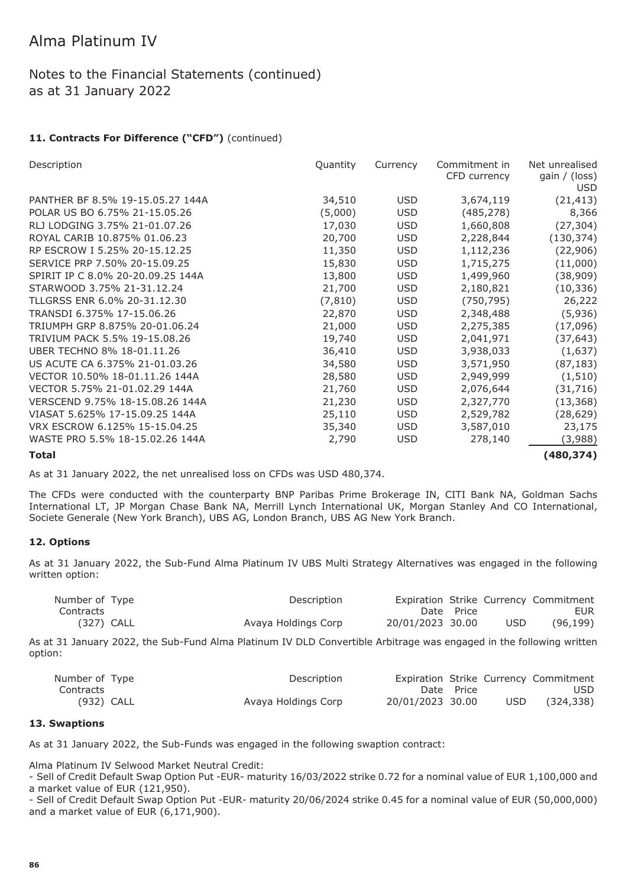# Alma Platinum IV

## Notes to the Financial Statements (continued)
## as at 31 January 2022

### 11. Contracts For Difference ("CFD") (continued)

| Description | Quantity | Currency | Commitment in CFD currency | Net unrealised gain / (loss) USD |
|---|---|---|---|---|
| PANTHER BF 8.5% 19-15.05.27 144A | 34,510 | USD | 3,674,119 | (21,413) |
| POLAR US BO 6.75% 21-15.05.26 | (5,000) | USD | (485,278) | 8,366 |
| RLJ LODGING 3.75% 21-01.07.26 | 17,030 | USD | 1,660,808 | (27,304) |
| ROYAL CARIB 10.875% 01.06.23 | 20,700 | USD | 2,228,844 | (130,374) |
| RP ESCROW I 5.25% 20-15.12.25 | 11,350 | USD | 1,112,236 | (22,906) |
| SERVICE PRP 7.50% 20-15.09.25 | 15,830 | USD | 1,715,275 | (11,000) |
| SPIRIT IP C 8.0% 20-20.09.25 144A | 13,800 | USD | 1,499,960 | (38,909) |
| STARWOOD 3.75% 21-31.12.24 | 21,700 | USD | 2,180,821 | (10,336) |
| TLLGRSS ENR 6.0% 20-31.12.30 | (7,810) | USD | (750,795) | 26,222 |
| TRANSDI 6.375% 17-15.06.26 | 22,870 | USD | 2,348,488 | (5,936) |
| TRIUMPH GRP 8.875% 20-01.06.24 | 21,000 | USD | 2,275,385 | (17,096) |
| TRIVIUM PACK 5.5% 19-15.08.26 | 19,740 | USD | 2,041,971 | (37,643) |
| UBER TECHNO 8% 18-01.11.26 | 36,410 | USD | 3,938,033 | (1,637) |
| US ACUTE CA 6.375% 21-01.03.26 | 34,580 | USD | 3,571,950 | (87,183) |
| VECTOR 10.50% 18-01.11.26 144A | 28,580 | USD | 2,949,999 | (1,510) |
| VECTOR 5.75% 21-01.02.29 144A | 21,760 | USD | 2,076,644 | (31,716) |
| VERSCEND 9.75% 18-15.08.26 144A | 21,230 | USD | 2,327,770 | (13,368) |
| VIASAT 5.625% 17-15.09.25 144A | 25,110 | USD | 2,529,782 | (28,629) |
| VRX ESCROW 6.125% 15-15.04.25 | 35,340 | USD | 3,587,010 | 23,175 |
| WASTE PRO 5.5% 18-15.02.26 144A | 2,790 | USD | 278,140 | (3,988) |
| **Total** | | | | **(480,374)** |

As at 31 January 2022, the net unrealised loss on CFDs was USD 480,374.

The CFDs were conducted with the counterparty BNP Paribas Prime Brokerage IN, CITI Bank NA, Goldman Sachs International LT, JP Morgan Chase Bank NA, Merrill Lynch International UK, Morgan Stanley And CO International, Societe Generale (New York Branch), UBS AG, London Branch, UBS AG New York Branch.

### 12. Options

As at 31 January 2022, the Sub-Fund Alma Platinum IV UBS Multi Strategy Alternatives was engaged in the following written option:

| Number of Contracts | Type | Description | Expiration Date | Strike Price | Currency | Commitment EUR |
|---|---|---|---|---|---|---|
| (327) | CALL | Avaya Holdings Corp | 20/01/2023 | 30.00 | USD | (96,199) |

As at 31 January 2022, the Sub-Fund Alma Platinum IV DLD Convertible Arbitrage was engaged in the following written option:

| Number of Contracts | Type | Description | Expiration Date | Strike Price | Currency | Commitment USD |
|---|---|---|---|---|---|---|
| (932) | CALL | Avaya Holdings Corp | 20/01/2023 | 30.00 | USD | (324,338) |

### 13. Swaptions

As at 31 January 2022, the Sub-Funds was engaged in the following swaption contract:

Alma Platinum IV Selwood Market Neutral Credit:
- Sell of Credit Default Swap Option Put -EUR- maturity 16/03/2022 strike 0.72 for a nominal value of EUR 1,100,000 and a market value of EUR (121,950).
- Sell of Credit Default Swap Option Put -EUR- maturity 20/06/2024 strike 0.45 for a nominal value of EUR (50,000,000) and a market value of EUR (6,171,900).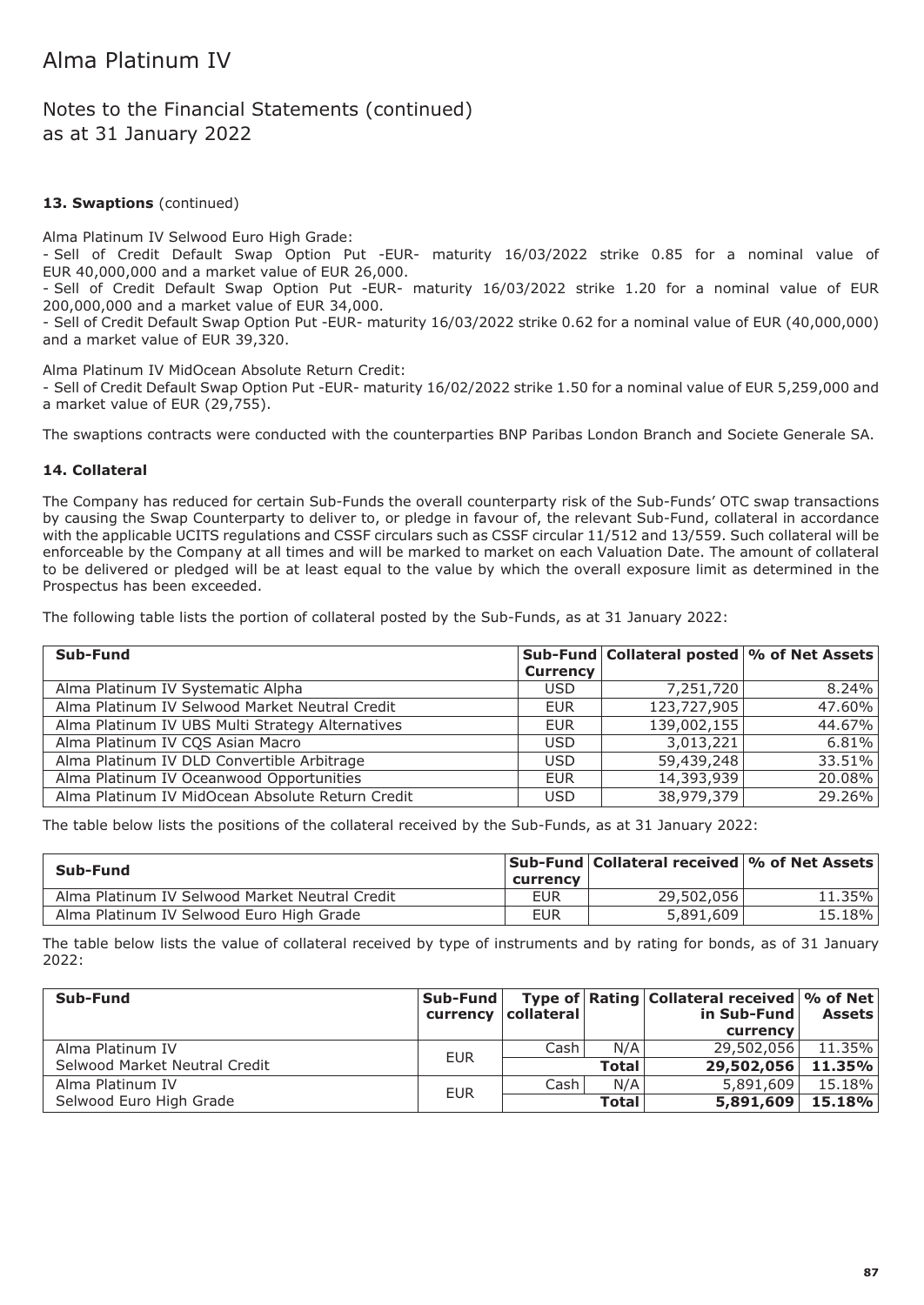## 13. Swaptions (continued)

Alma Platinum IV Selwood Euro High Grade:
- Sell of Credit Default Swap Option Put -EUR- maturity 16/03/2022 strike 0.85 for a nominal value of EUR 40,000,000 and a market value of EUR 26,000.
- Sell of Credit Default Swap Option Put -EUR- maturity 16/03/2022 strike 1.20 for a nominal value of EUR 200,000,000 and a market value of EUR 34,000.
- Sell of Credit Default Swap Option Put -EUR- maturity 16/03/2022 strike 0.62 for a nominal value of EUR (40,000,000) and a market value of EUR 39,320.

Alma Platinum IV MidOcean Absolute Return Credit:
- Sell of Credit Default Swap Option Put -EUR- maturity 16/02/2022 strike 1.50 for a nominal value of EUR 5,259,000 and a market value of EUR (29,755).

The swaptions contracts were conducted with the counterparties BNP Paribas London Branch and Societe Generale SA.

## 14. Collateral

The Company has reduced for certain Sub-Funds the overall counterparty risk of the Sub-Funds' OTC swap transactions by causing the Swap Counterparty to deliver to, or pledge in favour of, the relevant Sub-Fund, collateral in accordance with the applicable UCITS regulations and CSSF circulars such as CSSF circular 11/512 and 13/559. Such collateral will be enforceable by the Company at all times and will be marked to market on each Valuation Date. The amount of collateral to be delivered or pledged will be at least equal to the value by which the overall exposure limit as determined in the Prospectus has been exceeded.

The following table lists the portion of collateral posted by the Sub-Funds, as at 31 January 2022:

| Sub-Fund | Sub-Fund Currency | Collateral posted | % of Net Assets |
|---|---|---|---|
| Alma Platinum IV Systematic Alpha | USD | 7,251,720 | 8.24% |
| Alma Platinum IV Selwood Market Neutral Credit | EUR | 123,727,905 | 47.60% |
| Alma Platinum IV UBS Multi Strategy Alternatives | EUR | 139,002,155 | 44.67% |
| Alma Platinum IV CQS Asian Macro | USD | 3,013,221 | 6.81% |
| Alma Platinum IV DLD Convertible Arbitrage | USD | 59,439,248 | 33.51% |
| Alma Platinum IV Oceanwood Opportunities | EUR | 14,393,939 | 20.08% |
| Alma Platinum IV MidOcean Absolute Return Credit | USD | 38,979,379 | 29.26% |

The table below lists the positions of the collateral received by the Sub-Funds, as at 31 January 2022:

| Sub-Fund | Sub-Fund currency | Collateral received | % of Net Assets |
|---|---|---|---|
| Alma Platinum IV Selwood Market Neutral Credit | EUR | 29,502,056 | 11.35% |
| Alma Platinum IV Selwood Euro High Grade | EUR | 5,891,609 | 15.18% |

The table below lists the value of collateral received by type of instruments and by rating for bonds, as of 31 January 2022:

| Sub-Fund | Sub-Fund currency | Type of collateral | Rating | Collateral received in Sub-Fund currency | % of Net Assets |
|---|---|---|---|---|---|
| Alma Platinum IV Selwood Market Neutral Credit | EUR | Cash | N/A | 29,502,056 | 11.35% |
| | | | **Total** | **29,502,056** | **11.35%** |
| Alma Platinum IV Selwood Euro High Grade | EUR | Cash | N/A | 5,891,609 | 15.18% |
| | | | **Total** | **5,891,609** | **15.18%** |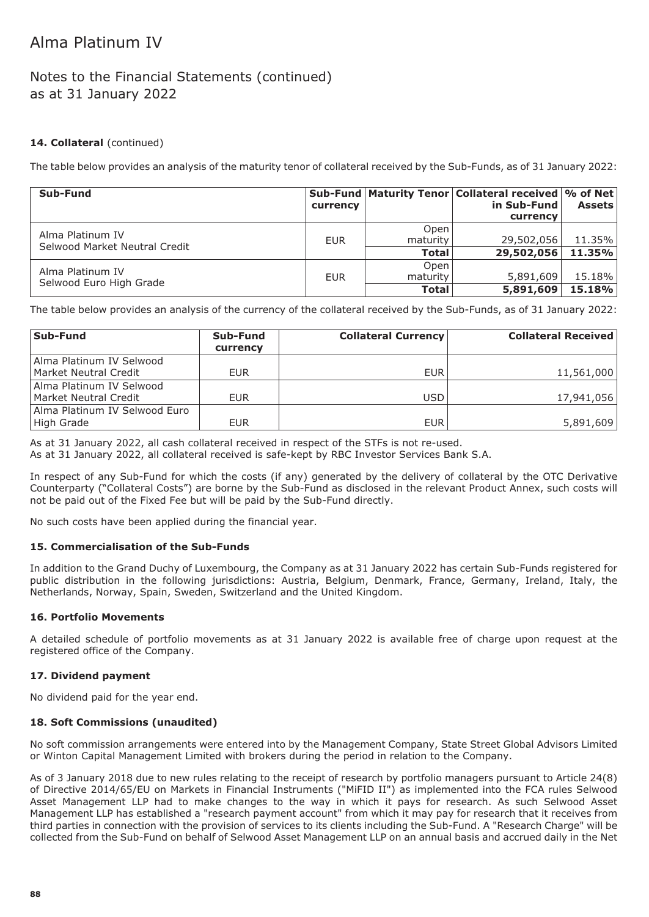# Alma Platinum IV

## Notes to the Financial Statements (continued)
## as at 31 January 2022

### 14. Collateral (continued)

The table below provides an analysis of the maturity tenor of collateral received by the Sub-Funds, as of 31 January 2022:

| Sub-Fund | Sub-Fund currency | Maturity Tenor | Collateral received in Sub-Fund currency | % of Net Assets |
|---|---|---|---|---|
| Alma Platinum IV Selwood Market Neutral Credit | EUR | Open maturity | 29,502,056 | 11.35% |
| | | **Total** | **29,502,056** | **11.35%** |
| Alma Platinum IV Selwood Euro High Grade | EUR | Open maturity | 5,891,609 | 15.18% |
| | | **Total** | **5,891,609** | **15.18%** |

The table below provides an analysis of the currency of the collateral received by the Sub-Funds, as of 31 January 2022:

| Sub-Fund | Sub-Fund currency | Collateral Currency | Collateral Received |
|---|---|---|---|
| Alma Platinum IV Selwood Market Neutral Credit | EUR | EUR | 11,561,000 |
| Alma Platinum IV Selwood Market Neutral Credit | EUR | USD | 17,941,056 |
| Alma Platinum IV Selwood Euro High Grade | EUR | EUR | 5,891,609 |

As at 31 January 2022, all cash collateral received in respect of the STFs is not re-used.
As at 31 January 2022, all collateral received is safe-kept by RBC Investor Services Bank S.A.

In respect of any Sub-Fund for which the costs (if any) generated by the delivery of collateral by the OTC Derivative Counterparty ("Collateral Costs") are borne by the Sub-Fund as disclosed in the relevant Product Annex, such costs will not be paid out of the Fixed Fee but will be paid by the Sub-Fund directly.

No such costs have been applied during the financial year.

### 15. Commercialisation of the Sub-Funds

In addition to the Grand Duchy of Luxembourg, the Company as at 31 January 2022 has certain Sub-Funds registered for public distribution in the following jurisdictions: Austria, Belgium, Denmark, France, Germany, Ireland, Italy, the Netherlands, Norway, Spain, Sweden, Switzerland and the United Kingdom.

### 16. Portfolio Movements

A detailed schedule of portfolio movements as at 31 January 2022 is available free of charge upon request at the registered office of the Company.

### 17. Dividend payment

No dividend paid for the year end.

### 18. Soft Commissions (unaudited)

No soft commission arrangements were entered into by the Management Company, State Street Global Advisors Limited or Winton Capital Management Limited with brokers during the period in relation to the Company.

As of 3 January 2018 due to new rules relating to the receipt of research by portfolio managers pursuant to Article 24(8) of Directive 2014/65/EU on Markets in Financial Instruments ("MiFID II") as implemented into the FCA rules Selwood Asset Management LLP had to make changes to the way in which it pays for research. As such Selwood Asset Management LLP has established a "research payment account" from which it may pay for research that it receives from third parties in connection with the provision of services to its clients including the Sub-Fund. A "Research Charge" will be collected from the Sub-Fund on behalf of Selwood Asset Management LLP on an annual basis and accrued daily in the Net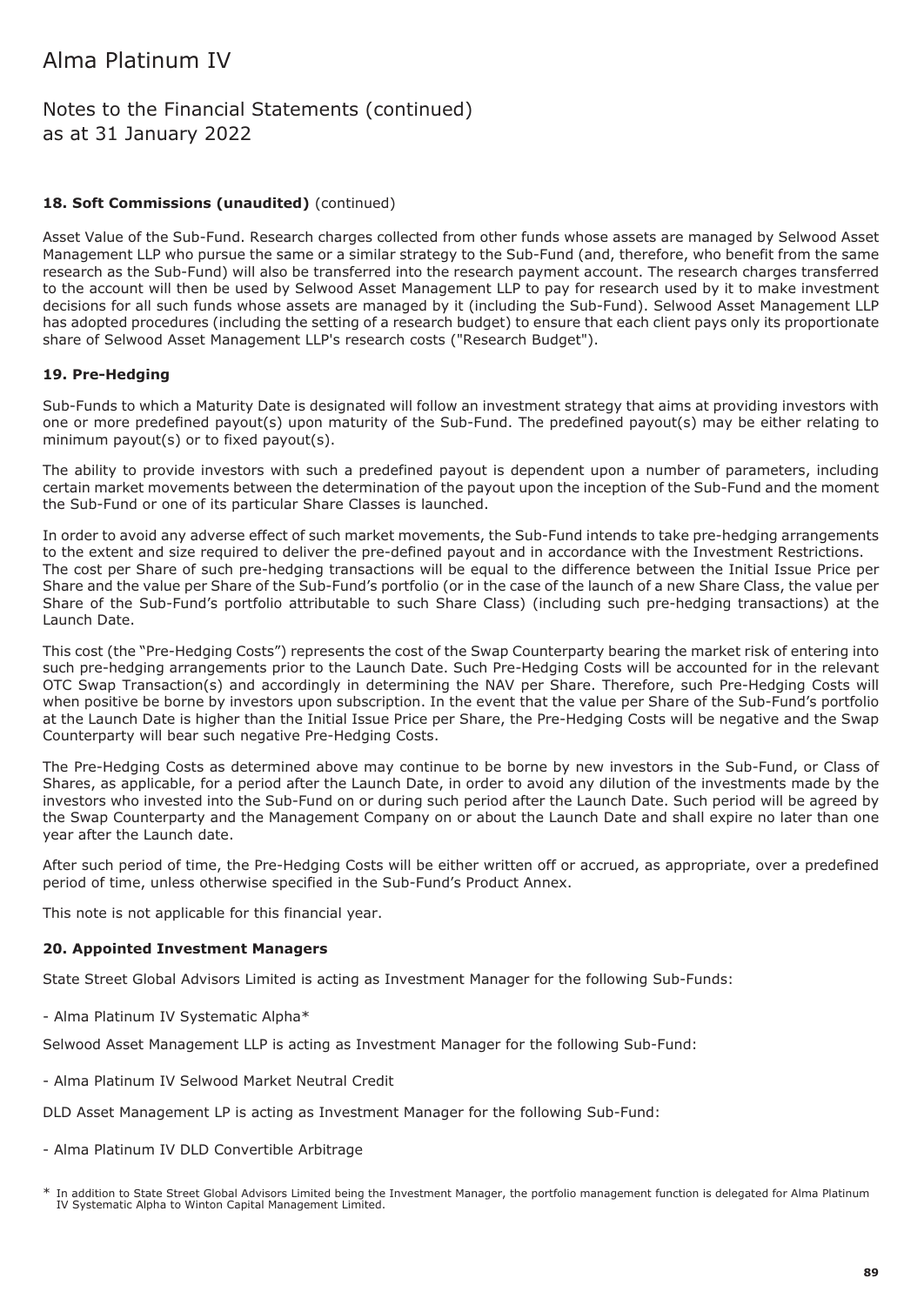# Alma Platinum IV

## Notes to the Financial Statements (continued) as at 31 January 2022

### 18. Soft Commissions (unaudited) (continued)

Asset Value of the Sub-Fund. Research charges collected from other funds whose assets are managed by Selwood Asset Management LLP who pursue the same or a similar strategy to the Sub-Fund (and, therefore, who benefit from the same research as the Sub-Fund) will also be transferred into the research payment account. The research charges transferred to the account will then be used by Selwood Asset Management LLP to pay for research used by it to make investment decisions for all such funds whose assets are managed by it (including the Sub-Fund). Selwood Asset Management LLP has adopted procedures (including the setting of a research budget) to ensure that each client pays only its proportionate share of Selwood Asset Management LLP's research costs ("Research Budget").

### 19. Pre-Hedging

Sub-Funds to which a Maturity Date is designated will follow an investment strategy that aims at providing investors with one or more predefined payout(s) upon maturity of the Sub-Fund. The predefined payout(s) may be either relating to minimum payout(s) or to fixed payout(s).

The ability to provide investors with such a predefined payout is dependent upon a number of parameters, including certain market movements between the determination of the payout upon the inception of the Sub-Fund and the moment the Sub-Fund or one of its particular Share Classes is launched.

In order to avoid any adverse effect of such market movements, the Sub-Fund intends to take pre-hedging arrangements to the extent and size required to deliver the pre-defined payout and in accordance with the Investment Restrictions. The cost per Share of such pre-hedging transactions will be equal to the difference between the Initial Issue Price per Share and the value per Share of the Sub-Fund's portfolio (or in the case of the launch of a new Share Class, the value per Share of the Sub-Fund's portfolio attributable to such Share Class) (including such pre-hedging transactions) at the Launch Date.

This cost (the "Pre-Hedging Costs") represents the cost of the Swap Counterparty bearing the market risk of entering into such pre-hedging arrangements prior to the Launch Date. Such Pre-Hedging Costs will be accounted for in the relevant OTC Swap Transaction(s) and accordingly in determining the NAV per Share. Therefore, such Pre-Hedging Costs will when positive be borne by investors upon subscription. In the event that the value per Share of the Sub-Fund's portfolio at the Launch Date is higher than the Initial Issue Price per Share, the Pre-Hedging Costs will be negative and the Swap Counterparty will bear such negative Pre-Hedging Costs.

The Pre-Hedging Costs as determined above may continue to be borne by new investors in the Sub-Fund, or Class of Shares, as applicable, for a period after the Launch Date, in order to avoid any dilution of the investments made by the investors who invested into the Sub-Fund on or during such period after the Launch Date. Such period will be agreed by the Swap Counterparty and the Management Company on or about the Launch Date and shall expire no later than one year after the Launch date.

After such period of time, the Pre-Hedging Costs will be either written off or accrued, as appropriate, over a predefined period of time, unless otherwise specified in the Sub-Fund's Product Annex.

This note is not applicable for this financial year.

### 20. Appointed Investment Managers

State Street Global Advisors Limited is acting as Investment Manager for the following Sub-Funds:

- Alma Platinum IV Systematic Alpha*

Selwood Asset Management LLP is acting as Investment Manager for the following Sub-Fund:

- Alma Platinum IV Selwood Market Neutral Credit

DLD Asset Management LP is acting as Investment Manager for the following Sub-Fund:

- Alma Platinum IV DLD Convertible Arbitrage

* In addition to State Street Global Advisors Limited being the Investment Manager, the portfolio management function is delegated for Alma Platinum IV Systematic Alpha to Winton Capital Management Limited.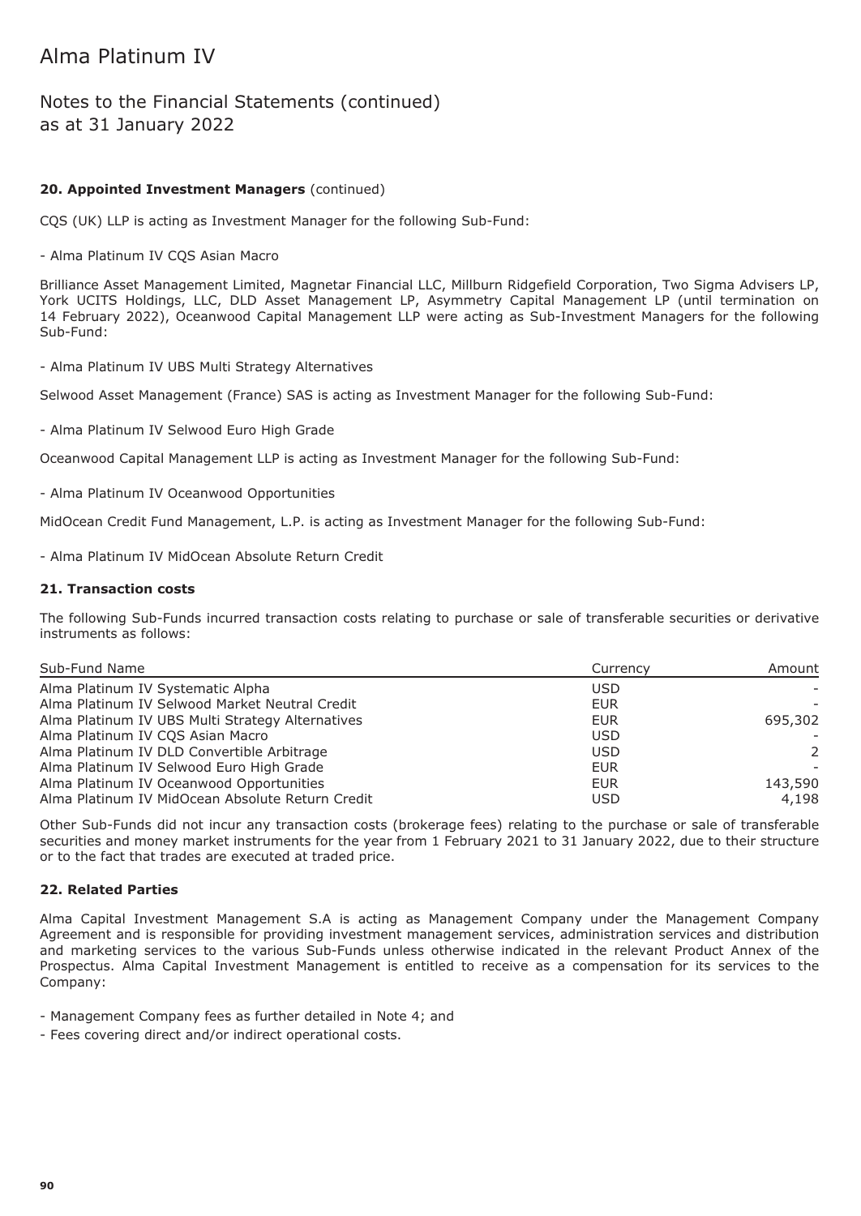# Alma Platinum IV

## Notes to the Financial Statements (continued)
as at 31 January 2022

**20. Appointed Investment Managers** (continued)

CQS (UK) LLP is acting as Investment Manager for the following Sub-Fund:

- Alma Platinum IV CQS Asian Macro

Brilliance Asset Management Limited, Magnetar Financial LLC, Millburn Ridgefield Corporation, Two Sigma Advisers LP, York UCITS Holdings, LLC, DLD Asset Management LP, Asymmetry Capital Management LP (until termination on 14 February 2022), Oceanwood Capital Management LLP were acting as Sub-Investment Managers for the following Sub-Fund:

- Alma Platinum IV UBS Multi Strategy Alternatives

Selwood Asset Management (France) SAS is acting as Investment Manager for the following Sub-Fund:

- Alma Platinum IV Selwood Euro High Grade

Oceanwood Capital Management LLP is acting as Investment Manager for the following Sub-Fund:

- Alma Platinum IV Oceanwood Opportunities

MidOcean Credit Fund Management, L.P. is acting as Investment Manager for the following Sub-Fund:

- Alma Platinum IV MidOcean Absolute Return Credit

**21. Transaction costs**

The following Sub-Funds incurred transaction costs relating to purchase or sale of transferable securities or derivative instruments as follows:

| Sub-Fund Name | Currency | Amount |
|---|---|---|
| Alma Platinum IV Systematic Alpha | USD | - |
| Alma Platinum IV Selwood Market Neutral Credit | EUR | - |
| Alma Platinum IV UBS Multi Strategy Alternatives | EUR | 695,302 |
| Alma Platinum IV CQS Asian Macro | USD | - |
| Alma Platinum IV DLD Convertible Arbitrage | USD | 2 |
| Alma Platinum IV Selwood Euro High Grade | EUR | - |
| Alma Platinum IV Oceanwood Opportunities | EUR | 143,590 |
| Alma Platinum IV MidOcean Absolute Return Credit | USD | 4,198 |

Other Sub-Funds did not incur any transaction costs (brokerage fees) relating to the purchase or sale of transferable securities and money market instruments for the year from 1 February 2021 to 31 January 2022, due to their structure or to the fact that trades are executed at traded price.

**22. Related Parties**

Alma Capital Investment Management S.A is acting as Management Company under the Management Company Agreement and is responsible for providing investment management services, administration services and distribution and marketing services to the various Sub-Funds unless otherwise indicated in the relevant Product Annex of the Prospectus. Alma Capital Investment Management is entitled to receive as a compensation for its services to the Company:

- Management Company fees as further detailed in Note 4; and
- Fees covering direct and/or indirect operational costs.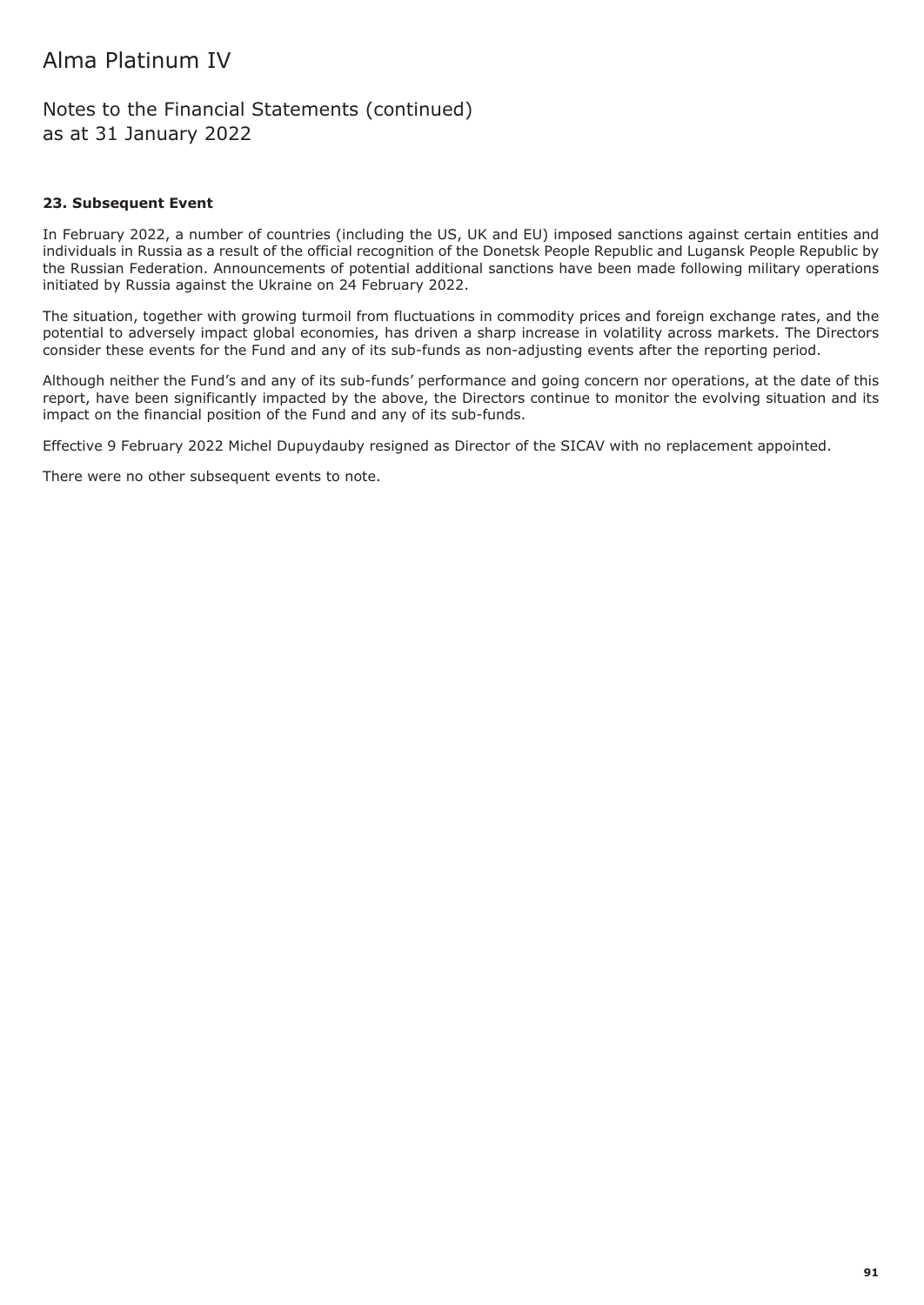### 23. Subsequent Event

In February 2022, a number of countries (including the US, UK and EU) imposed sanctions against certain entities and individuals in Russia as a result of the official recognition of the Donetsk People Republic and Lugansk People Republic by the Russian Federation. Announcements of potential additional sanctions have been made following military operations initiated by Russia against the Ukraine on 24 February 2022.

The situation, together with growing turmoil from fluctuations in commodity prices and foreign exchange rates, and the potential to adversely impact global economies, has driven a sharp increase in volatility across markets. The Directors consider these events for the Fund and any of its sub-funds as non-adjusting events after the reporting period.

Although neither the Fund's and any of its sub-funds' performance and going concern nor operations, at the date of this report, have been significantly impacted by the above, the Directors continue to monitor the evolving situation and its impact on the financial position of the Fund and any of its sub-funds.

Effective 9 February 2022 Michel Dupuydauby resigned as Director of the SICAV with no replacement appointed.

There were no other subsequent events to note.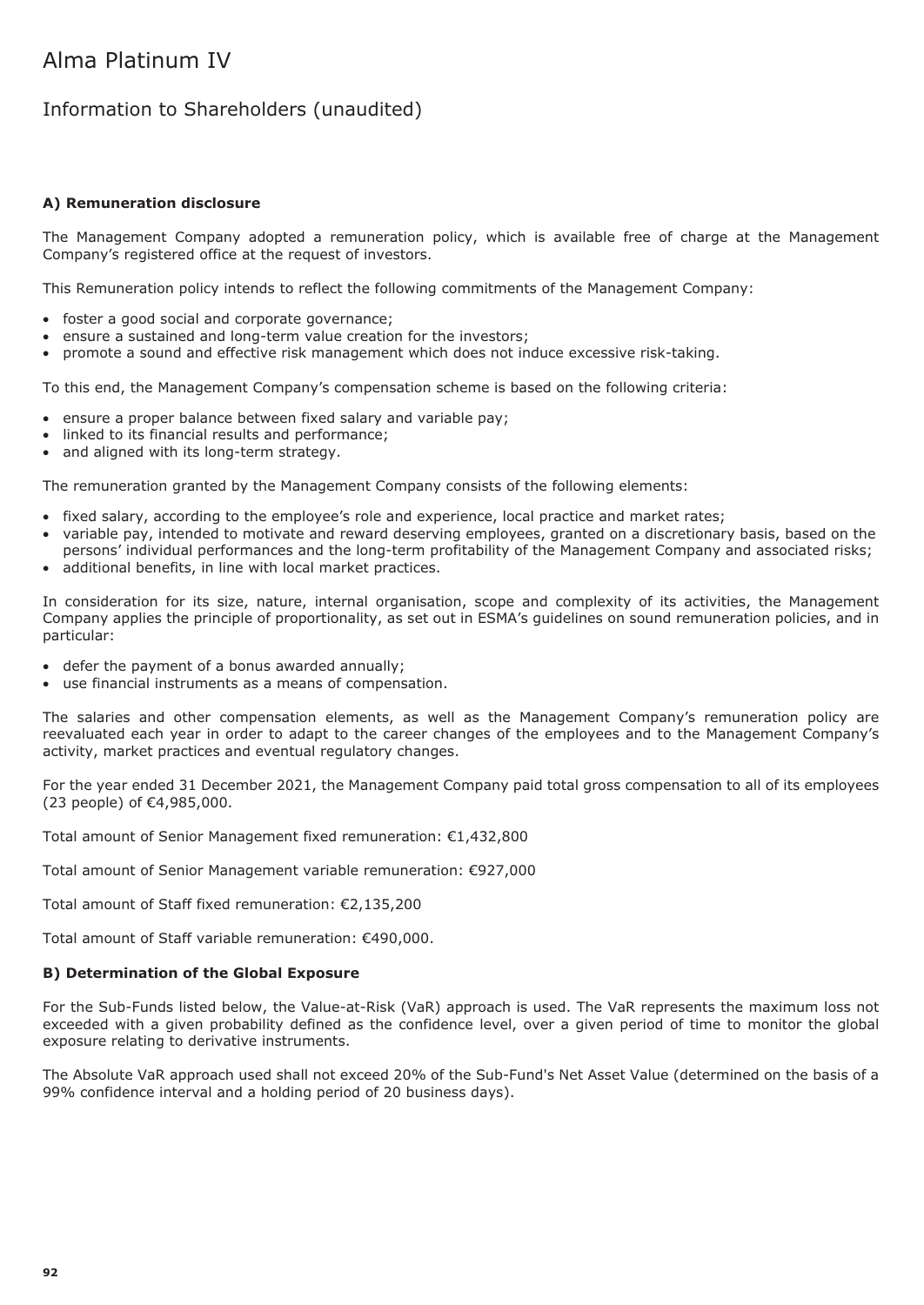# Alma Platinum IV

## Information to Shareholders (unaudited)

**A) Remuneration disclosure**

The Management Company adopted a remuneration policy, which is available free of charge at the Management Company's registered office at the request of investors.

This Remuneration policy intends to reflect the following commitments of the Management Company:

- foster a good social and corporate governance;
- ensure a sustained and long-term value creation for the investors;
- promote a sound and effective risk management which does not induce excessive risk-taking.

To this end, the Management Company's compensation scheme is based on the following criteria:

- ensure a proper balance between fixed salary and variable pay;
- linked to its financial results and performance;
- and aligned with its long-term strategy.

The remuneration granted by the Management Company consists of the following elements:

- fixed salary, according to the employee's role and experience, local practice and market rates;
- variable pay, intended to motivate and reward deserving employees, granted on a discretionary basis, based on the persons' individual performances and the long-term profitability of the Management Company and associated risks;
- additional benefits, in line with local market practices.

In consideration for its size, nature, internal organisation, scope and complexity of its activities, the Management Company applies the principle of proportionality, as set out in ESMA's guidelines on sound remuneration policies, and in particular:

- defer the payment of a bonus awarded annually;
- use financial instruments as a means of compensation.

The salaries and other compensation elements, as well as the Management Company's remuneration policy are reevaluated each year in order to adapt to the career changes of the employees and to the Management Company's activity, market practices and eventual regulatory changes.

For the year ended 31 December 2021, the Management Company paid total gross compensation to all of its employees (23 people) of €4,985,000.

Total amount of Senior Management fixed remuneration: €1,432,800

Total amount of Senior Management variable remuneration: €927,000

Total amount of Staff fixed remuneration: €2,135,200

Total amount of Staff variable remuneration: €490,000.

**B) Determination of the Global Exposure**

For the Sub-Funds listed below, the Value-at-Risk (VaR) approach is used. The VaR represents the maximum loss not exceeded with a given probability defined as the confidence level, over a given period of time to monitor the global exposure relating to derivative instruments.

The Absolute VaR approach used shall not exceed 20% of the Sub-Fund's Net Asset Value (determined on the basis of a 99% confidence interval and a holding period of 20 business days).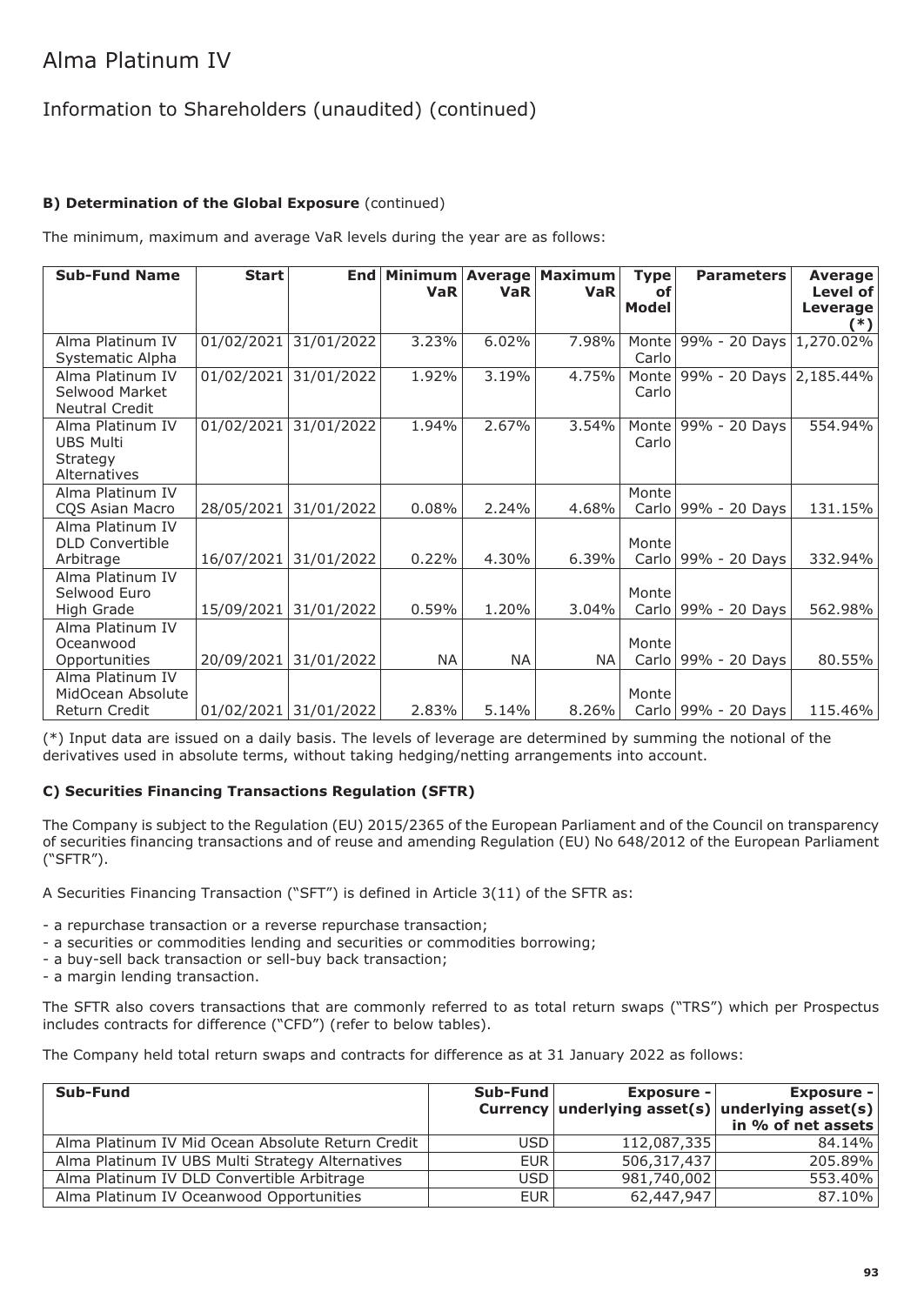# Alma Platinum IV

## Information to Shareholders (unaudited) (continued)

**B) Determination of the Global Exposure** (continued)

The minimum, maximum and average VaR levels during the year are as follows:

| Sub-Fund Name | Start | End | Minimum VaR | Average VaR | Maximum VaR | Type of Model | Parameters | Average Level of Leverage (*) |
|---|---|---|---|---|---|---|---|---|
| Alma Platinum IV Systematic Alpha | 01/02/2021 | 31/01/2022 | 3.23% | 6.02% | 7.98% | Monte Carlo | 99% - 20 Days | 1,270.02% |
| Alma Platinum IV Selwood Market Neutral Credit | 01/02/2021 | 31/01/2022 | 1.92% | 3.19% | 4.75% | Monte Carlo | 99% - 20 Days | 2,185.44% |
| Alma Platinum IV UBS Multi Strategy Alternatives | 01/02/2021 | 31/01/2022 | 1.94% | 2.67% | 3.54% | Monte Carlo | 99% - 20 Days | 554.94% |
| Alma Platinum IV CQS Asian Macro | 28/05/2021 | 31/01/2022 | 0.08% | 2.24% | 4.68% | Monte Carlo | 99% - 20 Days | 131.15% |
| Alma Platinum IV DLD Convertible Arbitrage | 16/07/2021 | 31/01/2022 | 0.22% | 4.30% | 6.39% | Monte Carlo | 99% - 20 Days | 332.94% |
| Alma Platinum IV Selwood Euro High Grade | 15/09/2021 | 31/01/2022 | 0.59% | 1.20% | 3.04% | Monte Carlo | 99% - 20 Days | 562.98% |
| Alma Platinum IV Oceanwood Opportunities | 20/09/2021 | 31/01/2022 | NA | NA | NA | Monte Carlo | 99% - 20 Days | 80.55% |
| Alma Platinum IV MidOcean Absolute Return Credit | 01/02/2021 | 31/01/2022 | 2.83% | 5.14% | 8.26% | Monte Carlo | 99% - 20 Days | 115.46% |

(*) Input data are issued on a daily basis. The levels of leverage are determined by summing the notional of the derivatives used in absolute terms, without taking hedging/netting arrangements into account.

**C) Securities Financing Transactions Regulation (SFTR)**

The Company is subject to the Regulation (EU) 2015/2365 of the European Parliament and of the Council on transparency of securities financing transactions and of reuse and amending Regulation (EU) No 648/2012 of the European Parliament ("SFTR").

A Securities Financing Transaction ("SFT") is defined in Article 3(11) of the SFTR as:

- a repurchase transaction or a reverse repurchase transaction;
- a securities or commodities lending and securities or commodities borrowing;
- a buy-sell back transaction or sell-buy back transaction;
- a margin lending transaction.

The SFTR also covers transactions that are commonly referred to as total return swaps ("TRS") which per Prospectus includes contracts for difference ("CFD") (refer to below tables).

The Company held total return swaps and contracts for difference as at 31 January 2022 as follows:

| Sub-Fund | Sub-Fund Currency | Exposure - underlying asset(s) | Exposure - underlying asset(s) in % of net assets |
|---|---|---|---|
| Alma Platinum IV Mid Ocean Absolute Return Credit | USD | 112,087,335 | 84.14% |
| Alma Platinum IV UBS Multi Strategy Alternatives | EUR | 506,317,437 | 205.89% |
| Alma Platinum IV DLD Convertible Arbitrage | USD | 981,740,002 | 553.40% |
| Alma Platinum IV Oceanwood Opportunities | EUR | 62,447,947 | 87.10% |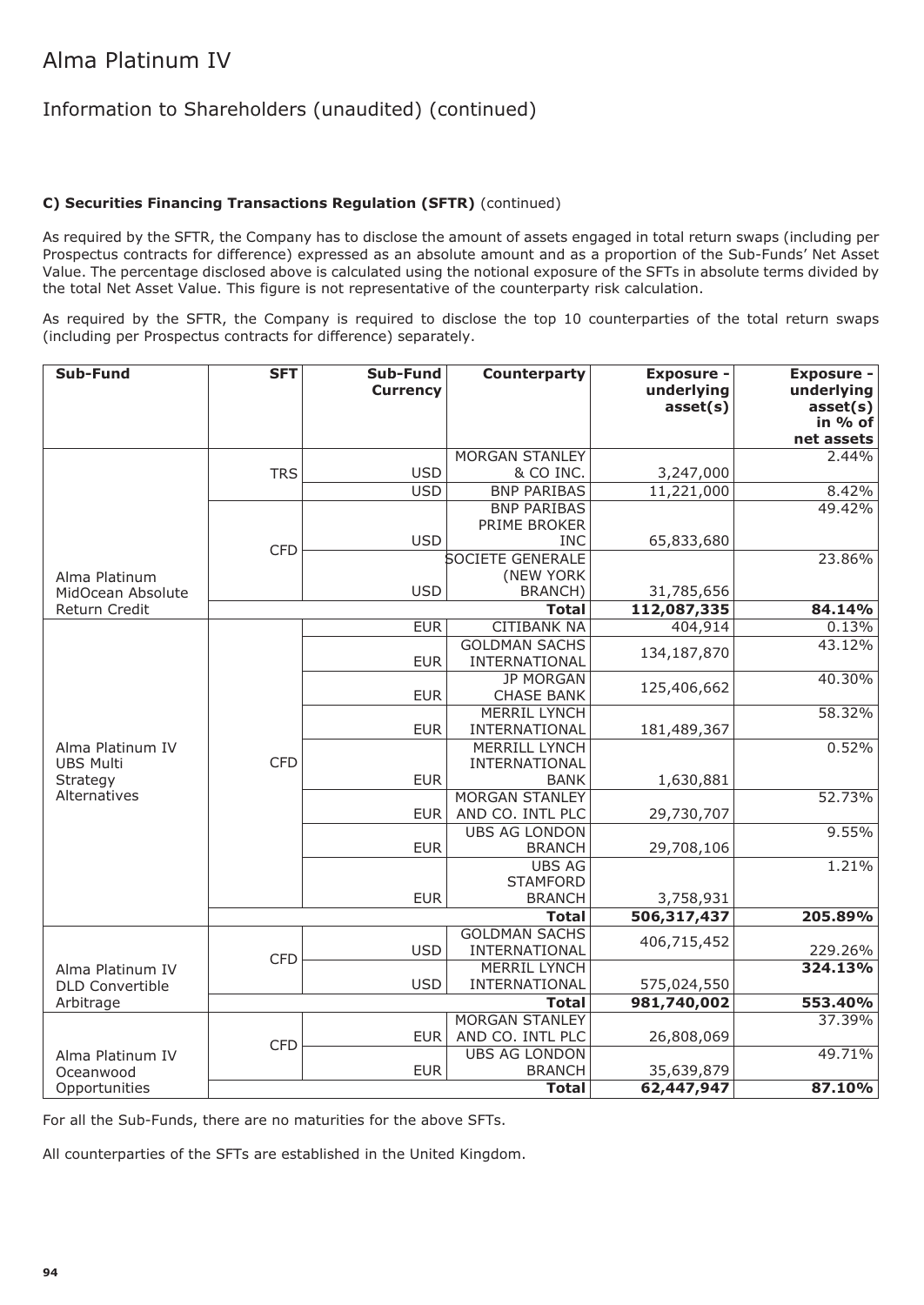# Alma Platinum IV

## Information to Shareholders (unaudited) (continued)

**C) Securities Financing Transactions Regulation (SFTR)** (continued)

As required by the SFTR, the Company has to disclose the amount of assets engaged in total return swaps (including per Prospectus contracts for difference) expressed as an absolute amount and as a proportion of the Sub-Funds' Net Asset Value. The percentage disclosed above is calculated using the notional exposure of the SFTs in absolute terms divided by the total Net Asset Value. This figure is not representative of the counterparty risk calculation.

As required by the SFTR, the Company is required to disclose the top 10 counterparties of the total return swaps (including per Prospectus contracts for difference) separately.

| Sub-Fund | SFT | Sub-Fund Currency | Counterparty | Exposure - underlying asset(s) | Exposure - underlying asset(s) in % of net assets |
|---|---|---|---|---|---|
| Alma Platinum MidOcean Absolute Return Credit | TRS | USD | MORGAN STANLEY & CO INC. | 3,247,000 | 2.44% |
| | | USD | BNP PARIBAS | 11,221,000 | 8.42% |
| | CFD | USD | BNP PARIBAS PRIME BROKER INC | 65,833,680 | 49.42% |
| | | USD | SOCIETE GENERALE (NEW YORK BRANCH) | 31,785,656 | 23.86% |
| | | | **Total** | **112,087,335** | **84.14%** |
| Alma Platinum IV UBS Multi Strategy Alternatives | CFD | EUR | CITIBANK NA | 404,914 | 0.13% |
| | | EUR | GOLDMAN SACHS INTERNATIONAL | 134,187,870 | 43.12% |
| | | EUR | JP MORGAN CHASE BANK | 125,406,662 | 40.30% |
| | | EUR | MERRIL LYNCH INTERNATIONAL | 181,489,367 | 58.32% |
| | | EUR | MERRILL LYNCH INTERNATIONAL BANK | 1,630,881 | 0.52% |
| | | EUR | MORGAN STANLEY AND CO. INTL PLC | 29,730,707 | 52.73% |
| | | EUR | UBS AG LONDON BRANCH | 29,708,106 | 9.55% |
| | | EUR | UBS AG STAMFORD BRANCH | 3,758,931 | 1.21% |
| | | | **Total** | **506,317,437** | **205.89%** |
| Alma Platinum IV DLD Convertible Arbitrage | CFD | USD | GOLDMAN SACHS INTERNATIONAL | 406,715,452 | 229.26% |
| | | USD | MERRIL LYNCH INTERNATIONAL | 575,024,550 | **324.13%** |
| | | | **Total** | **981,740,002** | **553.40%** |
| Alma Platinum IV Oceanwood Opportunities | CFD | EUR | MORGAN STANLEY AND CO. INTL PLC | 26,808,069 | 37.39% |
| | | EUR | UBS AG LONDON BRANCH | 35,639,879 | 49.71% |
| | | | **Total** | **62,447,947** | **87.10%** |

For all the Sub-Funds, there are no maturities for the above SFTs.

All counterparties of the SFTs are established in the United Kingdom.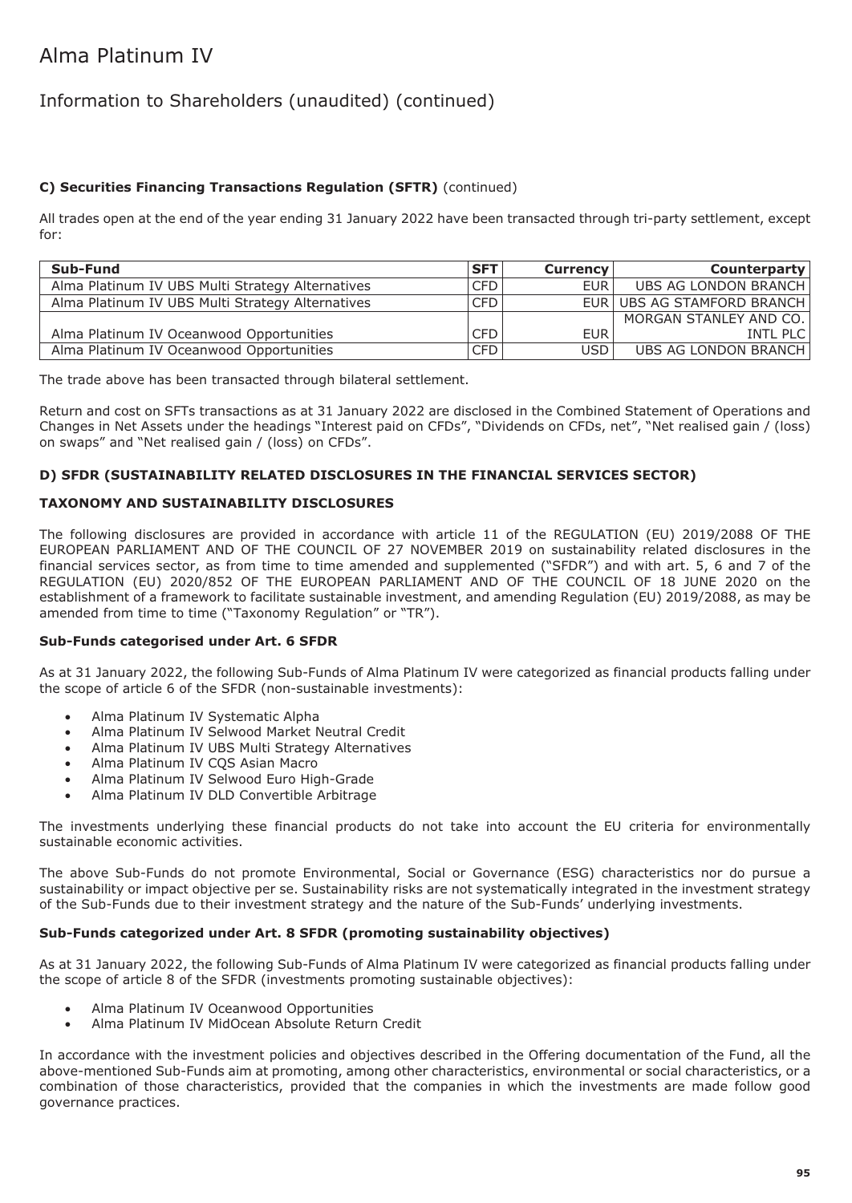# Alma Platinum IV

## Information to Shareholders (unaudited) (continued)

**C) Securities Financing Transactions Regulation (SFTR)** (continued)

All trades open at the end of the year ending 31 January 2022 have been transacted through tri-party settlement, except for:

| Sub-Fund | SFT | Currency | Counterparty |
|---|---|---|---|
| Alma Platinum IV UBS Multi Strategy Alternatives | CFD | EUR | UBS AG LONDON BRANCH |
| Alma Platinum IV UBS Multi Strategy Alternatives | CFD | EUR | UBS AG STAMFORD BRANCH |
| Alma Platinum IV Oceanwood Opportunities | CFD | EUR | MORGAN STANLEY AND CO. INTL PLC |
| Alma Platinum IV Oceanwood Opportunities | CFD | USD | UBS AG LONDON BRANCH |

The trade above has been transacted through bilateral settlement.

Return and cost on SFTs transactions as at 31 January 2022 are disclosed in the Combined Statement of Operations and Changes in Net Assets under the headings "Interest paid on CFDs", "Dividends on CFDs, net", "Net realised gain / (loss) on swaps" and "Net realised gain / (loss) on CFDs".

**D) SFDR (SUSTAINABILITY RELATED DISCLOSURES IN THE FINANCIAL SERVICES SECTOR)**

**TAXONOMY AND SUSTAINABILITY DISCLOSURES**

The following disclosures are provided in accordance with article 11 of the REGULATION (EU) 2019/2088 OF THE EUROPEAN PARLIAMENT AND OF THE COUNCIL OF 27 NOVEMBER 2019 on sustainability related disclosures in the financial services sector, as from time to time amended and supplemented ("SFDR") and with art. 5, 6 and 7 of the REGULATION (EU) 2020/852 OF THE EUROPEAN PARLIAMENT AND OF THE COUNCIL OF 18 JUNE 2020 on the establishment of a framework to facilitate sustainable investment, and amending Regulation (EU) 2019/2088, as may be amended from time to time ("Taxonomy Regulation" or "TR").

**Sub-Funds categorised under Art. 6 SFDR**

As at 31 January 2022, the following Sub-Funds of Alma Platinum IV were categorized as financial products falling under the scope of article 6 of the SFDR (non-sustainable investments):

- Alma Platinum IV Systematic Alpha
- Alma Platinum IV Selwood Market Neutral Credit
- Alma Platinum IV UBS Multi Strategy Alternatives
- Alma Platinum IV CQS Asian Macro
- Alma Platinum IV Selwood Euro High-Grade
- Alma Platinum IV DLD Convertible Arbitrage

The investments underlying these financial products do not take into account the EU criteria for environmentally sustainable economic activities.

The above Sub-Funds do not promote Environmental, Social or Governance (ESG) characteristics nor do pursue a sustainability or impact objective per se. Sustainability risks are not systematically integrated in the investment strategy of the Sub-Funds due to their investment strategy and the nature of the Sub-Funds' underlying investments.

**Sub-Funds categorized under Art. 8 SFDR (promoting sustainability objectives)**

As at 31 January 2022, the following Sub-Funds of Alma Platinum IV were categorized as financial products falling under the scope of article 8 of the SFDR (investments promoting sustainable objectives):

- Alma Platinum IV Oceanwood Opportunities
- Alma Platinum IV MidOcean Absolute Return Credit

In accordance with the investment policies and objectives described in the Offering documentation of the Fund, all the above-mentioned Sub-Funds aim at promoting, among other characteristics, environmental or social characteristics, or a combination of those characteristics, provided that the companies in which the investments are made follow good governance practices.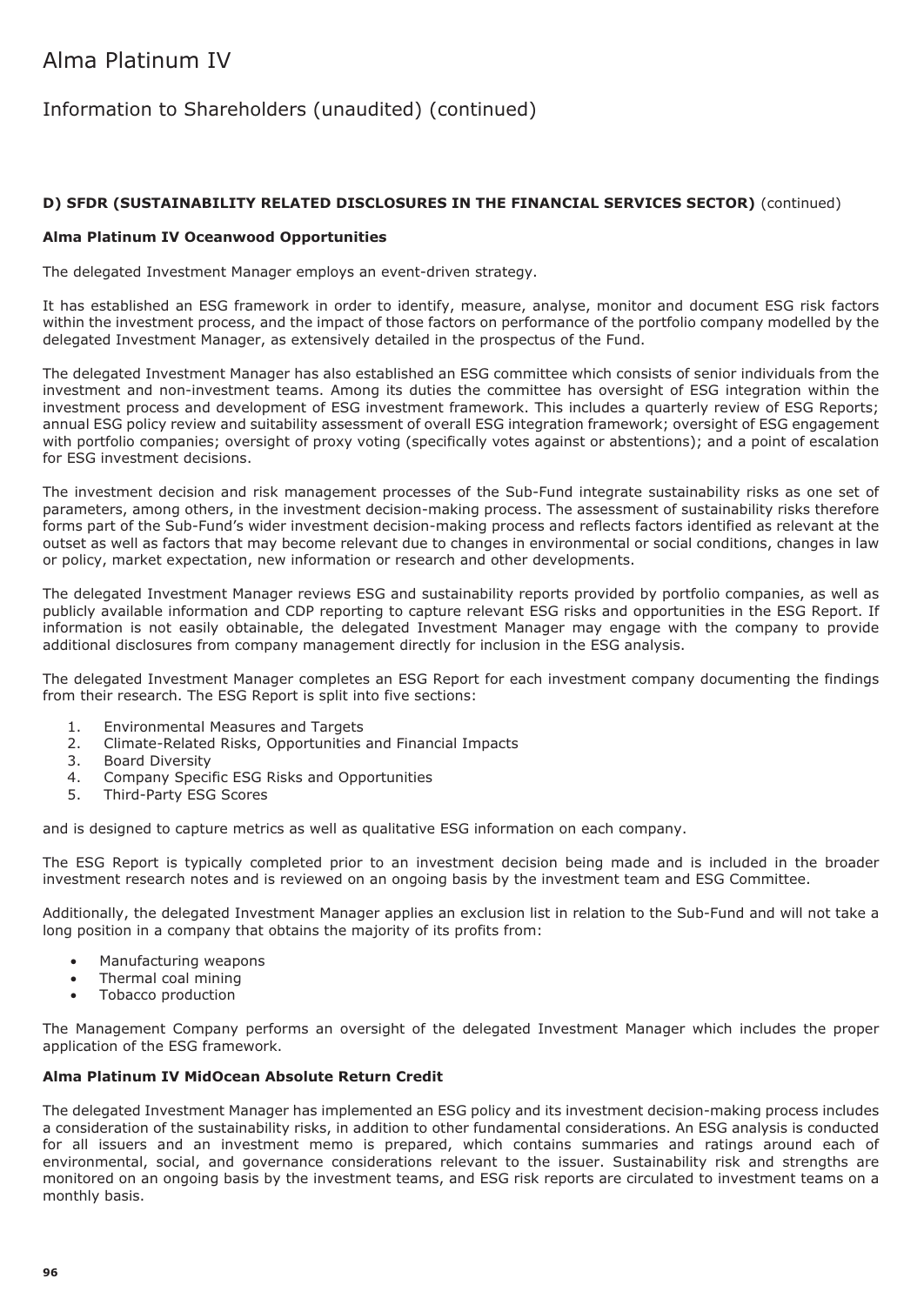**D) SFDR (SUSTAINABILITY RELATED DISCLOSURES IN THE FINANCIAL SERVICES SECTOR)** (continued)

**Alma Platinum IV Oceanwood Opportunities**

The delegated Investment Manager employs an event-driven strategy.

It has established an ESG framework in order to identify, measure, analyse, monitor and document ESG risk factors within the investment process, and the impact of those factors on performance of the portfolio company modelled by the delegated Investment Manager, as extensively detailed in the prospectus of the Fund.

The delegated Investment Manager has also established an ESG committee which consists of senior individuals from the investment and non-investment teams. Among its duties the committee has oversight of ESG integration within the investment process and development of ESG investment framework. This includes a quarterly review of ESG Reports; annual ESG policy review and suitability assessment of overall ESG integration framework; oversight of ESG engagement with portfolio companies; oversight of proxy voting (specifically votes against or abstentions); and a point of escalation for ESG investment decisions.

The investment decision and risk management processes of the Sub-Fund integrate sustainability risks as one set of parameters, among others, in the investment decision-making process. The assessment of sustainability risks therefore forms part of the Sub-Fund's wider investment decision-making process and reflects factors identified as relevant at the outset as well as factors that may become relevant due to changes in environmental or social conditions, changes in law or policy, market expectation, new information or research and other developments.

The delegated Investment Manager reviews ESG and sustainability reports provided by portfolio companies, as well as publicly available information and CDP reporting to capture relevant ESG risks and opportunities in the ESG Report. If information is not easily obtainable, the delegated Investment Manager may engage with the company to provide additional disclosures from company management directly for inclusion in the ESG analysis.

The delegated Investment Manager completes an ESG Report for each investment company documenting the findings from their research. The ESG Report is split into five sections:

1. Environmental Measures and Targets
2. Climate-Related Risks, Opportunities and Financial Impacts
3. Board Diversity
4. Company Specific ESG Risks and Opportunities
5. Third-Party ESG Scores

and is designed to capture metrics as well as qualitative ESG information on each company.

The ESG Report is typically completed prior to an investment decision being made and is included in the broader investment research notes and is reviewed on an ongoing basis by the investment team and ESG Committee.

Additionally, the delegated Investment Manager applies an exclusion list in relation to the Sub-Fund and will not take a long position in a company that obtains the majority of its profits from:

- Manufacturing weapons
- Thermal coal mining
- Tobacco production

The Management Company performs an oversight of the delegated Investment Manager which includes the proper application of the ESG framework.

**Alma Platinum IV MidOcean Absolute Return Credit**

The delegated Investment Manager has implemented an ESG policy and its investment decision-making process includes a consideration of the sustainability risks, in addition to other fundamental considerations. An ESG analysis is conducted for all issuers and an investment memo is prepared, which contains summaries and ratings around each of environmental, social, and governance considerations relevant to the issuer. Sustainability risk and strengths are monitored on an ongoing basis by the investment teams, and ESG risk reports are circulated to investment teams on a monthly basis.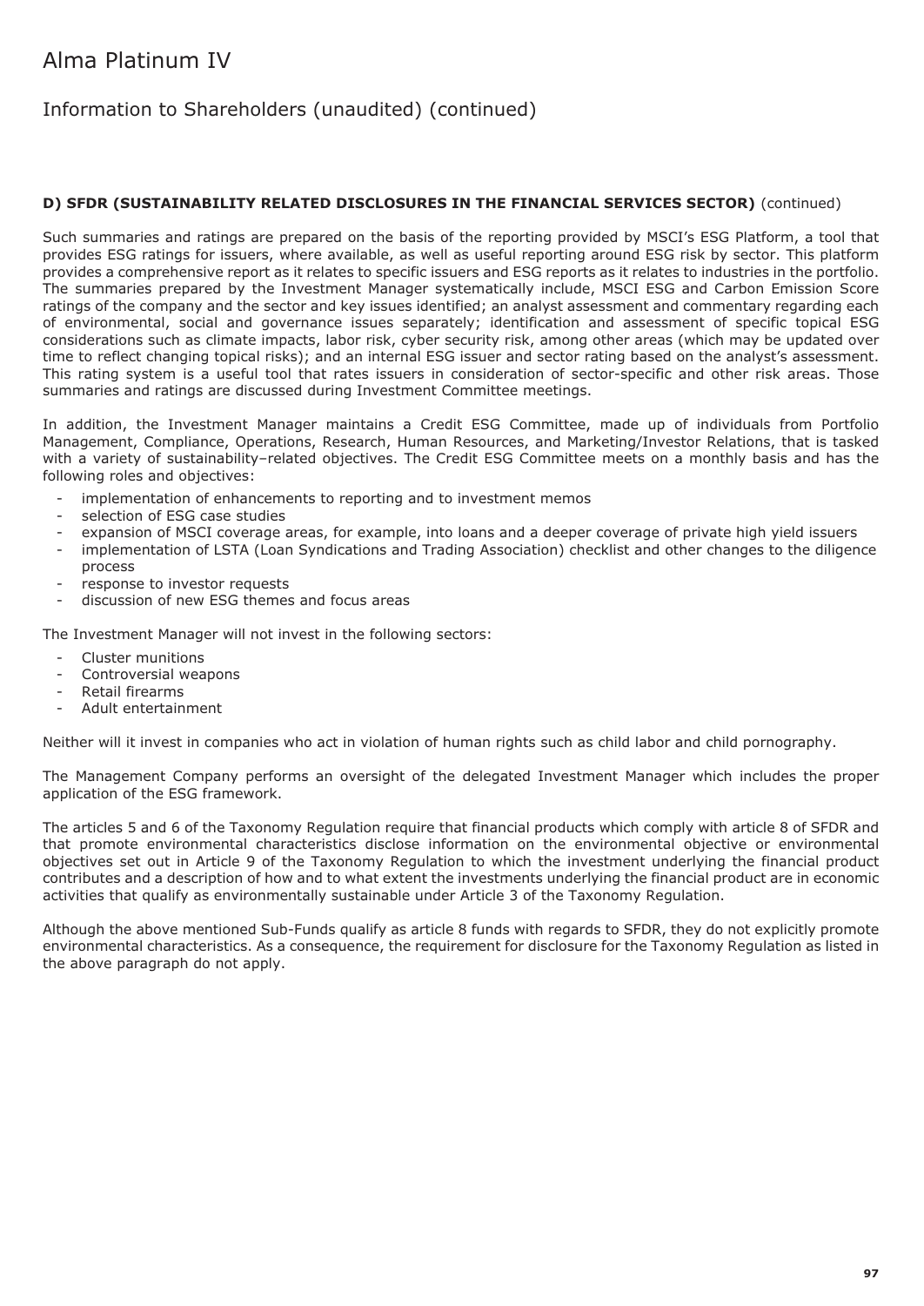**D) SFDR (SUSTAINABILITY RELATED DISCLOSURES IN THE FINANCIAL SERVICES SECTOR)** (continued)

Such summaries and ratings are prepared on the basis of the reporting provided by MSCI's ESG Platform, a tool that provides ESG ratings for issuers, where available, as well as useful reporting around ESG risk by sector. This platform provides a comprehensive report as it relates to specific issuers and ESG reports as it relates to industries in the portfolio. The summaries prepared by the Investment Manager systematically include, MSCI ESG and Carbon Emission Score ratings of the company and the sector and key issues identified; an analyst assessment and commentary regarding each of environmental, social and governance issues separately; identification and assessment of specific topical ESG considerations such as climate impacts, labor risk, cyber security risk, among other areas (which may be updated over time to reflect changing topical risks); and an internal ESG issuer and sector rating based on the analyst's assessment. This rating system is a useful tool that rates issuers in consideration of sector-specific and other risk areas. Those summaries and ratings are discussed during Investment Committee meetings.

In addition, the Investment Manager maintains a Credit ESG Committee, made up of individuals from Portfolio Management, Compliance, Operations, Research, Human Resources, and Marketing/Investor Relations, that is tasked with a variety of sustainability–related objectives. The Credit ESG Committee meets on a monthly basis and has the following roles and objectives:

- implementation of enhancements to reporting and to investment memos
- selection of ESG case studies
- expansion of MSCI coverage areas, for example, into loans and a deeper coverage of private high yield issuers
- implementation of LSTA (Loan Syndications and Trading Association) checklist and other changes to the diligence process
- response to investor requests
- discussion of new ESG themes and focus areas

The Investment Manager will not invest in the following sectors:

- Cluster munitions
- Controversial weapons
- Retail firearms
- Adult entertainment

Neither will it invest in companies who act in violation of human rights such as child labor and child pornography.

The Management Company performs an oversight of the delegated Investment Manager which includes the proper application of the ESG framework.

The articles 5 and 6 of the Taxonomy Regulation require that financial products which comply with article 8 of SFDR and that promote environmental characteristics disclose information on the environmental objective or environmental objectives set out in Article 9 of the Taxonomy Regulation to which the investment underlying the financial product contributes and a description of how and to what extent the investments underlying the financial product are in economic activities that qualify as environmentally sustainable under Article 3 of the Taxonomy Regulation.

Although the above mentioned Sub-Funds qualify as article 8 funds with regards to SFDR, they do not explicitly promote environmental characteristics. As a consequence, the requirement for disclosure for the Taxonomy Regulation as listed in the above paragraph do not apply.